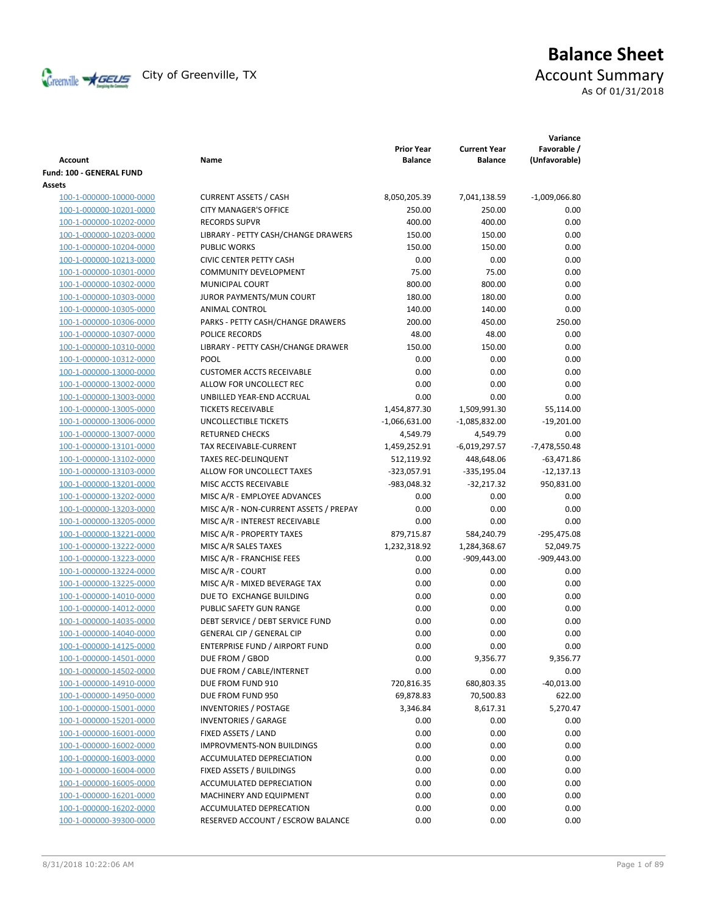City of Greenville, TX

# Balance Sheet

## Account Summary

As Of 01/31/2018

| Account | Name | Prior Year Balance | Current Year Balance | Variance Favorable / (Unfavorable) |
|---|---|---|---|---|
| **Fund: 100 - GENERAL FUND** | | | | |
| **Assets** | | | | |
| 100-1-000000-10000-0000 | CURRENT ASSETS / CASH | 8,050,205.39 | 7,041,138.59 | -1,009,066.80 |
| 100-1-000000-10201-0000 | CITY MANAGER'S OFFICE | 250.00 | 250.00 | 0.00 |
| 100-1-000000-10202-0000 | RECORDS SUPVR | 400.00 | 400.00 | 0.00 |
| 100-1-000000-10203-0000 | LIBRARY - PETTY CASH/CHANGE DRAWERS | 150.00 | 150.00 | 0.00 |
| 100-1-000000-10204-0000 | PUBLIC WORKS | 150.00 | 150.00 | 0.00 |
| 100-1-000000-10213-0000 | CIVIC CENTER PETTY CASH | 0.00 | 0.00 | 0.00 |
| 100-1-000000-10301-0000 | COMMUNITY DEVELOPMENT | 75.00 | 75.00 | 0.00 |
| 100-1-000000-10302-0000 | MUNICIPAL COURT | 800.00 | 800.00 | 0.00 |
| 100-1-000000-10303-0000 | JUROR PAYMENTS/MUN COURT | 180.00 | 180.00 | 0.00 |
| 100-1-000000-10305-0000 | ANIMAL CONTROL | 140.00 | 140.00 | 0.00 |
| 100-1-000000-10306-0000 | PARKS - PETTY CASH/CHANGE DRAWERS | 200.00 | 450.00 | 250.00 |
| 100-1-000000-10307-0000 | POLICE RECORDS | 48.00 | 48.00 | 0.00 |
| 100-1-000000-10310-0000 | LIBRARY - PETTY CASH/CHANGE DRAWER | 150.00 | 150.00 | 0.00 |
| 100-1-000000-10312-0000 | POOL | 0.00 | 0.00 | 0.00 |
| 100-1-000000-13000-0000 | CUSTOMER ACCTS RECEIVABLE | 0.00 | 0.00 | 0.00 |
| 100-1-000000-13002-0000 | ALLOW FOR UNCOLLECT REC | 0.00 | 0.00 | 0.00 |
| 100-1-000000-13003-0000 | UNBILLED YEAR-END ACCRUAL | 0.00 | 0.00 | 0.00 |
| 100-1-000000-13005-0000 | TICKETS RECEIVABLE | 1,454,877.30 | 1,509,991.30 | 55,114.00 |
| 100-1-000000-13006-0000 | UNCOLLECTIBLE TICKETS | -1,066,631.00 | -1,085,832.00 | -19,201.00 |
| 100-1-000000-13007-0000 | RETURNED CHECKS | 4,549.79 | 4,549.79 | 0.00 |
| 100-1-000000-13101-0000 | TAX RECEIVABLE-CURRENT | 1,459,252.91 | -6,019,297.57 | -7,478,550.48 |
| 100-1-000000-13102-0000 | TAXES REC-DELINQUENT | 512,119.92 | 448,648.06 | -63,471.86 |
| 100-1-000000-13103-0000 | ALLOW FOR UNCOLLECT TAXES | -323,057.91 | -335,195.04 | -12,137.13 |
| 100-1-000000-13201-0000 | MISC ACCTS RECEIVABLE | -983,048.32 | -32,217.32 | 950,831.00 |
| 100-1-000000-13202-0000 | MISC A/R - EMPLOYEE ADVANCES | 0.00 | 0.00 | 0.00 |
| 100-1-000000-13203-0000 | MISC A/R - NON-CURRENT ASSETS / PREPAY | 0.00 | 0.00 | 0.00 |
| 100-1-000000-13205-0000 | MISC A/R - INTEREST RECEIVABLE | 0.00 | 0.00 | 0.00 |
| 100-1-000000-13221-0000 | MISC A/R - PROPERTY TAXES | 879,715.87 | 584,240.79 | -295,475.08 |
| 100-1-000000-13222-0000 | MISC A/R SALES TAXES | 1,232,318.92 | 1,284,368.67 | 52,049.75 |
| 100-1-000000-13223-0000 | MISC A/R - FRANCHISE FEES | 0.00 | -909,443.00 | -909,443.00 |
| 100-1-000000-13224-0000 | MISC A/R - COURT | 0.00 | 0.00 | 0.00 |
| 100-1-000000-13225-0000 | MISC A/R - MIXED BEVERAGE TAX | 0.00 | 0.00 | 0.00 |
| 100-1-000000-14010-0000 | DUE TO EXCHANGE BUILDING | 0.00 | 0.00 | 0.00 |
| 100-1-000000-14012-0000 | PUBLIC SAFETY GUN RANGE | 0.00 | 0.00 | 0.00 |
| 100-1-000000-14035-0000 | DEBT SERVICE / DEBT SERVICE FUND | 0.00 | 0.00 | 0.00 |
| 100-1-000000-14040-0000 | GENERAL CIP / GENERAL CIP | 0.00 | 0.00 | 0.00 |
| 100-1-000000-14125-0000 | ENTERPRISE FUND / AIRPORT FUND | 0.00 | 0.00 | 0.00 |
| 100-1-000000-14501-0000 | DUE FROM / GBOD | 0.00 | 9,356.77 | 9,356.77 |
| 100-1-000000-14502-0000 | DUE FROM / CABLE/INTERNET | 0.00 | 0.00 | 0.00 |
| 100-1-000000-14910-0000 | DUE FROM FUND 910 | 720,816.35 | 680,803.35 | -40,013.00 |
| 100-1-000000-14950-0000 | DUE FROM FUND 950 | 69,878.83 | 70,500.83 | 622.00 |
| 100-1-000000-15001-0000 | INVENTORIES / POSTAGE | 3,346.84 | 8,617.31 | 5,270.47 |
| 100-1-000000-15201-0000 | INVENTORIES / GARAGE | 0.00 | 0.00 | 0.00 |
| 100-1-000000-16001-0000 | FIXED ASSETS / LAND | 0.00 | 0.00 | 0.00 |
| 100-1-000000-16002-0000 | IMPROVMENTS-NON BUILDINGS | 0.00 | 0.00 | 0.00 |
| 100-1-000000-16003-0000 | ACCUMULATED DEPRECIATION | 0.00 | 0.00 | 0.00 |
| 100-1-000000-16004-0000 | FIXED ASSETS / BUILDINGS | 0.00 | 0.00 | 0.00 |
| 100-1-000000-16005-0000 | ACCUMULATED DEPRECIATION | 0.00 | 0.00 | 0.00 |
| 100-1-000000-16201-0000 | MACHINERY AND EQUIPMENT | 0.00 | 0.00 | 0.00 |
| 100-1-000000-16202-0000 | ACCUMULATED DEPRECATION | 0.00 | 0.00 | 0.00 |
| 100-1-000000-39300-0000 | RESERVED ACCOUNT / ESCROW BALANCE | 0.00 | 0.00 | 0.00 |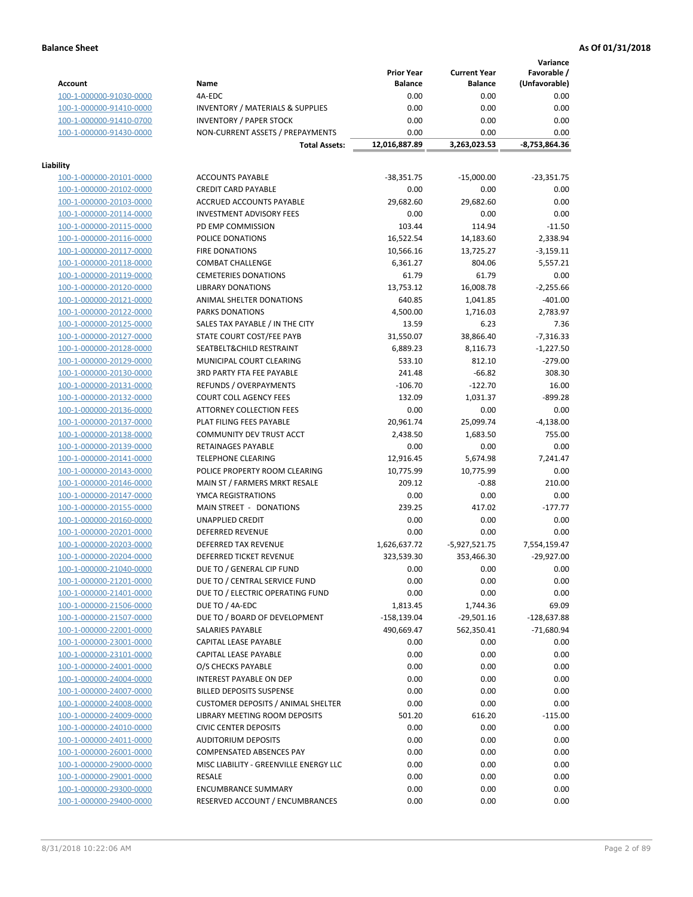**Balance Sheet** | **As Of 01/31/2018**

| Account | Name | Prior Year Balance | Current Year Balance | Variance Favorable / (Unfavorable) |
|---|---|---|---|---|
| 100-1-000000-91030-0000 | 4A-EDC | 0.00 | 0.00 | 0.00 |
| 100-1-000000-91410-0000 | INVENTORY / MATERIALS & SUPPLIES | 0.00 | 0.00 | 0.00 |
| 100-1-000000-91410-0700 | INVENTORY / PAPER STOCK | 0.00 | 0.00 | 0.00 |
| 100-1-000000-91430-0000 | NON-CURRENT ASSETS / PREPAYMENTS | 0.00 | 0.00 | 0.00 |
| | **Total Assets:** | **12,016,887.89** | **3,263,023.53** | **-8,753,864.36** |
| **Liability** | | | | |
| 100-1-000000-20101-0000 | ACCOUNTS PAYABLE | -38,351.75 | -15,000.00 | -23,351.75 |
| 100-1-000000-20102-0000 | CREDIT CARD PAYABLE | 0.00 | 0.00 | 0.00 |
| 100-1-000000-20103-0000 | ACCRUED ACCOUNTS PAYABLE | 29,682.60 | 29,682.60 | 0.00 |
| 100-1-000000-20114-0000 | INVESTMENT ADVISORY FEES | 0.00 | 0.00 | 0.00 |
| 100-1-000000-20115-0000 | PD EMP COMMISSION | 103.44 | 114.94 | -11.50 |
| 100-1-000000-20116-0000 | POLICE DONATIONS | 16,522.54 | 14,183.60 | 2,338.94 |
| 100-1-000000-20117-0000 | FIRE DONATIONS | 10,566.16 | 13,725.27 | -3,159.11 |
| 100-1-000000-20118-0000 | COMBAT CHALLENGE | 6,361.27 | 804.06 | 5,557.21 |
| 100-1-000000-20119-0000 | CEMETERIES DONATIONS | 61.79 | 61.79 | 0.00 |
| 100-1-000000-20120-0000 | LIBRARY DONATIONS | 13,753.12 | 16,008.78 | -2,255.66 |
| 100-1-000000-20121-0000 | ANIMAL SHELTER DONATIONS | 640.85 | 1,041.85 | -401.00 |
| 100-1-000000-20122-0000 | PARKS DONATIONS | 4,500.00 | 1,716.03 | 2,783.97 |
| 100-1-000000-20125-0000 | SALES TAX PAYABLE / IN THE CITY | 13.59 | 6.23 | 7.36 |
| 100-1-000000-20127-0000 | STATE COURT COST/FEE PAYB | 31,550.07 | 38,866.40 | -7,316.33 |
| 100-1-000000-20128-0000 | SEATBELT&CHILD RESTRAINT | 6,889.23 | 8,116.73 | -1,227.50 |
| 100-1-000000-20129-0000 | MUNICIPAL COURT CLEARING | 533.10 | 812.10 | -279.00 |
| 100-1-000000-20130-0000 | 3RD PARTY FTA FEE PAYABLE | 241.48 | -66.82 | 308.30 |
| 100-1-000000-20131-0000 | REFUNDS / OVERPAYMENTS | -106.70 | -122.70 | 16.00 |
| 100-1-000000-20132-0000 | COURT COLL AGENCY FEES | 132.09 | 1,031.37 | -899.28 |
| 100-1-000000-20136-0000 | ATTORNEY COLLECTION FEES | 0.00 | 0.00 | 0.00 |
| 100-1-000000-20137-0000 | PLAT FILING FEES PAYABLE | 20,961.74 | 25,099.74 | -4,138.00 |
| 100-1-000000-20138-0000 | COMMUNITY DEV TRUST ACCT | 2,438.50 | 1,683.50 | 755.00 |
| 100-1-000000-20139-0000 | RETAINAGES PAYABLE | 0.00 | 0.00 | 0.00 |
| 100-1-000000-20141-0000 | TELEPHONE CLEARING | 12,916.45 | 5,674.98 | 7,241.47 |
| 100-1-000000-20143-0000 | POLICE PROPERTY ROOM CLEARING | 10,775.99 | 10,775.99 | 0.00 |
| 100-1-000000-20146-0000 | MAIN ST / FARMERS MRKT RESALE | 209.12 | -0.88 | 210.00 |
| 100-1-000000-20147-0000 | YMCA REGISTRATIONS | 0.00 | 0.00 | 0.00 |
| 100-1-000000-20155-0000 | MAIN STREET - DONATIONS | 239.25 | 417.02 | -177.77 |
| 100-1-000000-20160-0000 | UNAPPLIED CREDIT | 0.00 | 0.00 | 0.00 |
| 100-1-000000-20201-0000 | DEFERRED REVENUE | 0.00 | 0.00 | 0.00 |
| 100-1-000000-20203-0000 | DEFERRED TAX REVENUE | 1,626,637.72 | -5,927,521.75 | 7,554,159.47 |
| 100-1-000000-20204-0000 | DEFERRED TICKET REVENUE | 323,539.30 | 353,466.30 | -29,927.00 |
| 100-1-000000-21040-0000 | DUE TO / GENERAL CIP FUND | 0.00 | 0.00 | 0.00 |
| 100-1-000000-21201-0000 | DUE TO / CENTRAL SERVICE FUND | 0.00 | 0.00 | 0.00 |
| 100-1-000000-21401-0000 | DUE TO / ELECTRIC OPERATING FUND | 0.00 | 0.00 | 0.00 |
| 100-1-000000-21506-0000 | DUE TO / 4A-EDC | 1,813.45 | 1,744.36 | 69.09 |
| 100-1-000000-21507-0000 | DUE TO / BOARD OF DEVELOPMENT | -158,139.04 | -29,501.16 | -128,637.88 |
| 100-1-000000-22001-0000 | SALARIES PAYABLE | 490,669.47 | 562,350.41 | -71,680.94 |
| 100-1-000000-23001-0000 | CAPITAL LEASE PAYABLE | 0.00 | 0.00 | 0.00 |
| 100-1-000000-23101-0000 | CAPITAL LEASE PAYABLE | 0.00 | 0.00 | 0.00 |
| 100-1-000000-24001-0000 | O/S CHECKS PAYABLE | 0.00 | 0.00 | 0.00 |
| 100-1-000000-24004-0000 | INTEREST PAYABLE ON DEP | 0.00 | 0.00 | 0.00 |
| 100-1-000000-24007-0000 | BILLED DEPOSITS SUSPENSE | 0.00 | 0.00 | 0.00 |
| 100-1-000000-24008-0000 | CUSTOMER DEPOSITS / ANIMAL SHELTER | 0.00 | 0.00 | 0.00 |
| 100-1-000000-24009-0000 | LIBRARY MEETING ROOM DEPOSITS | 501.20 | 616.20 | -115.00 |
| 100-1-000000-24010-0000 | CIVIC CENTER DEPOSITS | 0.00 | 0.00 | 0.00 |
| 100-1-000000-24011-0000 | AUDITORIUM DEPOSITS | 0.00 | 0.00 | 0.00 |
| 100-1-000000-26001-0000 | COMPENSATED ABSENCES PAY | 0.00 | 0.00 | 0.00 |
| 100-1-000000-29000-0000 | MISC LIABILITY - GREENVILLE ENERGY LLC | 0.00 | 0.00 | 0.00 |
| 100-1-000000-29001-0000 | RESALE | 0.00 | 0.00 | 0.00 |
| 100-1-000000-29300-0000 | ENCUMBRANCE SUMMARY | 0.00 | 0.00 | 0.00 |
| 100-1-000000-29400-0000 | RESERVED ACCOUNT / ENCUMBRANCES | 0.00 | 0.00 | 0.00 |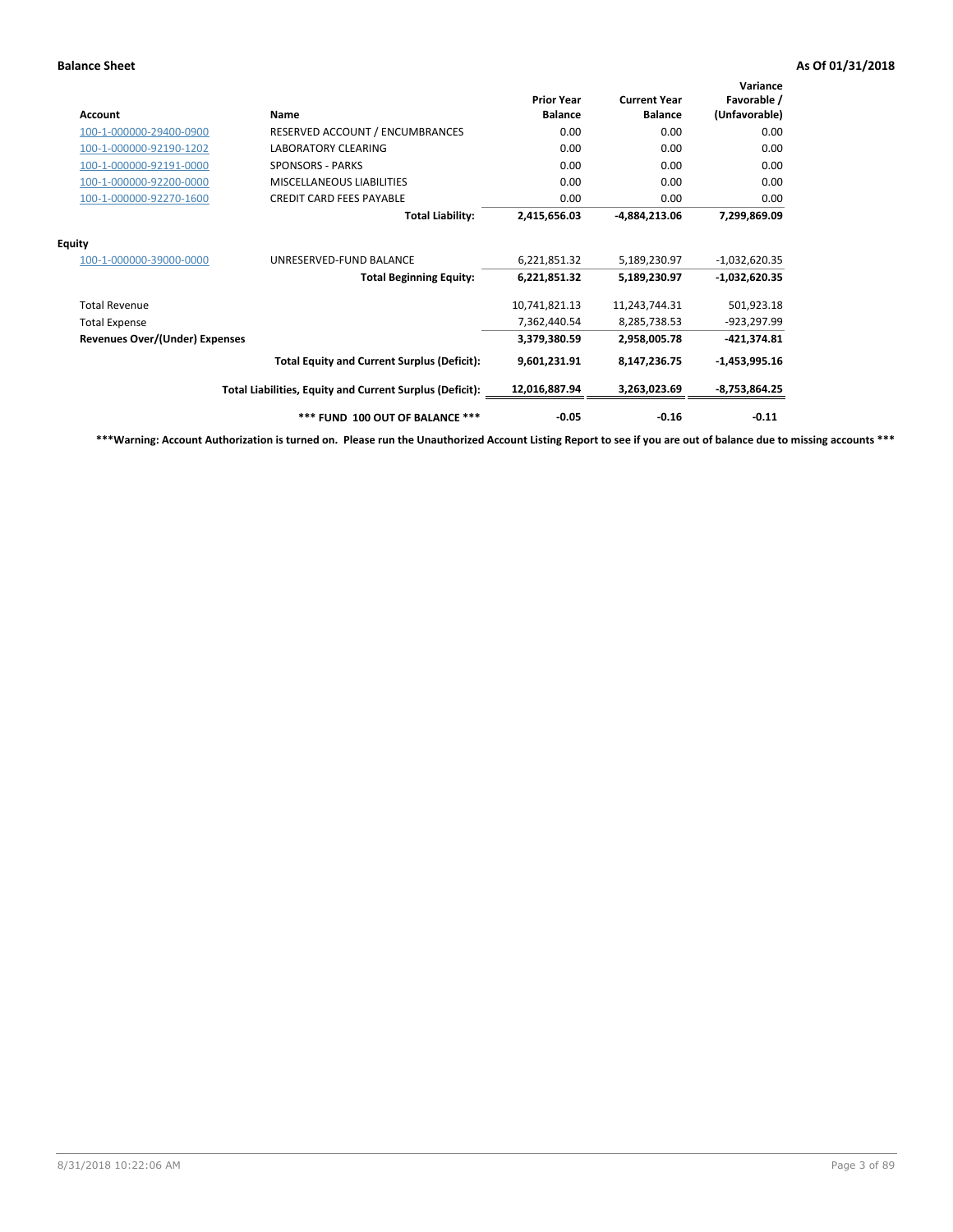**Balance Sheet** **As Of 01/31/2018**

| Account | Name | Prior Year Balance | Current Year Balance | Variance Favorable / (Unfavorable) |
|---|---|---|---|---|
| 100-1-000000-29400-0900 | RESERVED ACCOUNT / ENCUMBRANCES | 0.00 | 0.00 | 0.00 |
| 100-1-000000-92190-1202 | LABORATORY CLEARING | 0.00 | 0.00 | 0.00 |
| 100-1-000000-92191-0000 | SPONSORS - PARKS | 0.00 | 0.00 | 0.00 |
| 100-1-000000-92200-0000 | MISCELLANEOUS LIABILITIES | 0.00 | 0.00 | 0.00 |
| 100-1-000000-92270-1600 | CREDIT CARD FEES PAYABLE | 0.00 | 0.00 | 0.00 |
| | **Total Liability:** | **2,415,656.03** | **-4,884,213.06** | **7,299,869.09** |
| **Equity** | | | | |
| 100-1-000000-39000-0000 | UNRESERVED-FUND BALANCE | 6,221,851.32 | 5,189,230.97 | -1,032,620.35 |
| | **Total Beginning Equity:** | **6,221,851.32** | **5,189,230.97** | **-1,032,620.35** |
| Total Revenue | | 10,741,821.13 | 11,243,744.31 | 501,923.18 |
| Total Expense | | 7,362,440.54 | 8,285,738.53 | -923,297.99 |
| **Revenues Over/(Under) Expenses** | | **3,379,380.59** | **2,958,005.78** | **-421,374.81** |
| | **Total Equity and Current Surplus (Deficit):** | **9,601,231.91** | **8,147,236.75** | **-1,453,995.16** |
| | **Total Liabilities, Equity and Current Surplus (Deficit):** | **12,016,887.94** | **3,263,023.69** | **-8,753,864.25** |
| | **\*\*\* FUND 100 OUT OF BALANCE \*\*\*** | **-0.05** | **-0.16** | **-0.11** |

**\*\*\*Warning: Account Authorization is turned on. Please run the Unauthorized Account Listing Report to see if you are out of balance due to missing accounts \*\*\***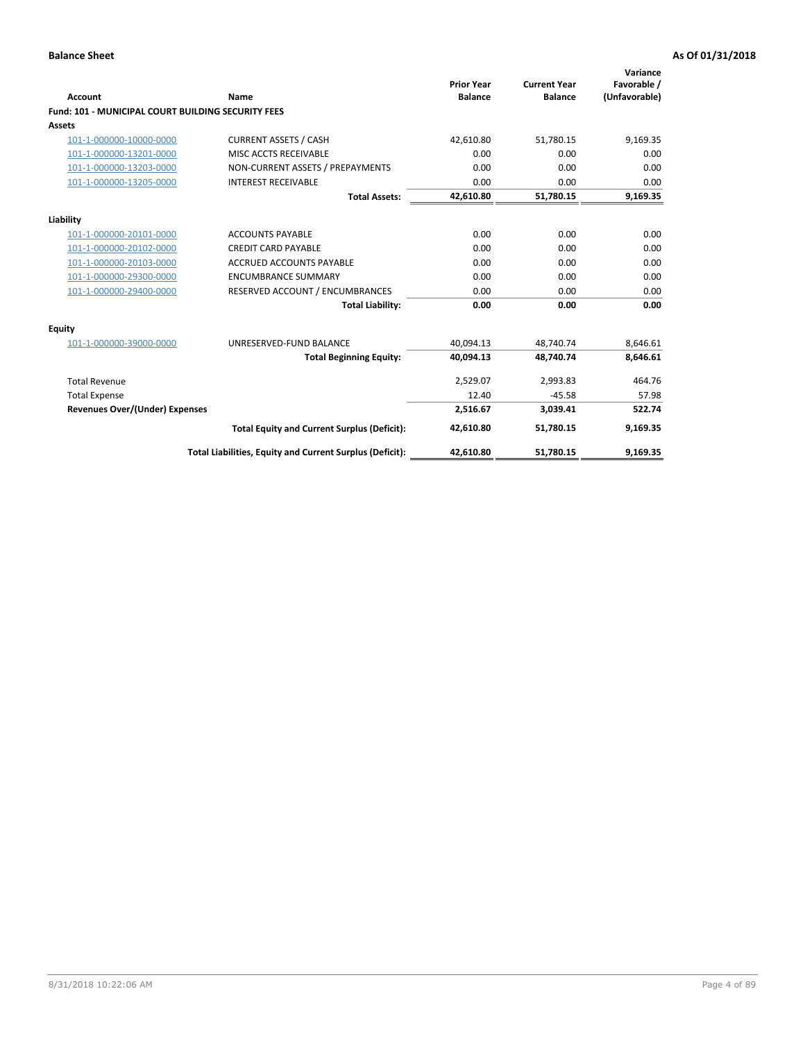**Balance Sheet** | **As Of 01/31/2018**

| Account | Name | Prior Year Balance | Current Year Balance | Variance Favorable / (Unfavorable) |
|---|---|---|---|---|
| **Fund: 101 - MUNICIPAL COURT BUILDING SECURITY FEES** | | | | |
| **Assets** | | | | |
| 101-1-000000-10000-0000 | CURRENT ASSETS / CASH | 42,610.80 | 51,780.15 | 9,169.35 |
| 101-1-000000-13201-0000 | MISC ACCTS RECEIVABLE | 0.00 | 0.00 | 0.00 |
| 101-1-000000-13203-0000 | NON-CURRENT ASSETS / PREPAYMENTS | 0.00 | 0.00 | 0.00 |
| 101-1-000000-13205-0000 | INTEREST RECEIVABLE | 0.00 | 0.00 | 0.00 |
| | **Total Assets:** | **42,610.80** | **51,780.15** | **9,169.35** |
| **Liability** | | | | |
| 101-1-000000-20101-0000 | ACCOUNTS PAYABLE | 0.00 | 0.00 | 0.00 |
| 101-1-000000-20102-0000 | CREDIT CARD PAYABLE | 0.00 | 0.00 | 0.00 |
| 101-1-000000-20103-0000 | ACCRUED ACCOUNTS PAYABLE | 0.00 | 0.00 | 0.00 |
| 101-1-000000-29300-0000 | ENCUMBRANCE SUMMARY | 0.00 | 0.00 | 0.00 |
| 101-1-000000-29400-0000 | RESERVED ACCOUNT / ENCUMBRANCES | 0.00 | 0.00 | 0.00 |
| | **Total Liability:** | **0.00** | **0.00** | **0.00** |
| **Equity** | | | | |
| 101-1-000000-39000-0000 | UNRESERVED-FUND BALANCE | 40,094.13 | 48,740.74 | 8,646.61 |
| | **Total Beginning Equity:** | **40,094.13** | **48,740.74** | **8,646.61** |
| Total Revenue | | 2,529.07 | 2,993.83 | 464.76 |
| Total Expense | | 12.40 | -45.58 | 57.98 |
| **Revenues Over/(Under) Expenses** | | **2,516.67** | **3,039.41** | **522.74** |
| | **Total Equity and Current Surplus (Deficit):** | **42,610.80** | **51,780.15** | **9,169.35** |
| | **Total Liabilities, Equity and Current Surplus (Deficit):** | **42,610.80** | **51,780.15** | **9,169.35** |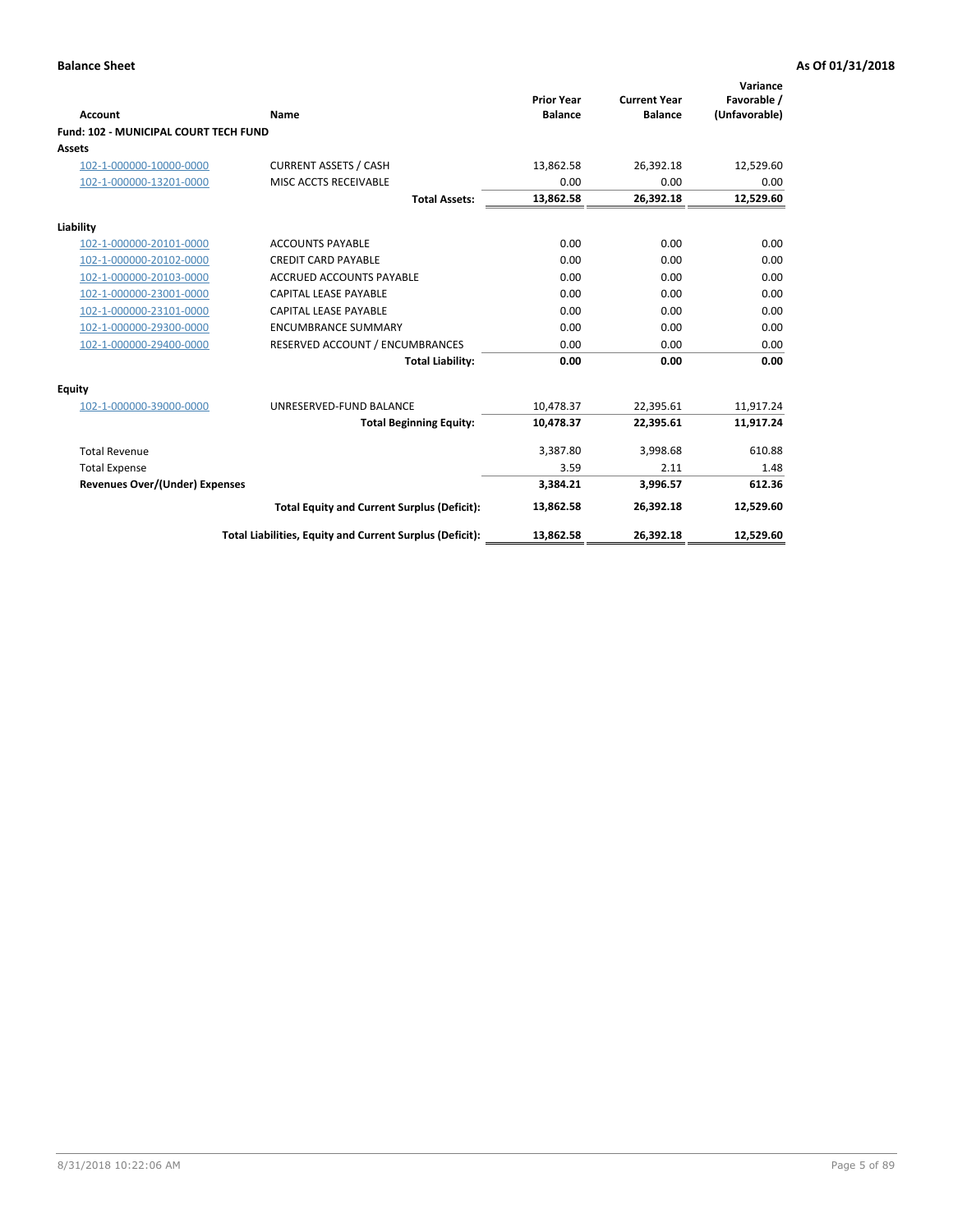**Balance Sheet** — **As Of 01/31/2018**

| Account | Name | Prior Year Balance | Current Year Balance | Variance Favorable / (Unfavorable) |
|---|---|---|---|---|
| **Fund: 102 - MUNICIPAL COURT TECH FUND** | | | | |
| **Assets** | | | | |
| 102-1-000000-10000-0000 | CURRENT ASSETS / CASH | 13,862.58 | 26,392.18 | 12,529.60 |
| 102-1-000000-13201-0000 | MISC ACCTS RECEIVABLE | 0.00 | 0.00 | 0.00 |
| | **Total Assets:** | **13,862.58** | **26,392.18** | **12,529.60** |
| **Liability** | | | | |
| 102-1-000000-20101-0000 | ACCOUNTS PAYABLE | 0.00 | 0.00 | 0.00 |
| 102-1-000000-20102-0000 | CREDIT CARD PAYABLE | 0.00 | 0.00 | 0.00 |
| 102-1-000000-20103-0000 | ACCRUED ACCOUNTS PAYABLE | 0.00 | 0.00 | 0.00 |
| 102-1-000000-23001-0000 | CAPITAL LEASE PAYABLE | 0.00 | 0.00 | 0.00 |
| 102-1-000000-23101-0000 | CAPITAL LEASE PAYABLE | 0.00 | 0.00 | 0.00 |
| 102-1-000000-29300-0000 | ENCUMBRANCE SUMMARY | 0.00 | 0.00 | 0.00 |
| 102-1-000000-29400-0000 | RESERVED ACCOUNT / ENCUMBRANCES | 0.00 | 0.00 | 0.00 |
| | **Total Liability:** | **0.00** | **0.00** | **0.00** |
| **Equity** | | | | |
| 102-1-000000-39000-0000 | UNRESERVED-FUND BALANCE | 10,478.37 | 22,395.61 | 11,917.24 |
| | **Total Beginning Equity:** | **10,478.37** | **22,395.61** | **11,917.24** |
| Total Revenue | | 3,387.80 | 3,998.68 | 610.88 |
| Total Expense | | 3.59 | 2.11 | 1.48 |
| **Revenues Over/(Under) Expenses** | | **3,384.21** | **3,996.57** | **612.36** |
| | **Total Equity and Current Surplus (Deficit):** | **13,862.58** | **26,392.18** | **12,529.60** |
| | **Total Liabilities, Equity and Current Surplus (Deficit):** | **13,862.58** | **26,392.18** | **12,529.60** |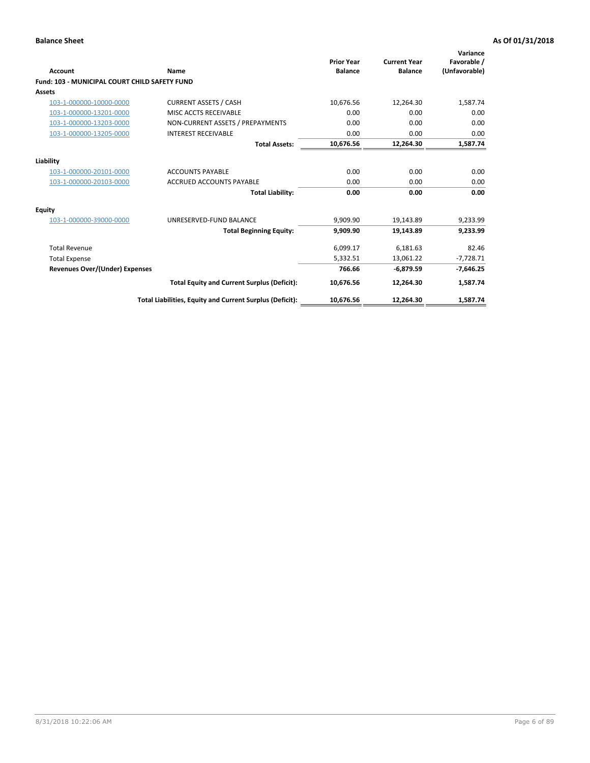**Balance Sheet** | **As Of 01/31/2018**

| Account | Name | Prior Year Balance | Current Year Balance | Variance Favorable / (Unfavorable) |
|---|---|---|---|---|
| **Fund: 103 - MUNICIPAL COURT CHILD SAFETY FUND** | | | | |
| **Assets** | | | | |
| 103-1-000000-10000-0000 | CURRENT ASSETS / CASH | 10,676.56 | 12,264.30 | 1,587.74 |
| 103-1-000000-13201-0000 | MISC ACCTS RECEIVABLE | 0.00 | 0.00 | 0.00 |
| 103-1-000000-13203-0000 | NON-CURRENT ASSETS / PREPAYMENTS | 0.00 | 0.00 | 0.00 |
| 103-1-000000-13205-0000 | INTEREST RECEIVABLE | 0.00 | 0.00 | 0.00 |
| | **Total Assets:** | **10,676.56** | **12,264.30** | **1,587.74** |
| **Liability** | | | | |
| 103-1-000000-20101-0000 | ACCOUNTS PAYABLE | 0.00 | 0.00 | 0.00 |
| 103-1-000000-20103-0000 | ACCRUED ACCOUNTS PAYABLE | 0.00 | 0.00 | 0.00 |
| | **Total Liability:** | **0.00** | **0.00** | **0.00** |
| **Equity** | | | | |
| 103-1-000000-39000-0000 | UNRESERVED-FUND BALANCE | 9,909.90 | 19,143.89 | 9,233.99 |
| | **Total Beginning Equity:** | **9,909.90** | **19,143.89** | **9,233.99** |
| Total Revenue | | 6,099.17 | 6,181.63 | 82.46 |
| Total Expense | | 5,332.51 | 13,061.22 | -7,728.71 |
| **Revenues Over/(Under) Expenses** | | **766.66** | **-6,879.59** | **-7,646.25** |
| | **Total Equity and Current Surplus (Deficit):** | **10,676.56** | **12,264.30** | **1,587.74** |
| | **Total Liabilities, Equity and Current Surplus (Deficit):** | **10,676.56** | **12,264.30** | **1,587.74** |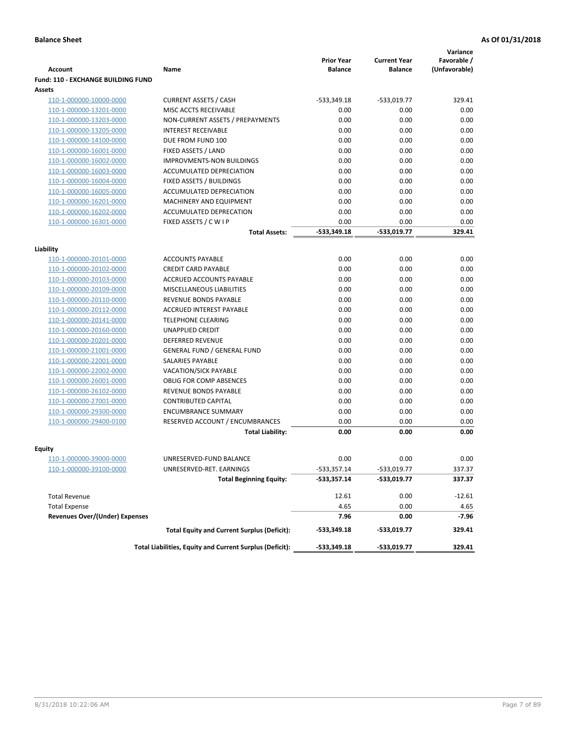**Balance Sheet** **As Of 01/31/2018**

| Account | Name | Prior Year Balance | Current Year Balance | Variance Favorable / (Unfavorable) |
|---|---|---|---|---|
| **Fund: 110 - EXCHANGE BUILDING FUND** | | | | |
| **Assets** | | | | |
| 110-1-000000-10000-0000 | CURRENT ASSETS / CASH | -533,349.18 | -533,019.77 | 329.41 |
| 110-1-000000-13201-0000 | MISC ACCTS RECEIVABLE | 0.00 | 0.00 | 0.00 |
| 110-1-000000-13203-0000 | NON-CURRENT ASSETS / PREPAYMENTS | 0.00 | 0.00 | 0.00 |
| 110-1-000000-13205-0000 | INTEREST RECEIVABLE | 0.00 | 0.00 | 0.00 |
| 110-1-000000-14100-0000 | DUE FROM FUND 100 | 0.00 | 0.00 | 0.00 |
| 110-1-000000-16001-0000 | FIXED ASSETS / LAND | 0.00 | 0.00 | 0.00 |
| 110-1-000000-16002-0000 | IMPROVMENTS-NON BUILDINGS | 0.00 | 0.00 | 0.00 |
| 110-1-000000-16003-0000 | ACCUMULATED DEPRECIATION | 0.00 | 0.00 | 0.00 |
| 110-1-000000-16004-0000 | FIXED ASSETS / BUILDINGS | 0.00 | 0.00 | 0.00 |
| 110-1-000000-16005-0000 | ACCUMULATED DEPRECIATION | 0.00 | 0.00 | 0.00 |
| 110-1-000000-16201-0000 | MACHINERY AND EQUIPMENT | 0.00 | 0.00 | 0.00 |
| 110-1-000000-16202-0000 | ACCUMULATED DEPRECATION | 0.00 | 0.00 | 0.00 |
| 110-1-000000-16301-0000 | FIXED ASSETS / C W I P | 0.00 | 0.00 | 0.00 |
| | **Total Assets:** | **-533,349.18** | **-533,019.77** | **329.41** |
| **Liability** | | | | |
| 110-1-000000-20101-0000 | ACCOUNTS PAYABLE | 0.00 | 0.00 | 0.00 |
| 110-1-000000-20102-0000 | CREDIT CARD PAYABLE | 0.00 | 0.00 | 0.00 |
| 110-1-000000-20103-0000 | ACCRUED ACCOUNTS PAYABLE | 0.00 | 0.00 | 0.00 |
| 110-1-000000-20109-0000 | MISCELLANEOUS LIABILITIES | 0.00 | 0.00 | 0.00 |
| 110-1-000000-20110-0000 | REVENUE BONDS PAYABLE | 0.00 | 0.00 | 0.00 |
| 110-1-000000-20112-0000 | ACCRUED INTEREST PAYABLE | 0.00 | 0.00 | 0.00 |
| 110-1-000000-20141-0000 | TELEPHONE CLEARING | 0.00 | 0.00 | 0.00 |
| 110-1-000000-20160-0000 | UNAPPLIED CREDIT | 0.00 | 0.00 | 0.00 |
| 110-1-000000-20201-0000 | DEFERRED REVENUE | 0.00 | 0.00 | 0.00 |
| 110-1-000000-21001-0000 | GENERAL FUND / GENERAL FUND | 0.00 | 0.00 | 0.00 |
| 110-1-000000-22001-0000 | SALARIES PAYABLE | 0.00 | 0.00 | 0.00 |
| 110-1-000000-22002-0000 | VACATION/SICK PAYABLE | 0.00 | 0.00 | 0.00 |
| 110-1-000000-26001-0000 | OBLIG FOR COMP ABSENCES | 0.00 | 0.00 | 0.00 |
| 110-1-000000-26102-0000 | REVENUE BONDS PAYABLE | 0.00 | 0.00 | 0.00 |
| 110-1-000000-27001-0000 | CONTRIBUTED CAPITAL | 0.00 | 0.00 | 0.00 |
| 110-1-000000-29300-0000 | ENCUMBRANCE SUMMARY | 0.00 | 0.00 | 0.00 |
| 110-1-000000-29400-0100 | RESERVED ACCOUNT / ENCUMBRANCES | 0.00 | 0.00 | 0.00 |
| | **Total Liability:** | **0.00** | **0.00** | **0.00** |
| **Equity** | | | | |
| 110-1-000000-39000-0000 | UNRESERVED-FUND BALANCE | 0.00 | 0.00 | 0.00 |
| 110-1-000000-39100-0000 | UNRESERVED-RET. EARNINGS | -533,357.14 | -533,019.77 | 337.37 |
| | **Total Beginning Equity:** | **-533,357.14** | **-533,019.77** | **337.37** |
| Total Revenue | | 12.61 | 0.00 | -12.61 |
| Total Expense | | 4.65 | 0.00 | 4.65 |
| **Revenues Over/(Under) Expenses** | | **7.96** | **0.00** | **-7.96** |
| | **Total Equity and Current Surplus (Deficit):** | **-533,349.18** | **-533,019.77** | **329.41** |
| | **Total Liabilities, Equity and Current Surplus (Deficit):** | **-533,349.18** | **-533,019.77** | **329.41** |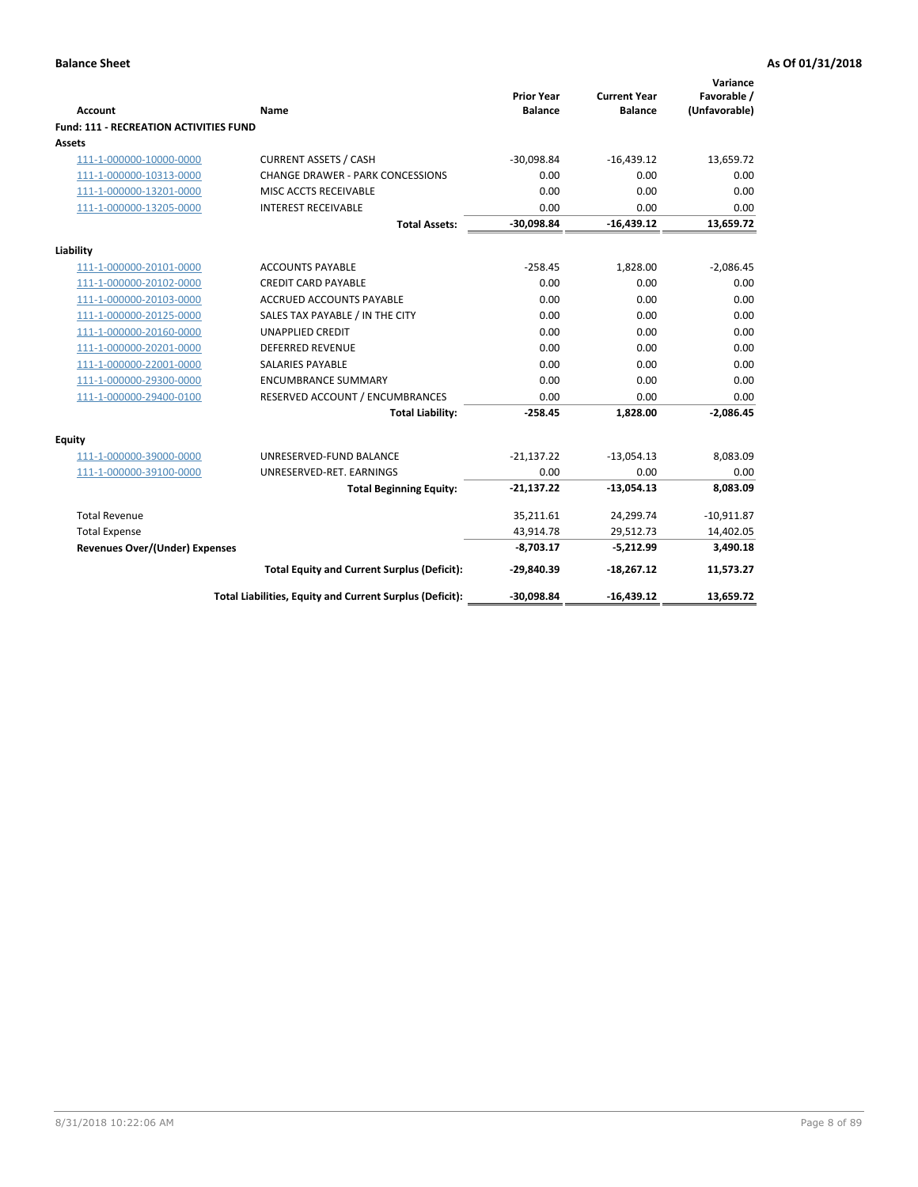**Balance Sheet** **As Of 01/31/2018**

| Account | Name | Prior Year Balance | Current Year Balance | Variance Favorable / (Unfavorable) |
|---|---|---|---|---|
| **Fund: 111 - RECREATION ACTIVITIES FUND** | | | | |
| **Assets** | | | | |
| 111-1-000000-10000-0000 | CURRENT ASSETS / CASH | -30,098.84 | -16,439.12 | 13,659.72 |
| 111-1-000000-10313-0000 | CHANGE DRAWER - PARK CONCESSIONS | 0.00 | 0.00 | 0.00 |
| 111-1-000000-13201-0000 | MISC ACCTS RECEIVABLE | 0.00 | 0.00 | 0.00 |
| 111-1-000000-13205-0000 | INTEREST RECEIVABLE | 0.00 | 0.00 | 0.00 |
| | **Total Assets:** | **-30,098.84** | **-16,439.12** | **13,659.72** |
| **Liability** | | | | |
| 111-1-000000-20101-0000 | ACCOUNTS PAYABLE | -258.45 | 1,828.00 | -2,086.45 |
| 111-1-000000-20102-0000 | CREDIT CARD PAYABLE | 0.00 | 0.00 | 0.00 |
| 111-1-000000-20103-0000 | ACCRUED ACCOUNTS PAYABLE | 0.00 | 0.00 | 0.00 |
| 111-1-000000-20125-0000 | SALES TAX PAYABLE / IN THE CITY | 0.00 | 0.00 | 0.00 |
| 111-1-000000-20160-0000 | UNAPPLIED CREDIT | 0.00 | 0.00 | 0.00 |
| 111-1-000000-20201-0000 | DEFERRED REVENUE | 0.00 | 0.00 | 0.00 |
| 111-1-000000-22001-0000 | SALARIES PAYABLE | 0.00 | 0.00 | 0.00 |
| 111-1-000000-29300-0000 | ENCUMBRANCE SUMMARY | 0.00 | 0.00 | 0.00 |
| 111-1-000000-29400-0100 | RESERVED ACCOUNT / ENCUMBRANCES | 0.00 | 0.00 | 0.00 |
| | **Total Liability:** | **-258.45** | **1,828.00** | **-2,086.45** |
| **Equity** | | | | |
| 111-1-000000-39000-0000 | UNRESERVED-FUND BALANCE | -21,137.22 | -13,054.13 | 8,083.09 |
| 111-1-000000-39100-0000 | UNRESERVED-RET. EARNINGS | 0.00 | 0.00 | 0.00 |
| | **Total Beginning Equity:** | **-21,137.22** | **-13,054.13** | **8,083.09** |
| Total Revenue | | 35,211.61 | 24,299.74 | -10,911.87 |
| Total Expense | | 43,914.78 | 29,512.73 | 14,402.05 |
| **Revenues Over/(Under) Expenses** | | **-8,703.17** | **-5,212.99** | **3,490.18** |
| | **Total Equity and Current Surplus (Deficit):** | **-29,840.39** | **-18,267.12** | **11,573.27** |
| | **Total Liabilities, Equity and Current Surplus (Deficit):** | **-30,098.84** | **-16,439.12** | **13,659.72** |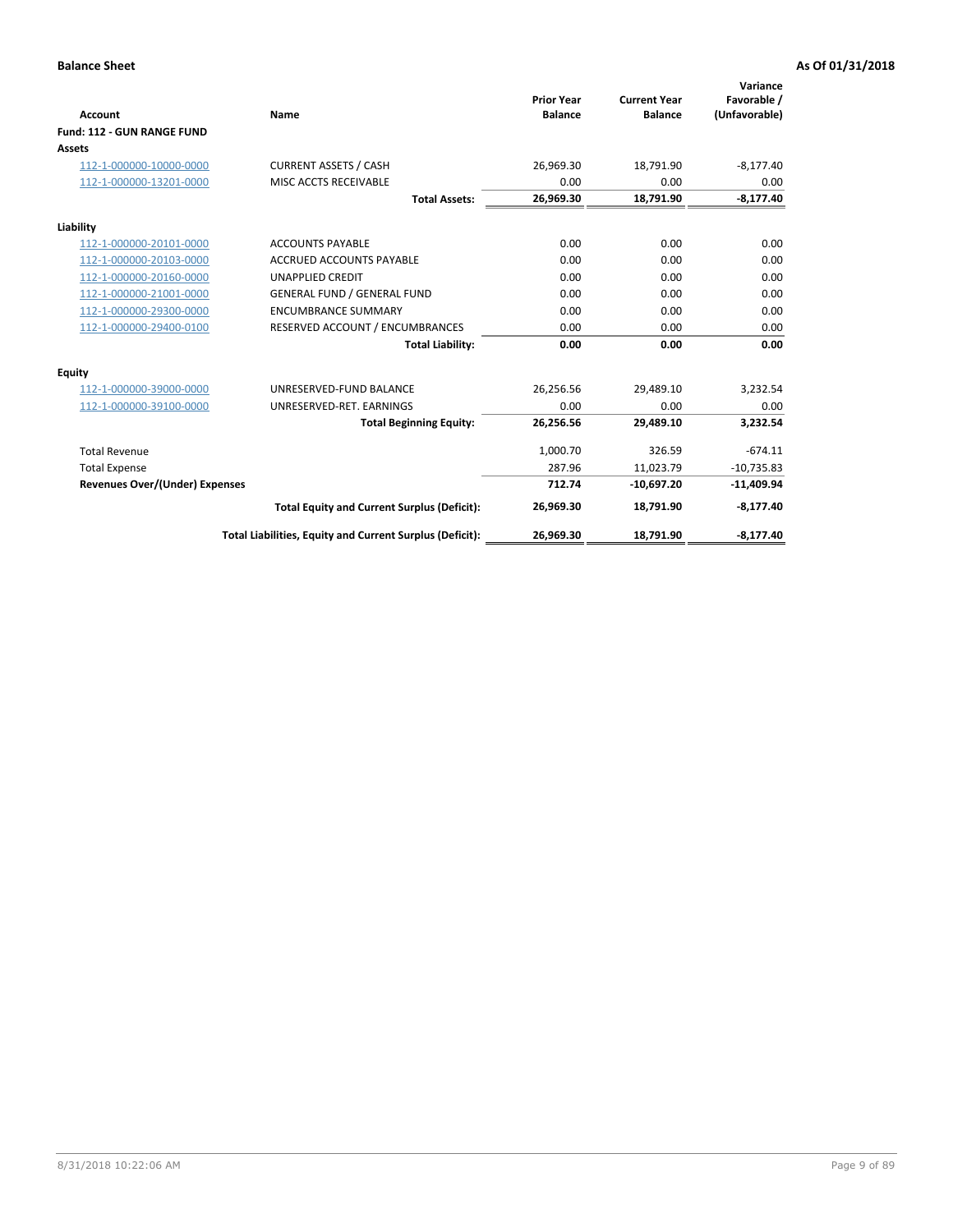**Balance Sheet** **As Of 01/31/2018**

| Account | Name | Prior Year Balance | Current Year Balance | Variance Favorable / (Unfavorable) |
|---|---|---|---|---|
| **Fund: 112 - GUN RANGE FUND** | | | | |
| **Assets** | | | | |
| 112-1-000000-10000-0000 | CURRENT ASSETS / CASH | 26,969.30 | 18,791.90 | -8,177.40 |
| 112-1-000000-13201-0000 | MISC ACCTS RECEIVABLE | 0.00 | 0.00 | 0.00 |
| | **Total Assets:** | **26,969.30** | **18,791.90** | **-8,177.40** |
| **Liability** | | | | |
| 112-1-000000-20101-0000 | ACCOUNTS PAYABLE | 0.00 | 0.00 | 0.00 |
| 112-1-000000-20103-0000 | ACCRUED ACCOUNTS PAYABLE | 0.00 | 0.00 | 0.00 |
| 112-1-000000-20160-0000 | UNAPPLIED CREDIT | 0.00 | 0.00 | 0.00 |
| 112-1-000000-21001-0000 | GENERAL FUND / GENERAL FUND | 0.00 | 0.00 | 0.00 |
| 112-1-000000-29300-0000 | ENCUMBRANCE SUMMARY | 0.00 | 0.00 | 0.00 |
| 112-1-000000-29400-0100 | RESERVED ACCOUNT / ENCUMBRANCES | 0.00 | 0.00 | 0.00 |
| | **Total Liability:** | **0.00** | **0.00** | **0.00** |
| **Equity** | | | | |
| 112-1-000000-39000-0000 | UNRESERVED-FUND BALANCE | 26,256.56 | 29,489.10 | 3,232.54 |
| 112-1-000000-39100-0000 | UNRESERVED-RET. EARNINGS | 0.00 | 0.00 | 0.00 |
| | **Total Beginning Equity:** | **26,256.56** | **29,489.10** | **3,232.54** |
| Total Revenue | | 1,000.70 | 326.59 | -674.11 |
| Total Expense | | 287.96 | 11,023.79 | -10,735.83 |
| **Revenues Over/(Under) Expenses** | | **712.74** | **-10,697.20** | **-11,409.94** |
| | **Total Equity and Current Surplus (Deficit):** | **26,969.30** | **18,791.90** | **-8,177.40** |
| | **Total Liabilities, Equity and Current Surplus (Deficit):** | **26,969.30** | **18,791.90** | **-8,177.40** |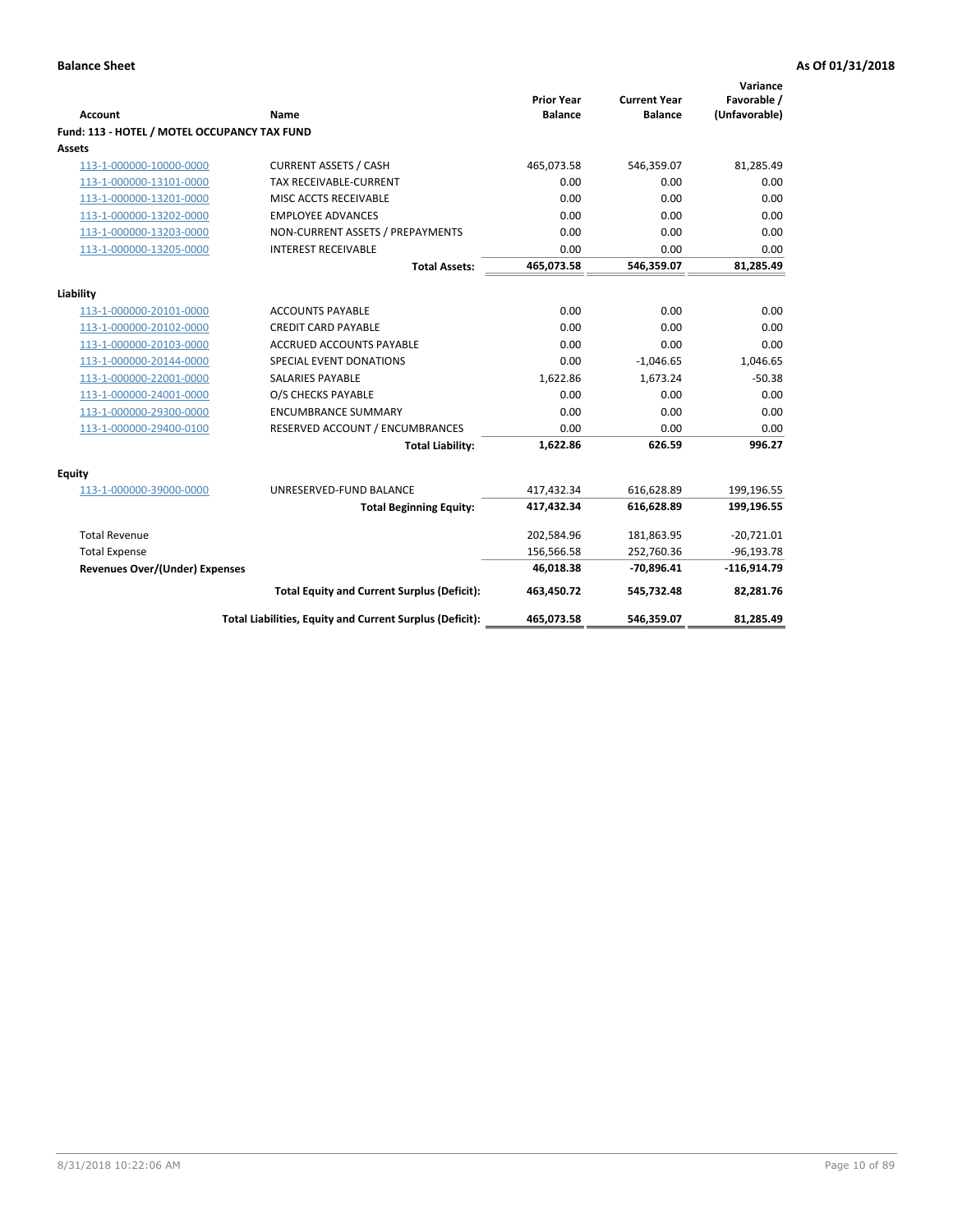**Balance Sheet** | **As Of 01/31/2018**

| Account | Name | Prior Year Balance | Current Year Balance | Variance Favorable / (Unfavorable) |
|---|---|---|---|---|
| **Fund: 113 - HOTEL / MOTEL OCCUPANCY TAX FUND** | | | | |
| **Assets** | | | | |
| 113-1-000000-10000-0000 | CURRENT ASSETS / CASH | 465,073.58 | 546,359.07 | 81,285.49 |
| 113-1-000000-13101-0000 | TAX RECEIVABLE-CURRENT | 0.00 | 0.00 | 0.00 |
| 113-1-000000-13201-0000 | MISC ACCTS RECEIVABLE | 0.00 | 0.00 | 0.00 |
| 113-1-000000-13202-0000 | EMPLOYEE ADVANCES | 0.00 | 0.00 | 0.00 |
| 113-1-000000-13203-0000 | NON-CURRENT ASSETS / PREPAYMENTS | 0.00 | 0.00 | 0.00 |
| 113-1-000000-13205-0000 | INTEREST RECEIVABLE | 0.00 | 0.00 | 0.00 |
| | **Total Assets:** | **465,073.58** | **546,359.07** | **81,285.49** |
| **Liability** | | | | |
| 113-1-000000-20101-0000 | ACCOUNTS PAYABLE | 0.00 | 0.00 | 0.00 |
| 113-1-000000-20102-0000 | CREDIT CARD PAYABLE | 0.00 | 0.00 | 0.00 |
| 113-1-000000-20103-0000 | ACCRUED ACCOUNTS PAYABLE | 0.00 | 0.00 | 0.00 |
| 113-1-000000-20144-0000 | SPECIAL EVENT DONATIONS | 0.00 | -1,046.65 | 1,046.65 |
| 113-1-000000-22001-0000 | SALARIES PAYABLE | 1,622.86 | 1,673.24 | -50.38 |
| 113-1-000000-24001-0000 | O/S CHECKS PAYABLE | 0.00 | 0.00 | 0.00 |
| 113-1-000000-29300-0000 | ENCUMBRANCE SUMMARY | 0.00 | 0.00 | 0.00 |
| 113-1-000000-29400-0100 | RESERVED ACCOUNT / ENCUMBRANCES | 0.00 | 0.00 | 0.00 |
| | **Total Liability:** | **1,622.86** | **626.59** | **996.27** |
| **Equity** | | | | |
| 113-1-000000-39000-0000 | UNRESERVED-FUND BALANCE | 417,432.34 | 616,628.89 | 199,196.55 |
| | **Total Beginning Equity:** | **417,432.34** | **616,628.89** | **199,196.55** |
| Total Revenue | | 202,584.96 | 181,863.95 | -20,721.01 |
| Total Expense | | 156,566.58 | 252,760.36 | -96,193.78 |
| **Revenues Over/(Under) Expenses** | | **46,018.38** | **-70,896.41** | **-116,914.79** |
| | **Total Equity and Current Surplus (Deficit):** | **463,450.72** | **545,732.48** | **82,281.76** |
| | **Total Liabilities, Equity and Current Surplus (Deficit):** | **465,073.58** | **546,359.07** | **81,285.49** |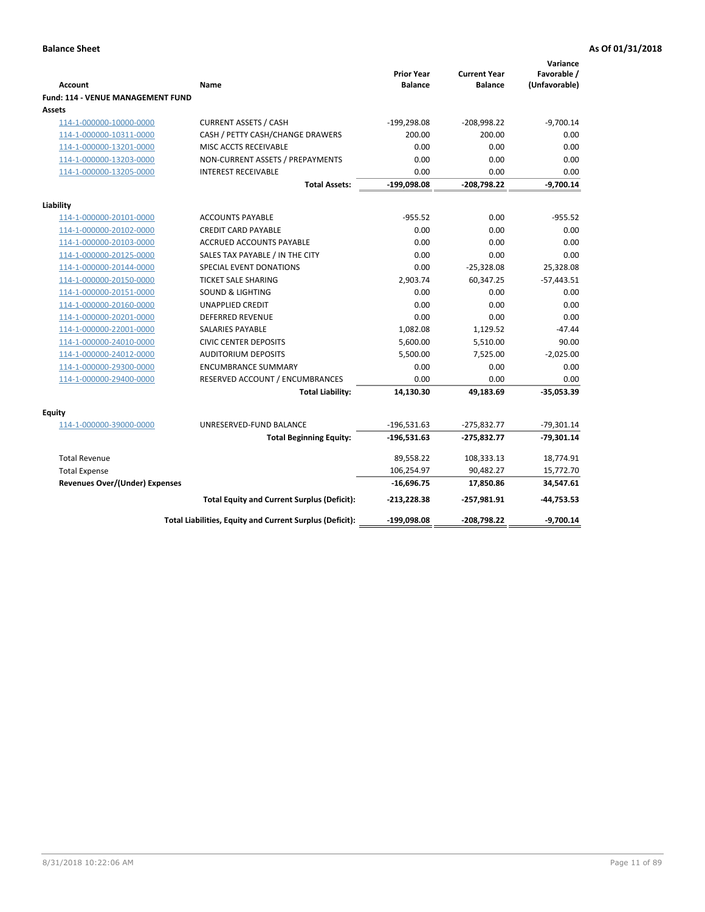**Balance Sheet** **As Of 01/31/2018**

| Account | Name | Prior Year Balance | Current Year Balance | Variance Favorable / (Unfavorable) |
|---|---|---|---|---|
| **Fund: 114 - VENUE MANAGEMENT FUND** | | | | |
| **Assets** | | | | |
| 114-1-000000-10000-0000 | CURRENT ASSETS / CASH | -199,298.08 | -208,998.22 | -9,700.14 |
| 114-1-000000-10311-0000 | CASH / PETTY CASH/CHANGE DRAWERS | 200.00 | 200.00 | 0.00 |
| 114-1-000000-13201-0000 | MISC ACCTS RECEIVABLE | 0.00 | 0.00 | 0.00 |
| 114-1-000000-13203-0000 | NON-CURRENT ASSETS / PREPAYMENTS | 0.00 | 0.00 | 0.00 |
| 114-1-000000-13205-0000 | INTEREST RECEIVABLE | 0.00 | 0.00 | 0.00 |
| | **Total Assets:** | **-199,098.08** | **-208,798.22** | **-9,700.14** |
| **Liability** | | | | |
| 114-1-000000-20101-0000 | ACCOUNTS PAYABLE | -955.52 | 0.00 | -955.52 |
| 114-1-000000-20102-0000 | CREDIT CARD PAYABLE | 0.00 | 0.00 | 0.00 |
| 114-1-000000-20103-0000 | ACCRUED ACCOUNTS PAYABLE | 0.00 | 0.00 | 0.00 |
| 114-1-000000-20125-0000 | SALES TAX PAYABLE / IN THE CITY | 0.00 | 0.00 | 0.00 |
| 114-1-000000-20144-0000 | SPECIAL EVENT DONATIONS | 0.00 | -25,328.08 | 25,328.08 |
| 114-1-000000-20150-0000 | TICKET SALE SHARING | 2,903.74 | 60,347.25 | -57,443.51 |
| 114-1-000000-20151-0000 | SOUND & LIGHTING | 0.00 | 0.00 | 0.00 |
| 114-1-000000-20160-0000 | UNAPPLIED CREDIT | 0.00 | 0.00 | 0.00 |
| 114-1-000000-20201-0000 | DEFERRED REVENUE | 0.00 | 0.00 | 0.00 |
| 114-1-000000-22001-0000 | SALARIES PAYABLE | 1,082.08 | 1,129.52 | -47.44 |
| 114-1-000000-24010-0000 | CIVIC CENTER DEPOSITS | 5,600.00 | 5,510.00 | 90.00 |
| 114-1-000000-24012-0000 | AUDITORIUM DEPOSITS | 5,500.00 | 7,525.00 | -2,025.00 |
| 114-1-000000-29300-0000 | ENCUMBRANCE SUMMARY | 0.00 | 0.00 | 0.00 |
| 114-1-000000-29400-0000 | RESERVED ACCOUNT / ENCUMBRANCES | 0.00 | 0.00 | 0.00 |
| | **Total Liability:** | **14,130.30** | **49,183.69** | **-35,053.39** |
| **Equity** | | | | |
| 114-1-000000-39000-0000 | UNRESERVED-FUND BALANCE | -196,531.63 | -275,832.77 | -79,301.14 |
| | **Total Beginning Equity:** | **-196,531.63** | **-275,832.77** | **-79,301.14** |
| Total Revenue | | 89,558.22 | 108,333.13 | 18,774.91 |
| Total Expense | | 106,254.97 | 90,482.27 | 15,772.70 |
| **Revenues Over/(Under) Expenses** | | **-16,696.75** | **17,850.86** | **34,547.61** |
| | **Total Equity and Current Surplus (Deficit):** | **-213,228.38** | **-257,981.91** | **-44,753.53** |
| | **Total Liabilities, Equity and Current Surplus (Deficit):** | **-199,098.08** | **-208,798.22** | **-9,700.14** |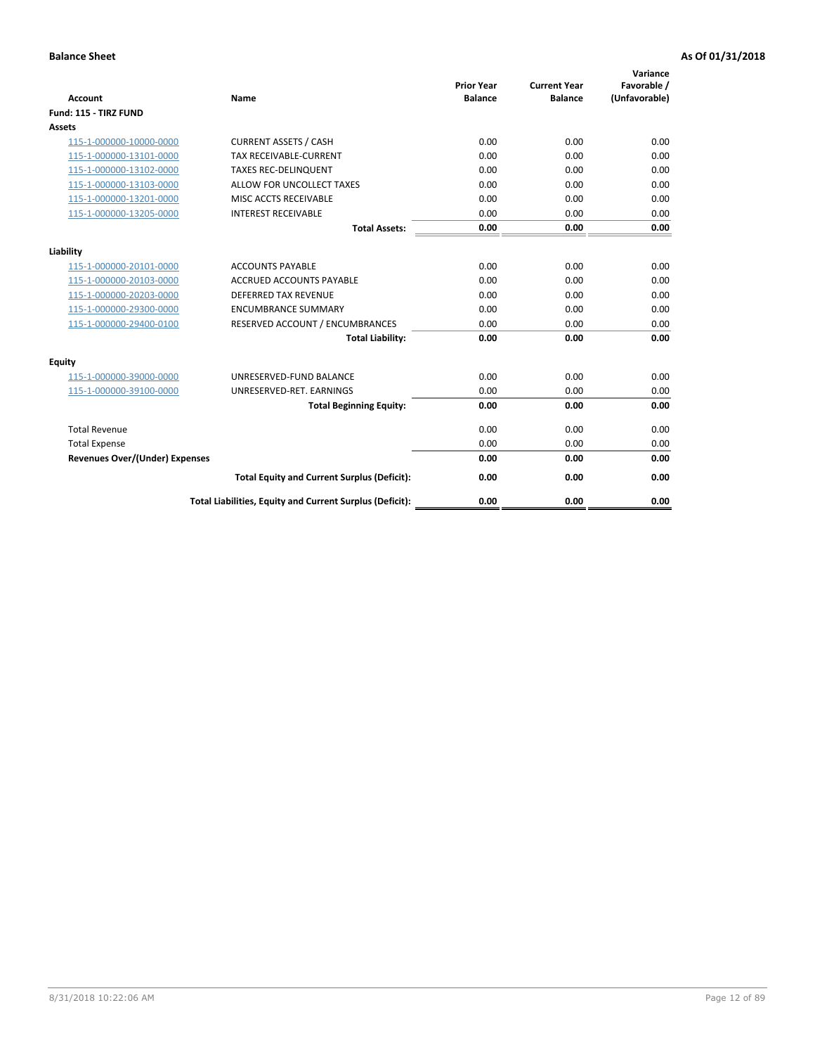**Balance Sheet** **As Of 01/31/2018**

| Account | Name | Prior Year Balance | Current Year Balance | Variance Favorable / (Unfavorable) |
|---|---|---|---|---|
| **Fund: 115 - TIRZ FUND** | | | | |
| **Assets** | | | | |
| 115-1-000000-10000-0000 | CURRENT ASSETS / CASH | 0.00 | 0.00 | 0.00 |
| 115-1-000000-13101-0000 | TAX RECEIVABLE-CURRENT | 0.00 | 0.00 | 0.00 |
| 115-1-000000-13102-0000 | TAXES REC-DELINQUENT | 0.00 | 0.00 | 0.00 |
| 115-1-000000-13103-0000 | ALLOW FOR UNCOLLECT TAXES | 0.00 | 0.00 | 0.00 |
| 115-1-000000-13201-0000 | MISC ACCTS RECEIVABLE | 0.00 | 0.00 | 0.00 |
| 115-1-000000-13205-0000 | INTEREST RECEIVABLE | 0.00 | 0.00 | 0.00 |
| | **Total Assets:** | **0.00** | **0.00** | **0.00** |
| **Liability** | | | | |
| 115-1-000000-20101-0000 | ACCOUNTS PAYABLE | 0.00 | 0.00 | 0.00 |
| 115-1-000000-20103-0000 | ACCRUED ACCOUNTS PAYABLE | 0.00 | 0.00 | 0.00 |
| 115-1-000000-20203-0000 | DEFERRED TAX REVENUE | 0.00 | 0.00 | 0.00 |
| 115-1-000000-29300-0000 | ENCUMBRANCE SUMMARY | 0.00 | 0.00 | 0.00 |
| 115-1-000000-29400-0100 | RESERVED ACCOUNT / ENCUMBRANCES | 0.00 | 0.00 | 0.00 |
| | **Total Liability:** | **0.00** | **0.00** | **0.00** |
| **Equity** | | | | |
| 115-1-000000-39000-0000 | UNRESERVED-FUND BALANCE | 0.00 | 0.00 | 0.00 |
| 115-1-000000-39100-0000 | UNRESERVED-RET. EARNINGS | 0.00 | 0.00 | 0.00 |
| | **Total Beginning Equity:** | **0.00** | **0.00** | **0.00** |
| Total Revenue | | 0.00 | 0.00 | 0.00 |
| Total Expense | | 0.00 | 0.00 | 0.00 |
| **Revenues Over/(Under) Expenses** | | **0.00** | **0.00** | **0.00** |
| | **Total Equity and Current Surplus (Deficit):** | **0.00** | **0.00** | **0.00** |
| | **Total Liabilities, Equity and Current Surplus (Deficit):** | **0.00** | **0.00** | **0.00** |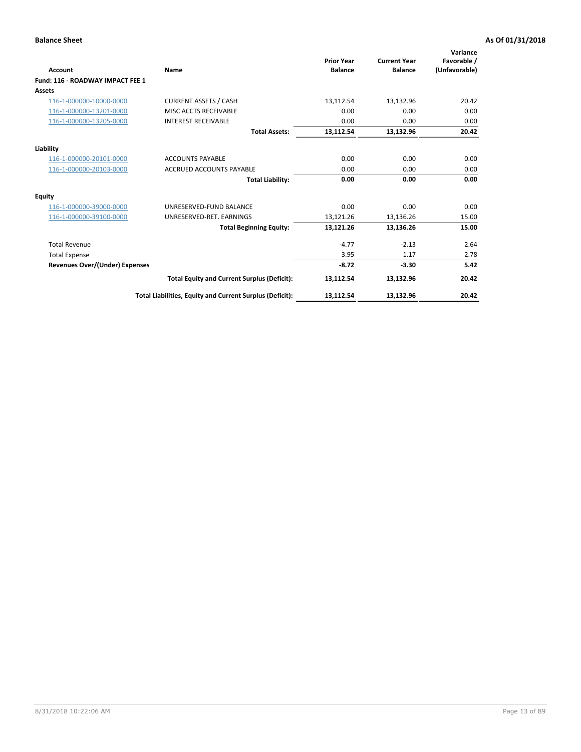**Balance Sheet** **As Of 01/31/2018**

| Account | Name | Prior Year Balance | Current Year Balance | Variance Favorable / (Unfavorable) |
|---|---|---|---|---|
| **Fund: 116 - ROADWAY IMPACT FEE 1** | | | | |
| **Assets** | | | | |
| 116-1-000000-10000-0000 | CURRENT ASSETS / CASH | 13,112.54 | 13,132.96 | 20.42 |
| 116-1-000000-13201-0000 | MISC ACCTS RECEIVABLE | 0.00 | 0.00 | 0.00 |
| 116-1-000000-13205-0000 | INTEREST RECEIVABLE | 0.00 | 0.00 | 0.00 |
| | **Total Assets:** | **13,112.54** | **13,132.96** | **20.42** |
| **Liability** | | | | |
| 116-1-000000-20101-0000 | ACCOUNTS PAYABLE | 0.00 | 0.00 | 0.00 |
| 116-1-000000-20103-0000 | ACCRUED ACCOUNTS PAYABLE | 0.00 | 0.00 | 0.00 |
| | **Total Liability:** | **0.00** | **0.00** | **0.00** |
| **Equity** | | | | |
| 116-1-000000-39000-0000 | UNRESERVED-FUND BALANCE | 0.00 | 0.00 | 0.00 |
| 116-1-000000-39100-0000 | UNRESERVED-RET. EARNINGS | 13,121.26 | 13,136.26 | 15.00 |
| | **Total Beginning Equity:** | **13,121.26** | **13,136.26** | **15.00** |
| Total Revenue | | -4.77 | -2.13 | 2.64 |
| Total Expense | | 3.95 | 1.17 | 2.78 |
| **Revenues Over/(Under) Expenses** | | **-8.72** | **-3.30** | **5.42** |
| | **Total Equity and Current Surplus (Deficit):** | **13,112.54** | **13,132.96** | **20.42** |
| | **Total Liabilities, Equity and Current Surplus (Deficit):** | **13,112.54** | **13,132.96** | **20.42** |

8/31/2018 10:22:06 AM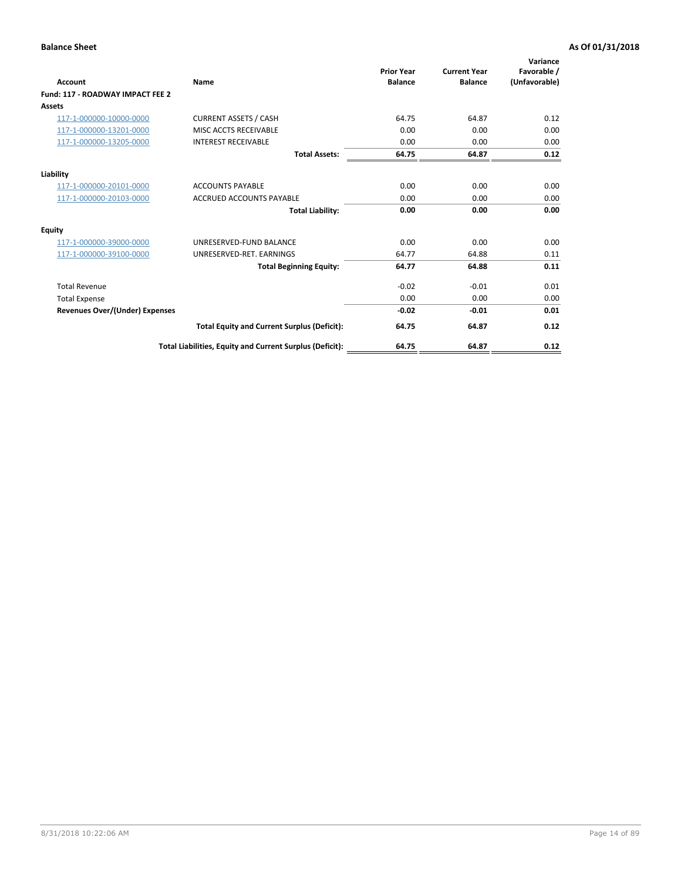**Balance Sheet** **As Of 01/31/2018**

| Account | Name | Prior Year Balance | Current Year Balance | Variance Favorable / (Unfavorable) |
|---|---|---|---|---|
| **Fund: 117 - ROADWAY IMPACT FEE 2** | | | | |
| **Assets** | | | | |
| 117-1-000000-10000-0000 | CURRENT ASSETS / CASH | 64.75 | 64.87 | 0.12 |
| 117-1-000000-13201-0000 | MISC ACCTS RECEIVABLE | 0.00 | 0.00 | 0.00 |
| 117-1-000000-13205-0000 | INTEREST RECEIVABLE | 0.00 | 0.00 | 0.00 |
| | **Total Assets:** | **64.75** | **64.87** | **0.12** |
| **Liability** | | | | |
| 117-1-000000-20101-0000 | ACCOUNTS PAYABLE | 0.00 | 0.00 | 0.00 |
| 117-1-000000-20103-0000 | ACCRUED ACCOUNTS PAYABLE | 0.00 | 0.00 | 0.00 |
| | **Total Liability:** | **0.00** | **0.00** | **0.00** |
| **Equity** | | | | |
| 117-1-000000-39000-0000 | UNRESERVED-FUND BALANCE | 0.00 | 0.00 | 0.00 |
| 117-1-000000-39100-0000 | UNRESERVED-RET. EARNINGS | 64.77 | 64.88 | 0.11 |
| | **Total Beginning Equity:** | **64.77** | **64.88** | **0.11** |
| Total Revenue | | -0.02 | -0.01 | 0.01 |
| Total Expense | | 0.00 | 0.00 | 0.00 |
| **Revenues Over/(Under) Expenses** | | **-0.02** | **-0.01** | **0.01** |
| | **Total Equity and Current Surplus (Deficit):** | **64.75** | **64.87** | **0.12** |
| | **Total Liabilities, Equity and Current Surplus (Deficit):** | **64.75** | **64.87** | **0.12** |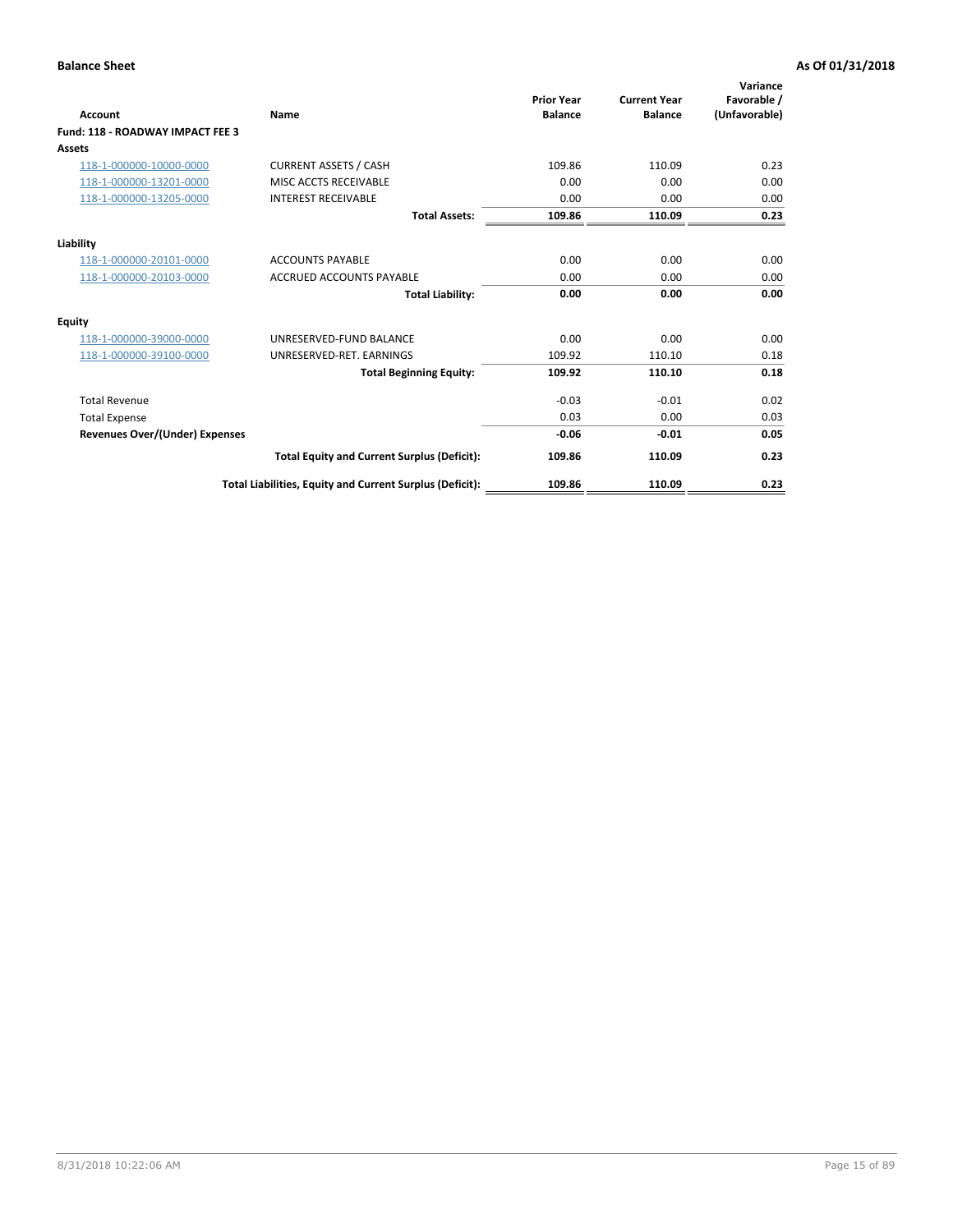**Balance Sheet** **As Of 01/31/2018**

| Account | Name | Prior Year Balance | Current Year Balance | Variance Favorable / (Unfavorable) |
|---|---|---|---|---|
| **Fund: 118 - ROADWAY IMPACT FEE 3** | | | | |
| **Assets** | | | | |
| 118-1-000000-10000-0000 | CURRENT ASSETS / CASH | 109.86 | 110.09 | 0.23 |
| 118-1-000000-13201-0000 | MISC ACCTS RECEIVABLE | 0.00 | 0.00 | 0.00 |
| 118-1-000000-13205-0000 | INTEREST RECEIVABLE | 0.00 | 0.00 | 0.00 |
| | **Total Assets:** | **109.86** | **110.09** | **0.23** |
| **Liability** | | | | |
| 118-1-000000-20101-0000 | ACCOUNTS PAYABLE | 0.00 | 0.00 | 0.00 |
| 118-1-000000-20103-0000 | ACCRUED ACCOUNTS PAYABLE | 0.00 | 0.00 | 0.00 |
| | **Total Liability:** | **0.00** | **0.00** | **0.00** |
| **Equity** | | | | |
| 118-1-000000-39000-0000 | UNRESERVED-FUND BALANCE | 0.00 | 0.00 | 0.00 |
| 118-1-000000-39100-0000 | UNRESERVED-RET. EARNINGS | 109.92 | 110.10 | 0.18 |
| | **Total Beginning Equity:** | **109.92** | **110.10** | **0.18** |
| Total Revenue | | -0.03 | -0.01 | 0.02 |
| Total Expense | | 0.03 | 0.00 | 0.03 |
| **Revenues Over/(Under) Expenses** | | **-0.06** | **-0.01** | **0.05** |
| | **Total Equity and Current Surplus (Deficit):** | **109.86** | **110.09** | **0.23** |
| | **Total Liabilities, Equity and Current Surplus (Deficit):** | **109.86** | **110.09** | **0.23** |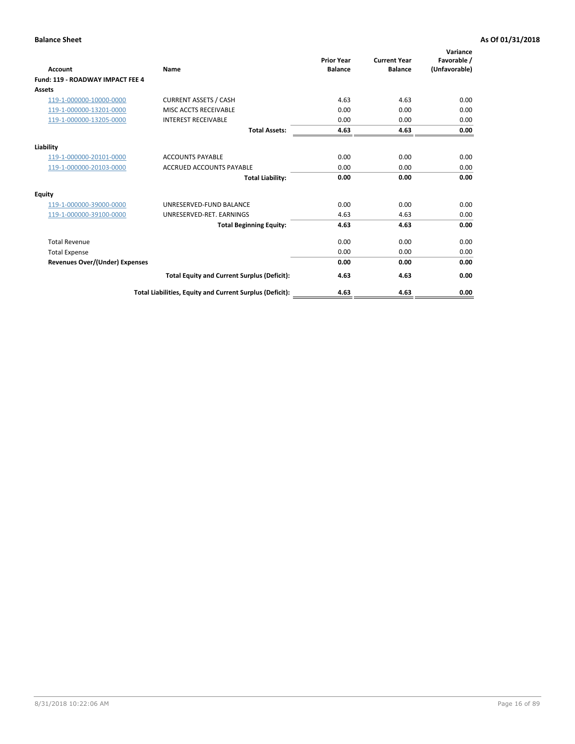**Balance Sheet** **As Of 01/31/2018**

| Account | Name | Prior Year Balance | Current Year Balance | Variance Favorable / (Unfavorable) |
|---|---|---|---|---|
| **Fund: 119 - ROADWAY IMPACT FEE 4** | | | | |
| **Assets** | | | | |
| 119-1-000000-10000-0000 | CURRENT ASSETS / CASH | 4.63 | 4.63 | 0.00 |
| 119-1-000000-13201-0000 | MISC ACCTS RECEIVABLE | 0.00 | 0.00 | 0.00 |
| 119-1-000000-13205-0000 | INTEREST RECEIVABLE | 0.00 | 0.00 | 0.00 |
| | **Total Assets:** | **4.63** | **4.63** | **0.00** |
| **Liability** | | | | |
| 119-1-000000-20101-0000 | ACCOUNTS PAYABLE | 0.00 | 0.00 | 0.00 |
| 119-1-000000-20103-0000 | ACCRUED ACCOUNTS PAYABLE | 0.00 | 0.00 | 0.00 |
| | **Total Liability:** | **0.00** | **0.00** | **0.00** |
| **Equity** | | | | |
| 119-1-000000-39000-0000 | UNRESERVED-FUND BALANCE | 0.00 | 0.00 | 0.00 |
| 119-1-000000-39100-0000 | UNRESERVED-RET. EARNINGS | 4.63 | 4.63 | 0.00 |
| | **Total Beginning Equity:** | **4.63** | **4.63** | **0.00** |
| Total Revenue | | 0.00 | 0.00 | 0.00 |
| Total Expense | | 0.00 | 0.00 | 0.00 |
| **Revenues Over/(Under) Expenses** | | **0.00** | **0.00** | **0.00** |
| | **Total Equity and Current Surplus (Deficit):** | **4.63** | **4.63** | **0.00** |
| | **Total Liabilities, Equity and Current Surplus (Deficit):** | **4.63** | **4.63** | **0.00** |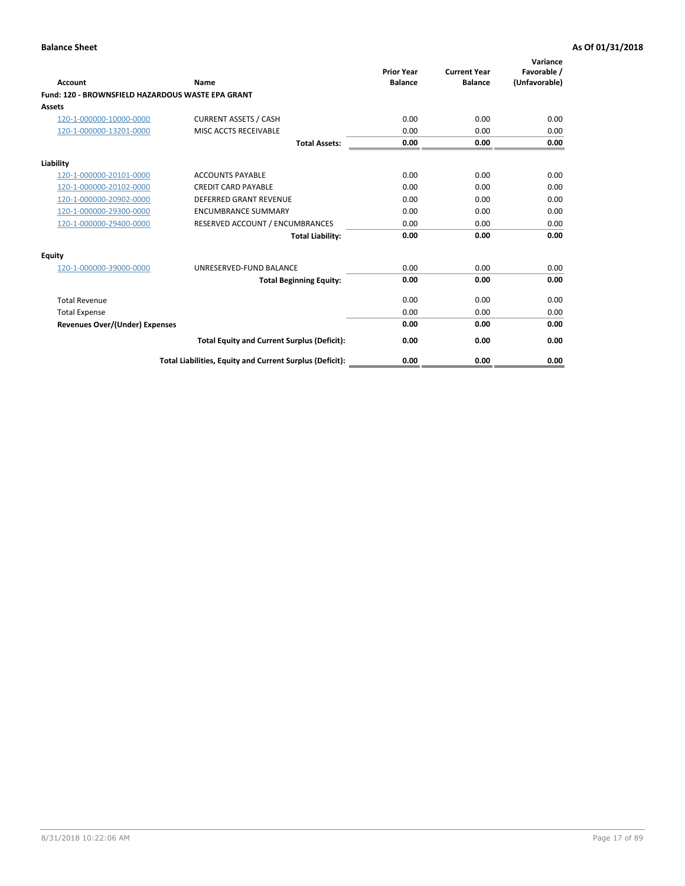**Balance Sheet** **As Of 01/31/2018**

| Account | Name | Prior Year Balance | Current Year Balance | Variance Favorable / (Unfavorable) |
|---|---|---|---|---|
| **Fund: 120 - BROWNSFIELD HAZARDOUS WASTE EPA GRANT** | | | | |
| **Assets** | | | | |
| 120-1-000000-10000-0000 | CURRENT ASSETS / CASH | 0.00 | 0.00 | 0.00 |
| 120-1-000000-13201-0000 | MISC ACCTS RECEIVABLE | 0.00 | 0.00 | 0.00 |
| | **Total Assets:** | **0.00** | **0.00** | **0.00** |
| **Liability** | | | | |
| 120-1-000000-20101-0000 | ACCOUNTS PAYABLE | 0.00 | 0.00 | 0.00 |
| 120-1-000000-20102-0000 | CREDIT CARD PAYABLE | 0.00 | 0.00 | 0.00 |
| 120-1-000000-20902-0000 | DEFERRED GRANT REVENUE | 0.00 | 0.00 | 0.00 |
| 120-1-000000-29300-0000 | ENCUMBRANCE SUMMARY | 0.00 | 0.00 | 0.00 |
| 120-1-000000-29400-0000 | RESERVED ACCOUNT / ENCUMBRANCES | 0.00 | 0.00 | 0.00 |
| | **Total Liability:** | **0.00** | **0.00** | **0.00** |
| **Equity** | | | | |
| 120-1-000000-39000-0000 | UNRESERVED-FUND BALANCE | 0.00 | 0.00 | 0.00 |
| | **Total Beginning Equity:** | **0.00** | **0.00** | **0.00** |
| Total Revenue | | 0.00 | 0.00 | 0.00 |
| Total Expense | | 0.00 | 0.00 | 0.00 |
| **Revenues Over/(Under) Expenses** | | **0.00** | **0.00** | **0.00** |
| | **Total Equity and Current Surplus (Deficit):** | **0.00** | **0.00** | **0.00** |
| | **Total Liabilities, Equity and Current Surplus (Deficit):** | **0.00** | **0.00** | **0.00** |

8/31/2018 10:22:06 AM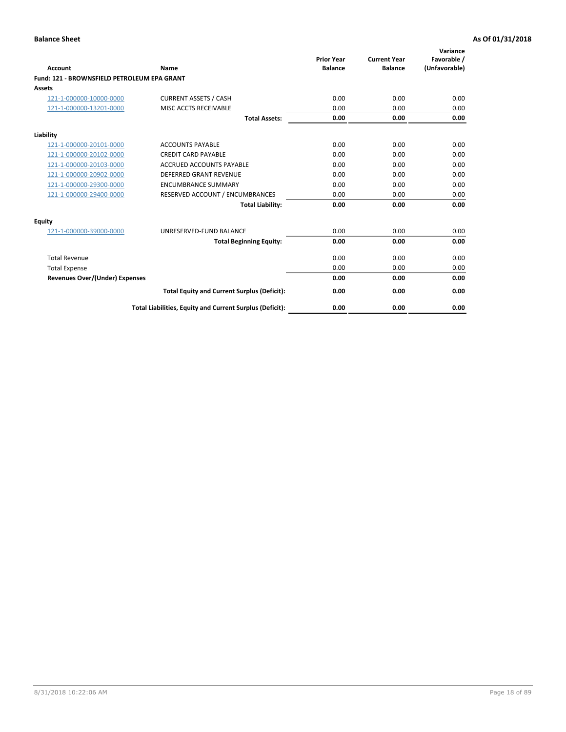**Balance Sheet** — As Of 01/31/2018

| Account | Name | Prior Year Balance | Current Year Balance | Variance Favorable / (Unfavorable) |
|---|---|---|---|---|
| **Fund: 121 - BROWNSFIELD PETROLEUM EPA GRANT** | | | | |
| **Assets** | | | | |
| 121-1-000000-10000-0000 | CURRENT ASSETS / CASH | 0.00 | 0.00 | 0.00 |
| 121-1-000000-13201-0000 | MISC ACCTS RECEIVABLE | 0.00 | 0.00 | 0.00 |
| | **Total Assets:** | **0.00** | **0.00** | **0.00** |
| **Liability** | | | | |
| 121-1-000000-20101-0000 | ACCOUNTS PAYABLE | 0.00 | 0.00 | 0.00 |
| 121-1-000000-20102-0000 | CREDIT CARD PAYABLE | 0.00 | 0.00 | 0.00 |
| 121-1-000000-20103-0000 | ACCRUED ACCOUNTS PAYABLE | 0.00 | 0.00 | 0.00 |
| 121-1-000000-20902-0000 | DEFERRED GRANT REVENUE | 0.00 | 0.00 | 0.00 |
| 121-1-000000-29300-0000 | ENCUMBRANCE SUMMARY | 0.00 | 0.00 | 0.00 |
| 121-1-000000-29400-0000 | RESERVED ACCOUNT / ENCUMBRANCES | 0.00 | 0.00 | 0.00 |
| | **Total Liability:** | **0.00** | **0.00** | **0.00** |
| **Equity** | | | | |
| 121-1-000000-39000-0000 | UNRESERVED-FUND BALANCE | 0.00 | 0.00 | 0.00 |
| | **Total Beginning Equity:** | **0.00** | **0.00** | **0.00** |
| Total Revenue | | 0.00 | 0.00 | 0.00 |
| Total Expense | | 0.00 | 0.00 | 0.00 |
| **Revenues Over/(Under) Expenses** | | **0.00** | **0.00** | **0.00** |
| | **Total Equity and Current Surplus (Deficit):** | **0.00** | **0.00** | **0.00** |
| | **Total Liabilities, Equity and Current Surplus (Deficit):** | **0.00** | **0.00** | **0.00** |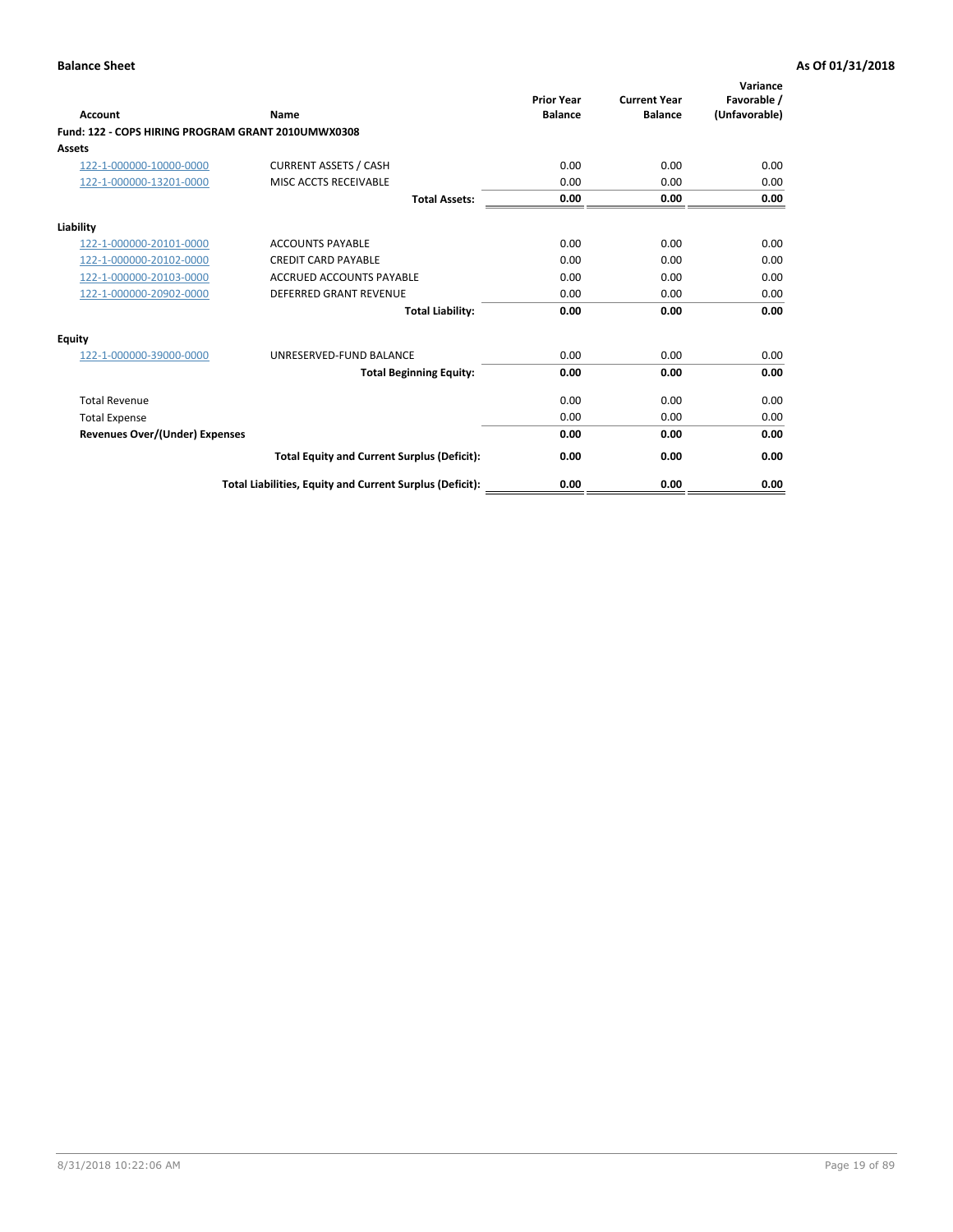**Balance Sheet** — As Of 01/31/2018

| Account | Name | Prior Year Balance | Current Year Balance | Variance Favorable / (Unfavorable) |
|---|---|---|---|---|
| **Fund: 122 - COPS HIRING PROGRAM GRANT 2010UMWX0308** | | | | |
| **Assets** | | | | |
| 122-1-000000-10000-0000 | CURRENT ASSETS / CASH | 0.00 | 0.00 | 0.00 |
| 122-1-000000-13201-0000 | MISC ACCTS RECEIVABLE | 0.00 | 0.00 | 0.00 |
| | **Total Assets:** | **0.00** | **0.00** | **0.00** |
| **Liability** | | | | |
| 122-1-000000-20101-0000 | ACCOUNTS PAYABLE | 0.00 | 0.00 | 0.00 |
| 122-1-000000-20102-0000 | CREDIT CARD PAYABLE | 0.00 | 0.00 | 0.00 |
| 122-1-000000-20103-0000 | ACCRUED ACCOUNTS PAYABLE | 0.00 | 0.00 | 0.00 |
| 122-1-000000-20902-0000 | DEFERRED GRANT REVENUE | 0.00 | 0.00 | 0.00 |
| | **Total Liability:** | **0.00** | **0.00** | **0.00** |
| **Equity** | | | | |
| 122-1-000000-39000-0000 | UNRESERVED-FUND BALANCE | 0.00 | 0.00 | 0.00 |
| | **Total Beginning Equity:** | **0.00** | **0.00** | **0.00** |
| Total Revenue | | 0.00 | 0.00 | 0.00 |
| Total Expense | | 0.00 | 0.00 | 0.00 |
| **Revenues Over/(Under) Expenses** | | **0.00** | **0.00** | **0.00** |
| | **Total Equity and Current Surplus (Deficit):** | **0.00** | **0.00** | **0.00** |
| | **Total Liabilities, Equity and Current Surplus (Deficit):** | **0.00** | **0.00** | **0.00** |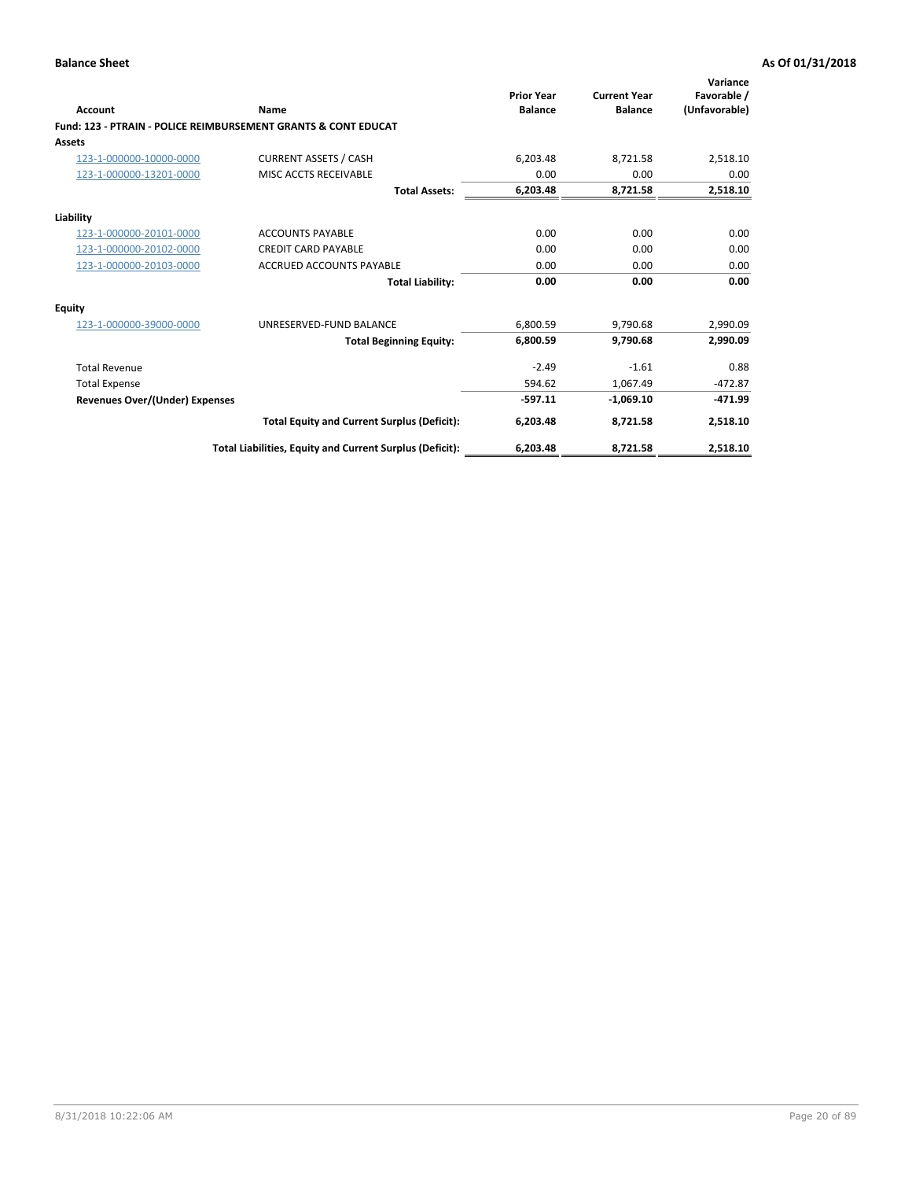**Balance Sheet** **As Of 01/31/2018**

| Account | Name | Prior Year Balance | Current Year Balance | Variance Favorable / (Unfavorable) |
|---|---|---|---|---|
| **Fund: 123 - PTRAIN - POLICE REIMBURSEMENT GRANTS & CONT EDUCAT** | | | | |
| **Assets** | | | | |
| 123-1-000000-10000-0000 | CURRENT ASSETS / CASH | 6,203.48 | 8,721.58 | 2,518.10 |
| 123-1-000000-13201-0000 | MISC ACCTS RECEIVABLE | 0.00 | 0.00 | 0.00 |
| | **Total Assets:** | **6,203.48** | **8,721.58** | **2,518.10** |
| **Liability** | | | | |
| 123-1-000000-20101-0000 | ACCOUNTS PAYABLE | 0.00 | 0.00 | 0.00 |
| 123-1-000000-20102-0000 | CREDIT CARD PAYABLE | 0.00 | 0.00 | 0.00 |
| 123-1-000000-20103-0000 | ACCRUED ACCOUNTS PAYABLE | 0.00 | 0.00 | 0.00 |
| | **Total Liability:** | **0.00** | **0.00** | **0.00** |
| **Equity** | | | | |
| 123-1-000000-39000-0000 | UNRESERVED-FUND BALANCE | 6,800.59 | 9,790.68 | 2,990.09 |
| | **Total Beginning Equity:** | **6,800.59** | **9,790.68** | **2,990.09** |
| Total Revenue | | -2.49 | -1.61 | 0.88 |
| Total Expense | | 594.62 | 1,067.49 | -472.87 |
| **Revenues Over/(Under) Expenses** | | **-597.11** | **-1,069.10** | **-471.99** |
| | **Total Equity and Current Surplus (Deficit):** | **6,203.48** | **8,721.58** | **2,518.10** |
| | **Total Liabilities, Equity and Current Surplus (Deficit):** | **6,203.48** | **8,721.58** | **2,518.10** |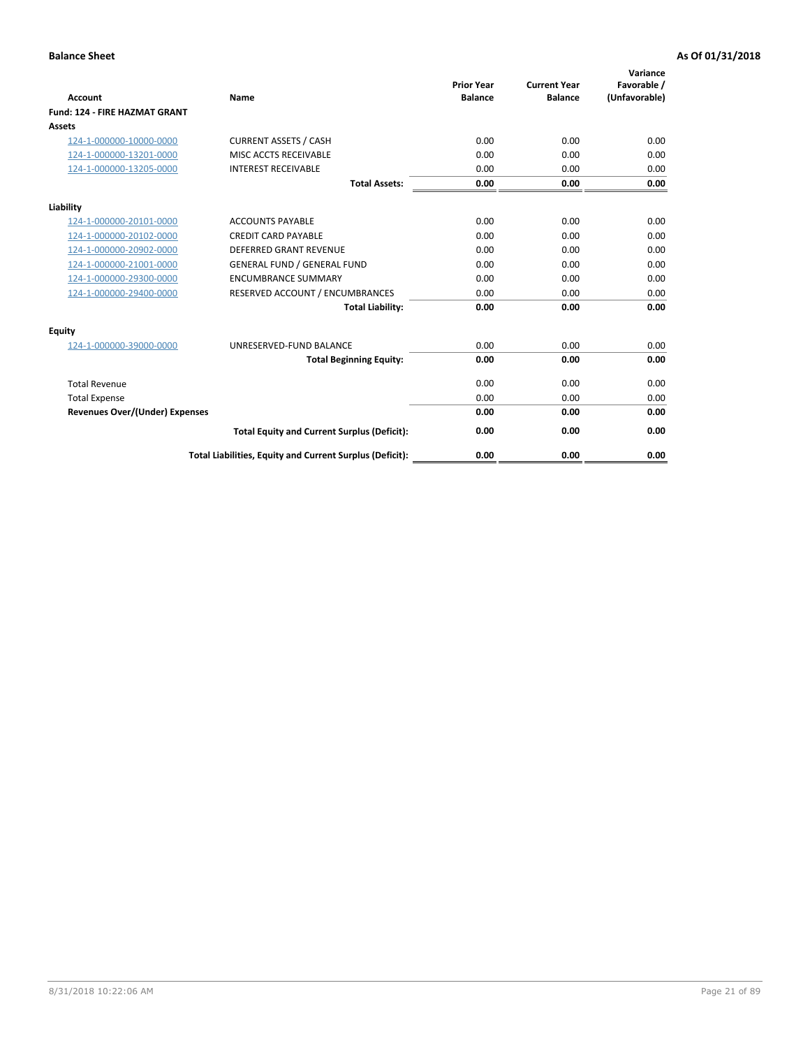**Balance Sheet** **As Of 01/31/2018**

| Account | Name | Prior Year Balance | Current Year Balance | Variance Favorable / (Unfavorable) |
|---|---|---|---|---|
| **Fund: 124 - FIRE HAZMAT GRANT** | | | | |
| **Assets** | | | | |
| 124-1-000000-10000-0000 | CURRENT ASSETS / CASH | 0.00 | 0.00 | 0.00 |
| 124-1-000000-13201-0000 | MISC ACCTS RECEIVABLE | 0.00 | 0.00 | 0.00 |
| 124-1-000000-13205-0000 | INTEREST RECEIVABLE | 0.00 | 0.00 | 0.00 |
| | **Total Assets:** | **0.00** | **0.00** | **0.00** |
| **Liability** | | | | |
| 124-1-000000-20101-0000 | ACCOUNTS PAYABLE | 0.00 | 0.00 | 0.00 |
| 124-1-000000-20102-0000 | CREDIT CARD PAYABLE | 0.00 | 0.00 | 0.00 |
| 124-1-000000-20902-0000 | DEFERRED GRANT REVENUE | 0.00 | 0.00 | 0.00 |
| 124-1-000000-21001-0000 | GENERAL FUND / GENERAL FUND | 0.00 | 0.00 | 0.00 |
| 124-1-000000-29300-0000 | ENCUMBRANCE SUMMARY | 0.00 | 0.00 | 0.00 |
| 124-1-000000-29400-0000 | RESERVED ACCOUNT / ENCUMBRANCES | 0.00 | 0.00 | 0.00 |
| | **Total Liability:** | **0.00** | **0.00** | **0.00** |
| **Equity** | | | | |
| 124-1-000000-39000-0000 | UNRESERVED-FUND BALANCE | 0.00 | 0.00 | 0.00 |
| | **Total Beginning Equity:** | **0.00** | **0.00** | **0.00** |
| Total Revenue | | 0.00 | 0.00 | 0.00 |
| Total Expense | | 0.00 | 0.00 | 0.00 |
| **Revenues Over/(Under) Expenses** | | **0.00** | **0.00** | **0.00** |
| | **Total Equity and Current Surplus (Deficit):** | **0.00** | **0.00** | **0.00** |
| | **Total Liabilities, Equity and Current Surplus (Deficit):** | **0.00** | **0.00** | **0.00** |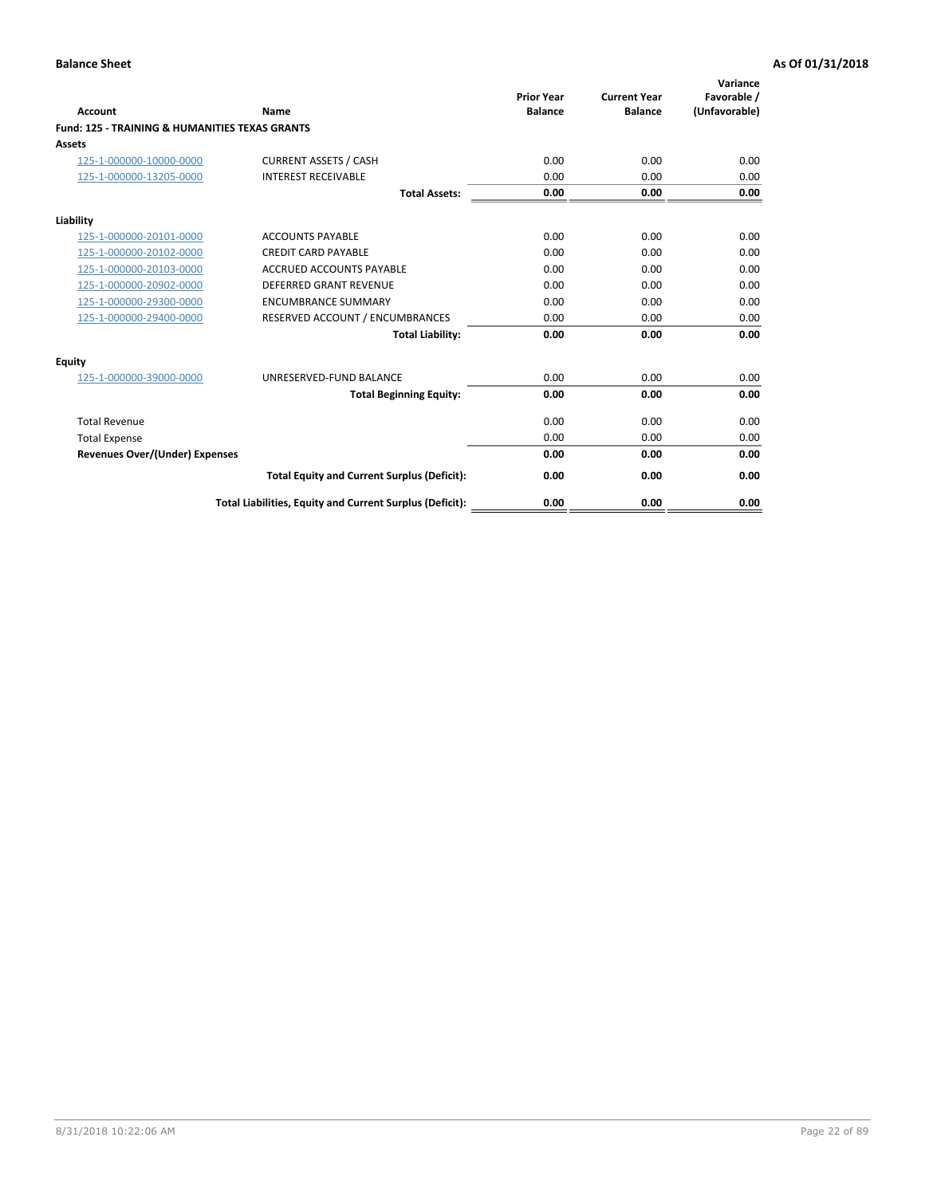**Balance Sheet** **As Of 01/31/2018**

| Account | Name | Prior Year Balance | Current Year Balance | Variance Favorable / (Unfavorable) |
|---|---|---|---|---|
| **Fund: 125 - TRAINING & HUMANITIES TEXAS GRANTS** | | | | |
| **Assets** | | | | |
| 125-1-000000-10000-0000 | CURRENT ASSETS / CASH | 0.00 | 0.00 | 0.00 |
| 125-1-000000-13205-0000 | INTEREST RECEIVABLE | 0.00 | 0.00 | 0.00 |
| | **Total Assets:** | **0.00** | **0.00** | **0.00** |
| **Liability** | | | | |
| 125-1-000000-20101-0000 | ACCOUNTS PAYABLE | 0.00 | 0.00 | 0.00 |
| 125-1-000000-20102-0000 | CREDIT CARD PAYABLE | 0.00 | 0.00 | 0.00 |
| 125-1-000000-20103-0000 | ACCRUED ACCOUNTS PAYABLE | 0.00 | 0.00 | 0.00 |
| 125-1-000000-20902-0000 | DEFERRED GRANT REVENUE | 0.00 | 0.00 | 0.00 |
| 125-1-000000-29300-0000 | ENCUMBRANCE SUMMARY | 0.00 | 0.00 | 0.00 |
| 125-1-000000-29400-0000 | RESERVED ACCOUNT / ENCUMBRANCES | 0.00 | 0.00 | 0.00 |
| | **Total Liability:** | **0.00** | **0.00** | **0.00** |
| **Equity** | | | | |
| 125-1-000000-39000-0000 | UNRESERVED-FUND BALANCE | 0.00 | 0.00 | 0.00 |
| | **Total Beginning Equity:** | **0.00** | **0.00** | **0.00** |
| Total Revenue | | 0.00 | 0.00 | 0.00 |
| Total Expense | | 0.00 | 0.00 | 0.00 |
| **Revenues Over/(Under) Expenses** | | **0.00** | **0.00** | **0.00** |
| | **Total Equity and Current Surplus (Deficit):** | **0.00** | **0.00** | **0.00** |
| | **Total Liabilities, Equity and Current Surplus (Deficit):** | **0.00** | **0.00** | **0.00** |

8/31/2018 10:22:06 AM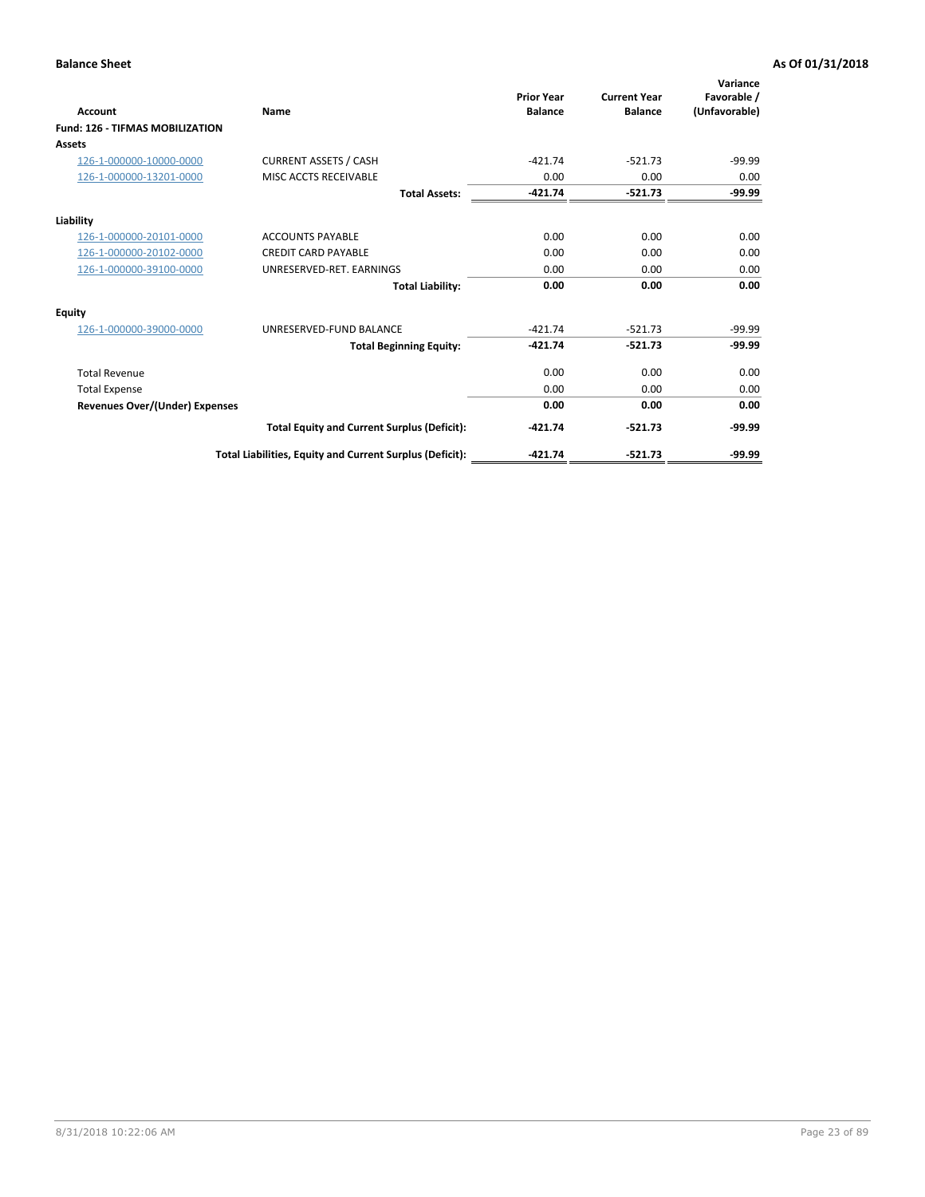**Balance Sheet** **As Of 01/31/2018**

| Account | Name | Prior Year Balance | Current Year Balance | Variance Favorable / (Unfavorable) |
|---|---|---|---|---|
| **Fund: 126 - TIFMAS MOBILIZATION** | | | | |
| **Assets** | | | | |
| 126-1-000000-10000-0000 | CURRENT ASSETS / CASH | -421.74 | -521.73 | -99.99 |
| 126-1-000000-13201-0000 | MISC ACCTS RECEIVABLE | 0.00 | 0.00 | 0.00 |
| | **Total Assets:** | **-421.74** | **-521.73** | **-99.99** |
| **Liability** | | | | |
| 126-1-000000-20101-0000 | ACCOUNTS PAYABLE | 0.00 | 0.00 | 0.00 |
| 126-1-000000-20102-0000 | CREDIT CARD PAYABLE | 0.00 | 0.00 | 0.00 |
| 126-1-000000-39100-0000 | UNRESERVED-RET. EARNINGS | 0.00 | 0.00 | 0.00 |
| | **Total Liability:** | **0.00** | **0.00** | **0.00** |
| **Equity** | | | | |
| 126-1-000000-39000-0000 | UNRESERVED-FUND BALANCE | -421.74 | -521.73 | -99.99 |
| | **Total Beginning Equity:** | **-421.74** | **-521.73** | **-99.99** |
| Total Revenue | | 0.00 | 0.00 | 0.00 |
| Total Expense | | 0.00 | 0.00 | 0.00 |
| **Revenues Over/(Under) Expenses** | | **0.00** | **0.00** | **0.00** |
| | **Total Equity and Current Surplus (Deficit):** | **-421.74** | **-521.73** | **-99.99** |
| | **Total Liabilities, Equity and Current Surplus (Deficit):** | **-421.74** | **-521.73** | **-99.99** |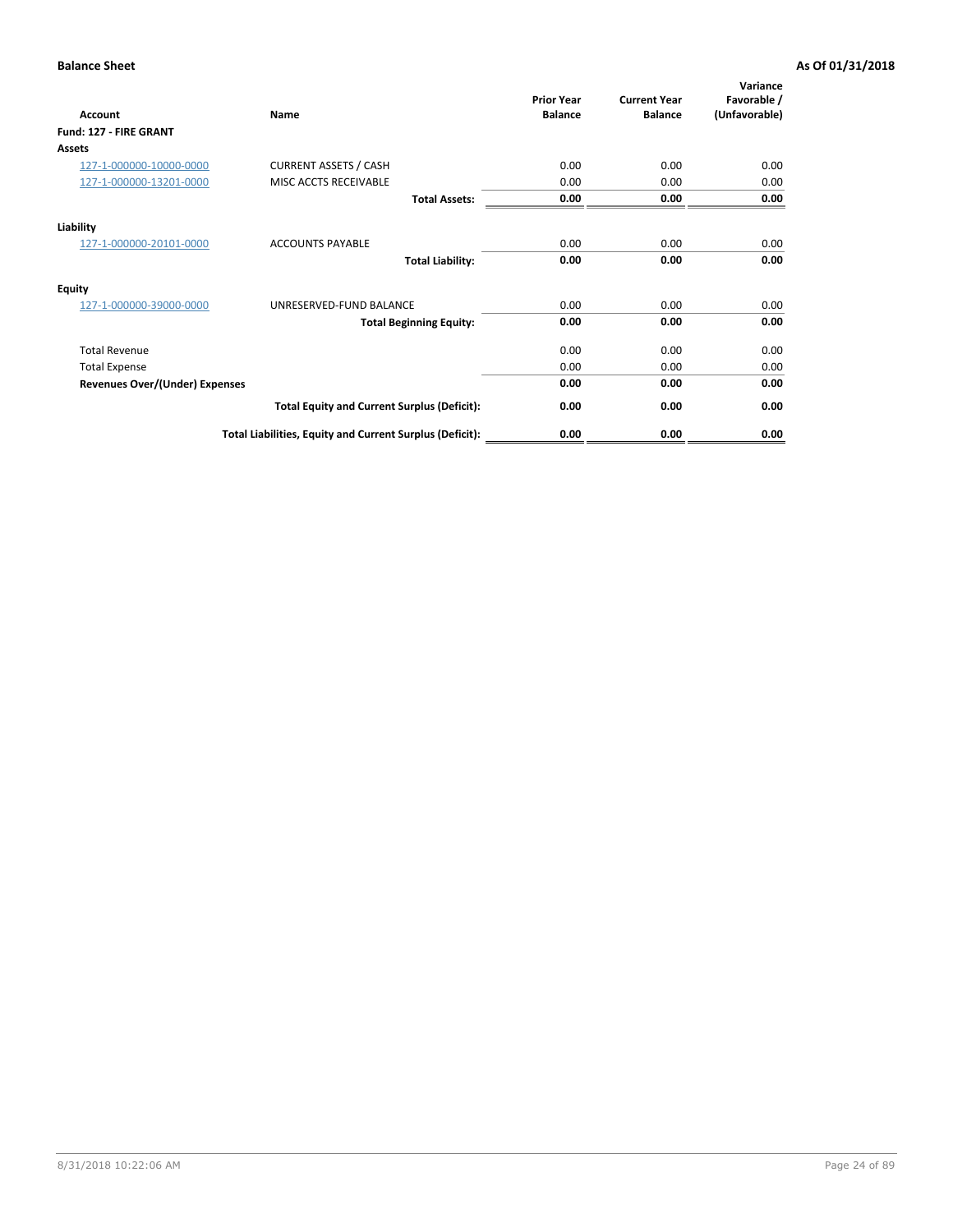**Balance Sheet** **As Of 01/31/2018**

| Account | Name | Prior Year Balance | Current Year Balance | Variance Favorable / (Unfavorable) |
|---|---|---|---|---|
| **Fund: 127 - FIRE GRANT** | | | | |
| **Assets** | | | | |
| 127-1-000000-10000-0000 | CURRENT ASSETS / CASH | 0.00 | 0.00 | 0.00 |
| 127-1-000000-13201-0000 | MISC ACCTS RECEIVABLE | 0.00 | 0.00 | 0.00 |
| | **Total Assets:** | **0.00** | **0.00** | **0.00** |
| **Liability** | | | | |
| 127-1-000000-20101-0000 | ACCOUNTS PAYABLE | 0.00 | 0.00 | 0.00 |
| | **Total Liability:** | **0.00** | **0.00** | **0.00** |
| **Equity** | | | | |
| 127-1-000000-39000-0000 | UNRESERVED-FUND BALANCE | 0.00 | 0.00 | 0.00 |
| | **Total Beginning Equity:** | **0.00** | **0.00** | **0.00** |
| Total Revenue | | 0.00 | 0.00 | 0.00 |
| Total Expense | | 0.00 | 0.00 | 0.00 |
| **Revenues Over/(Under) Expenses** | | **0.00** | **0.00** | **0.00** |
| | **Total Equity and Current Surplus (Deficit):** | **0.00** | **0.00** | **0.00** |
| | **Total Liabilities, Equity and Current Surplus (Deficit):** | **0.00** | **0.00** | **0.00** |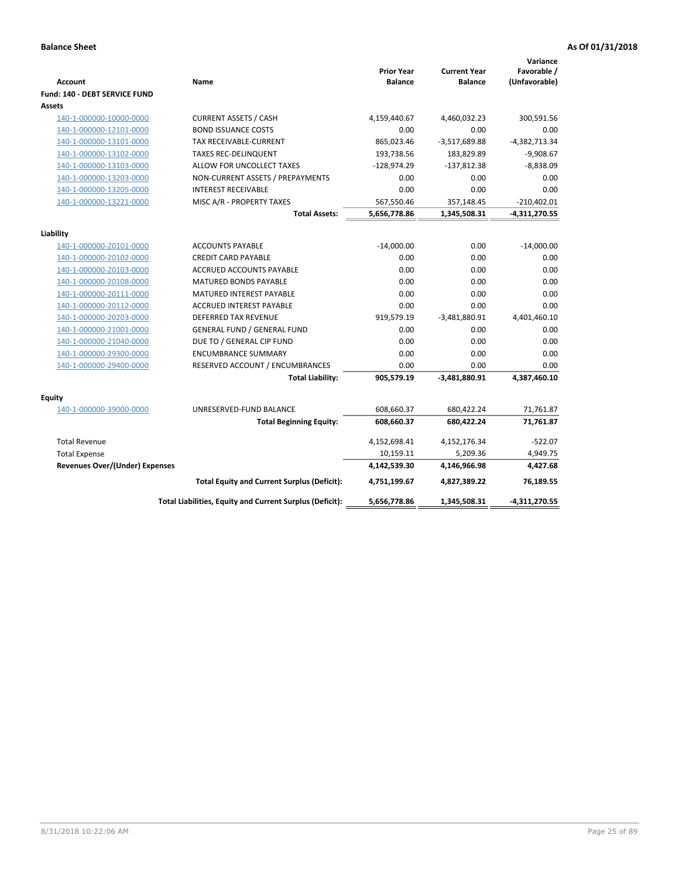**Balance Sheet** **As Of 01/31/2018**

| Account | Name | Prior Year Balance | Current Year Balance | Variance Favorable / (Unfavorable) |
|---|---|---|---|---|
| **Fund: 140 - DEBT SERVICE FUND** | | | | |
| **Assets** | | | | |
| 140-1-000000-10000-0000 | CURRENT ASSETS / CASH | 4,159,440.67 | 4,460,032.23 | 300,591.56 |
| 140-1-000000-12101-0000 | BOND ISSUANCE COSTS | 0.00 | 0.00 | 0.00 |
| 140-1-000000-13101-0000 | TAX RECEIVABLE-CURRENT | 865,023.46 | -3,517,689.88 | -4,382,713.34 |
| 140-1-000000-13102-0000 | TAXES REC-DELINQUENT | 193,738.56 | 183,829.89 | -9,908.67 |
| 140-1-000000-13103-0000 | ALLOW FOR UNCOLLECT TAXES | -128,974.29 | -137,812.38 | -8,838.09 |
| 140-1-000000-13203-0000 | NON-CURRENT ASSETS / PREPAYMENTS | 0.00 | 0.00 | 0.00 |
| 140-1-000000-13205-0000 | INTEREST RECEIVABLE | 0.00 | 0.00 | 0.00 |
| 140-1-000000-13221-0000 | MISC A/R - PROPERTY TAXES | 567,550.46 | 357,148.45 | -210,402.01 |
| | **Total Assets:** | **5,656,778.86** | **1,345,508.31** | **-4,311,270.55** |
| **Liability** | | | | |
| 140-1-000000-20101-0000 | ACCOUNTS PAYABLE | -14,000.00 | 0.00 | -14,000.00 |
| 140-1-000000-20102-0000 | CREDIT CARD PAYABLE | 0.00 | 0.00 | 0.00 |
| 140-1-000000-20103-0000 | ACCRUED ACCOUNTS PAYABLE | 0.00 | 0.00 | 0.00 |
| 140-1-000000-20108-0000 | MATURED BONDS PAYABLE | 0.00 | 0.00 | 0.00 |
| 140-1-000000-20111-0000 | MATURED INTEREST PAYABLE | 0.00 | 0.00 | 0.00 |
| 140-1-000000-20112-0000 | ACCRUED INTEREST PAYABLE | 0.00 | 0.00 | 0.00 |
| 140-1-000000-20203-0000 | DEFERRED TAX REVENUE | 919,579.19 | -3,481,880.91 | 4,401,460.10 |
| 140-1-000000-21001-0000 | GENERAL FUND / GENERAL FUND | 0.00 | 0.00 | 0.00 |
| 140-1-000000-21040-0000 | DUE TO / GENERAL CIP FUND | 0.00 | 0.00 | 0.00 |
| 140-1-000000-29300-0000 | ENCUMBRANCE SUMMARY | 0.00 | 0.00 | 0.00 |
| 140-1-000000-29400-0000 | RESERVED ACCOUNT / ENCUMBRANCES | 0.00 | 0.00 | 0.00 |
| | **Total Liability:** | **905,579.19** | **-3,481,880.91** | **4,387,460.10** |
| **Equity** | | | | |
| 140-1-000000-39000-0000 | UNRESERVED-FUND BALANCE | 608,660.37 | 680,422.24 | 71,761.87 |
| | **Total Beginning Equity:** | **608,660.37** | **680,422.24** | **71,761.87** |
| Total Revenue | | 4,152,698.41 | 4,152,176.34 | -522.07 |
| Total Expense | | 10,159.11 | 5,209.36 | 4,949.75 |
| **Revenues Over/(Under) Expenses** | | **4,142,539.30** | **4,146,966.98** | **4,427.68** |
| | **Total Equity and Current Surplus (Deficit):** | **4,751,199.67** | **4,827,389.22** | **76,189.55** |
| | **Total Liabilities, Equity and Current Surplus (Deficit):** | **5,656,778.86** | **1,345,508.31** | **-4,311,270.55** |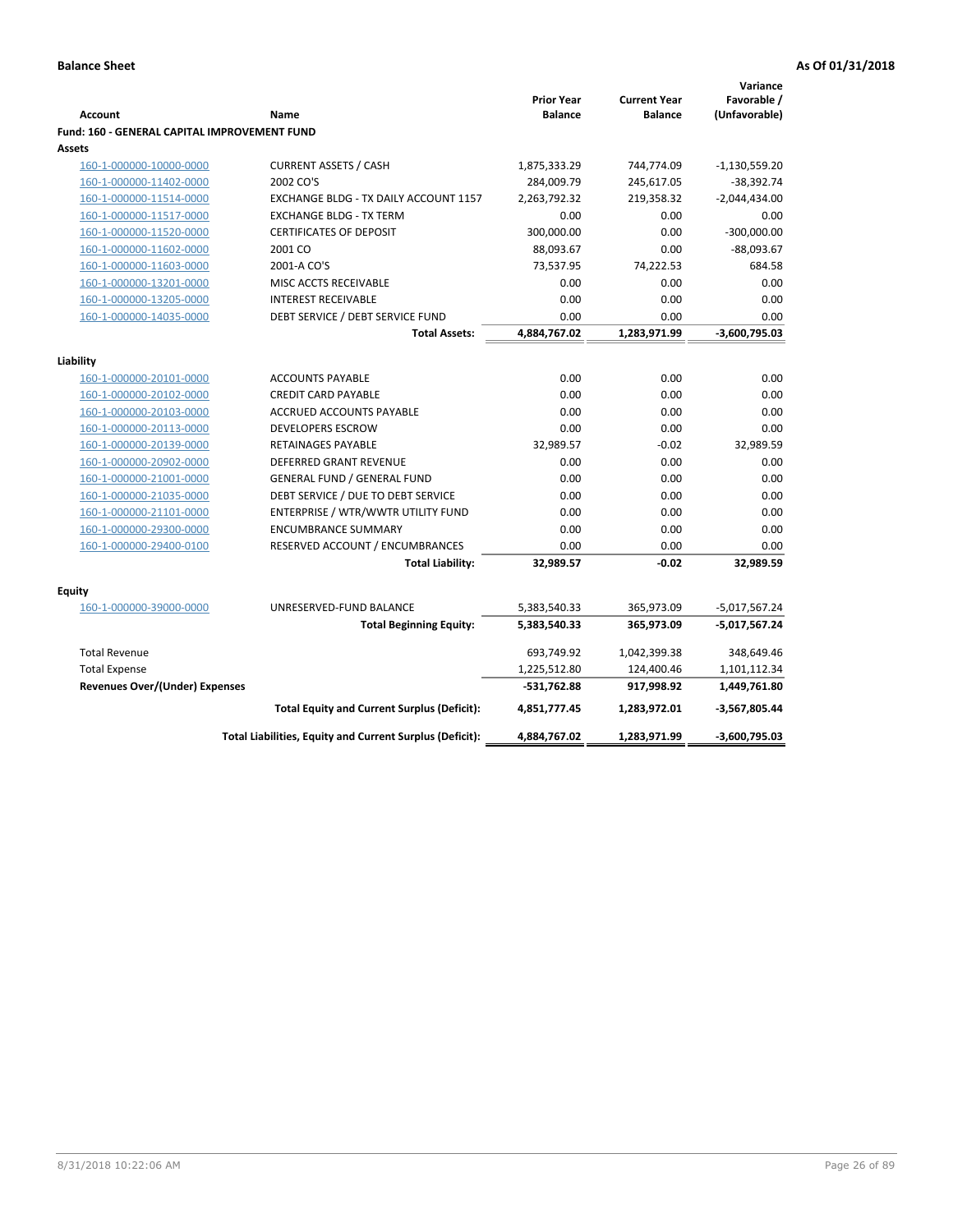**Balance Sheet** **As Of 01/31/2018**

| Account | Name | Prior Year Balance | Current Year Balance | Variance Favorable / (Unfavorable) |
|---|---|---|---|---|
| **Fund: 160 - GENERAL CAPITAL IMPROVEMENT FUND** | | | | |
| **Assets** | | | | |
| 160-1-000000-10000-0000 | CURRENT ASSETS / CASH | 1,875,333.29 | 744,774.09 | -1,130,559.20 |
| 160-1-000000-11402-0000 | 2002 CO'S | 284,009.79 | 245,617.05 | -38,392.74 |
| 160-1-000000-11514-0000 | EXCHANGE BLDG - TX DAILY ACCOUNT 1157 | 2,263,792.32 | 219,358.32 | -2,044,434.00 |
| 160-1-000000-11517-0000 | EXCHANGE BLDG - TX TERM | 0.00 | 0.00 | 0.00 |
| 160-1-000000-11520-0000 | CERTIFICATES OF DEPOSIT | 300,000.00 | 0.00 | -300,000.00 |
| 160-1-000000-11602-0000 | 2001 CO | 88,093.67 | 0.00 | -88,093.67 |
| 160-1-000000-11603-0000 | 2001-A CO'S | 73,537.95 | 74,222.53 | 684.58 |
| 160-1-000000-13201-0000 | MISC ACCTS RECEIVABLE | 0.00 | 0.00 | 0.00 |
| 160-1-000000-13205-0000 | INTEREST RECEIVABLE | 0.00 | 0.00 | 0.00 |
| 160-1-000000-14035-0000 | DEBT SERVICE / DEBT SERVICE FUND | 0.00 | 0.00 | 0.00 |
| | **Total Assets:** | **4,884,767.02** | **1,283,971.99** | **-3,600,795.03** |
| **Liability** | | | | |
| 160-1-000000-20101-0000 | ACCOUNTS PAYABLE | 0.00 | 0.00 | 0.00 |
| 160-1-000000-20102-0000 | CREDIT CARD PAYABLE | 0.00 | 0.00 | 0.00 |
| 160-1-000000-20103-0000 | ACCRUED ACCOUNTS PAYABLE | 0.00 | 0.00 | 0.00 |
| 160-1-000000-20113-0000 | DEVELOPERS ESCROW | 0.00 | 0.00 | 0.00 |
| 160-1-000000-20139-0000 | RETAINAGES PAYABLE | 32,989.57 | -0.02 | 32,989.59 |
| 160-1-000000-20902-0000 | DEFERRED GRANT REVENUE | 0.00 | 0.00 | 0.00 |
| 160-1-000000-21001-0000 | GENERAL FUND / GENERAL FUND | 0.00 | 0.00 | 0.00 |
| 160-1-000000-21035-0000 | DEBT SERVICE / DUE TO DEBT SERVICE | 0.00 | 0.00 | 0.00 |
| 160-1-000000-21101-0000 | ENTERPRISE / WTR/WWTR UTILITY FUND | 0.00 | 0.00 | 0.00 |
| 160-1-000000-29300-0000 | ENCUMBRANCE SUMMARY | 0.00 | 0.00 | 0.00 |
| 160-1-000000-29400-0100 | RESERVED ACCOUNT / ENCUMBRANCES | 0.00 | 0.00 | 0.00 |
| | **Total Liability:** | **32,989.57** | **-0.02** | **32,989.59** |
| **Equity** | | | | |
| 160-1-000000-39000-0000 | UNRESERVED-FUND BALANCE | 5,383,540.33 | 365,973.09 | -5,017,567.24 |
| | **Total Beginning Equity:** | **5,383,540.33** | **365,973.09** | **-5,017,567.24** |
| Total Revenue | | 693,749.92 | 1,042,399.38 | 348,649.46 |
| Total Expense | | 1,225,512.80 | 124,400.46 | 1,101,112.34 |
| **Revenues Over/(Under) Expenses** | | **-531,762.88** | **917,998.92** | **1,449,761.80** |
| | **Total Equity and Current Surplus (Deficit):** | **4,851,777.45** | **1,283,972.01** | **-3,567,805.44** |
| | **Total Liabilities, Equity and Current Surplus (Deficit):** | **4,884,767.02** | **1,283,971.99** | **-3,600,795.03** |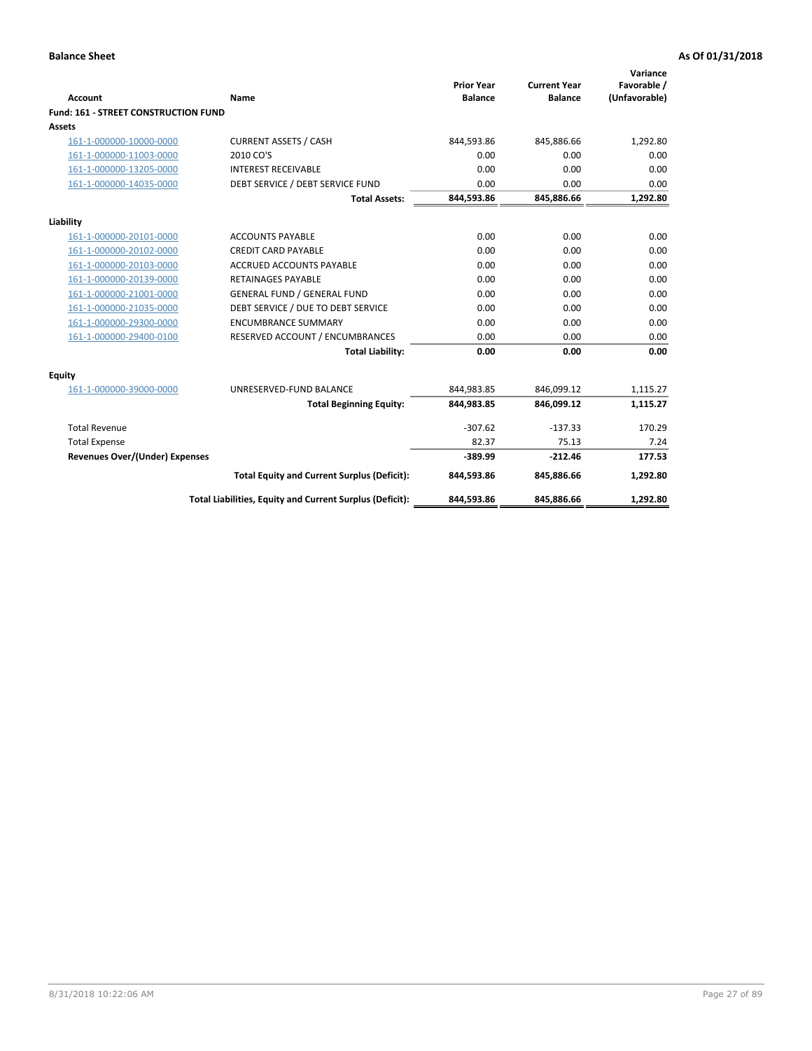**Balance Sheet** **As Of 01/31/2018**

| Account | Name | Prior Year Balance | Current Year Balance | Variance Favorable / (Unfavorable) |
|---|---|---|---|---|
| **Fund: 161 - STREET CONSTRUCTION FUND** | | | | |
| **Assets** | | | | |
| 161-1-000000-10000-0000 | CURRENT ASSETS / CASH | 844,593.86 | 845,886.66 | 1,292.80 |
| 161-1-000000-11003-0000 | 2010 CO'S | 0.00 | 0.00 | 0.00 |
| 161-1-000000-13205-0000 | INTEREST RECEIVABLE | 0.00 | 0.00 | 0.00 |
| 161-1-000000-14035-0000 | DEBT SERVICE / DEBT SERVICE FUND | 0.00 | 0.00 | 0.00 |
| | **Total Assets:** | **844,593.86** | **845,886.66** | **1,292.80** |
| **Liability** | | | | |
| 161-1-000000-20101-0000 | ACCOUNTS PAYABLE | 0.00 | 0.00 | 0.00 |
| 161-1-000000-20102-0000 | CREDIT CARD PAYABLE | 0.00 | 0.00 | 0.00 |
| 161-1-000000-20103-0000 | ACCRUED ACCOUNTS PAYABLE | 0.00 | 0.00 | 0.00 |
| 161-1-000000-20139-0000 | RETAINAGES PAYABLE | 0.00 | 0.00 | 0.00 |
| 161-1-000000-21001-0000 | GENERAL FUND / GENERAL FUND | 0.00 | 0.00 | 0.00 |
| 161-1-000000-21035-0000 | DEBT SERVICE / DUE TO DEBT SERVICE | 0.00 | 0.00 | 0.00 |
| 161-1-000000-29300-0000 | ENCUMBRANCE SUMMARY | 0.00 | 0.00 | 0.00 |
| 161-1-000000-29400-0100 | RESERVED ACCOUNT / ENCUMBRANCES | 0.00 | 0.00 | 0.00 |
| | **Total Liability:** | **0.00** | **0.00** | **0.00** |
| **Equity** | | | | |
| 161-1-000000-39000-0000 | UNRESERVED-FUND BALANCE | 844,983.85 | 846,099.12 | 1,115.27 |
| | **Total Beginning Equity:** | **844,983.85** | **846,099.12** | **1,115.27** |
| Total Revenue | | -307.62 | -137.33 | 170.29 |
| Total Expense | | 82.37 | 75.13 | 7.24 |
| **Revenues Over/(Under) Expenses** | | **-389.99** | **-212.46** | **177.53** |
| | **Total Equity and Current Surplus (Deficit):** | **844,593.86** | **845,886.66** | **1,292.80** |
| | **Total Liabilities, Equity and Current Surplus (Deficit):** | **844,593.86** | **845,886.66** | **1,292.80** |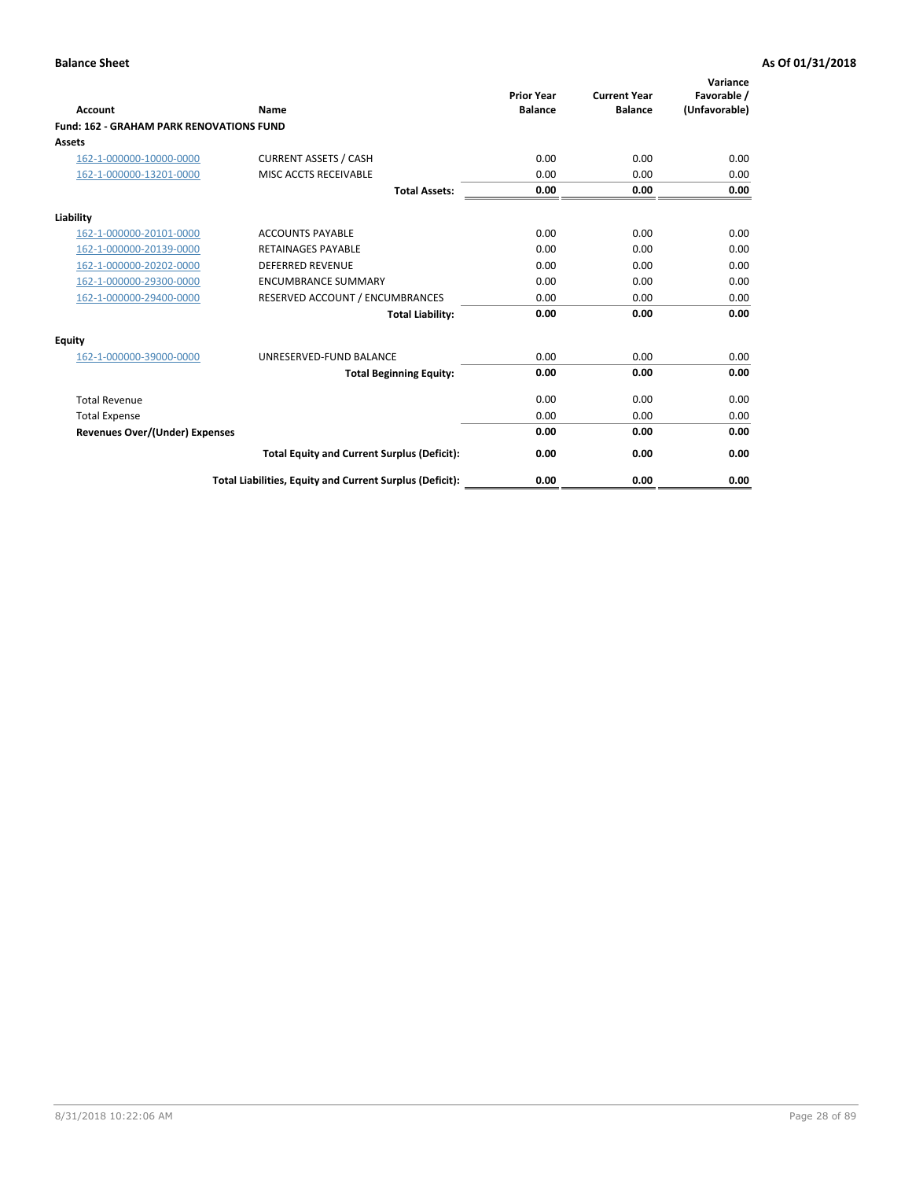**Balance Sheet** **As Of 01/31/2018**

| Account | Name | Prior Year Balance | Current Year Balance | Variance Favorable / (Unfavorable) |
|---|---|---|---|---|
| **Fund: 162 - GRAHAM PARK RENOVATIONS FUND** | | | | |
| **Assets** | | | | |
| 162-1-000000-10000-0000 | CURRENT ASSETS / CASH | 0.00 | 0.00 | 0.00 |
| 162-1-000000-13201-0000 | MISC ACCTS RECEIVABLE | 0.00 | 0.00 | 0.00 |
| | **Total Assets:** | **0.00** | **0.00** | **0.00** |
| **Liability** | | | | |
| 162-1-000000-20101-0000 | ACCOUNTS PAYABLE | 0.00 | 0.00 | 0.00 |
| 162-1-000000-20139-0000 | RETAINAGES PAYABLE | 0.00 | 0.00 | 0.00 |
| 162-1-000000-20202-0000 | DEFERRED REVENUE | 0.00 | 0.00 | 0.00 |
| 162-1-000000-29300-0000 | ENCUMBRANCE SUMMARY | 0.00 | 0.00 | 0.00 |
| 162-1-000000-29400-0000 | RESERVED ACCOUNT / ENCUMBRANCES | 0.00 | 0.00 | 0.00 |
| | **Total Liability:** | **0.00** | **0.00** | **0.00** |
| **Equity** | | | | |
| 162-1-000000-39000-0000 | UNRESERVED-FUND BALANCE | 0.00 | 0.00 | 0.00 |
| | **Total Beginning Equity:** | **0.00** | **0.00** | **0.00** |
| Total Revenue | | 0.00 | 0.00 | 0.00 |
| Total Expense | | 0.00 | 0.00 | 0.00 |
| **Revenues Over/(Under) Expenses** | | **0.00** | **0.00** | **0.00** |
| | **Total Equity and Current Surplus (Deficit):** | **0.00** | **0.00** | **0.00** |
| | **Total Liabilities, Equity and Current Surplus (Deficit):** | **0.00** | **0.00** | **0.00** |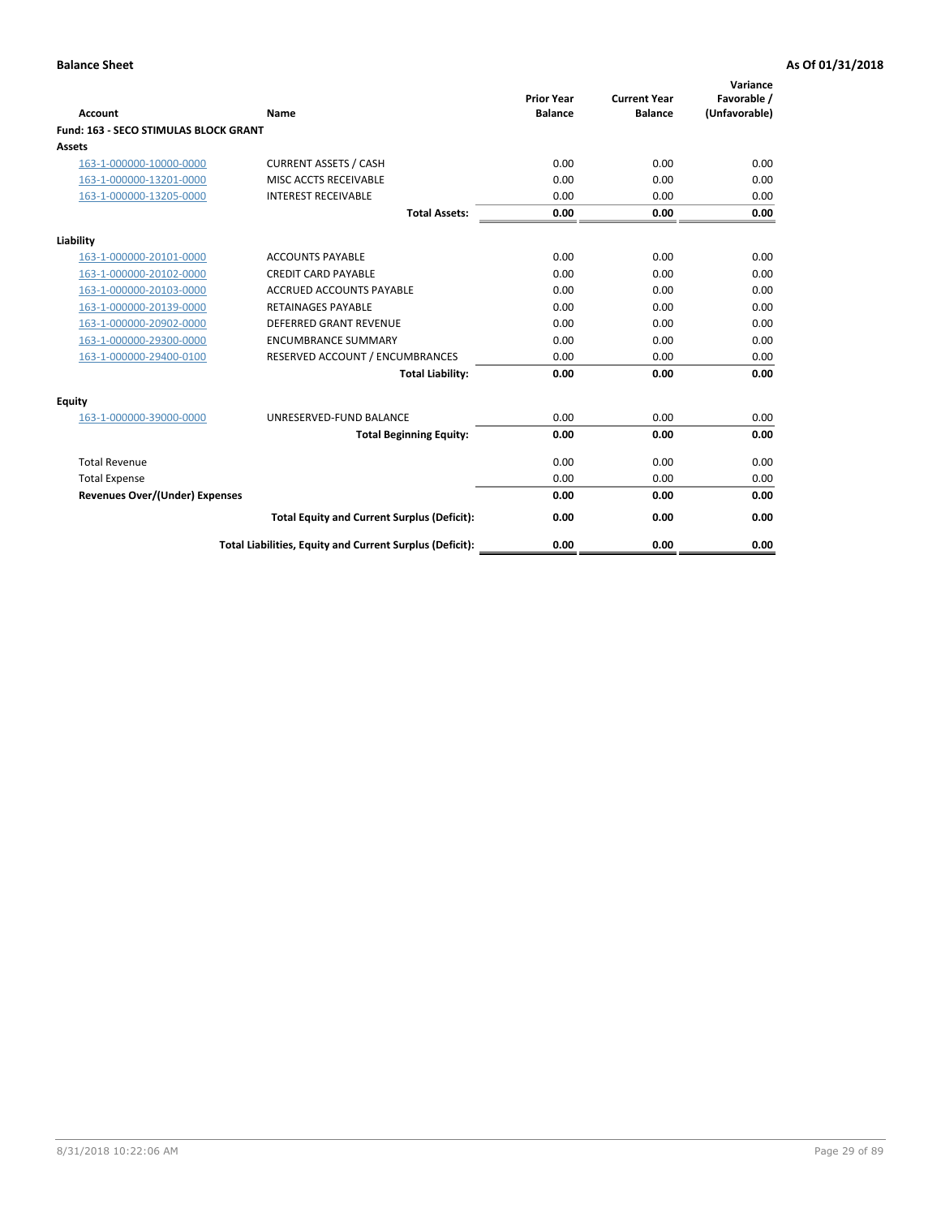**Balance Sheet** | **As Of 01/31/2018**

| Account | Name | Prior Year Balance | Current Year Balance | Variance Favorable / (Unfavorable) |
|---|---|---|---|---|
| **Fund: 163 - SECO STIMULAS BLOCK GRANT** | | | | |
| **Assets** | | | | |
| 163-1-000000-10000-0000 | CURRENT ASSETS / CASH | 0.00 | 0.00 | 0.00 |
| 163-1-000000-13201-0000 | MISC ACCTS RECEIVABLE | 0.00 | 0.00 | 0.00 |
| 163-1-000000-13205-0000 | INTEREST RECEIVABLE | 0.00 | 0.00 | 0.00 |
| | **Total Assets:** | **0.00** | **0.00** | **0.00** |
| **Liability** | | | | |
| 163-1-000000-20101-0000 | ACCOUNTS PAYABLE | 0.00 | 0.00 | 0.00 |
| 163-1-000000-20102-0000 | CREDIT CARD PAYABLE | 0.00 | 0.00 | 0.00 |
| 163-1-000000-20103-0000 | ACCRUED ACCOUNTS PAYABLE | 0.00 | 0.00 | 0.00 |
| 163-1-000000-20139-0000 | RETAINAGES PAYABLE | 0.00 | 0.00 | 0.00 |
| 163-1-000000-20902-0000 | DEFERRED GRANT REVENUE | 0.00 | 0.00 | 0.00 |
| 163-1-000000-29300-0000 | ENCUMBRANCE SUMMARY | 0.00 | 0.00 | 0.00 |
| 163-1-000000-29400-0100 | RESERVED ACCOUNT / ENCUMBRANCES | 0.00 | 0.00 | 0.00 |
| | **Total Liability:** | **0.00** | **0.00** | **0.00** |
| **Equity** | | | | |
| 163-1-000000-39000-0000 | UNRESERVED-FUND BALANCE | 0.00 | 0.00 | 0.00 |
| | **Total Beginning Equity:** | **0.00** | **0.00** | **0.00** |
| Total Revenue | | 0.00 | 0.00 | 0.00 |
| Total Expense | | 0.00 | 0.00 | 0.00 |
| **Revenues Over/(Under) Expenses** | | **0.00** | **0.00** | **0.00** |
| | **Total Equity and Current Surplus (Deficit):** | **0.00** | **0.00** | **0.00** |
| | **Total Liabilities, Equity and Current Surplus (Deficit):** | **0.00** | **0.00** | **0.00** |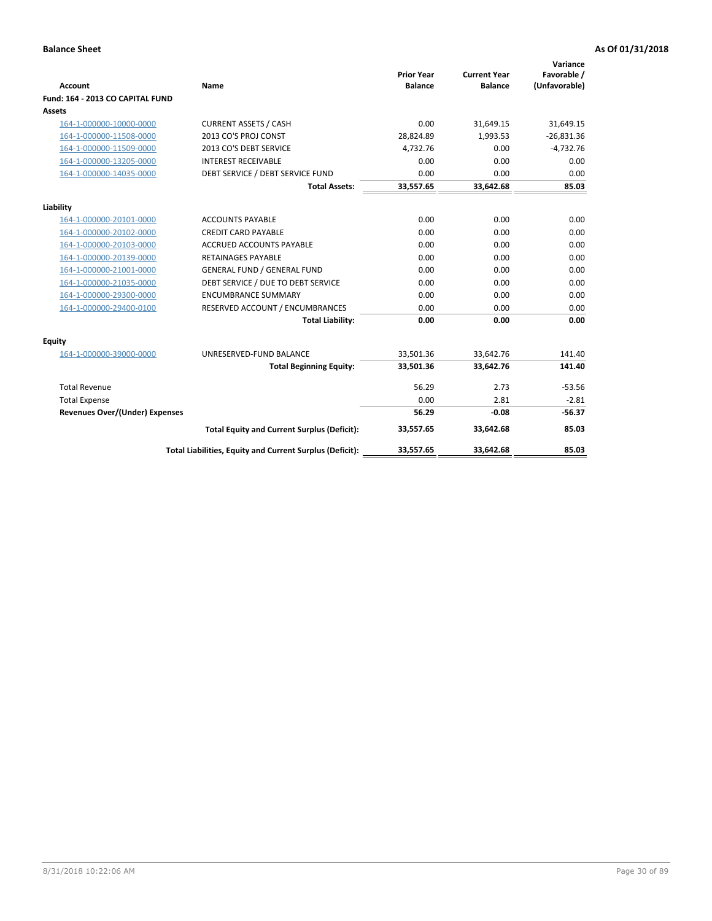**Balance Sheet** **As Of 01/31/2018**

| Account | Name | Prior Year Balance | Current Year Balance | Variance Favorable / (Unfavorable) |
|---|---|---|---|---|
| **Fund: 164 - 2013 CO CAPITAL FUND** | | | | |
| **Assets** | | | | |
| 164-1-000000-10000-0000 | CURRENT ASSETS / CASH | 0.00 | 31,649.15 | 31,649.15 |
| 164-1-000000-11508-0000 | 2013 CO'S PROJ CONST | 28,824.89 | 1,993.53 | -26,831.36 |
| 164-1-000000-11509-0000 | 2013 CO'S DEBT SERVICE | 4,732.76 | 0.00 | -4,732.76 |
| 164-1-000000-13205-0000 | INTEREST RECEIVABLE | 0.00 | 0.00 | 0.00 |
| 164-1-000000-14035-0000 | DEBT SERVICE / DEBT SERVICE FUND | 0.00 | 0.00 | 0.00 |
| | **Total Assets:** | **33,557.65** | **33,642.68** | **85.03** |
| **Liability** | | | | |
| 164-1-000000-20101-0000 | ACCOUNTS PAYABLE | 0.00 | 0.00 | 0.00 |
| 164-1-000000-20102-0000 | CREDIT CARD PAYABLE | 0.00 | 0.00 | 0.00 |
| 164-1-000000-20103-0000 | ACCRUED ACCOUNTS PAYABLE | 0.00 | 0.00 | 0.00 |
| 164-1-000000-20139-0000 | RETAINAGES PAYABLE | 0.00 | 0.00 | 0.00 |
| 164-1-000000-21001-0000 | GENERAL FUND / GENERAL FUND | 0.00 | 0.00 | 0.00 |
| 164-1-000000-21035-0000 | DEBT SERVICE / DUE TO DEBT SERVICE | 0.00 | 0.00 | 0.00 |
| 164-1-000000-29300-0000 | ENCUMBRANCE SUMMARY | 0.00 | 0.00 | 0.00 |
| 164-1-000000-29400-0100 | RESERVED ACCOUNT / ENCUMBRANCES | 0.00 | 0.00 | 0.00 |
| | **Total Liability:** | **0.00** | **0.00** | **0.00** |
| **Equity** | | | | |
| 164-1-000000-39000-0000 | UNRESERVED-FUND BALANCE | 33,501.36 | 33,642.76 | 141.40 |
| | **Total Beginning Equity:** | **33,501.36** | **33,642.76** | **141.40** |
| Total Revenue | | 56.29 | 2.73 | -53.56 |
| Total Expense | | 0.00 | 2.81 | -2.81 |
| **Revenues Over/(Under) Expenses** | | **56.29** | **-0.08** | **-56.37** |
| | **Total Equity and Current Surplus (Deficit):** | **33,557.65** | **33,642.68** | **85.03** |
| | **Total Liabilities, Equity and Current Surplus (Deficit):** | **33,557.65** | **33,642.68** | **85.03** |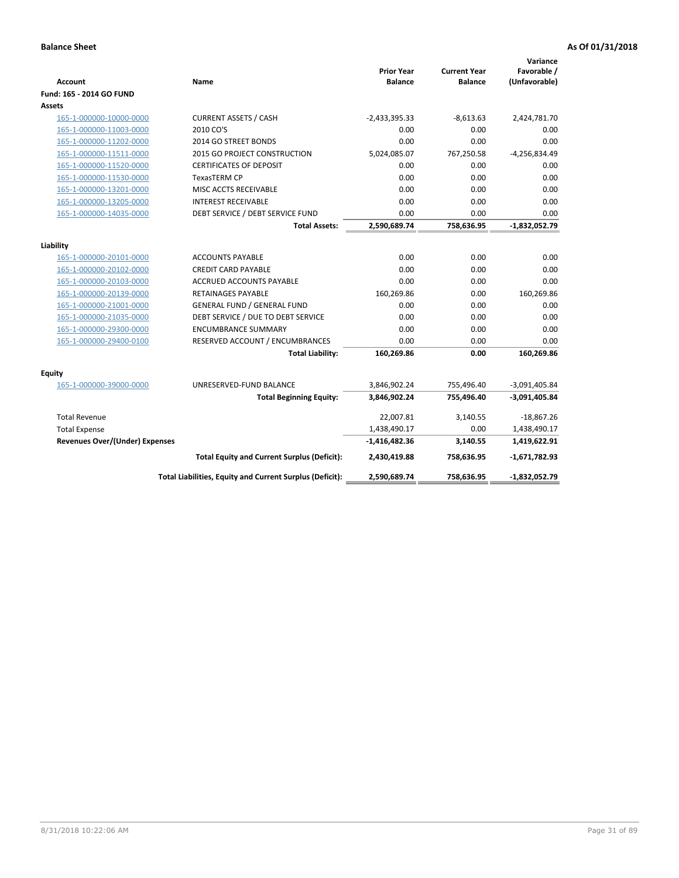**Balance Sheet** | **As Of 01/31/2018**

| Account | Name | Prior Year Balance | Current Year Balance | Variance Favorable / (Unfavorable) |
|---|---|---|---|---|
| **Fund: 165 - 2014 GO FUND** | | | | |
| **Assets** | | | | |
| 165-1-000000-10000-0000 | CURRENT ASSETS / CASH | -2,433,395.33 | -8,613.63 | 2,424,781.70 |
| 165-1-000000-11003-0000 | 2010 CO'S | 0.00 | 0.00 | 0.00 |
| 165-1-000000-11202-0000 | 2014 GO STREET BONDS | 0.00 | 0.00 | 0.00 |
| 165-1-000000-11511-0000 | 2015 GO PROJECT CONSTRUCTION | 5,024,085.07 | 767,250.58 | -4,256,834.49 |
| 165-1-000000-11520-0000 | CERTIFICATES OF DEPOSIT | 0.00 | 0.00 | 0.00 |
| 165-1-000000-11530-0000 | TexasTERM CP | 0.00 | 0.00 | 0.00 |
| 165-1-000000-13201-0000 | MISC ACCTS RECEIVABLE | 0.00 | 0.00 | 0.00 |
| 165-1-000000-13205-0000 | INTEREST RECEIVABLE | 0.00 | 0.00 | 0.00 |
| 165-1-000000-14035-0000 | DEBT SERVICE / DEBT SERVICE FUND | 0.00 | 0.00 | 0.00 |
| | **Total Assets:** | **2,590,689.74** | **758,636.95** | **-1,832,052.79** |
| **Liability** | | | | |
| 165-1-000000-20101-0000 | ACCOUNTS PAYABLE | 0.00 | 0.00 | 0.00 |
| 165-1-000000-20102-0000 | CREDIT CARD PAYABLE | 0.00 | 0.00 | 0.00 |
| 165-1-000000-20103-0000 | ACCRUED ACCOUNTS PAYABLE | 0.00 | 0.00 | 0.00 |
| 165-1-000000-20139-0000 | RETAINAGES PAYABLE | 160,269.86 | 0.00 | 160,269.86 |
| 165-1-000000-21001-0000 | GENERAL FUND / GENERAL FUND | 0.00 | 0.00 | 0.00 |
| 165-1-000000-21035-0000 | DEBT SERVICE / DUE TO DEBT SERVICE | 0.00 | 0.00 | 0.00 |
| 165-1-000000-29300-0000 | ENCUMBRANCE SUMMARY | 0.00 | 0.00 | 0.00 |
| 165-1-000000-29400-0100 | RESERVED ACCOUNT / ENCUMBRANCES | 0.00 | 0.00 | 0.00 |
| | **Total Liability:** | **160,269.86** | **0.00** | **160,269.86** |
| **Equity** | | | | |
| 165-1-000000-39000-0000 | UNRESERVED-FUND BALANCE | 3,846,902.24 | 755,496.40 | -3,091,405.84 |
| | **Total Beginning Equity:** | **3,846,902.24** | **755,496.40** | **-3,091,405.84** |
| Total Revenue | | 22,007.81 | 3,140.55 | -18,867.26 |
| Total Expense | | 1,438,490.17 | 0.00 | 1,438,490.17 |
| **Revenues Over/(Under) Expenses** | | **-1,416,482.36** | **3,140.55** | **1,419,622.91** |
| | **Total Equity and Current Surplus (Deficit):** | **2,430,419.88** | **758,636.95** | **-1,671,782.93** |
| | **Total Liabilities, Equity and Current Surplus (Deficit):** | **2,590,689.74** | **758,636.95** | **-1,832,052.79** |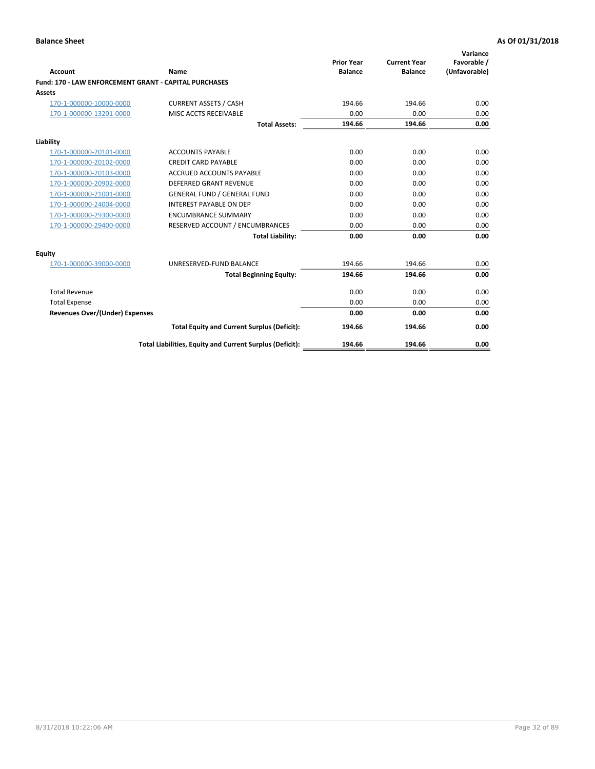**Balance Sheet** **As Of 01/31/2018**

| Account | Name | Prior Year Balance | Current Year Balance | Variance Favorable / (Unfavorable) |
|---|---|---|---|---|
| **Fund: 170 - LAW ENFORCEMENT GRANT - CAPITAL PURCHASES** | | | | |
| **Assets** | | | | |
| 170-1-000000-10000-0000 | CURRENT ASSETS / CASH | 194.66 | 194.66 | 0.00 |
| 170-1-000000-13201-0000 | MISC ACCTS RECEIVABLE | 0.00 | 0.00 | 0.00 |
| | **Total Assets:** | **194.66** | **194.66** | **0.00** |
| **Liability** | | | | |
| 170-1-000000-20101-0000 | ACCOUNTS PAYABLE | 0.00 | 0.00 | 0.00 |
| 170-1-000000-20102-0000 | CREDIT CARD PAYABLE | 0.00 | 0.00 | 0.00 |
| 170-1-000000-20103-0000 | ACCRUED ACCOUNTS PAYABLE | 0.00 | 0.00 | 0.00 |
| 170-1-000000-20902-0000 | DEFERRED GRANT REVENUE | 0.00 | 0.00 | 0.00 |
| 170-1-000000-21001-0000 | GENERAL FUND / GENERAL FUND | 0.00 | 0.00 | 0.00 |
| 170-1-000000-24004-0000 | INTEREST PAYABLE ON DEP | 0.00 | 0.00 | 0.00 |
| 170-1-000000-29300-0000 | ENCUMBRANCE SUMMARY | 0.00 | 0.00 | 0.00 |
| 170-1-000000-29400-0000 | RESERVED ACCOUNT / ENCUMBRANCES | 0.00 | 0.00 | 0.00 |
| | **Total Liability:** | **0.00** | **0.00** | **0.00** |
| **Equity** | | | | |
| 170-1-000000-39000-0000 | UNRESERVED-FUND BALANCE | 194.66 | 194.66 | 0.00 |
| | **Total Beginning Equity:** | **194.66** | **194.66** | **0.00** |
| Total Revenue | | 0.00 | 0.00 | 0.00 |
| Total Expense | | 0.00 | 0.00 | 0.00 |
| **Revenues Over/(Under) Expenses** | | **0.00** | **0.00** | **0.00** |
| | **Total Equity and Current Surplus (Deficit):** | **194.66** | **194.66** | **0.00** |
| | **Total Liabilities, Equity and Current Surplus (Deficit):** | **194.66** | **194.66** | **0.00** |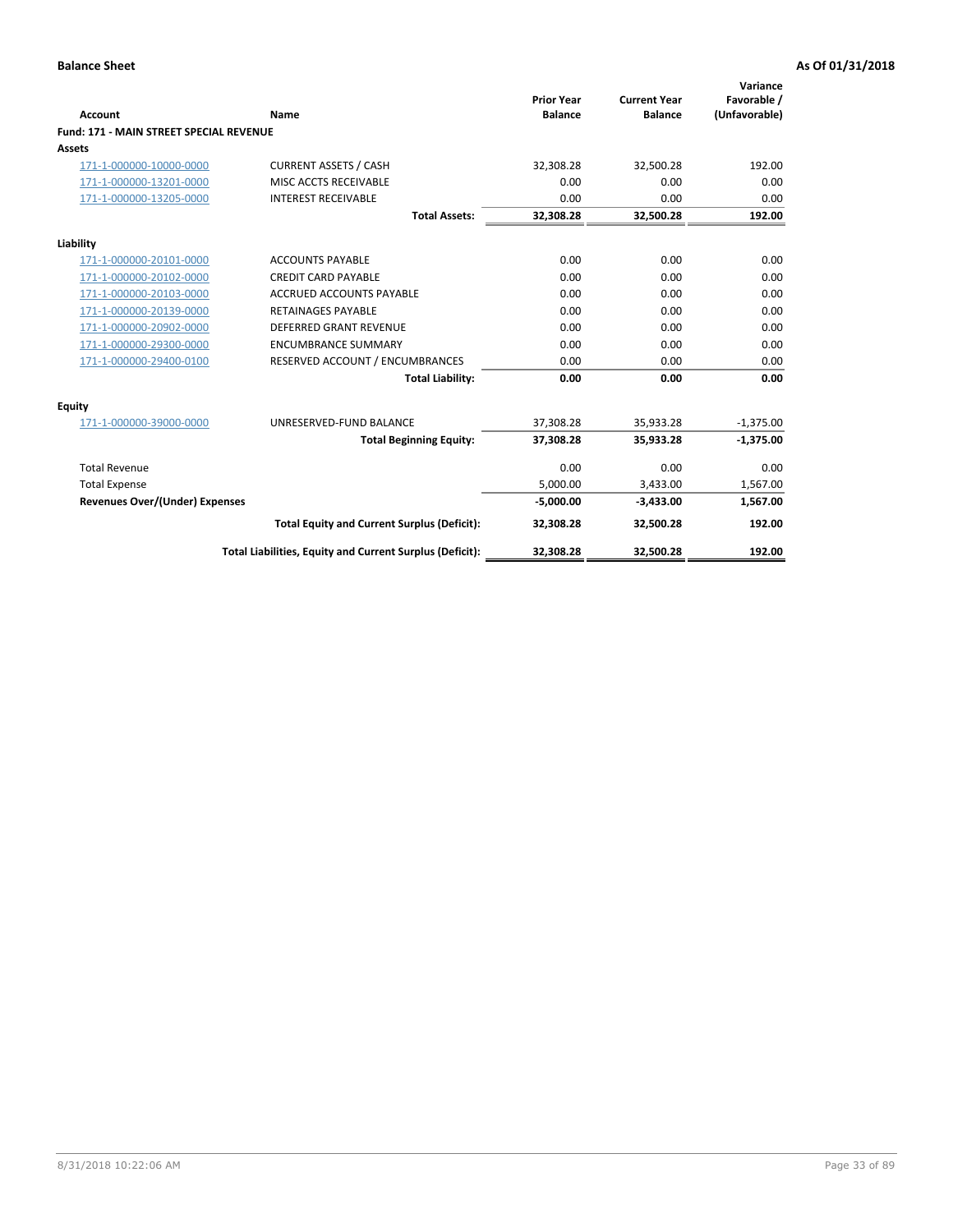**Balance Sheet** | **As Of 01/31/2018**

| Account | Name | Prior Year Balance | Current Year Balance | Variance Favorable / (Unfavorable) |
|---|---|---|---|---|
| **Fund: 171 - MAIN STREET SPECIAL REVENUE** | | | | |
| **Assets** | | | | |
| 171-1-000000-10000-0000 | CURRENT ASSETS / CASH | 32,308.28 | 32,500.28 | 192.00 |
| 171-1-000000-13201-0000 | MISC ACCTS RECEIVABLE | 0.00 | 0.00 | 0.00 |
| 171-1-000000-13205-0000 | INTEREST RECEIVABLE | 0.00 | 0.00 | 0.00 |
| | **Total Assets:** | **32,308.28** | **32,500.28** | **192.00** |
| **Liability** | | | | |
| 171-1-000000-20101-0000 | ACCOUNTS PAYABLE | 0.00 | 0.00 | 0.00 |
| 171-1-000000-20102-0000 | CREDIT CARD PAYABLE | 0.00 | 0.00 | 0.00 |
| 171-1-000000-20103-0000 | ACCRUED ACCOUNTS PAYABLE | 0.00 | 0.00 | 0.00 |
| 171-1-000000-20139-0000 | RETAINAGES PAYABLE | 0.00 | 0.00 | 0.00 |
| 171-1-000000-20902-0000 | DEFERRED GRANT REVENUE | 0.00 | 0.00 | 0.00 |
| 171-1-000000-29300-0000 | ENCUMBRANCE SUMMARY | 0.00 | 0.00 | 0.00 |
| 171-1-000000-29400-0100 | RESERVED ACCOUNT / ENCUMBRANCES | 0.00 | 0.00 | 0.00 |
| | **Total Liability:** | **0.00** | **0.00** | **0.00** |
| **Equity** | | | | |
| 171-1-000000-39000-0000 | UNRESERVED-FUND BALANCE | 37,308.28 | 35,933.28 | -1,375.00 |
| | **Total Beginning Equity:** | **37,308.28** | **35,933.28** | **-1,375.00** |
| Total Revenue | | 0.00 | 0.00 | 0.00 |
| Total Expense | | 5,000.00 | 3,433.00 | 1,567.00 |
| **Revenues Over/(Under) Expenses** | | **-5,000.00** | **-3,433.00** | **1,567.00** |
| | **Total Equity and Current Surplus (Deficit):** | **32,308.28** | **32,500.28** | **192.00** |
| | **Total Liabilities, Equity and Current Surplus (Deficit):** | **32,308.28** | **32,500.28** | **192.00** |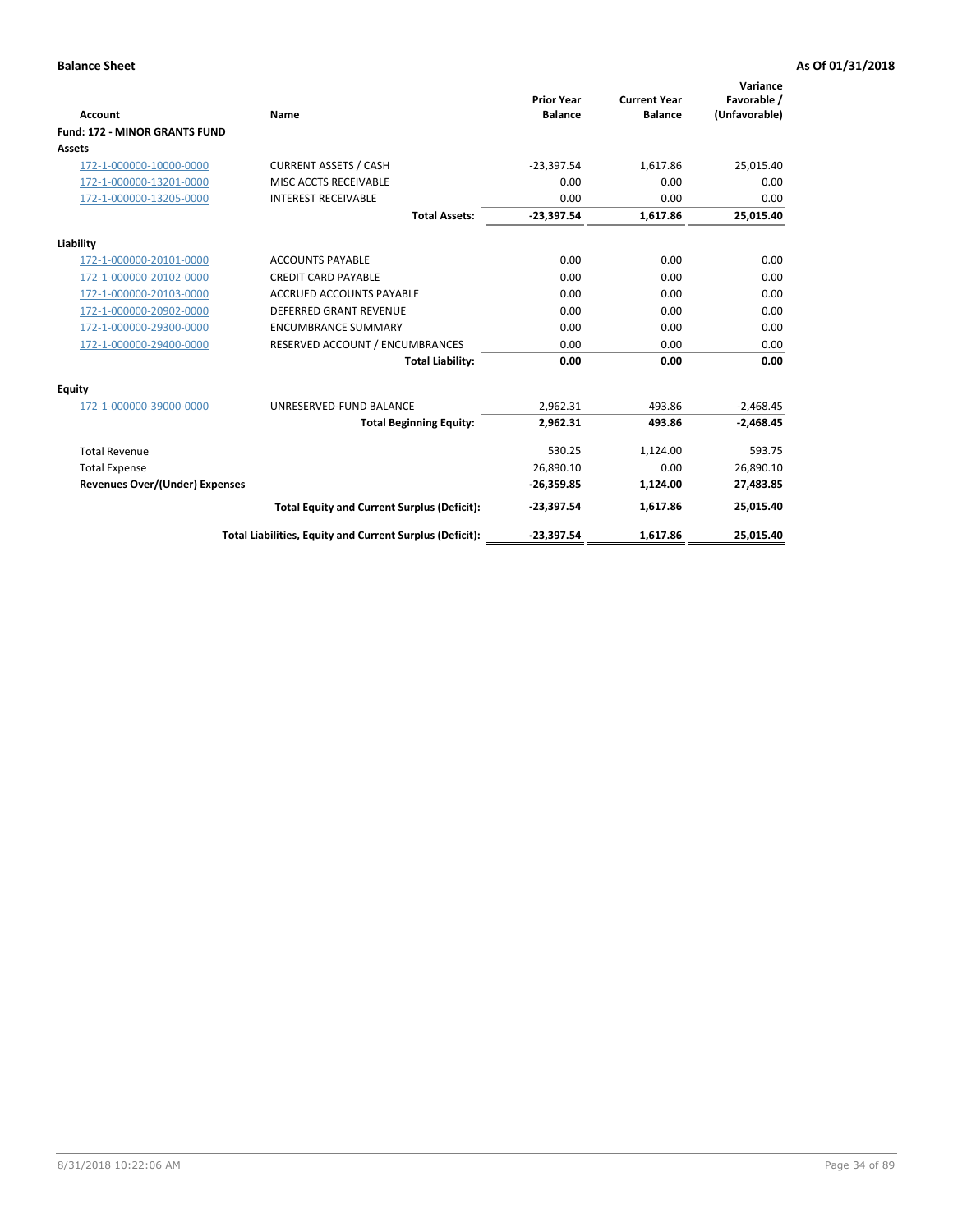**Balance Sheet** **As Of 01/31/2018**

| Account | Name | Prior Year Balance | Current Year Balance | Variance Favorable / (Unfavorable) |
|---|---|---|---|---|
| **Fund: 172 - MINOR GRANTS FUND** | | | | |
| **Assets** | | | | |
| 172-1-000000-10000-0000 | CURRENT ASSETS / CASH | -23,397.54 | 1,617.86 | 25,015.40 |
| 172-1-000000-13201-0000 | MISC ACCTS RECEIVABLE | 0.00 | 0.00 | 0.00 |
| 172-1-000000-13205-0000 | INTEREST RECEIVABLE | 0.00 | 0.00 | 0.00 |
| | **Total Assets:** | **-23,397.54** | **1,617.86** | **25,015.40** |
| **Liability** | | | | |
| 172-1-000000-20101-0000 | ACCOUNTS PAYABLE | 0.00 | 0.00 | 0.00 |
| 172-1-000000-20102-0000 | CREDIT CARD PAYABLE | 0.00 | 0.00 | 0.00 |
| 172-1-000000-20103-0000 | ACCRUED ACCOUNTS PAYABLE | 0.00 | 0.00 | 0.00 |
| 172-1-000000-20902-0000 | DEFERRED GRANT REVENUE | 0.00 | 0.00 | 0.00 |
| 172-1-000000-29300-0000 | ENCUMBRANCE SUMMARY | 0.00 | 0.00 | 0.00 |
| 172-1-000000-29400-0000 | RESERVED ACCOUNT / ENCUMBRANCES | 0.00 | 0.00 | 0.00 |
| | **Total Liability:** | **0.00** | **0.00** | **0.00** |
| **Equity** | | | | |
| 172-1-000000-39000-0000 | UNRESERVED-FUND BALANCE | 2,962.31 | 493.86 | -2,468.45 |
| | **Total Beginning Equity:** | **2,962.31** | **493.86** | **-2,468.45** |
| Total Revenue | | 530.25 | 1,124.00 | 593.75 |
| Total Expense | | 26,890.10 | 0.00 | 26,890.10 |
| **Revenues Over/(Under) Expenses** | | **-26,359.85** | **1,124.00** | **27,483.85** |
| | **Total Equity and Current Surplus (Deficit):** | **-23,397.54** | **1,617.86** | **25,015.40** |
| | **Total Liabilities, Equity and Current Surplus (Deficit):** | **-23,397.54** | **1,617.86** | **25,015.40** |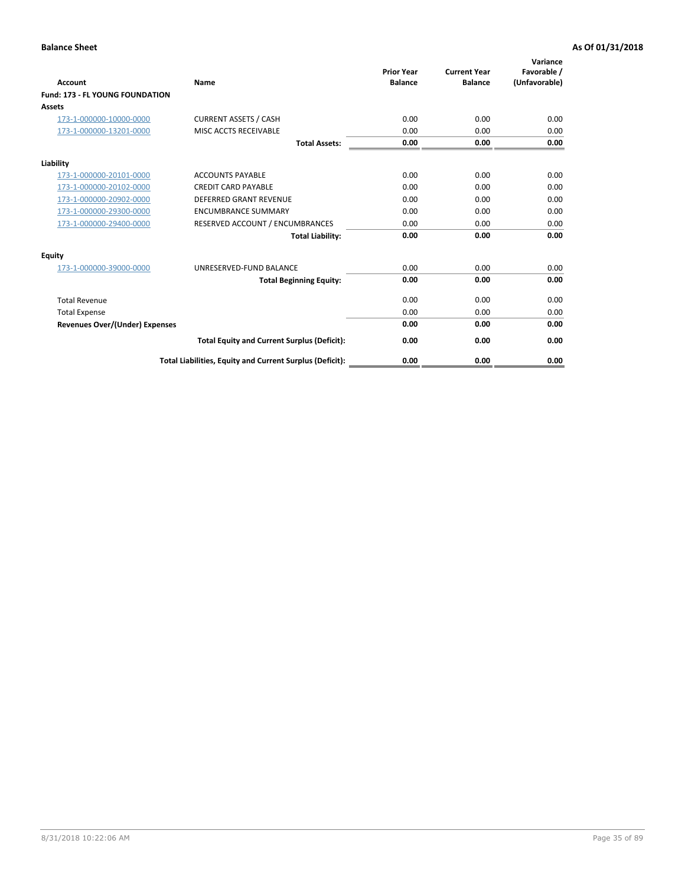**Balance Sheet** **As Of 01/31/2018**

| Account | Name | Prior Year Balance | Current Year Balance | Variance Favorable / (Unfavorable) |
|---|---|---|---|---|
| **Fund: 173 - FL YOUNG FOUNDATION** | | | | |
| **Assets** | | | | |
| 173-1-000000-10000-0000 | CURRENT ASSETS / CASH | 0.00 | 0.00 | 0.00 |
| 173-1-000000-13201-0000 | MISC ACCTS RECEIVABLE | 0.00 | 0.00 | 0.00 |
| | **Total Assets:** | **0.00** | **0.00** | **0.00** |
| **Liability** | | | | |
| 173-1-000000-20101-0000 | ACCOUNTS PAYABLE | 0.00 | 0.00 | 0.00 |
| 173-1-000000-20102-0000 | CREDIT CARD PAYABLE | 0.00 | 0.00 | 0.00 |
| 173-1-000000-20902-0000 | DEFERRED GRANT REVENUE | 0.00 | 0.00 | 0.00 |
| 173-1-000000-29300-0000 | ENCUMBRANCE SUMMARY | 0.00 | 0.00 | 0.00 |
| 173-1-000000-29400-0000 | RESERVED ACCOUNT / ENCUMBRANCES | 0.00 | 0.00 | 0.00 |
| | **Total Liability:** | **0.00** | **0.00** | **0.00** |
| **Equity** | | | | |
| 173-1-000000-39000-0000 | UNRESERVED-FUND BALANCE | 0.00 | 0.00 | 0.00 |
| | **Total Beginning Equity:** | **0.00** | **0.00** | **0.00** |
| Total Revenue | | 0.00 | 0.00 | 0.00 |
| Total Expense | | 0.00 | 0.00 | 0.00 |
| **Revenues Over/(Under) Expenses** | | **0.00** | **0.00** | **0.00** |
| | **Total Equity and Current Surplus (Deficit):** | **0.00** | **0.00** | **0.00** |
| | **Total Liabilities, Equity and Current Surplus (Deficit):** | **0.00** | **0.00** | **0.00** |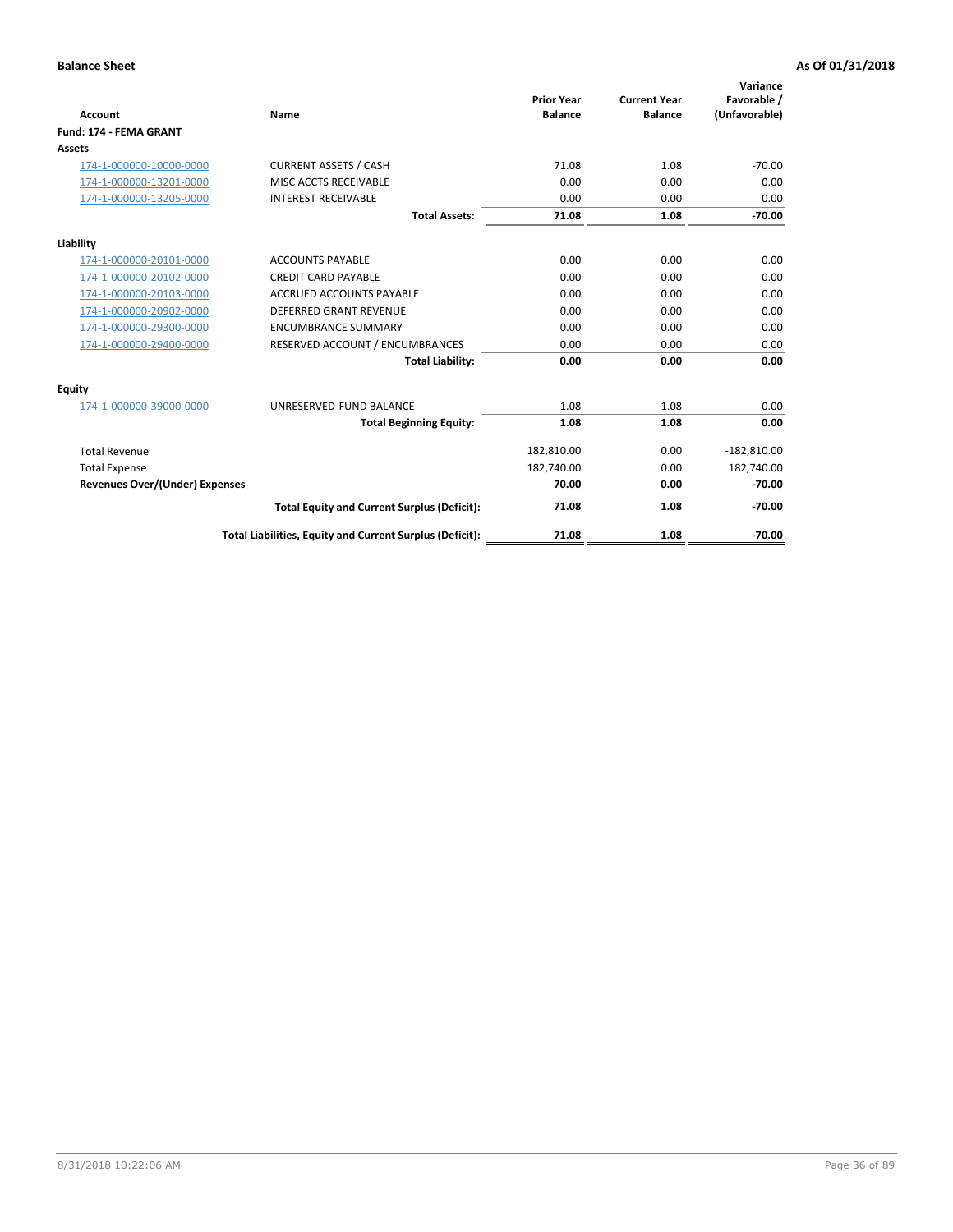**Balance Sheet** **As Of 01/31/2018**

| Account | Name | Prior Year Balance | Current Year Balance | Variance Favorable / (Unfavorable) |
|---|---|---|---|---|
| **Fund: 174 - FEMA GRANT** | | | | |
| **Assets** | | | | |
| 174-1-000000-10000-0000 | CURRENT ASSETS / CASH | 71.08 | 1.08 | -70.00 |
| 174-1-000000-13201-0000 | MISC ACCTS RECEIVABLE | 0.00 | 0.00 | 0.00 |
| 174-1-000000-13205-0000 | INTEREST RECEIVABLE | 0.00 | 0.00 | 0.00 |
| | **Total Assets:** | **71.08** | **1.08** | **-70.00** |
| **Liability** | | | | |
| 174-1-000000-20101-0000 | ACCOUNTS PAYABLE | 0.00 | 0.00 | 0.00 |
| 174-1-000000-20102-0000 | CREDIT CARD PAYABLE | 0.00 | 0.00 | 0.00 |
| 174-1-000000-20103-0000 | ACCRUED ACCOUNTS PAYABLE | 0.00 | 0.00 | 0.00 |
| 174-1-000000-20902-0000 | DEFERRED GRANT REVENUE | 0.00 | 0.00 | 0.00 |
| 174-1-000000-29300-0000 | ENCUMBRANCE SUMMARY | 0.00 | 0.00 | 0.00 |
| 174-1-000000-29400-0000 | RESERVED ACCOUNT / ENCUMBRANCES | 0.00 | 0.00 | 0.00 |
| | **Total Liability:** | **0.00** | **0.00** | **0.00** |
| **Equity** | | | | |
| 174-1-000000-39000-0000 | UNRESERVED-FUND BALANCE | 1.08 | 1.08 | 0.00 |
| | **Total Beginning Equity:** | **1.08** | **1.08** | **0.00** |
| Total Revenue | | 182,810.00 | 0.00 | -182,810.00 |
| Total Expense | | 182,740.00 | 0.00 | 182,740.00 |
| **Revenues Over/(Under) Expenses** | | **70.00** | **0.00** | **-70.00** |
| | **Total Equity and Current Surplus (Deficit):** | **71.08** | **1.08** | **-70.00** |
| | **Total Liabilities, Equity and Current Surplus (Deficit):** | **71.08** | **1.08** | **-70.00** |

8/31/2018 10:22:06 AM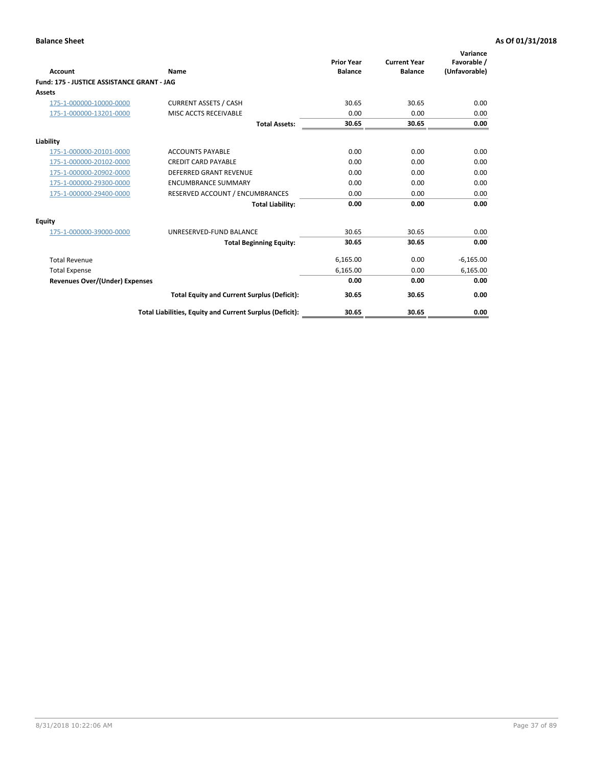**Balance Sheet** **As Of 01/31/2018**

| Account | Name | Prior Year Balance | Current Year Balance | Variance Favorable / (Unfavorable) |
|---|---|---|---|---|
| **Fund: 175 - JUSTICE ASSISTANCE GRANT - JAG** | | | | |
| **Assets** | | | | |
| 175-1-000000-10000-0000 | CURRENT ASSETS / CASH | 30.65 | 30.65 | 0.00 |
| 175-1-000000-13201-0000 | MISC ACCTS RECEIVABLE | 0.00 | 0.00 | 0.00 |
| | **Total Assets:** | **30.65** | **30.65** | **0.00** |
| **Liability** | | | | |
| 175-1-000000-20101-0000 | ACCOUNTS PAYABLE | 0.00 | 0.00 | 0.00 |
| 175-1-000000-20102-0000 | CREDIT CARD PAYABLE | 0.00 | 0.00 | 0.00 |
| 175-1-000000-20902-0000 | DEFERRED GRANT REVENUE | 0.00 | 0.00 | 0.00 |
| 175-1-000000-29300-0000 | ENCUMBRANCE SUMMARY | 0.00 | 0.00 | 0.00 |
| 175-1-000000-29400-0000 | RESERVED ACCOUNT / ENCUMBRANCES | 0.00 | 0.00 | 0.00 |
| | **Total Liability:** | **0.00** | **0.00** | **0.00** |
| **Equity** | | | | |
| 175-1-000000-39000-0000 | UNRESERVED-FUND BALANCE | 30.65 | 30.65 | 0.00 |
| | **Total Beginning Equity:** | **30.65** | **30.65** | **0.00** |
| Total Revenue | | 6,165.00 | 0.00 | -6,165.00 |
| Total Expense | | 6,165.00 | 0.00 | 6,165.00 |
| **Revenues Over/(Under) Expenses** | | **0.00** | **0.00** | **0.00** |
| | **Total Equity and Current Surplus (Deficit):** | **30.65** | **30.65** | **0.00** |
| | **Total Liabilities, Equity and Current Surplus (Deficit):** | **30.65** | **30.65** | **0.00** |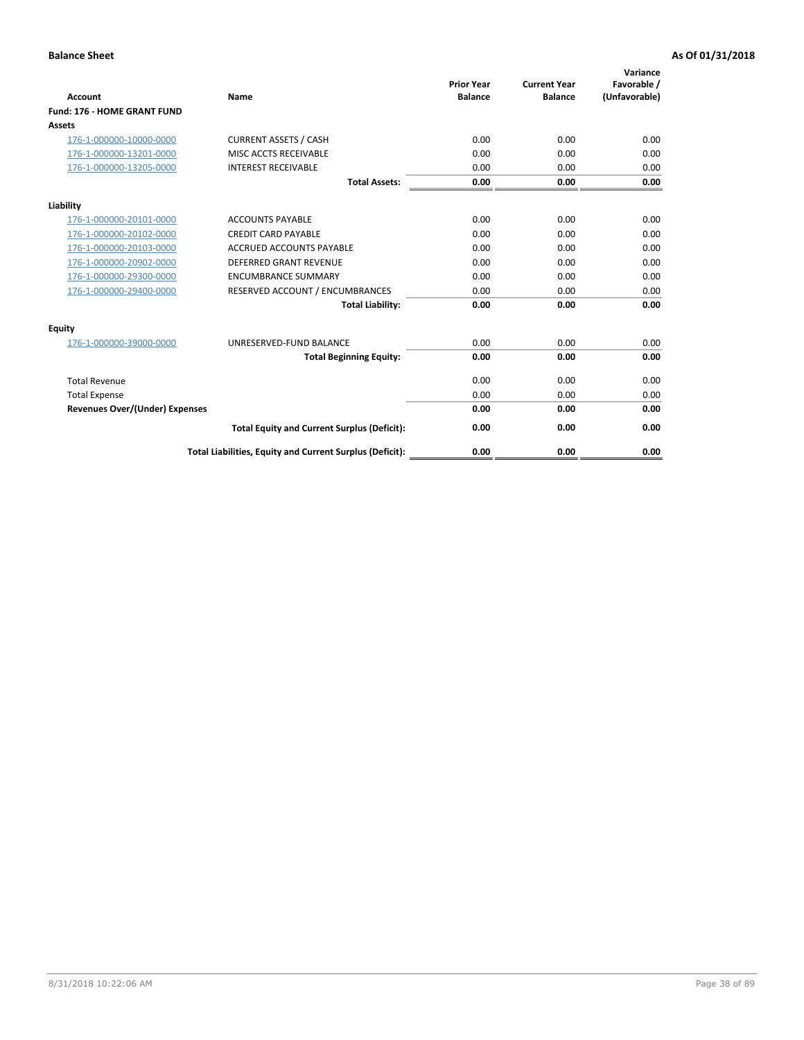**Balance Sheet** | **As Of 01/31/2018**

| Account | Name | Prior Year Balance | Current Year Balance | Variance Favorable / (Unfavorable) |
|---|---|---|---|---|
| **Fund: 176 - HOME GRANT FUND** | | | | |
| **Assets** | | | | |
| 176-1-000000-10000-0000 | CURRENT ASSETS / CASH | 0.00 | 0.00 | 0.00 |
| 176-1-000000-13201-0000 | MISC ACCTS RECEIVABLE | 0.00 | 0.00 | 0.00 |
| 176-1-000000-13205-0000 | INTEREST RECEIVABLE | 0.00 | 0.00 | 0.00 |
| | **Total Assets:** | **0.00** | **0.00** | **0.00** |
| **Liability** | | | | |
| 176-1-000000-20101-0000 | ACCOUNTS PAYABLE | 0.00 | 0.00 | 0.00 |
| 176-1-000000-20102-0000 | CREDIT CARD PAYABLE | 0.00 | 0.00 | 0.00 |
| 176-1-000000-20103-0000 | ACCRUED ACCOUNTS PAYABLE | 0.00 | 0.00 | 0.00 |
| 176-1-000000-20902-0000 | DEFERRED GRANT REVENUE | 0.00 | 0.00 | 0.00 |
| 176-1-000000-29300-0000 | ENCUMBRANCE SUMMARY | 0.00 | 0.00 | 0.00 |
| 176-1-000000-29400-0000 | RESERVED ACCOUNT / ENCUMBRANCES | 0.00 | 0.00 | 0.00 |
| | **Total Liability:** | **0.00** | **0.00** | **0.00** |
| **Equity** | | | | |
| 176-1-000000-39000-0000 | UNRESERVED-FUND BALANCE | 0.00 | 0.00 | 0.00 |
| | **Total Beginning Equity:** | **0.00** | **0.00** | **0.00** |
| Total Revenue | | 0.00 | 0.00 | 0.00 |
| Total Expense | | 0.00 | 0.00 | 0.00 |
| **Revenues Over/(Under) Expenses** | | **0.00** | **0.00** | **0.00** |
| | **Total Equity and Current Surplus (Deficit):** | **0.00** | **0.00** | **0.00** |
| | **Total Liabilities, Equity and Current Surplus (Deficit):** | **0.00** | **0.00** | **0.00** |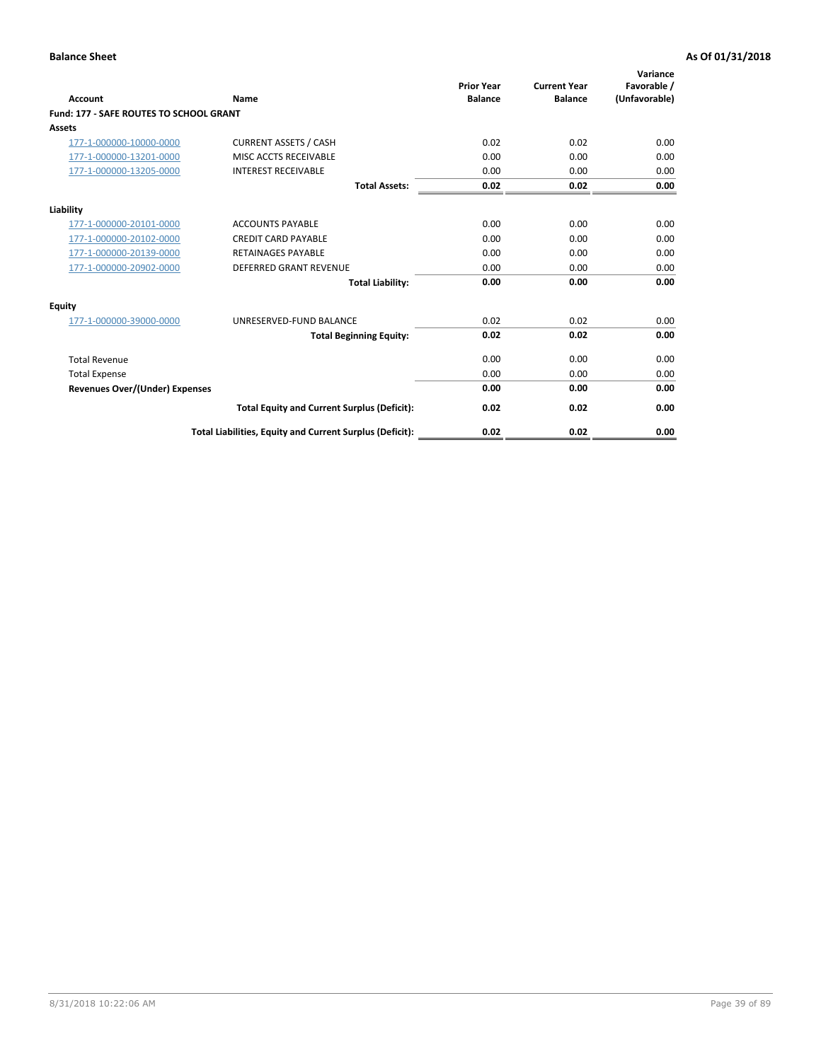**Balance Sheet** **As Of 01/31/2018**

| Account | Name | Prior Year Balance | Current Year Balance | Variance Favorable / (Unfavorable) |
|---|---|---|---|---|
| **Fund: 177 - SAFE ROUTES TO SCHOOL GRANT** | | | | |
| **Assets** | | | | |
| 177-1-000000-10000-0000 | CURRENT ASSETS / CASH | 0.02 | 0.02 | 0.00 |
| 177-1-000000-13201-0000 | MISC ACCTS RECEIVABLE | 0.00 | 0.00 | 0.00 |
| 177-1-000000-13205-0000 | INTEREST RECEIVABLE | 0.00 | 0.00 | 0.00 |
| | **Total Assets:** | **0.02** | **0.02** | **0.00** |
| **Liability** | | | | |
| 177-1-000000-20101-0000 | ACCOUNTS PAYABLE | 0.00 | 0.00 | 0.00 |
| 177-1-000000-20102-0000 | CREDIT CARD PAYABLE | 0.00 | 0.00 | 0.00 |
| 177-1-000000-20139-0000 | RETAINAGES PAYABLE | 0.00 | 0.00 | 0.00 |
| 177-1-000000-20902-0000 | DEFERRED GRANT REVENUE | 0.00 | 0.00 | 0.00 |
| | **Total Liability:** | **0.00** | **0.00** | **0.00** |
| **Equity** | | | | |
| 177-1-000000-39000-0000 | UNRESERVED-FUND BALANCE | 0.02 | 0.02 | 0.00 |
| | **Total Beginning Equity:** | **0.02** | **0.02** | **0.00** |
| Total Revenue | | 0.00 | 0.00 | 0.00 |
| Total Expense | | 0.00 | 0.00 | 0.00 |
| **Revenues Over/(Under) Expenses** | | **0.00** | **0.00** | **0.00** |
| | **Total Equity and Current Surplus (Deficit):** | **0.02** | **0.02** | **0.00** |
| | **Total Liabilities, Equity and Current Surplus (Deficit):** | **0.02** | **0.02** | **0.00** |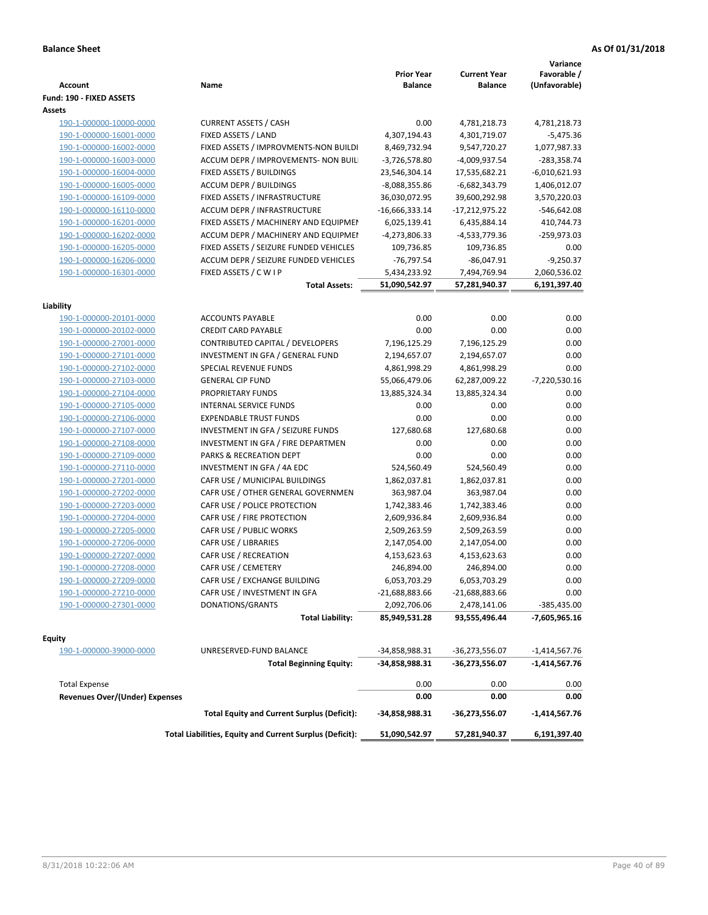**Balance Sheet** **As Of 01/31/2018**

| Account | Name | Prior Year Balance | Current Year Balance | Variance Favorable / (Unfavorable) |
|---|---|---|---|---|
| **Fund: 190 - FIXED ASSETS** | | | | |
| **Assets** | | | | |
| 190-1-000000-10000-0000 | CURRENT ASSETS / CASH | 0.00 | 4,781,218.73 | 4,781,218.73 |
| 190-1-000000-16001-0000 | FIXED ASSETS / LAND | 4,307,194.43 | 4,301,719.07 | -5,475.36 |
| 190-1-000000-16002-0000 | FIXED ASSETS / IMPROVMENTS-NON BUILDI | 8,469,732.94 | 9,547,720.27 | 1,077,987.33 |
| 190-1-000000-16003-0000 | ACCUM DEPR / IMPROVEMENTS- NON BUIL | -3,726,578.80 | -4,009,937.54 | -283,358.74 |
| 190-1-000000-16004-0000 | FIXED ASSETS / BUILDINGS | 23,546,304.14 | 17,535,682.21 | -6,010,621.93 |
| 190-1-000000-16005-0000 | ACCUM DEPR / BUILDINGS | -8,088,355.86 | -6,682,343.79 | 1,406,012.07 |
| 190-1-000000-16109-0000 | FIXED ASSETS / INFRASTRUCTURE | 36,030,072.95 | 39,600,292.98 | 3,570,220.03 |
| 190-1-000000-16110-0000 | ACCUM DEPR / INFRASTRUCTURE | -16,666,333.14 | -17,212,975.22 | -546,642.08 |
| 190-1-000000-16201-0000 | FIXED ASSETS / MACHINERY AND EQUIPMEI | 6,025,139.41 | 6,435,884.14 | 410,744.73 |
| 190-1-000000-16202-0000 | ACCUM DEPR / MACHINERY AND EQUIPMEI | -4,273,806.33 | -4,533,779.36 | -259,973.03 |
| 190-1-000000-16205-0000 | FIXED ASSETS / SEIZURE FUNDED VEHICLES | 109,736.85 | 109,736.85 | 0.00 |
| 190-1-000000-16206-0000 | ACCUM DEPR / SEIZURE FUNDED VEHICLES | -76,797.54 | -86,047.91 | -9,250.37 |
| 190-1-000000-16301-0000 | FIXED ASSETS / C W I P | 5,434,233.92 | 7,494,769.94 | 2,060,536.02 |
| | **Total Assets:** | **51,090,542.97** | **57,281,940.37** | **6,191,397.40** |
| **Liability** | | | | |
| 190-1-000000-20101-0000 | ACCOUNTS PAYABLE | 0.00 | 0.00 | 0.00 |
| 190-1-000000-20102-0000 | CREDIT CARD PAYABLE | 0.00 | 0.00 | 0.00 |
| 190-1-000000-27001-0000 | CONTRIBUTED CAPITAL / DEVELOPERS | 7,196,125.29 | 7,196,125.29 | 0.00 |
| 190-1-000000-27101-0000 | INVESTMENT IN GFA / GENERAL FUND | 2,194,657.07 | 2,194,657.07 | 0.00 |
| 190-1-000000-27102-0000 | SPECIAL REVENUE FUNDS | 4,861,998.29 | 4,861,998.29 | 0.00 |
| 190-1-000000-27103-0000 | GENERAL CIP FUND | 55,066,479.06 | 62,287,009.22 | -7,220,530.16 |
| 190-1-000000-27104-0000 | PROPRIETARY FUNDS | 13,885,324.34 | 13,885,324.34 | 0.00 |
| 190-1-000000-27105-0000 | INTERNAL SERVICE FUNDS | 0.00 | 0.00 | 0.00 |
| 190-1-000000-27106-0000 | EXPENDABLE TRUST FUNDS | 0.00 | 0.00 | 0.00 |
| 190-1-000000-27107-0000 | INVESTMENT IN GFA / SEIZURE FUNDS | 127,680.68 | 127,680.68 | 0.00 |
| 190-1-000000-27108-0000 | INVESTMENT IN GFA / FIRE DEPARTMEN | 0.00 | 0.00 | 0.00 |
| 190-1-000000-27109-0000 | PARKS & RECREATION DEPT | 0.00 | 0.00 | 0.00 |
| 190-1-000000-27110-0000 | INVESTMENT IN GFA / 4A EDC | 524,560.49 | 524,560.49 | 0.00 |
| 190-1-000000-27201-0000 | CAFR USE / MUNICIPAL BUILDINGS | 1,862,037.81 | 1,862,037.81 | 0.00 |
| 190-1-000000-27202-0000 | CAFR USE / OTHER GENERAL GOVERNMEN | 363,987.04 | 363,987.04 | 0.00 |
| 190-1-000000-27203-0000 | CAFR USE / POLICE PROTECTION | 1,742,383.46 | 1,742,383.46 | 0.00 |
| 190-1-000000-27204-0000 | CAFR USE / FIRE PROTECTION | 2,609,936.84 | 2,609,936.84 | 0.00 |
| 190-1-000000-27205-0000 | CAFR USE / PUBLIC WORKS | 2,509,263.59 | 2,509,263.59 | 0.00 |
| 190-1-000000-27206-0000 | CAFR USE / LIBRARIES | 2,147,054.00 | 2,147,054.00 | 0.00 |
| 190-1-000000-27207-0000 | CAFR USE / RECREATION | 4,153,623.63 | 4,153,623.63 | 0.00 |
| 190-1-000000-27208-0000 | CAFR USE / CEMETERY | 246,894.00 | 246,894.00 | 0.00 |
| 190-1-000000-27209-0000 | CAFR USE / EXCHANGE BUILDING | 6,053,703.29 | 6,053,703.29 | 0.00 |
| 190-1-000000-27210-0000 | CAFR USE / INVESTMENT IN GFA | -21,688,883.66 | -21,688,883.66 | 0.00 |
| 190-1-000000-27301-0000 | DONATIONS/GRANTS | 2,092,706.06 | 2,478,141.06 | -385,435.00 |
| | **Total Liability:** | **85,949,531.28** | **93,555,496.44** | **-7,605,965.16** |
| **Equity** | | | | |
| 190-1-000000-39000-0000 | UNRESERVED-FUND BALANCE | -34,858,988.31 | -36,273,556.07 | -1,414,567.76 |
| | **Total Beginning Equity:** | **-34,858,988.31** | **-36,273,556.07** | **-1,414,567.76** |
| Total Expense | | 0.00 | 0.00 | 0.00 |
| **Revenues Over/(Under) Expenses** | | **0.00** | **0.00** | **0.00** |
| | **Total Equity and Current Surplus (Deficit):** | **-34,858,988.31** | **-36,273,556.07** | **-1,414,567.76** |
| | **Total Liabilities, Equity and Current Surplus (Deficit):** | **51,090,542.97** | **57,281,940.37** | **6,191,397.40** |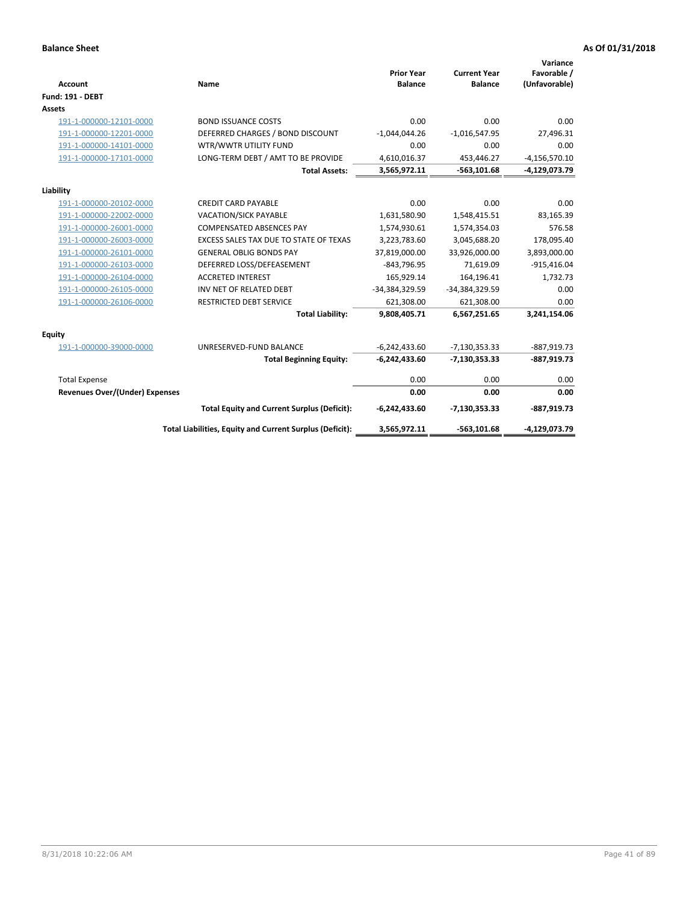**Balance Sheet** **As Of 01/31/2018**

| Account | Name | Prior Year Balance | Current Year Balance | Variance Favorable / (Unfavorable) |
|---|---|---|---|---|
| **Fund: 191 - DEBT** | | | | |
| **Assets** | | | | |
| 191-1-000000-12101-0000 | BOND ISSUANCE COSTS | 0.00 | 0.00 | 0.00 |
| 191-1-000000-12201-0000 | DEFERRED CHARGES / BOND DISCOUNT | -1,044,044.26 | -1,016,547.95 | 27,496.31 |
| 191-1-000000-14101-0000 | WTR/WWTR UTILITY FUND | 0.00 | 0.00 | 0.00 |
| 191-1-000000-17101-0000 | LONG-TERM DEBT / AMT TO BE PROVIDE | 4,610,016.37 | 453,446.27 | -4,156,570.10 |
| | **Total Assets:** | **3,565,972.11** | **-563,101.68** | **-4,129,073.79** |
| **Liability** | | | | |
| 191-1-000000-20102-0000 | CREDIT CARD PAYABLE | 0.00 | 0.00 | 0.00 |
| 191-1-000000-22002-0000 | VACATION/SICK PAYABLE | 1,631,580.90 | 1,548,415.51 | 83,165.39 |
| 191-1-000000-26001-0000 | COMPENSATED ABSENCES PAY | 1,574,930.61 | 1,574,354.03 | 576.58 |
| 191-1-000000-26003-0000 | EXCESS SALES TAX DUE TO STATE OF TEXAS | 3,223,783.60 | 3,045,688.20 | 178,095.40 |
| 191-1-000000-26101-0000 | GENERAL OBLIG BONDS PAY | 37,819,000.00 | 33,926,000.00 | 3,893,000.00 |
| 191-1-000000-26103-0000 | DEFERRED LOSS/DEFEASEMENT | -843,796.95 | 71,619.09 | -915,416.04 |
| 191-1-000000-26104-0000 | ACCRETED INTEREST | 165,929.14 | 164,196.41 | 1,732.73 |
| 191-1-000000-26105-0000 | INV NET OF RELATED DEBT | -34,384,329.59 | -34,384,329.59 | 0.00 |
| 191-1-000000-26106-0000 | RESTRICTED DEBT SERVICE | 621,308.00 | 621,308.00 | 0.00 |
| | **Total Liability:** | **9,808,405.71** | **6,567,251.65** | **3,241,154.06** |
| **Equity** | | | | |
| 191-1-000000-39000-0000 | UNRESERVED-FUND BALANCE | -6,242,433.60 | -7,130,353.33 | -887,919.73 |
| | **Total Beginning Equity:** | **-6,242,433.60** | **-7,130,353.33** | **-887,919.73** |
| Total Expense | | 0.00 | 0.00 | 0.00 |
| **Revenues Over/(Under) Expenses** | | **0.00** | **0.00** | **0.00** |
| | **Total Equity and Current Surplus (Deficit):** | **-6,242,433.60** | **-7,130,353.33** | **-887,919.73** |
| | **Total Liabilities, Equity and Current Surplus (Deficit):** | **3,565,972.11** | **-563,101.68** | **-4,129,073.79** |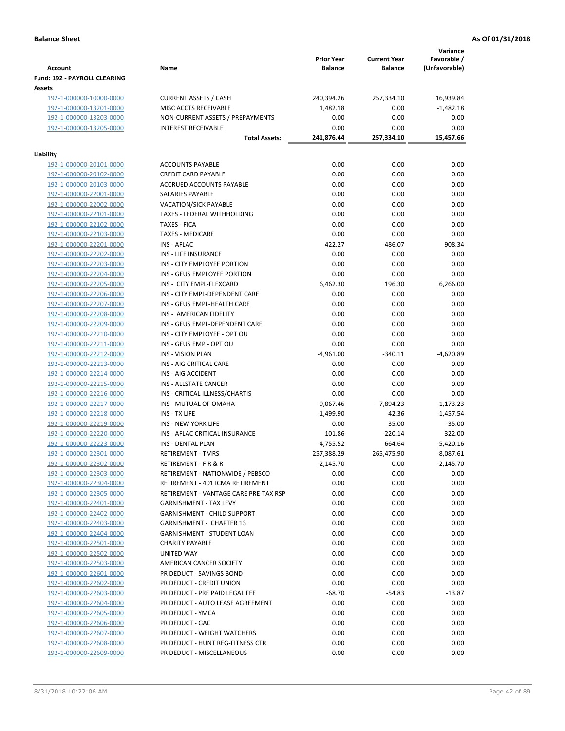**Balance Sheet** **As Of 01/31/2018**

| Account | Name | Prior Year Balance | Current Year Balance | Variance Favorable / (Unfavorable) |
|---|---|---|---|---|
| **Fund: 192 - PAYROLL CLEARING** | | | | |
| **Assets** | | | | |
| 192-1-000000-10000-0000 | CURRENT ASSETS / CASH | 240,394.26 | 257,334.10 | 16,939.84 |
| 192-1-000000-13201-0000 | MISC ACCTS RECEIVABLE | 1,482.18 | 0.00 | -1,482.18 |
| 192-1-000000-13203-0000 | NON-CURRENT ASSETS / PREPAYMENTS | 0.00 | 0.00 | 0.00 |
| 192-1-000000-13205-0000 | INTEREST RECEIVABLE | 0.00 | 0.00 | 0.00 |
| | **Total Assets:** | **241,876.44** | **257,334.10** | **15,457.66** |
| **Liability** | | | | |
| 192-1-000000-20101-0000 | ACCOUNTS PAYABLE | 0.00 | 0.00 | 0.00 |
| 192-1-000000-20102-0000 | CREDIT CARD PAYABLE | 0.00 | 0.00 | 0.00 |
| 192-1-000000-20103-0000 | ACCRUED ACCOUNTS PAYABLE | 0.00 | 0.00 | 0.00 |
| 192-1-000000-22001-0000 | SALARIES PAYABLE | 0.00 | 0.00 | 0.00 |
| 192-1-000000-22002-0000 | VACATION/SICK PAYABLE | 0.00 | 0.00 | 0.00 |
| 192-1-000000-22101-0000 | TAXES - FEDERAL WITHHOLDING | 0.00 | 0.00 | 0.00 |
| 192-1-000000-22102-0000 | TAXES - FICA | 0.00 | 0.00 | 0.00 |
| 192-1-000000-22103-0000 | TAXES - MEDICARE | 0.00 | 0.00 | 0.00 |
| 192-1-000000-22201-0000 | INS - AFLAC | 422.27 | -486.07 | 908.34 |
| 192-1-000000-22202-0000 | INS - LIFE INSURANCE | 0.00 | 0.00 | 0.00 |
| 192-1-000000-22203-0000 | INS - CITY EMPLOYEE PORTION | 0.00 | 0.00 | 0.00 |
| 192-1-000000-22204-0000 | INS - GEUS EMPLOYEE PORTION | 0.00 | 0.00 | 0.00 |
| 192-1-000000-22205-0000 | INS - CITY EMPL-FLEXCARD | 6,462.30 | 196.30 | 6,266.00 |
| 192-1-000000-22206-0000 | INS - CITY EMPL-DEPENDENT CARE | 0.00 | 0.00 | 0.00 |
| 192-1-000000-22207-0000 | INS - GEUS EMPL-HEALTH CARE | 0.00 | 0.00 | 0.00 |
| 192-1-000000-22208-0000 | INS - AMERICAN FIDELITY | 0.00 | 0.00 | 0.00 |
| 192-1-000000-22209-0000 | INS - GEUS EMPL-DEPENDENT CARE | 0.00 | 0.00 | 0.00 |
| 192-1-000000-22210-0000 | INS - CITY EMPLOYEE - OPT OU | 0.00 | 0.00 | 0.00 |
| 192-1-000000-22211-0000 | INS - GEUS EMP - OPT OU | 0.00 | 0.00 | 0.00 |
| 192-1-000000-22212-0000 | INS - VISION PLAN | -4,961.00 | -340.11 | -4,620.89 |
| 192-1-000000-22213-0000 | INS - AIG CRITICAL CARE | 0.00 | 0.00 | 0.00 |
| 192-1-000000-22214-0000 | INS - AIG ACCIDENT | 0.00 | 0.00 | 0.00 |
| 192-1-000000-22215-0000 | INS - ALLSTATE CANCER | 0.00 | 0.00 | 0.00 |
| 192-1-000000-22216-0000 | INS - CRITICAL ILLNESS/CHARTIS | 0.00 | 0.00 | 0.00 |
| 192-1-000000-22217-0000 | INS - MUTUAL OF OMAHA | -9,067.46 | -7,894.23 | -1,173.23 |
| 192-1-000000-22218-0000 | INS - TX LIFE | -1,499.90 | -42.36 | -1,457.54 |
| 192-1-000000-22219-0000 | INS - NEW YORK LIFE | 0.00 | 35.00 | -35.00 |
| 192-1-000000-22220-0000 | INS - AFLAC CRITICAL INSURANCE | 101.86 | -220.14 | 322.00 |
| 192-1-000000-22223-0000 | INS - DENTAL PLAN | -4,755.52 | 664.64 | -5,420.16 |
| 192-1-000000-22301-0000 | RETIREMENT - TMRS | 257,388.29 | 265,475.90 | -8,087.61 |
| 192-1-000000-22302-0000 | RETIREMENT - F R & R | -2,145.70 | 0.00 | -2,145.70 |
| 192-1-000000-22303-0000 | RETIREMENT - NATIONWIDE / PEBSCO | 0.00 | 0.00 | 0.00 |
| 192-1-000000-22304-0000 | RETIREMENT - 401 ICMA RETIREMENT | 0.00 | 0.00 | 0.00 |
| 192-1-000000-22305-0000 | RETIREMENT - VANTAGE CARE PRE-TAX RSP | 0.00 | 0.00 | 0.00 |
| 192-1-000000-22401-0000 | GARNISHMENT - TAX LEVY | 0.00 | 0.00 | 0.00 |
| 192-1-000000-22402-0000 | GARNISHMENT - CHILD SUPPORT | 0.00 | 0.00 | 0.00 |
| 192-1-000000-22403-0000 | GARNISHMENT - CHAPTER 13 | 0.00 | 0.00 | 0.00 |
| 192-1-000000-22404-0000 | GARNISHMENT - STUDENT LOAN | 0.00 | 0.00 | 0.00 |
| 192-1-000000-22501-0000 | CHARITY PAYABLE | 0.00 | 0.00 | 0.00 |
| 192-1-000000-22502-0000 | UNITED WAY | 0.00 | 0.00 | 0.00 |
| 192-1-000000-22503-0000 | AMERICAN CANCER SOCIETY | 0.00 | 0.00 | 0.00 |
| 192-1-000000-22601-0000 | PR DEDUCT - SAVINGS BOND | 0.00 | 0.00 | 0.00 |
| 192-1-000000-22602-0000 | PR DEDUCT - CREDIT UNION | 0.00 | 0.00 | 0.00 |
| 192-1-000000-22603-0000 | PR DEDUCT - PRE PAID LEGAL FEE | -68.70 | -54.83 | -13.87 |
| 192-1-000000-22604-0000 | PR DEDUCT - AUTO LEASE AGREEMENT | 0.00 | 0.00 | 0.00 |
| 192-1-000000-22605-0000 | PR DEDUCT - YMCA | 0.00 | 0.00 | 0.00 |
| 192-1-000000-22606-0000 | PR DEDUCT - GAC | 0.00 | 0.00 | 0.00 |
| 192-1-000000-22607-0000 | PR DEDUCT - WEIGHT WATCHERS | 0.00 | 0.00 | 0.00 |
| 192-1-000000-22608-0000 | PR DEDUCT - HUNT REG-FITNESS CTR | 0.00 | 0.00 | 0.00 |
| 192-1-000000-22609-0000 | PR DEDUCT - MISCELLANEOUS | 0.00 | 0.00 | 0.00 |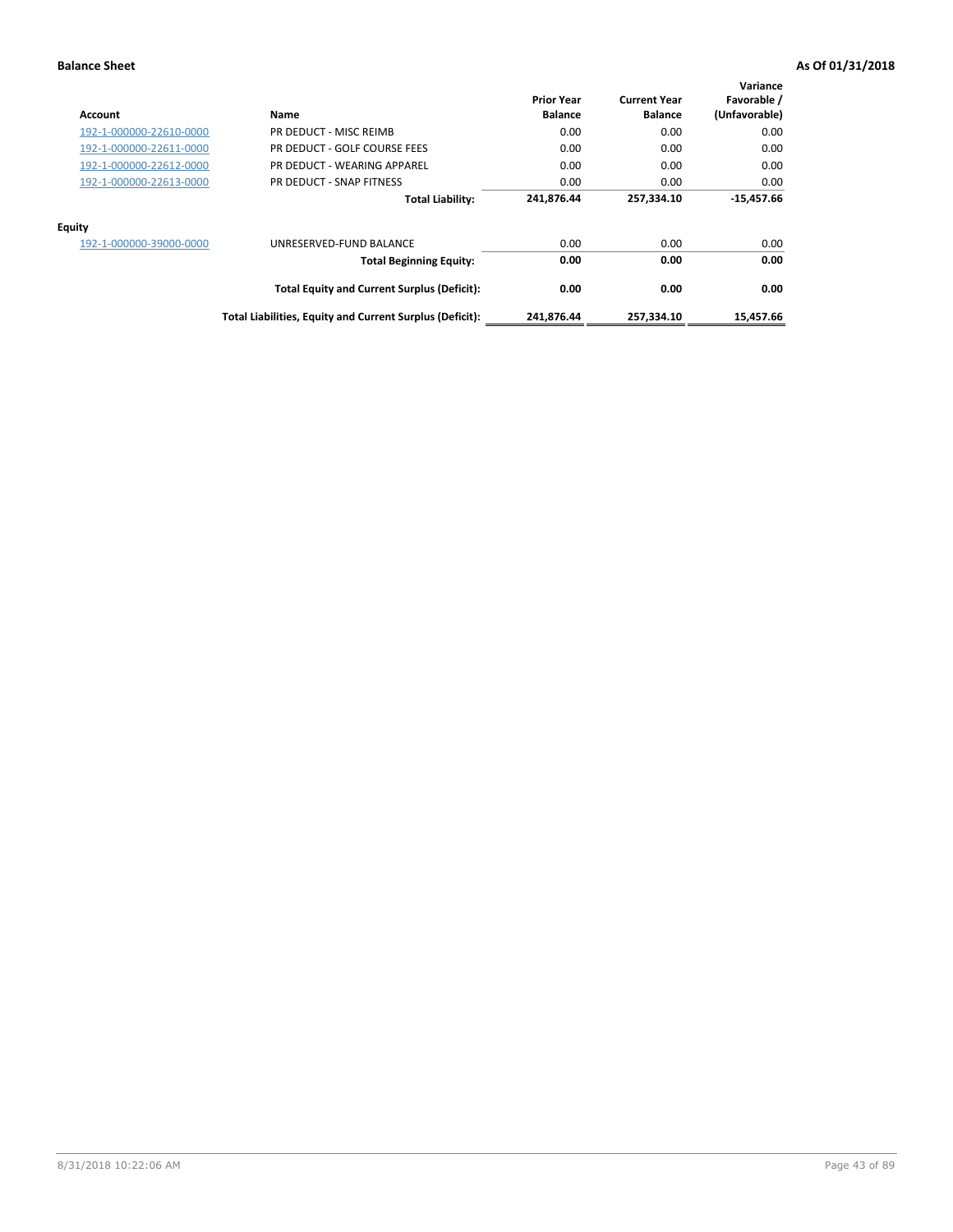**Balance Sheet** **As Of 01/31/2018**

| Account | Name | Prior Year Balance | Current Year Balance | Variance Favorable / (Unfavorable) |
|---|---|---|---|---|
| 192-1-000000-22610-0000 | PR DEDUCT - MISC REIMB | 0.00 | 0.00 | 0.00 |
| 192-1-000000-22611-0000 | PR DEDUCT - GOLF COURSE FEES | 0.00 | 0.00 | 0.00 |
| 192-1-000000-22612-0000 | PR DEDUCT - WEARING APPAREL | 0.00 | 0.00 | 0.00 |
| 192-1-000000-22613-0000 | PR DEDUCT - SNAP FITNESS | 0.00 | 0.00 | 0.00 |
| | **Total Liability:** | **241,876.44** | **257,334.10** | **-15,457.66** |
| **Equity** | | | | |
| 192-1-000000-39000-0000 | UNRESERVED-FUND BALANCE | 0.00 | 0.00 | 0.00 |
| | **Total Beginning Equity:** | **0.00** | **0.00** | **0.00** |
| | **Total Equity and Current Surplus (Deficit):** | **0.00** | **0.00** | **0.00** |
| | **Total Liabilities, Equity and Current Surplus (Deficit):** | **241,876.44** | **257,334.10** | **15,457.66** |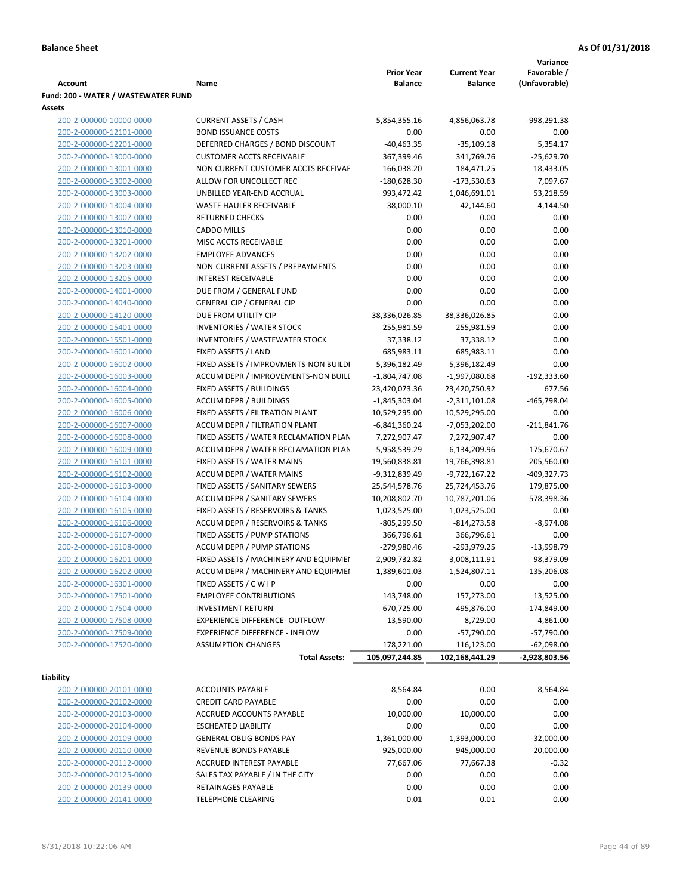**Balance Sheet** **As Of 01/31/2018**

| Account | Name | Prior Year Balance | Current Year Balance | Variance Favorable / (Unfavorable) |
|---|---|---|---|---|
| **Fund: 200 - WATER / WASTEWATER FUND** | | | | |
| **Assets** | | | | |
| 200-2-000000-10000-0000 | CURRENT ASSETS / CASH | 5,854,355.16 | 4,856,063.78 | -998,291.38 |
| 200-2-000000-12101-0000 | BOND ISSUANCE COSTS | 0.00 | 0.00 | 0.00 |
| 200-2-000000-12201-0000 | DEFERRED CHARGES / BOND DISCOUNT | -40,463.35 | -35,109.18 | 5,354.17 |
| 200-2-000000-13000-0000 | CUSTOMER ACCTS RECEIVABLE | 367,399.46 | 341,769.76 | -25,629.70 |
| 200-2-000000-13001-0000 | NON CURRENT CUSTOMER ACCTS RECEIVAE | 166,038.20 | 184,471.25 | 18,433.05 |
| 200-2-000000-13002-0000 | ALLOW FOR UNCOLLECT REC | -180,628.30 | -173,530.63 | 7,097.67 |
| 200-2-000000-13003-0000 | UNBILLED YEAR-END ACCRUAL | 993,472.42 | 1,046,691.01 | 53,218.59 |
| 200-2-000000-13004-0000 | WASTE HAULER RECEIVABLE | 38,000.10 | 42,144.60 | 4,144.50 |
| 200-2-000000-13007-0000 | RETURNED CHECKS | 0.00 | 0.00 | 0.00 |
| 200-2-000000-13010-0000 | CADDO MILLS | 0.00 | 0.00 | 0.00 |
| 200-2-000000-13201-0000 | MISC ACCTS RECEIVABLE | 0.00 | 0.00 | 0.00 |
| 200-2-000000-13202-0000 | EMPLOYEE ADVANCES | 0.00 | 0.00 | 0.00 |
| 200-2-000000-13203-0000 | NON-CURRENT ASSETS / PREPAYMENTS | 0.00 | 0.00 | 0.00 |
| 200-2-000000-13205-0000 | INTEREST RECEIVABLE | 0.00 | 0.00 | 0.00 |
| 200-2-000000-14001-0000 | DUE FROM / GENERAL FUND | 0.00 | 0.00 | 0.00 |
| 200-2-000000-14040-0000 | GENERAL CIP / GENERAL CIP | 0.00 | 0.00 | 0.00 |
| 200-2-000000-14120-0000 | DUE FROM UTILITY CIP | 38,336,026.85 | 38,336,026.85 | 0.00 |
| 200-2-000000-15401-0000 | INVENTORIES / WATER STOCK | 255,981.59 | 255,981.59 | 0.00 |
| 200-2-000000-15501-0000 | INVENTORIES / WASTEWATER STOCK | 37,338.12 | 37,338.12 | 0.00 |
| 200-2-000000-16001-0000 | FIXED ASSETS / LAND | 685,983.11 | 685,983.11 | 0.00 |
| 200-2-000000-16002-0000 | FIXED ASSETS / IMPROVMENTS-NON BUILDI | 5,396,182.49 | 5,396,182.49 | 0.00 |
| 200-2-000000-16003-0000 | ACCUM DEPR / IMPROVEMENTS-NON BUILI | -1,804,747.08 | -1,997,080.68 | -192,333.60 |
| 200-2-000000-16004-0000 | FIXED ASSETS / BUILDINGS | 23,420,073.36 | 23,420,750.92 | 677.56 |
| 200-2-000000-16005-0000 | ACCUM DEPR / BUILDINGS | -1,845,303.04 | -2,311,101.08 | -465,798.04 |
| 200-2-000000-16006-0000 | FIXED ASSETS / FILTRATION PLANT | 10,529,295.00 | 10,529,295.00 | 0.00 |
| 200-2-000000-16007-0000 | ACCUM DEPR / FILTRATION PLANT | -6,841,360.24 | -7,053,202.00 | -211,841.76 |
| 200-2-000000-16008-0000 | FIXED ASSETS / WATER RECLAMATION PLAN | 7,272,907.47 | 7,272,907.47 | 0.00 |
| 200-2-000000-16009-0000 | ACCUM DEPR / WATER RECLAMATION PLAN | -5,958,539.29 | -6,134,209.96 | -175,670.67 |
| 200-2-000000-16101-0000 | FIXED ASSETS / WATER MAINS | 19,560,838.81 | 19,766,398.81 | 205,560.00 |
| 200-2-000000-16102-0000 | ACCUM DEPR / WATER MAINS | -9,312,839.49 | -9,722,167.22 | -409,327.73 |
| 200-2-000000-16103-0000 | FIXED ASSETS / SANITARY SEWERS | 25,544,578.76 | 25,724,453.76 | 179,875.00 |
| 200-2-000000-16104-0000 | ACCUM DEPR / SANITARY SEWERS | -10,208,802.70 | -10,787,201.06 | -578,398.36 |
| 200-2-000000-16105-0000 | FIXED ASSETS / RESERVOIRS & TANKS | 1,023,525.00 | 1,023,525.00 | 0.00 |
| 200-2-000000-16106-0000 | ACCUM DEPR / RESERVOIRS & TANKS | -805,299.50 | -814,273.58 | -8,974.08 |
| 200-2-000000-16107-0000 | FIXED ASSETS / PUMP STATIONS | 366,796.61 | 366,796.61 | 0.00 |
| 200-2-000000-16108-0000 | ACCUM DEPR / PUMP STATIONS | -279,980.46 | -293,979.25 | -13,998.79 |
| 200-2-000000-16201-0000 | FIXED ASSETS / MACHINERY AND EQUIPMEI | 2,909,732.82 | 3,008,111.91 | 98,379.09 |
| 200-2-000000-16202-0000 | ACCUM DEPR / MACHINERY AND EQUIPMEI | -1,389,601.03 | -1,524,807.11 | -135,206.08 |
| 200-2-000000-16301-0000 | FIXED ASSETS / C W I P | 0.00 | 0.00 | 0.00 |
| 200-2-000000-17501-0000 | EMPLOYEE CONTRIBUTIONS | 143,748.00 | 157,273.00 | 13,525.00 |
| 200-2-000000-17504-0000 | INVESTMENT RETURN | 670,725.00 | 495,876.00 | -174,849.00 |
| 200-2-000000-17508-0000 | EXPERIENCE DIFFERENCE- OUTFLOW | 13,590.00 | 8,729.00 | -4,861.00 |
| 200-2-000000-17509-0000 | EXPERIENCE DIFFERENCE - INFLOW | 0.00 | -57,790.00 | -57,790.00 |
| 200-2-000000-17520-0000 | ASSUMPTION CHANGES | 178,221.00 | 116,123.00 | -62,098.00 |
| | **Total Assets:** | **105,097,244.85** | **102,168,441.29** | **-2,928,803.56** |
| **Liability** | | | | |
| 200-2-000000-20101-0000 | ACCOUNTS PAYABLE | -8,564.84 | 0.00 | -8,564.84 |
| 200-2-000000-20102-0000 | CREDIT CARD PAYABLE | 0.00 | 0.00 | 0.00 |
| 200-2-000000-20103-0000 | ACCRUED ACCOUNTS PAYABLE | 10,000.00 | 10,000.00 | 0.00 |
| 200-2-000000-20104-0000 | ESCHEATED LIABILITY | 0.00 | 0.00 | 0.00 |
| 200-2-000000-20109-0000 | GENERAL OBLIG BONDS PAY | 1,361,000.00 | 1,393,000.00 | -32,000.00 |
| 200-2-000000-20110-0000 | REVENUE BONDS PAYABLE | 925,000.00 | 945,000.00 | -20,000.00 |
| 200-2-000000-20112-0000 | ACCRUED INTEREST PAYABLE | 77,667.06 | 77,667.38 | -0.32 |
| 200-2-000000-20125-0000 | SALES TAX PAYABLE / IN THE CITY | 0.00 | 0.00 | 0.00 |
| 200-2-000000-20139-0000 | RETAINAGES PAYABLE | 0.00 | 0.00 | 0.00 |
| 200-2-000000-20141-0000 | TELEPHONE CLEARING | 0.01 | 0.01 | 0.00 |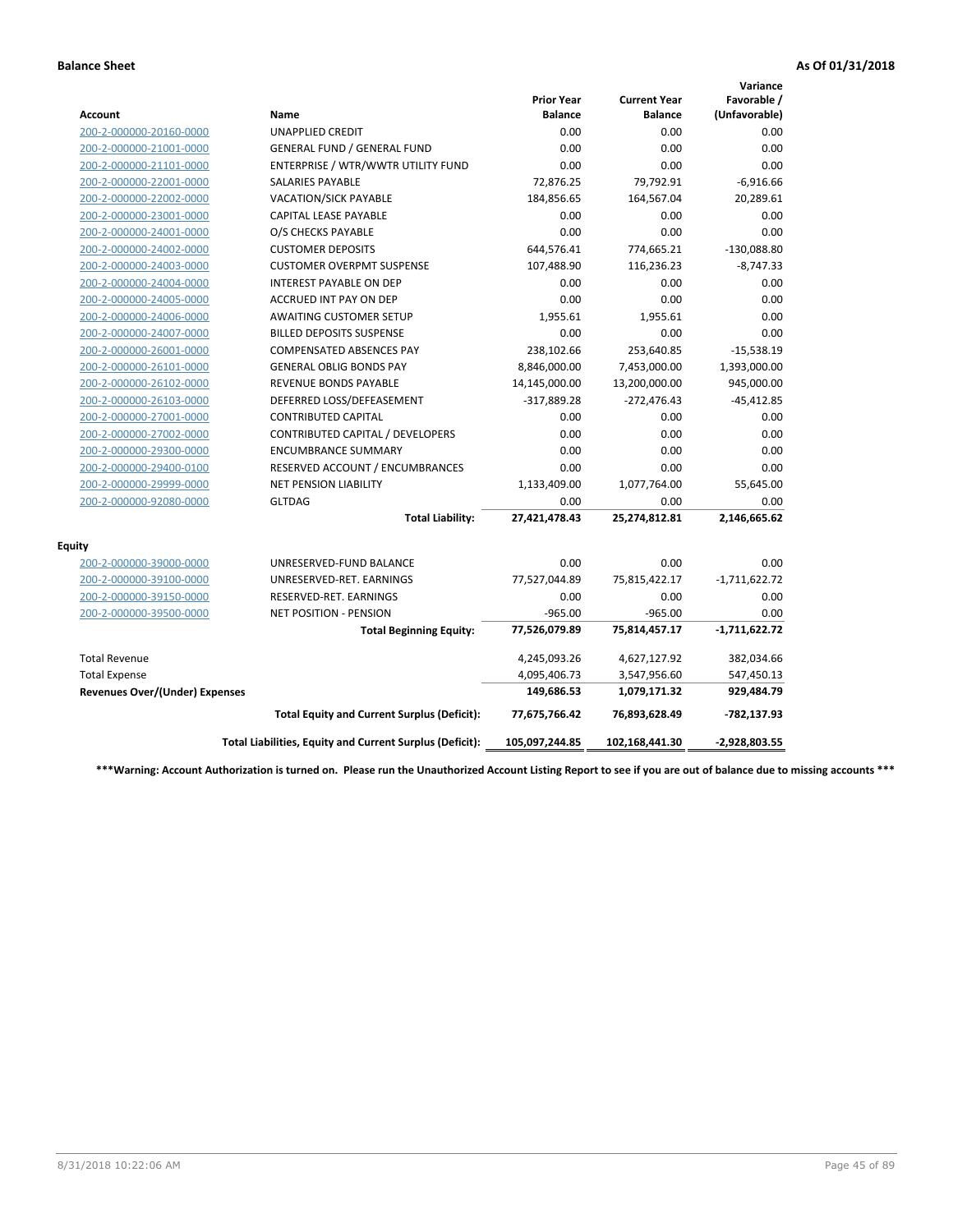**Balance Sheet** **As Of 01/31/2018**

| Account | Name | Prior Year Balance | Current Year Balance | Variance Favorable / (Unfavorable) |
|---|---|---|---|---|
| 200-2-000000-20160-0000 | UNAPPLIED CREDIT | 0.00 | 0.00 | 0.00 |
| 200-2-000000-21001-0000 | GENERAL FUND / GENERAL FUND | 0.00 | 0.00 | 0.00 |
| 200-2-000000-21101-0000 | ENTERPRISE / WTR/WWTR UTILITY FUND | 0.00 | 0.00 | 0.00 |
| 200-2-000000-22001-0000 | SALARIES PAYABLE | 72,876.25 | 79,792.91 | -6,916.66 |
| 200-2-000000-22002-0000 | VACATION/SICK PAYABLE | 184,856.65 | 164,567.04 | 20,289.61 |
| 200-2-000000-23001-0000 | CAPITAL LEASE PAYABLE | 0.00 | 0.00 | 0.00 |
| 200-2-000000-24001-0000 | O/S CHECKS PAYABLE | 0.00 | 0.00 | 0.00 |
| 200-2-000000-24002-0000 | CUSTOMER DEPOSITS | 644,576.41 | 774,665.21 | -130,088.80 |
| 200-2-000000-24003-0000 | CUSTOMER OVERPMT SUSPENSE | 107,488.90 | 116,236.23 | -8,747.33 |
| 200-2-000000-24004-0000 | INTEREST PAYABLE ON DEP | 0.00 | 0.00 | 0.00 |
| 200-2-000000-24005-0000 | ACCRUED INT PAY ON DEP | 0.00 | 0.00 | 0.00 |
| 200-2-000000-24006-0000 | AWAITING CUSTOMER SETUP | 1,955.61 | 1,955.61 | 0.00 |
| 200-2-000000-24007-0000 | BILLED DEPOSITS SUSPENSE | 0.00 | 0.00 | 0.00 |
| 200-2-000000-26001-0000 | COMPENSATED ABSENCES PAY | 238,102.66 | 253,640.85 | -15,538.19 |
| 200-2-000000-26101-0000 | GENERAL OBLIG BONDS PAY | 8,846,000.00 | 7,453,000.00 | 1,393,000.00 |
| 200-2-000000-26102-0000 | REVENUE BONDS PAYABLE | 14,145,000.00 | 13,200,000.00 | 945,000.00 |
| 200-2-000000-26103-0000 | DEFERRED LOSS/DEFEASEMENT | -317,889.28 | -272,476.43 | -45,412.85 |
| 200-2-000000-27001-0000 | CONTRIBUTED CAPITAL | 0.00 | 0.00 | 0.00 |
| 200-2-000000-27002-0000 | CONTRIBUTED CAPITAL / DEVELOPERS | 0.00 | 0.00 | 0.00 |
| 200-2-000000-29300-0000 | ENCUMBRANCE SUMMARY | 0.00 | 0.00 | 0.00 |
| 200-2-000000-29400-0100 | RESERVED ACCOUNT / ENCUMBRANCES | 0.00 | 0.00 | 0.00 |
| 200-2-000000-29999-0000 | NET PENSION LIABILITY | 1,133,409.00 | 1,077,764.00 | 55,645.00 |
| 200-2-000000-92080-0000 | GLTDAG | 0.00 | 0.00 | 0.00 |
| | **Total Liability:** | **27,421,478.43** | **25,274,812.81** | **2,146,665.62** |
| **Equity** | | | | |
| 200-2-000000-39000-0000 | UNRESERVED-FUND BALANCE | 0.00 | 0.00 | 0.00 |
| 200-2-000000-39100-0000 | UNRESERVED-RET. EARNINGS | 77,527,044.89 | 75,815,422.17 | -1,711,622.72 |
| 200-2-000000-39150-0000 | RESERVED-RET. EARNINGS | 0.00 | 0.00 | 0.00 |
| 200-2-000000-39500-0000 | NET POSITION - PENSION | -965.00 | -965.00 | 0.00 |
| | **Total Beginning Equity:** | **77,526,079.89** | **75,814,457.17** | **-1,711,622.72** |
| Total Revenue | | 4,245,093.26 | 4,627,127.92 | 382,034.66 |
| Total Expense | | 4,095,406.73 | 3,547,956.60 | 547,450.13 |
| **Revenues Over/(Under) Expenses** | | **149,686.53** | **1,079,171.32** | **929,484.79** |
| | **Total Equity and Current Surplus (Deficit):** | **77,675,766.42** | **76,893,628.49** | **-782,137.93** |
| | **Total Liabilities, Equity and Current Surplus (Deficit):** | **105,097,244.85** | **102,168,441.30** | **-2,928,803.55** |

**\*\*\*Warning: Account Authorization is turned on. Please run the Unauthorized Account Listing Report to see if you are out of balance due to missing accounts \*\*\***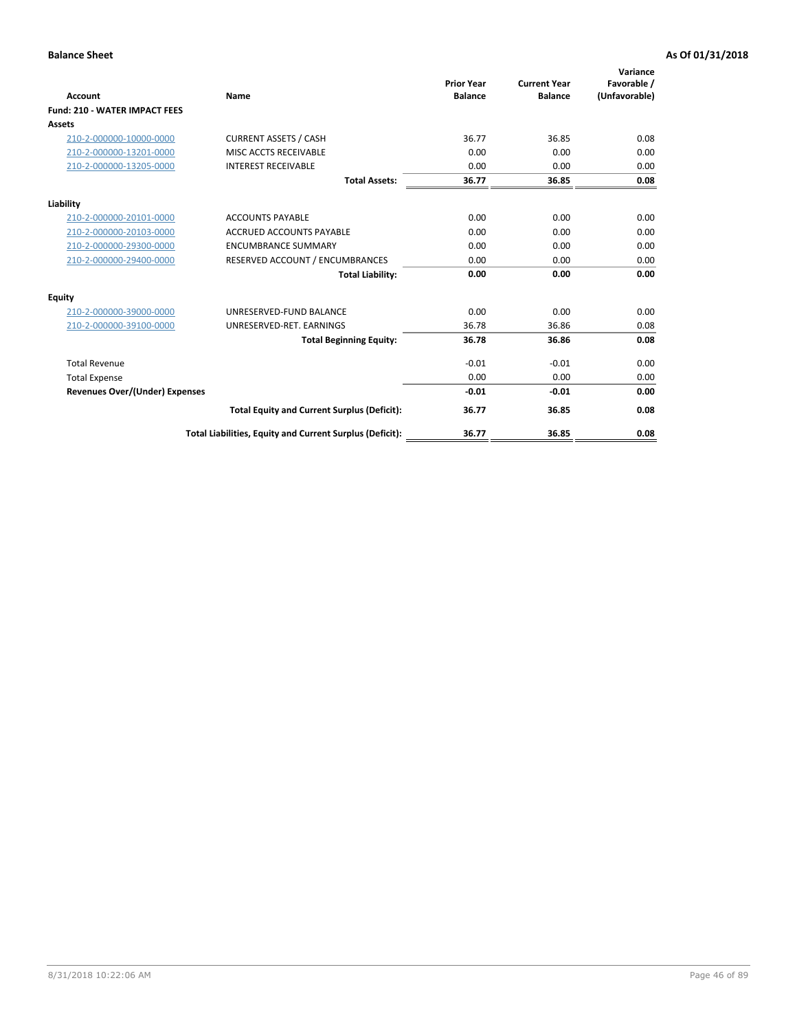**Balance Sheet** — **As Of 01/31/2018**

| Account | Name | Prior Year Balance | Current Year Balance | Variance Favorable / (Unfavorable) |
|---|---|---|---|---|
| **Fund: 210 - WATER IMPACT FEES** | | | | |
| **Assets** | | | | |
| 210-2-000000-10000-0000 | CURRENT ASSETS / CASH | 36.77 | 36.85 | 0.08 |
| 210-2-000000-13201-0000 | MISC ACCTS RECEIVABLE | 0.00 | 0.00 | 0.00 |
| 210-2-000000-13205-0000 | INTEREST RECEIVABLE | 0.00 | 0.00 | 0.00 |
| | **Total Assets:** | **36.77** | **36.85** | **0.08** |
| **Liability** | | | | |
| 210-2-000000-20101-0000 | ACCOUNTS PAYABLE | 0.00 | 0.00 | 0.00 |
| 210-2-000000-20103-0000 | ACCRUED ACCOUNTS PAYABLE | 0.00 | 0.00 | 0.00 |
| 210-2-000000-29300-0000 | ENCUMBRANCE SUMMARY | 0.00 | 0.00 | 0.00 |
| 210-2-000000-29400-0000 | RESERVED ACCOUNT / ENCUMBRANCES | 0.00 | 0.00 | 0.00 |
| | **Total Liability:** | **0.00** | **0.00** | **0.00** |
| **Equity** | | | | |
| 210-2-000000-39000-0000 | UNRESERVED-FUND BALANCE | 0.00 | 0.00 | 0.00 |
| 210-2-000000-39100-0000 | UNRESERVED-RET. EARNINGS | 36.78 | 36.86 | 0.08 |
| | **Total Beginning Equity:** | **36.78** | **36.86** | **0.08** |
| Total Revenue | | -0.01 | -0.01 | 0.00 |
| Total Expense | | 0.00 | 0.00 | 0.00 |
| **Revenues Over/(Under) Expenses** | | **-0.01** | **-0.01** | **0.00** |
| | **Total Equity and Current Surplus (Deficit):** | **36.77** | **36.85** | **0.08** |
| | **Total Liabilities, Equity and Current Surplus (Deficit):** | **36.77** | **36.85** | **0.08** |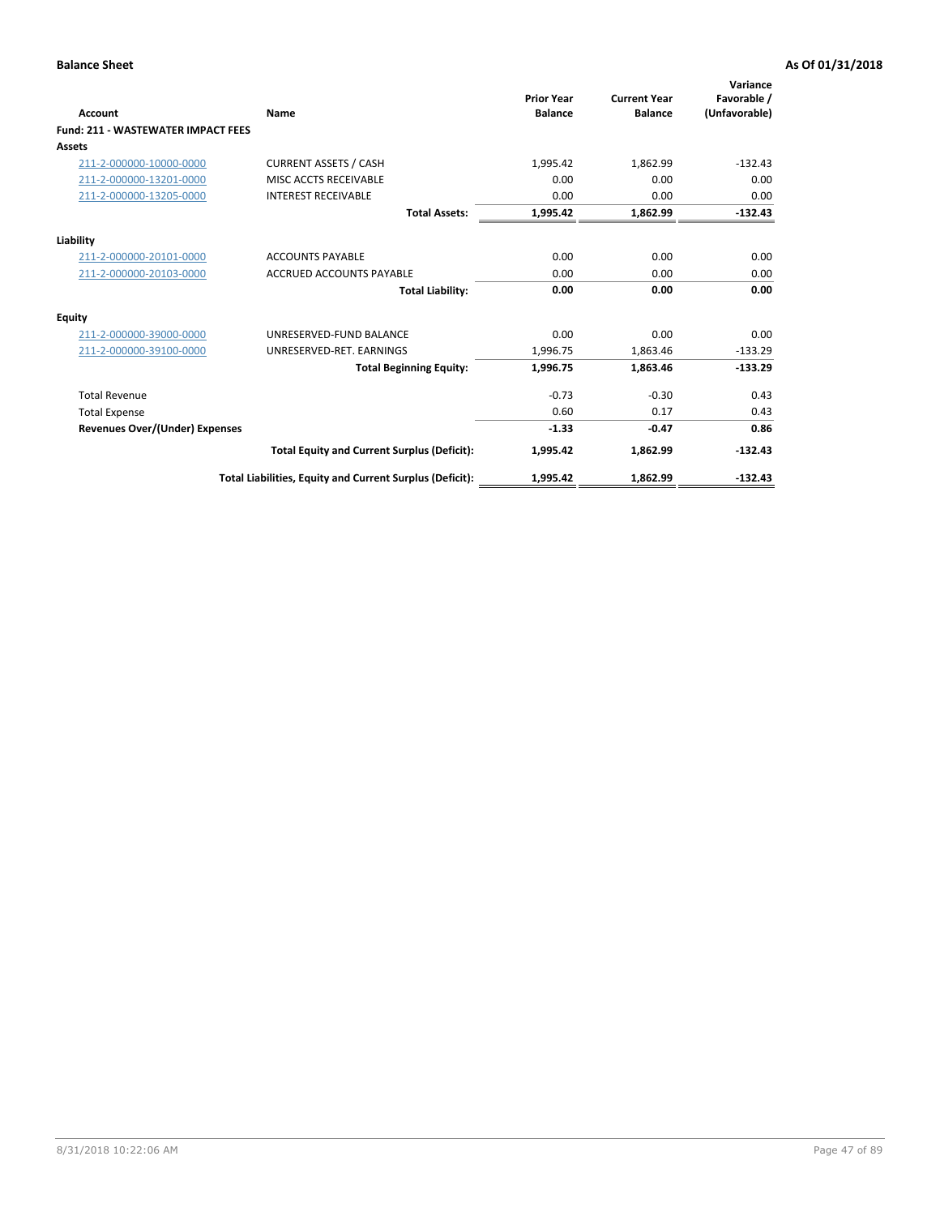**Balance Sheet** — As Of 01/31/2018

| Account | Name | Prior Year Balance | Current Year Balance | Variance Favorable / (Unfavorable) |
|---|---|---|---|---|
| **Fund: 211 - WASTEWATER IMPACT FEES** | | | | |
| **Assets** | | | | |
| 211-2-000000-10000-0000 | CURRENT ASSETS / CASH | 1,995.42 | 1,862.99 | -132.43 |
| 211-2-000000-13201-0000 | MISC ACCTS RECEIVABLE | 0.00 | 0.00 | 0.00 |
| 211-2-000000-13205-0000 | INTEREST RECEIVABLE | 0.00 | 0.00 | 0.00 |
| | **Total Assets:** | **1,995.42** | **1,862.99** | **-132.43** |
| **Liability** | | | | |
| 211-2-000000-20101-0000 | ACCOUNTS PAYABLE | 0.00 | 0.00 | 0.00 |
| 211-2-000000-20103-0000 | ACCRUED ACCOUNTS PAYABLE | 0.00 | 0.00 | 0.00 |
| | **Total Liability:** | **0.00** | **0.00** | **0.00** |
| **Equity** | | | | |
| 211-2-000000-39000-0000 | UNRESERVED-FUND BALANCE | 0.00 | 0.00 | 0.00 |
| 211-2-000000-39100-0000 | UNRESERVED-RET. EARNINGS | 1,996.75 | 1,863.46 | -133.29 |
| | **Total Beginning Equity:** | **1,996.75** | **1,863.46** | **-133.29** |
| Total Revenue | | -0.73 | -0.30 | 0.43 |
| Total Expense | | 0.60 | 0.17 | 0.43 |
| **Revenues Over/(Under) Expenses** | | **-1.33** | **-0.47** | **0.86** |
| | **Total Equity and Current Surplus (Deficit):** | **1,995.42** | **1,862.99** | **-132.43** |
| | **Total Liabilities, Equity and Current Surplus (Deficit):** | **1,995.42** | **1,862.99** | **-132.43** |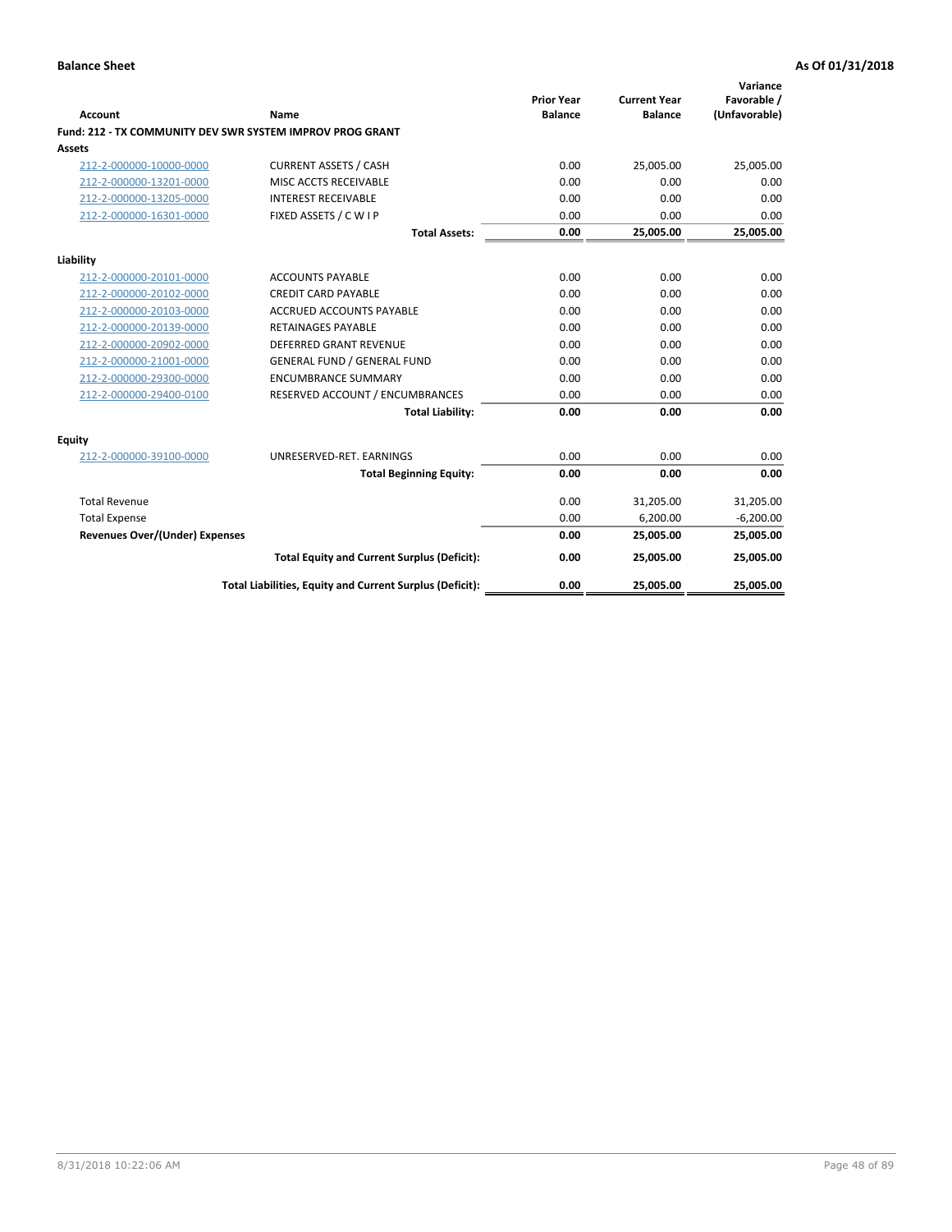**Balance Sheet** **As Of 01/31/2018**

| Account | Name | Prior Year Balance | Current Year Balance | Variance Favorable / (Unfavorable) |
|---|---|---|---|---|
| **Fund: 212 - TX COMMUNITY DEV SWR SYSTEM IMPROV PROG GRANT** | | | | |
| **Assets** | | | | |
| 212-2-000000-10000-0000 | CURRENT ASSETS / CASH | 0.00 | 25,005.00 | 25,005.00 |
| 212-2-000000-13201-0000 | MISC ACCTS RECEIVABLE | 0.00 | 0.00 | 0.00 |
| 212-2-000000-13205-0000 | INTEREST RECEIVABLE | 0.00 | 0.00 | 0.00 |
| 212-2-000000-16301-0000 | FIXED ASSETS / C W I P | 0.00 | 0.00 | 0.00 |
| | **Total Assets:** | **0.00** | **25,005.00** | **25,005.00** |
| **Liability** | | | | |
| 212-2-000000-20101-0000 | ACCOUNTS PAYABLE | 0.00 | 0.00 | 0.00 |
| 212-2-000000-20102-0000 | CREDIT CARD PAYABLE | 0.00 | 0.00 | 0.00 |
| 212-2-000000-20103-0000 | ACCRUED ACCOUNTS PAYABLE | 0.00 | 0.00 | 0.00 |
| 212-2-000000-20139-0000 | RETAINAGES PAYABLE | 0.00 | 0.00 | 0.00 |
| 212-2-000000-20902-0000 | DEFERRED GRANT REVENUE | 0.00 | 0.00 | 0.00 |
| 212-2-000000-21001-0000 | GENERAL FUND / GENERAL FUND | 0.00 | 0.00 | 0.00 |
| 212-2-000000-29300-0000 | ENCUMBRANCE SUMMARY | 0.00 | 0.00 | 0.00 |
| 212-2-000000-29400-0100 | RESERVED ACCOUNT / ENCUMBRANCES | 0.00 | 0.00 | 0.00 |
| | **Total Liability:** | **0.00** | **0.00** | **0.00** |
| **Equity** | | | | |
| 212-2-000000-39100-0000 | UNRESERVED-RET. EARNINGS | 0.00 | 0.00 | 0.00 |
| | **Total Beginning Equity:** | **0.00** | **0.00** | **0.00** |
| Total Revenue | | 0.00 | 31,205.00 | 31,205.00 |
| Total Expense | | 0.00 | 6,200.00 | -6,200.00 |
| **Revenues Over/(Under) Expenses** | | **0.00** | **25,005.00** | **25,005.00** |
| | **Total Equity and Current Surplus (Deficit):** | **0.00** | **25,005.00** | **25,005.00** |
| | **Total Liabilities, Equity and Current Surplus (Deficit):** | **0.00** | **25,005.00** | **25,005.00** |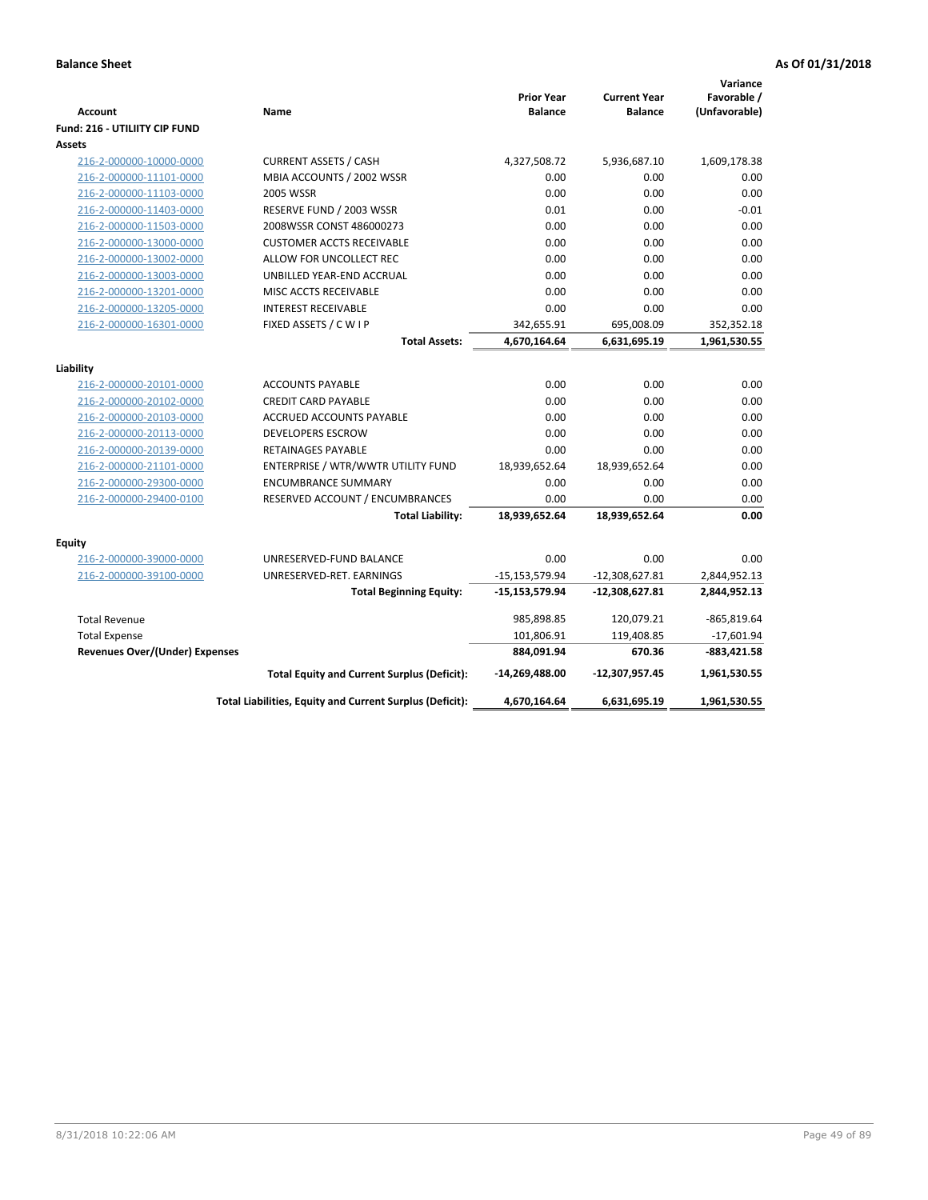**Balance Sheet** **As Of 01/31/2018**

| Account | Name | Prior Year Balance | Current Year Balance | Variance Favorable / (Unfavorable) |
|---|---|---|---|---|
| **Fund: 216 - UTILIITY CIP FUND** | | | | |
| **Assets** | | | | |
| 216-2-000000-10000-0000 | CURRENT ASSETS / CASH | 4,327,508.72 | 5,936,687.10 | 1,609,178.38 |
| 216-2-000000-11101-0000 | MBIA ACCOUNTS / 2002 WSSR | 0.00 | 0.00 | 0.00 |
| 216-2-000000-11103-0000 | 2005 WSSR | 0.00 | 0.00 | 0.00 |
| 216-2-000000-11403-0000 | RESERVE FUND / 2003 WSSR | 0.01 | 0.00 | -0.01 |
| 216-2-000000-11503-0000 | 2008WSSR CONST 486000273 | 0.00 | 0.00 | 0.00 |
| 216-2-000000-13000-0000 | CUSTOMER ACCTS RECEIVABLE | 0.00 | 0.00 | 0.00 |
| 216-2-000000-13002-0000 | ALLOW FOR UNCOLLECT REC | 0.00 | 0.00 | 0.00 |
| 216-2-000000-13003-0000 | UNBILLED YEAR-END ACCRUAL | 0.00 | 0.00 | 0.00 |
| 216-2-000000-13201-0000 | MISC ACCTS RECEIVABLE | 0.00 | 0.00 | 0.00 |
| 216-2-000000-13205-0000 | INTEREST RECEIVABLE | 0.00 | 0.00 | 0.00 |
| 216-2-000000-16301-0000 | FIXED ASSETS / C W I P | 342,655.91 | 695,008.09 | 352,352.18 |
| | **Total Assets:** | **4,670,164.64** | **6,631,695.19** | **1,961,530.55** |
| **Liability** | | | | |
| 216-2-000000-20101-0000 | ACCOUNTS PAYABLE | 0.00 | 0.00 | 0.00 |
| 216-2-000000-20102-0000 | CREDIT CARD PAYABLE | 0.00 | 0.00 | 0.00 |
| 216-2-000000-20103-0000 | ACCRUED ACCOUNTS PAYABLE | 0.00 | 0.00 | 0.00 |
| 216-2-000000-20113-0000 | DEVELOPERS ESCROW | 0.00 | 0.00 | 0.00 |
| 216-2-000000-20139-0000 | RETAINAGES PAYABLE | 0.00 | 0.00 | 0.00 |
| 216-2-000000-21101-0000 | ENTERPRISE / WTR/WWTR UTILITY FUND | 18,939,652.64 | 18,939,652.64 | 0.00 |
| 216-2-000000-29300-0000 | ENCUMBRANCE SUMMARY | 0.00 | 0.00 | 0.00 |
| 216-2-000000-29400-0100 | RESERVED ACCOUNT / ENCUMBRANCES | 0.00 | 0.00 | 0.00 |
| | **Total Liability:** | **18,939,652.64** | **18,939,652.64** | **0.00** |
| **Equity** | | | | |
| 216-2-000000-39000-0000 | UNRESERVED-FUND BALANCE | 0.00 | 0.00 | 0.00 |
| 216-2-000000-39100-0000 | UNRESERVED-RET. EARNINGS | -15,153,579.94 | -12,308,627.81 | 2,844,952.13 |
| | **Total Beginning Equity:** | **-15,153,579.94** | **-12,308,627.81** | **2,844,952.13** |
| Total Revenue | | 985,898.85 | 120,079.21 | -865,819.64 |
| Total Expense | | 101,806.91 | 119,408.85 | -17,601.94 |
| **Revenues Over/(Under) Expenses** | | **884,091.94** | **670.36** | **-883,421.58** |
| | **Total Equity and Current Surplus (Deficit):** | **-14,269,488.00** | **-12,307,957.45** | **1,961,530.55** |
| | **Total Liabilities, Equity and Current Surplus (Deficit):** | **4,670,164.64** | **6,631,695.19** | **1,961,530.55** |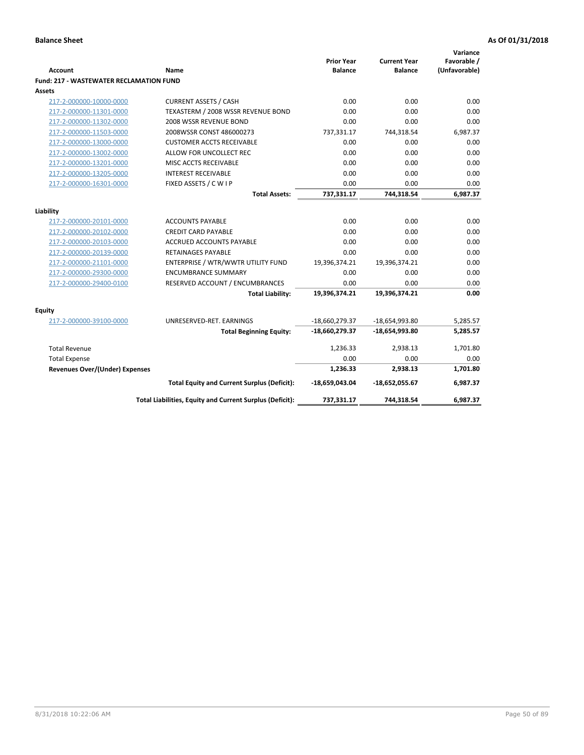**Balance Sheet** **As Of 01/31/2018**

| Account | Name | Prior Year Balance | Current Year Balance | Variance Favorable / (Unfavorable) |
|---|---|---|---|---|
| **Fund: 217 - WASTEWATER RECLAMATION FUND** | | | | |
| **Assets** | | | | |
| 217-2-000000-10000-0000 | CURRENT ASSETS / CASH | 0.00 | 0.00 | 0.00 |
| 217-2-000000-11301-0000 | TEXASTERM / 2008 WSSR REVENUE BOND | 0.00 | 0.00 | 0.00 |
| 217-2-000000-11302-0000 | 2008 WSSR REVENUE BOND | 0.00 | 0.00 | 0.00 |
| 217-2-000000-11503-0000 | 2008WSSR CONST 486000273 | 737,331.17 | 744,318.54 | 6,987.37 |
| 217-2-000000-13000-0000 | CUSTOMER ACCTS RECEIVABLE | 0.00 | 0.00 | 0.00 |
| 217-2-000000-13002-0000 | ALLOW FOR UNCOLLECT REC | 0.00 | 0.00 | 0.00 |
| 217-2-000000-13201-0000 | MISC ACCTS RECEIVABLE | 0.00 | 0.00 | 0.00 |
| 217-2-000000-13205-0000 | INTEREST RECEIVABLE | 0.00 | 0.00 | 0.00 |
| 217-2-000000-16301-0000 | FIXED ASSETS / C W I P | 0.00 | 0.00 | 0.00 |
| | **Total Assets:** | **737,331.17** | **744,318.54** | **6,987.37** |
| **Liability** | | | | |
| 217-2-000000-20101-0000 | ACCOUNTS PAYABLE | 0.00 | 0.00 | 0.00 |
| 217-2-000000-20102-0000 | CREDIT CARD PAYABLE | 0.00 | 0.00 | 0.00 |
| 217-2-000000-20103-0000 | ACCRUED ACCOUNTS PAYABLE | 0.00 | 0.00 | 0.00 |
| 217-2-000000-20139-0000 | RETAINAGES PAYABLE | 0.00 | 0.00 | 0.00 |
| 217-2-000000-21101-0000 | ENTERPRISE / WTR/WWTR UTILITY FUND | 19,396,374.21 | 19,396,374.21 | 0.00 |
| 217-2-000000-29300-0000 | ENCUMBRANCE SUMMARY | 0.00 | 0.00 | 0.00 |
| 217-2-000000-29400-0100 | RESERVED ACCOUNT / ENCUMBRANCES | 0.00 | 0.00 | 0.00 |
| | **Total Liability:** | **19,396,374.21** | **19,396,374.21** | **0.00** |
| **Equity** | | | | |
| 217-2-000000-39100-0000 | UNRESERVED-RET. EARNINGS | -18,660,279.37 | -18,654,993.80 | 5,285.57 |
| | **Total Beginning Equity:** | **-18,660,279.37** | **-18,654,993.80** | **5,285.57** |
| Total Revenue | | 1,236.33 | 2,938.13 | 1,701.80 |
| Total Expense | | 0.00 | 0.00 | 0.00 |
| **Revenues Over/(Under) Expenses** | | **1,236.33** | **2,938.13** | **1,701.80** |
| | **Total Equity and Current Surplus (Deficit):** | **-18,659,043.04** | **-18,652,055.67** | **6,987.37** |
| | **Total Liabilities, Equity and Current Surplus (Deficit):** | **737,331.17** | **744,318.54** | **6,987.37** |

8/31/2018 10:22:06 AM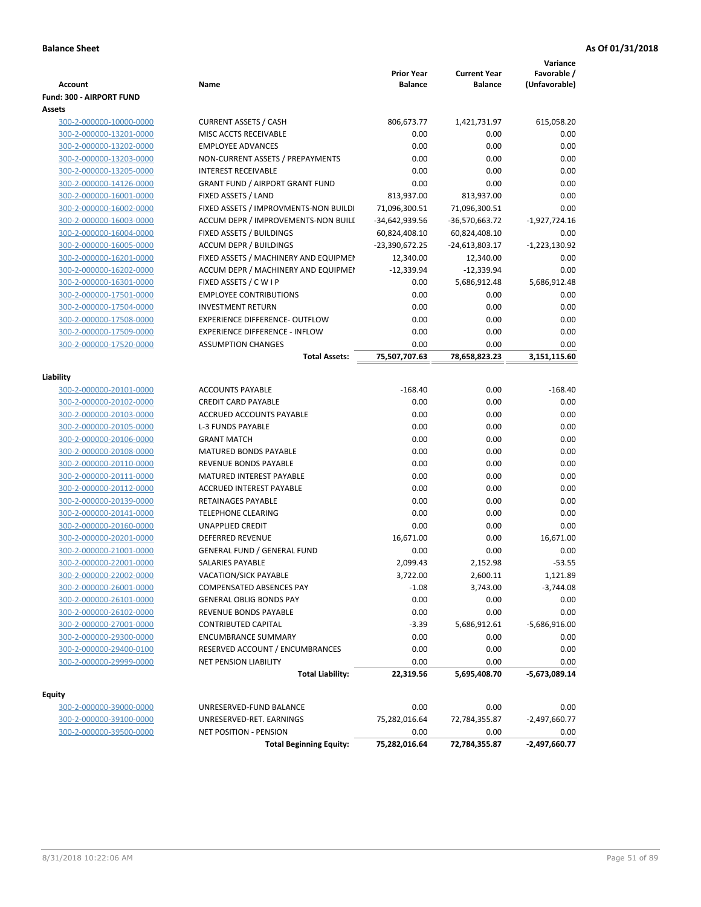**Balance Sheet** | **As Of 01/31/2018**

| Account | Name | Prior Year Balance | Current Year Balance | Variance Favorable / (Unfavorable) |
|---|---|---|---|---|
| **Fund: 300 - AIRPORT FUND** | | | | |
| **Assets** | | | | |
| 300-2-000000-10000-0000 | CURRENT ASSETS / CASH | 806,673.77 | 1,421,731.97 | 615,058.20 |
| 300-2-000000-13201-0000 | MISC ACCTS RECEIVABLE | 0.00 | 0.00 | 0.00 |
| 300-2-000000-13202-0000 | EMPLOYEE ADVANCES | 0.00 | 0.00 | 0.00 |
| 300-2-000000-13203-0000 | NON-CURRENT ASSETS / PREPAYMENTS | 0.00 | 0.00 | 0.00 |
| 300-2-000000-13205-0000 | INTEREST RECEIVABLE | 0.00 | 0.00 | 0.00 |
| 300-2-000000-14126-0000 | GRANT FUND / AIRPORT GRANT FUND | 0.00 | 0.00 | 0.00 |
| 300-2-000000-16001-0000 | FIXED ASSETS / LAND | 813,937.00 | 813,937.00 | 0.00 |
| 300-2-000000-16002-0000 | FIXED ASSETS / IMPROVMENTS-NON BUILDI | 71,096,300.51 | 71,096,300.51 | 0.00 |
| 300-2-000000-16003-0000 | ACCUM DEPR / IMPROVEMENTS-NON BUILI | -34,642,939.56 | -36,570,663.72 | -1,927,724.16 |
| 300-2-000000-16004-0000 | FIXED ASSETS / BUILDINGS | 60,824,408.10 | 60,824,408.10 | 0.00 |
| 300-2-000000-16005-0000 | ACCUM DEPR / BUILDINGS | -23,390,672.25 | -24,613,803.17 | -1,223,130.92 |
| 300-2-000000-16201-0000 | FIXED ASSETS / MACHINERY AND EQUIPMEI | 12,340.00 | 12,340.00 | 0.00 |
| 300-2-000000-16202-0000 | ACCUM DEPR / MACHINERY AND EQUIPMEI | -12,339.94 | -12,339.94 | 0.00 |
| 300-2-000000-16301-0000 | FIXED ASSETS / C W I P | 0.00 | 5,686,912.48 | 5,686,912.48 |
| 300-2-000000-17501-0000 | EMPLOYEE CONTRIBUTIONS | 0.00 | 0.00 | 0.00 |
| 300-2-000000-17504-0000 | INVESTMENT RETURN | 0.00 | 0.00 | 0.00 |
| 300-2-000000-17508-0000 | EXPERIENCE DIFFERENCE- OUTFLOW | 0.00 | 0.00 | 0.00 |
| 300-2-000000-17509-0000 | EXPERIENCE DIFFERENCE - INFLOW | 0.00 | 0.00 | 0.00 |
| 300-2-000000-17520-0000 | ASSUMPTION CHANGES | 0.00 | 0.00 | 0.00 |
| | **Total Assets:** | **75,507,707.63** | **78,658,823.23** | **3,151,115.60** |
| **Liability** | | | | |
| 300-2-000000-20101-0000 | ACCOUNTS PAYABLE | -168.40 | 0.00 | -168.40 |
| 300-2-000000-20102-0000 | CREDIT CARD PAYABLE | 0.00 | 0.00 | 0.00 |
| 300-2-000000-20103-0000 | ACCRUED ACCOUNTS PAYABLE | 0.00 | 0.00 | 0.00 |
| 300-2-000000-20105-0000 | L-3 FUNDS PAYABLE | 0.00 | 0.00 | 0.00 |
| 300-2-000000-20106-0000 | GRANT MATCH | 0.00 | 0.00 | 0.00 |
| 300-2-000000-20108-0000 | MATURED BONDS PAYABLE | 0.00 | 0.00 | 0.00 |
| 300-2-000000-20110-0000 | REVENUE BONDS PAYABLE | 0.00 | 0.00 | 0.00 |
| 300-2-000000-20111-0000 | MATURED INTEREST PAYABLE | 0.00 | 0.00 | 0.00 |
| 300-2-000000-20112-0000 | ACCRUED INTEREST PAYABLE | 0.00 | 0.00 | 0.00 |
| 300-2-000000-20139-0000 | RETAINAGES PAYABLE | 0.00 | 0.00 | 0.00 |
| 300-2-000000-20141-0000 | TELEPHONE CLEARING | 0.00 | 0.00 | 0.00 |
| 300-2-000000-20160-0000 | UNAPPLIED CREDIT | 0.00 | 0.00 | 0.00 |
| 300-2-000000-20201-0000 | DEFERRED REVENUE | 16,671.00 | 0.00 | 16,671.00 |
| 300-2-000000-21001-0000 | GENERAL FUND / GENERAL FUND | 0.00 | 0.00 | 0.00 |
| 300-2-000000-22001-0000 | SALARIES PAYABLE | 2,099.43 | 2,152.98 | -53.55 |
| 300-2-000000-22002-0000 | VACATION/SICK PAYABLE | 3,722.00 | 2,600.11 | 1,121.89 |
| 300-2-000000-26001-0000 | COMPENSATED ABSENCES PAY | -1.08 | 3,743.00 | -3,744.08 |
| 300-2-000000-26101-0000 | GENERAL OBLIG BONDS PAY | 0.00 | 0.00 | 0.00 |
| 300-2-000000-26102-0000 | REVENUE BONDS PAYABLE | 0.00 | 0.00 | 0.00 |
| 300-2-000000-27001-0000 | CONTRIBUTED CAPITAL | -3.39 | 5,686,912.61 | -5,686,916.00 |
| 300-2-000000-29300-0000 | ENCUMBRANCE SUMMARY | 0.00 | 0.00 | 0.00 |
| 300-2-000000-29400-0100 | RESERVED ACCOUNT / ENCUMBRANCES | 0.00 | 0.00 | 0.00 |
| 300-2-000000-29999-0000 | NET PENSION LIABILITY | 0.00 | 0.00 | 0.00 |
| | **Total Liability:** | **22,319.56** | **5,695,408.70** | **-5,673,089.14** |
| **Equity** | | | | |
| 300-2-000000-39000-0000 | UNRESERVED-FUND BALANCE | 0.00 | 0.00 | 0.00 |
| 300-2-000000-39100-0000 | UNRESERVED-RET. EARNINGS | 75,282,016.64 | 72,784,355.87 | -2,497,660.77 |
| 300-2-000000-39500-0000 | NET POSITION - PENSION | 0.00 | 0.00 | 0.00 |
| | **Total Beginning Equity:** | **75,282,016.64** | **72,784,355.87** | **-2,497,660.77** |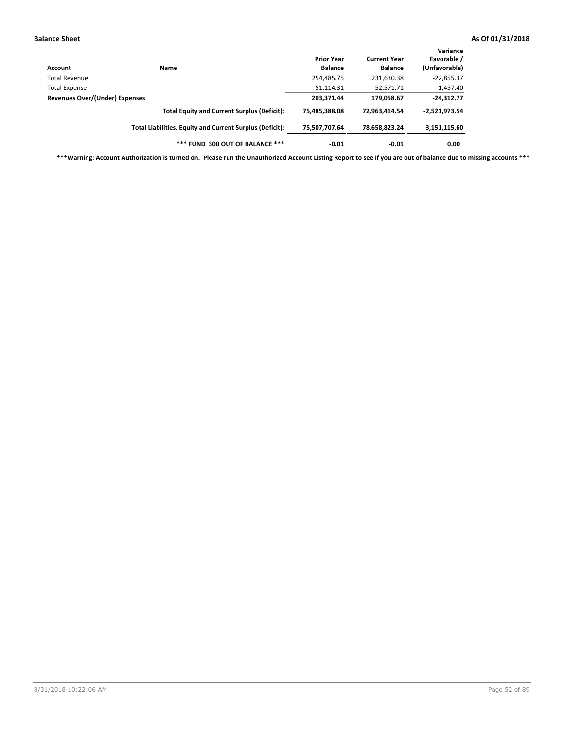**Balance Sheet** **As Of 01/31/2018**

| Account | Name | Prior Year Balance | Current Year Balance | Variance Favorable / (Unfavorable) |
|---|---|---|---|---|
| Total Revenue | | 254,485.75 | 231,630.38 | -22,855.37 |
| Total Expense | | 51,114.31 | 52,571.71 | -1,457.40 |
| **Revenues Over/(Under) Expenses** | | **203,371.44** | **179,058.67** | **-24,312.77** |
| | **Total Equity and Current Surplus (Deficit):** | **75,485,388.08** | **72,963,414.54** | **-2,521,973.54** |
| | **Total Liabilities, Equity and Current Surplus (Deficit):** | **75,507,707.64** | **78,658,823.24** | **3,151,115.60** |
| | ***** FUND 300 OUT OF BALANCE ***** | **-0.01** | **-0.01** | **0.00** |

*****Warning: Account Authorization is turned on. Please run the Unauthorized Account Listing Report to see if you are out of balance due to missing accounts *****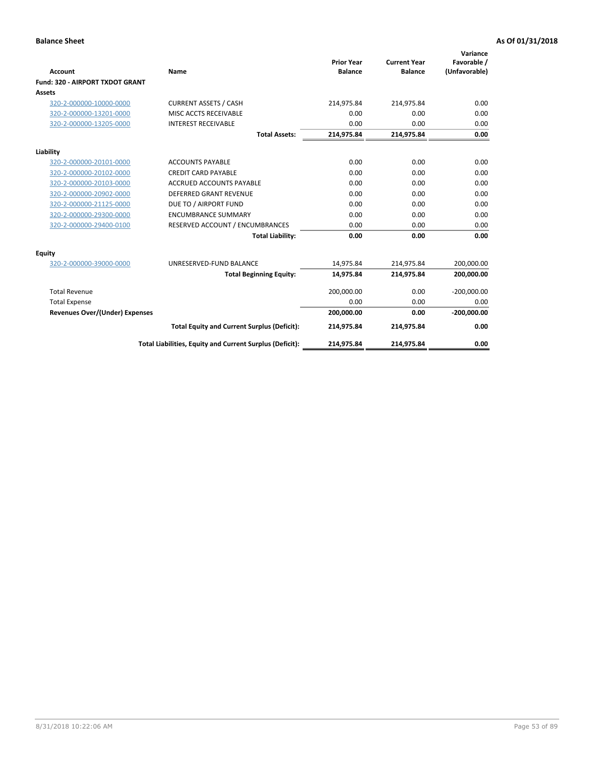**Balance Sheet** **As Of 01/31/2018**

| Account | Name | Prior Year Balance | Current Year Balance | Variance Favorable / (Unfavorable) |
|---|---|---|---|---|
| **Fund: 320 - AIRPORT TXDOT GRANT** | | | | |
| **Assets** | | | | |
| 320-2-000000-10000-0000 | CURRENT ASSETS / CASH | 214,975.84 | 214,975.84 | 0.00 |
| 320-2-000000-13201-0000 | MISC ACCTS RECEIVABLE | 0.00 | 0.00 | 0.00 |
| 320-2-000000-13205-0000 | INTEREST RECEIVABLE | 0.00 | 0.00 | 0.00 |
| | **Total Assets:** | **214,975.84** | **214,975.84** | **0.00** |
| **Liability** | | | | |
| 320-2-000000-20101-0000 | ACCOUNTS PAYABLE | 0.00 | 0.00 | 0.00 |
| 320-2-000000-20102-0000 | CREDIT CARD PAYABLE | 0.00 | 0.00 | 0.00 |
| 320-2-000000-20103-0000 | ACCRUED ACCOUNTS PAYABLE | 0.00 | 0.00 | 0.00 |
| 320-2-000000-20902-0000 | DEFERRED GRANT REVENUE | 0.00 | 0.00 | 0.00 |
| 320-2-000000-21125-0000 | DUE TO / AIRPORT FUND | 0.00 | 0.00 | 0.00 |
| 320-2-000000-29300-0000 | ENCUMBRANCE SUMMARY | 0.00 | 0.00 | 0.00 |
| 320-2-000000-29400-0100 | RESERVED ACCOUNT / ENCUMBRANCES | 0.00 | 0.00 | 0.00 |
| | **Total Liability:** | **0.00** | **0.00** | **0.00** |
| **Equity** | | | | |
| 320-2-000000-39000-0000 | UNRESERVED-FUND BALANCE | 14,975.84 | 214,975.84 | 200,000.00 |
| | **Total Beginning Equity:** | **14,975.84** | **214,975.84** | **200,000.00** |
| Total Revenue | | 200,000.00 | 0.00 | -200,000.00 |
| Total Expense | | 0.00 | 0.00 | 0.00 |
| **Revenues Over/(Under) Expenses** | | **200,000.00** | **0.00** | **-200,000.00** |
| | **Total Equity and Current Surplus (Deficit):** | **214,975.84** | **214,975.84** | **0.00** |
| | **Total Liabilities, Equity and Current Surplus (Deficit):** | **214,975.84** | **214,975.84** | **0.00** |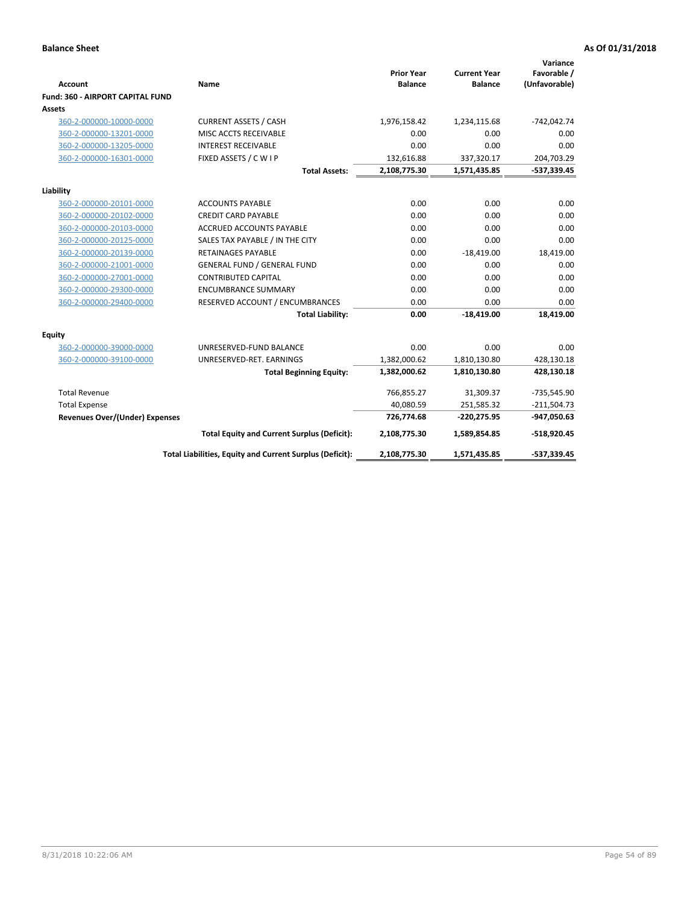**Balance Sheet** | **As Of 01/31/2018**

| Account | Name | Prior Year Balance | Current Year Balance | Variance Favorable / (Unfavorable) |
|---|---|---|---|---|
| **Fund: 360 - AIRPORT CAPITAL FUND** | | | | |
| **Assets** | | | | |
| 360-2-000000-10000-0000 | CURRENT ASSETS / CASH | 1,976,158.42 | 1,234,115.68 | -742,042.74 |
| 360-2-000000-13201-0000 | MISC ACCTS RECEIVABLE | 0.00 | 0.00 | 0.00 |
| 360-2-000000-13205-0000 | INTEREST RECEIVABLE | 0.00 | 0.00 | 0.00 |
| 360-2-000000-16301-0000 | FIXED ASSETS / C W I P | 132,616.88 | 337,320.17 | 204,703.29 |
| | **Total Assets:** | **2,108,775.30** | **1,571,435.85** | **-537,339.45** |
| **Liability** | | | | |
| 360-2-000000-20101-0000 | ACCOUNTS PAYABLE | 0.00 | 0.00 | 0.00 |
| 360-2-000000-20102-0000 | CREDIT CARD PAYABLE | 0.00 | 0.00 | 0.00 |
| 360-2-000000-20103-0000 | ACCRUED ACCOUNTS PAYABLE | 0.00 | 0.00 | 0.00 |
| 360-2-000000-20125-0000 | SALES TAX PAYABLE / IN THE CITY | 0.00 | 0.00 | 0.00 |
| 360-2-000000-20139-0000 | RETAINAGES PAYABLE | 0.00 | -18,419.00 | 18,419.00 |
| 360-2-000000-21001-0000 | GENERAL FUND / GENERAL FUND | 0.00 | 0.00 | 0.00 |
| 360-2-000000-27001-0000 | CONTRIBUTED CAPITAL | 0.00 | 0.00 | 0.00 |
| 360-2-000000-29300-0000 | ENCUMBRANCE SUMMARY | 0.00 | 0.00 | 0.00 |
| 360-2-000000-29400-0000 | RESERVED ACCOUNT / ENCUMBRANCES | 0.00 | 0.00 | 0.00 |
| | **Total Liability:** | **0.00** | **-18,419.00** | **18,419.00** |
| **Equity** | | | | |
| 360-2-000000-39000-0000 | UNRESERVED-FUND BALANCE | 0.00 | 0.00 | 0.00 |
| 360-2-000000-39100-0000 | UNRESERVED-RET. EARNINGS | 1,382,000.62 | 1,810,130.80 | 428,130.18 |
| | **Total Beginning Equity:** | **1,382,000.62** | **1,810,130.80** | **428,130.18** |
| Total Revenue | | 766,855.27 | 31,309.37 | -735,545.90 |
| Total Expense | | 40,080.59 | 251,585.32 | -211,504.73 |
| **Revenues Over/(Under) Expenses** | | **726,774.68** | **-220,275.95** | **-947,050.63** |
| | **Total Equity and Current Surplus (Deficit):** | **2,108,775.30** | **1,589,854.85** | **-518,920.45** |
| | **Total Liabilities, Equity and Current Surplus (Deficit):** | **2,108,775.30** | **1,571,435.85** | **-537,339.45** |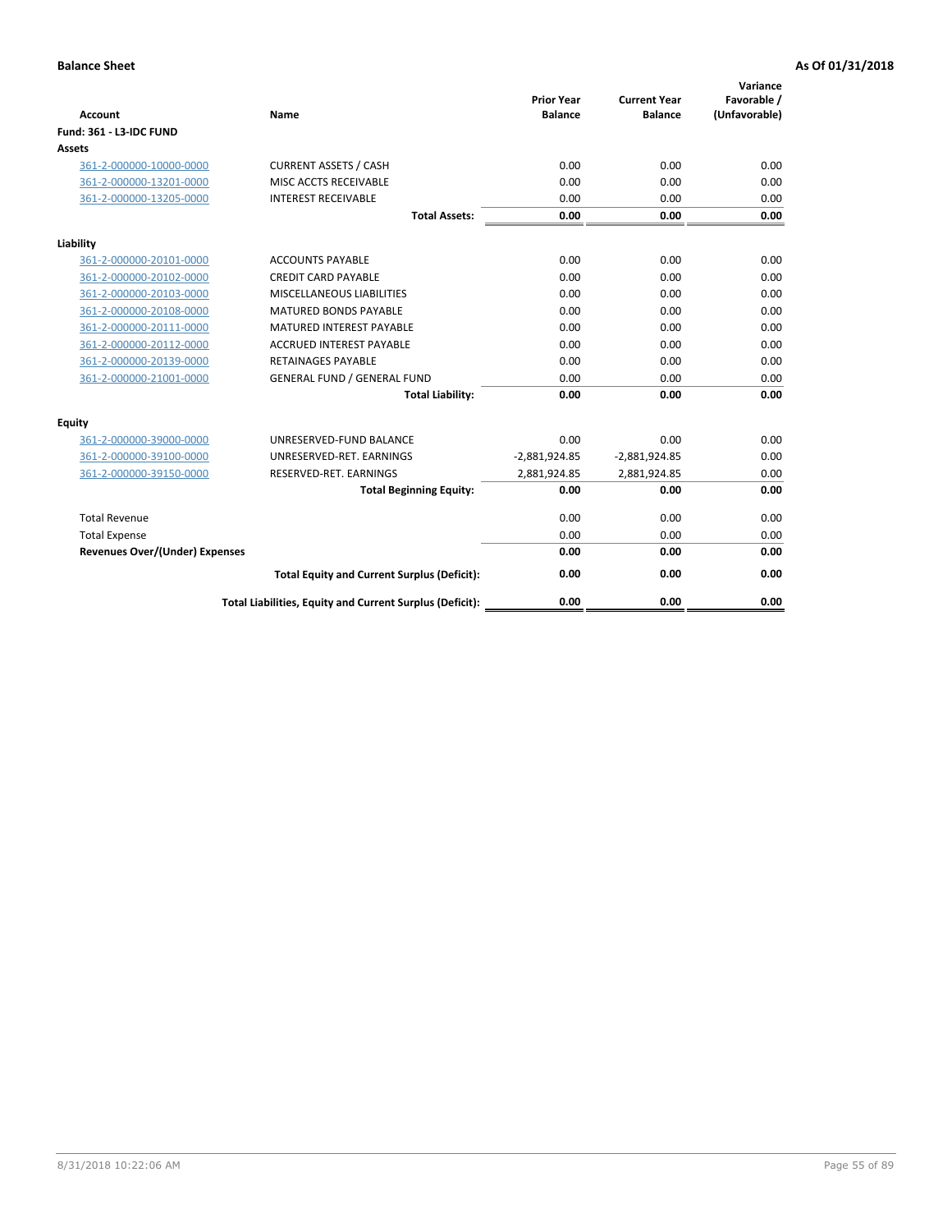**Balance Sheet** **As Of 01/31/2018**

| Account | Name | Prior Year Balance | Current Year Balance | Variance Favorable / (Unfavorable) |
|---|---|---|---|---|
| **Fund: 361 - L3-IDC FUND** | | | | |
| **Assets** | | | | |
| 361-2-000000-10000-0000 | CURRENT ASSETS / CASH | 0.00 | 0.00 | 0.00 |
| 361-2-000000-13201-0000 | MISC ACCTS RECEIVABLE | 0.00 | 0.00 | 0.00 |
| 361-2-000000-13205-0000 | INTEREST RECEIVABLE | 0.00 | 0.00 | 0.00 |
| | **Total Assets:** | **0.00** | **0.00** | **0.00** |
| **Liability** | | | | |
| 361-2-000000-20101-0000 | ACCOUNTS PAYABLE | 0.00 | 0.00 | 0.00 |
| 361-2-000000-20102-0000 | CREDIT CARD PAYABLE | 0.00 | 0.00 | 0.00 |
| 361-2-000000-20103-0000 | MISCELLANEOUS LIABILITIES | 0.00 | 0.00 | 0.00 |
| 361-2-000000-20108-0000 | MATURED BONDS PAYABLE | 0.00 | 0.00 | 0.00 |
| 361-2-000000-20111-0000 | MATURED INTEREST PAYABLE | 0.00 | 0.00 | 0.00 |
| 361-2-000000-20112-0000 | ACCRUED INTEREST PAYABLE | 0.00 | 0.00 | 0.00 |
| 361-2-000000-20139-0000 | RETAINAGES PAYABLE | 0.00 | 0.00 | 0.00 |
| 361-2-000000-21001-0000 | GENERAL FUND / GENERAL FUND | 0.00 | 0.00 | 0.00 |
| | **Total Liability:** | **0.00** | **0.00** | **0.00** |
| **Equity** | | | | |
| 361-2-000000-39000-0000 | UNRESERVED-FUND BALANCE | 0.00 | 0.00 | 0.00 |
| 361-2-000000-39100-0000 | UNRESERVED-RET. EARNINGS | -2,881,924.85 | -2,881,924.85 | 0.00 |
| 361-2-000000-39150-0000 | RESERVED-RET. EARNINGS | 2,881,924.85 | 2,881,924.85 | 0.00 |
| | **Total Beginning Equity:** | **0.00** | **0.00** | **0.00** |
| Total Revenue | | 0.00 | 0.00 | 0.00 |
| Total Expense | | 0.00 | 0.00 | 0.00 |
| **Revenues Over/(Under) Expenses** | | **0.00** | **0.00** | **0.00** |
| | **Total Equity and Current Surplus (Deficit):** | **0.00** | **0.00** | **0.00** |
| | **Total Liabilities, Equity and Current Surplus (Deficit):** | **0.00** | **0.00** | **0.00** |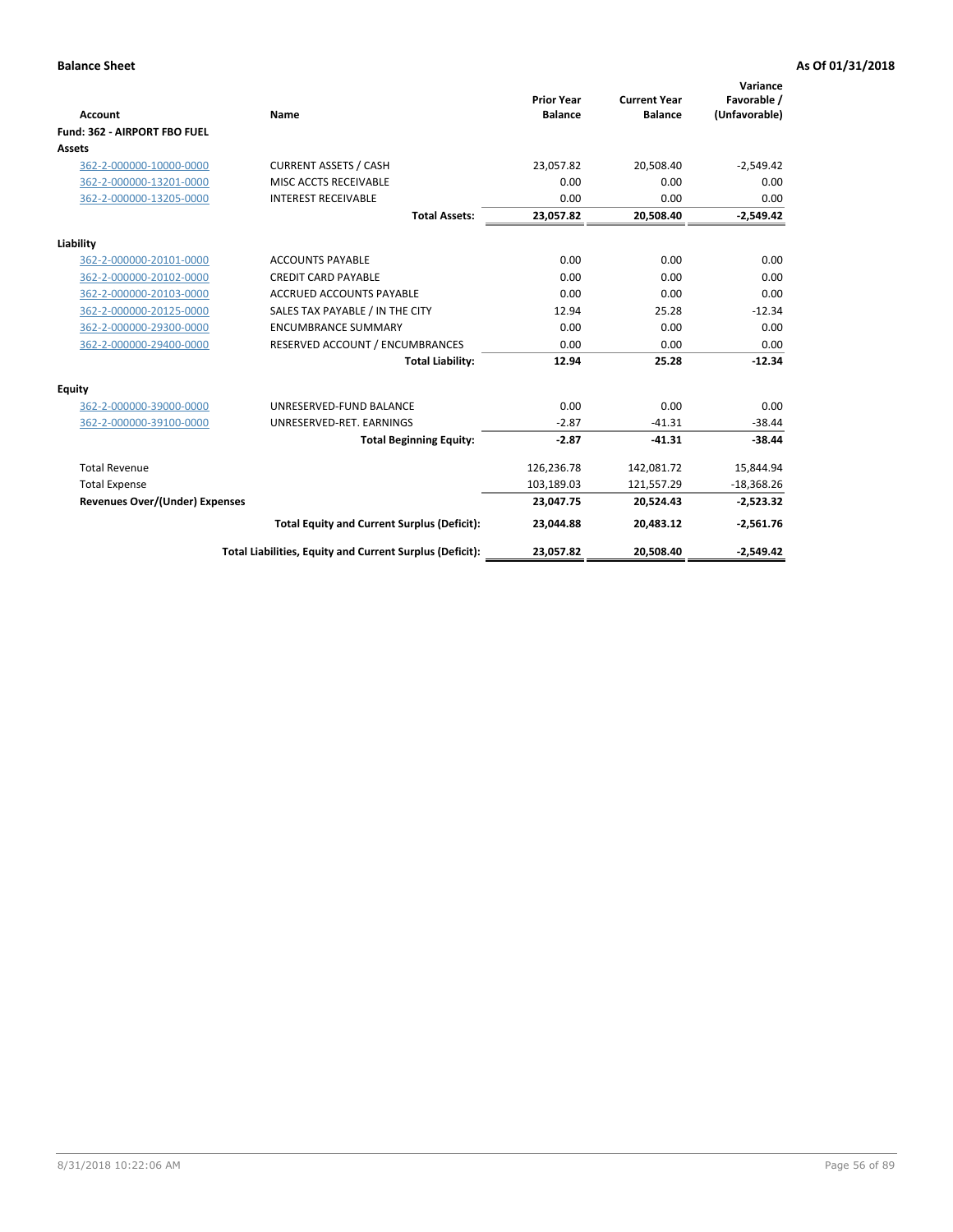**Balance Sheet** **As Of 01/31/2018**

| Account | Name | Prior Year Balance | Current Year Balance | Variance Favorable / (Unfavorable) |
|---|---|---|---|---|
| **Fund: 362 - AIRPORT FBO FUEL** | | | | |
| **Assets** | | | | |
| 362-2-000000-10000-0000 | CURRENT ASSETS / CASH | 23,057.82 | 20,508.40 | -2,549.42 |
| 362-2-000000-13201-0000 | MISC ACCTS RECEIVABLE | 0.00 | 0.00 | 0.00 |
| 362-2-000000-13205-0000 | INTEREST RECEIVABLE | 0.00 | 0.00 | 0.00 |
| | **Total Assets:** | **23,057.82** | **20,508.40** | **-2,549.42** |
| **Liability** | | | | |
| 362-2-000000-20101-0000 | ACCOUNTS PAYABLE | 0.00 | 0.00 | 0.00 |
| 362-2-000000-20102-0000 | CREDIT CARD PAYABLE | 0.00 | 0.00 | 0.00 |
| 362-2-000000-20103-0000 | ACCRUED ACCOUNTS PAYABLE | 0.00 | 0.00 | 0.00 |
| 362-2-000000-20125-0000 | SALES TAX PAYABLE / IN THE CITY | 12.94 | 25.28 | -12.34 |
| 362-2-000000-29300-0000 | ENCUMBRANCE SUMMARY | 0.00 | 0.00 | 0.00 |
| 362-2-000000-29400-0000 | RESERVED ACCOUNT / ENCUMBRANCES | 0.00 | 0.00 | 0.00 |
| | **Total Liability:** | **12.94** | **25.28** | **-12.34** |
| **Equity** | | | | |
| 362-2-000000-39000-0000 | UNRESERVED-FUND BALANCE | 0.00 | 0.00 | 0.00 |
| 362-2-000000-39100-0000 | UNRESERVED-RET. EARNINGS | -2.87 | -41.31 | -38.44 |
| | **Total Beginning Equity:** | **-2.87** | **-41.31** | **-38.44** |
| Total Revenue | | 126,236.78 | 142,081.72 | 15,844.94 |
| Total Expense | | 103,189.03 | 121,557.29 | -18,368.26 |
| **Revenues Over/(Under) Expenses** | | **23,047.75** | **20,524.43** | **-2,523.32** |
| | **Total Equity and Current Surplus (Deficit):** | **23,044.88** | **20,483.12** | **-2,561.76** |
| | **Total Liabilities, Equity and Current Surplus (Deficit):** | **23,057.82** | **20,508.40** | **-2,549.42** |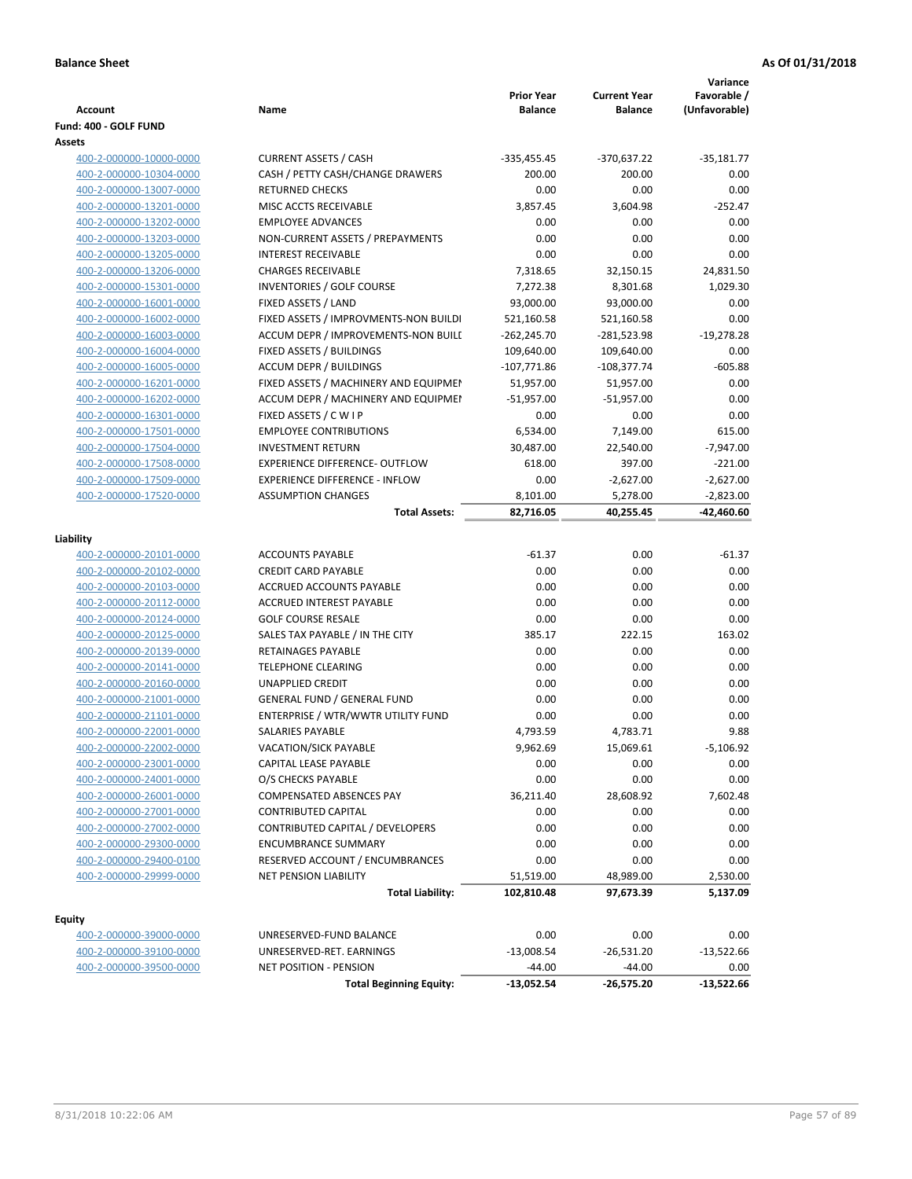**Balance Sheet** **As Of 01/31/2018**

| Account | Name | Prior Year Balance | Current Year Balance | Variance Favorable / (Unfavorable) |
|---|---|---|---|---|
| **Fund: 400 - GOLF FUND** | | | | |
| **Assets** | | | | |
| 400-2-000000-10000-0000 | CURRENT ASSETS / CASH | -335,455.45 | -370,637.22 | -35,181.77 |
| 400-2-000000-10304-0000 | CASH / PETTY CASH/CHANGE DRAWERS | 200.00 | 200.00 | 0.00 |
| 400-2-000000-13007-0000 | RETURNED CHECKS | 0.00 | 0.00 | 0.00 |
| 400-2-000000-13201-0000 | MISC ACCTS RECEIVABLE | 3,857.45 | 3,604.98 | -252.47 |
| 400-2-000000-13202-0000 | EMPLOYEE ADVANCES | 0.00 | 0.00 | 0.00 |
| 400-2-000000-13203-0000 | NON-CURRENT ASSETS / PREPAYMENTS | 0.00 | 0.00 | 0.00 |
| 400-2-000000-13205-0000 | INTEREST RECEIVABLE | 0.00 | 0.00 | 0.00 |
| 400-2-000000-13206-0000 | CHARGES RECEIVABLE | 7,318.65 | 32,150.15 | 24,831.50 |
| 400-2-000000-15301-0000 | INVENTORIES / GOLF COURSE | 7,272.38 | 8,301.68 | 1,029.30 |
| 400-2-000000-16001-0000 | FIXED ASSETS / LAND | 93,000.00 | 93,000.00 | 0.00 |
| 400-2-000000-16002-0000 | FIXED ASSETS / IMPROVMENTS-NON BUILDI | 521,160.58 | 521,160.58 | 0.00 |
| 400-2-000000-16003-0000 | ACCUM DEPR / IMPROVEMENTS-NON BUILI | -262,245.70 | -281,523.98 | -19,278.28 |
| 400-2-000000-16004-0000 | FIXED ASSETS / BUILDINGS | 109,640.00 | 109,640.00 | 0.00 |
| 400-2-000000-16005-0000 | ACCUM DEPR / BUILDINGS | -107,771.86 | -108,377.74 | -605.88 |
| 400-2-000000-16201-0000 | FIXED ASSETS / MACHINERY AND EQUIPMEI | 51,957.00 | 51,957.00 | 0.00 |
| 400-2-000000-16202-0000 | ACCUM DEPR / MACHINERY AND EQUIPMEI | -51,957.00 | -51,957.00 | 0.00 |
| 400-2-000000-16301-0000 | FIXED ASSETS / C W I P | 0.00 | 0.00 | 0.00 |
| 400-2-000000-17501-0000 | EMPLOYEE CONTRIBUTIONS | 6,534.00 | 7,149.00 | 615.00 |
| 400-2-000000-17504-0000 | INVESTMENT RETURN | 30,487.00 | 22,540.00 | -7,947.00 |
| 400-2-000000-17508-0000 | EXPERIENCE DIFFERENCE- OUTFLOW | 618.00 | 397.00 | -221.00 |
| 400-2-000000-17509-0000 | EXPERIENCE DIFFERENCE - INFLOW | 0.00 | -2,627.00 | -2,627.00 |
| 400-2-000000-17520-0000 | ASSUMPTION CHANGES | 8,101.00 | 5,278.00 | -2,823.00 |
| | **Total Assets:** | **82,716.05** | **40,255.45** | **-42,460.60** |
| **Liability** | | | | |
| 400-2-000000-20101-0000 | ACCOUNTS PAYABLE | -61.37 | 0.00 | -61.37 |
| 400-2-000000-20102-0000 | CREDIT CARD PAYABLE | 0.00 | 0.00 | 0.00 |
| 400-2-000000-20103-0000 | ACCRUED ACCOUNTS PAYABLE | 0.00 | 0.00 | 0.00 |
| 400-2-000000-20112-0000 | ACCRUED INTEREST PAYABLE | 0.00 | 0.00 | 0.00 |
| 400-2-000000-20124-0000 | GOLF COURSE RESALE | 0.00 | 0.00 | 0.00 |
| 400-2-000000-20125-0000 | SALES TAX PAYABLE / IN THE CITY | 385.17 | 222.15 | 163.02 |
| 400-2-000000-20139-0000 | RETAINAGES PAYABLE | 0.00 | 0.00 | 0.00 |
| 400-2-000000-20141-0000 | TELEPHONE CLEARING | 0.00 | 0.00 | 0.00 |
| 400-2-000000-20160-0000 | UNAPPLIED CREDIT | 0.00 | 0.00 | 0.00 |
| 400-2-000000-21001-0000 | GENERAL FUND / GENERAL FUND | 0.00 | 0.00 | 0.00 |
| 400-2-000000-21101-0000 | ENTERPRISE / WTR/WWTR UTILITY FUND | 0.00 | 0.00 | 0.00 |
| 400-2-000000-22001-0000 | SALARIES PAYABLE | 4,793.59 | 4,783.71 | 9.88 |
| 400-2-000000-22002-0000 | VACATION/SICK PAYABLE | 9,962.69 | 15,069.61 | -5,106.92 |
| 400-2-000000-23001-0000 | CAPITAL LEASE PAYABLE | 0.00 | 0.00 | 0.00 |
| 400-2-000000-24001-0000 | O/S CHECKS PAYABLE | 0.00 | 0.00 | 0.00 |
| 400-2-000000-26001-0000 | COMPENSATED ABSENCES PAY | 36,211.40 | 28,608.92 | 7,602.48 |
| 400-2-000000-27001-0000 | CONTRIBUTED CAPITAL | 0.00 | 0.00 | 0.00 |
| 400-2-000000-27002-0000 | CONTRIBUTED CAPITAL / DEVELOPERS | 0.00 | 0.00 | 0.00 |
| 400-2-000000-29300-0000 | ENCUMBRANCE SUMMARY | 0.00 | 0.00 | 0.00 |
| 400-2-000000-29400-0100 | RESERVED ACCOUNT / ENCUMBRANCES | 0.00 | 0.00 | 0.00 |
| 400-2-000000-29999-0000 | NET PENSION LIABILITY | 51,519.00 | 48,989.00 | 2,530.00 |
| | **Total Liability:** | **102,810.48** | **97,673.39** | **5,137.09** |
| **Equity** | | | | |
| 400-2-000000-39000-0000 | UNRESERVED-FUND BALANCE | 0.00 | 0.00 | 0.00 |
| 400-2-000000-39100-0000 | UNRESERVED-RET. EARNINGS | -13,008.54 | -26,531.20 | -13,522.66 |
| 400-2-000000-39500-0000 | NET POSITION - PENSION | -44.00 | -44.00 | 0.00 |
| | **Total Beginning Equity:** | **-13,052.54** | **-26,575.20** | **-13,522.66** |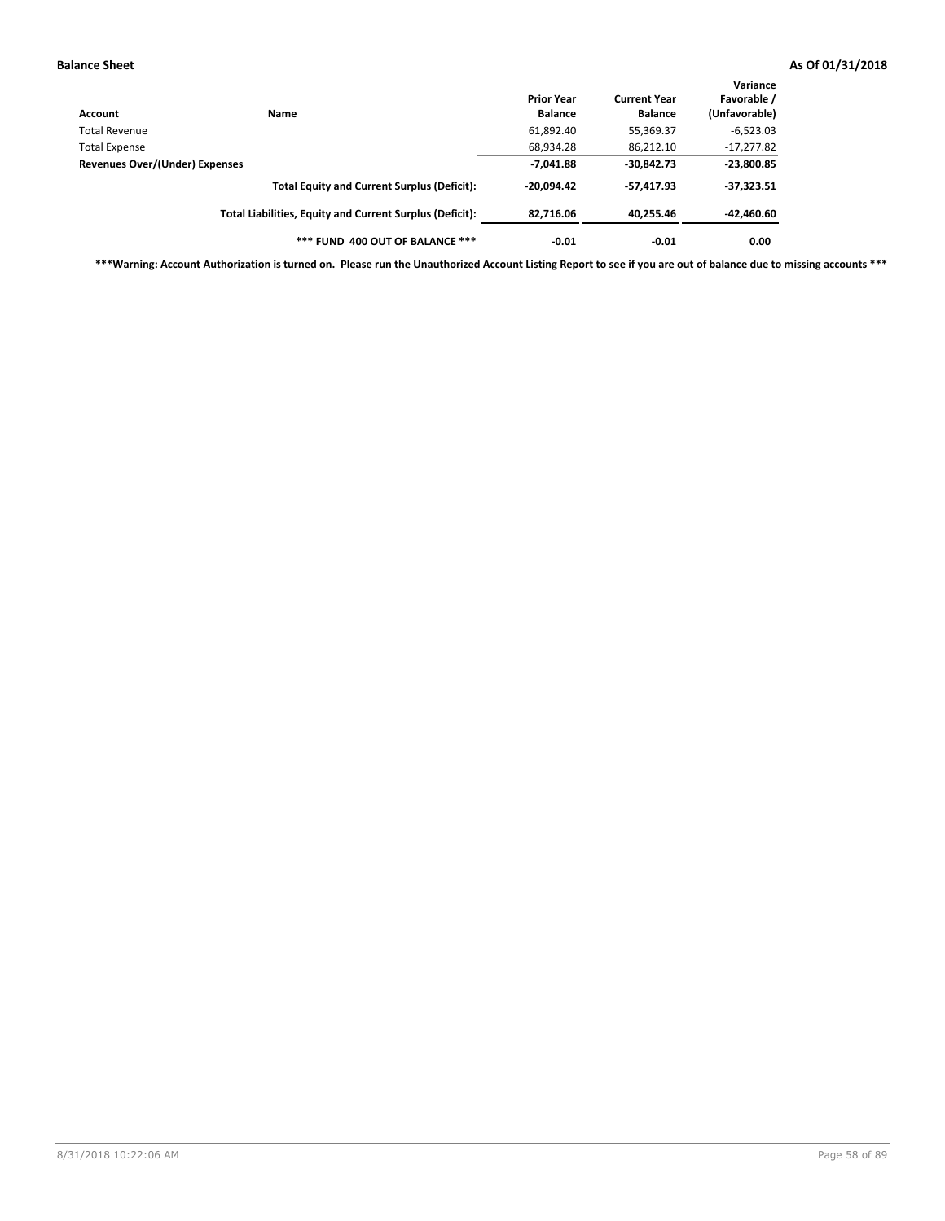**Balance Sheet** **As Of 01/31/2018**

| Account | Name | Prior Year Balance | Current Year Balance | Variance Favorable / (Unfavorable) |
|---|---|---|---|---|
| Total Revenue | | 61,892.40 | 55,369.37 | -6,523.03 |
| Total Expense | | 68,934.28 | 86,212.10 | -17,277.82 |
| **Revenues Over/(Under) Expenses** | | **-7,041.88** | **-30,842.73** | **-23,800.85** |
| | **Total Equity and Current Surplus (Deficit):** | **-20,094.42** | **-57,417.93** | **-37,323.51** |
| | **Total Liabilities, Equity and Current Surplus (Deficit):** | **82,716.06** | **40,255.46** | **-42,460.60** |
| | **\*\*\* FUND 400 OUT OF BALANCE \*\*\*** | **-0.01** | **-0.01** | **0.00** |

**\*\*\*Warning: Account Authorization is turned on. Please run the Unauthorized Account Listing Report to see if you are out of balance due to missing accounts \*\*\***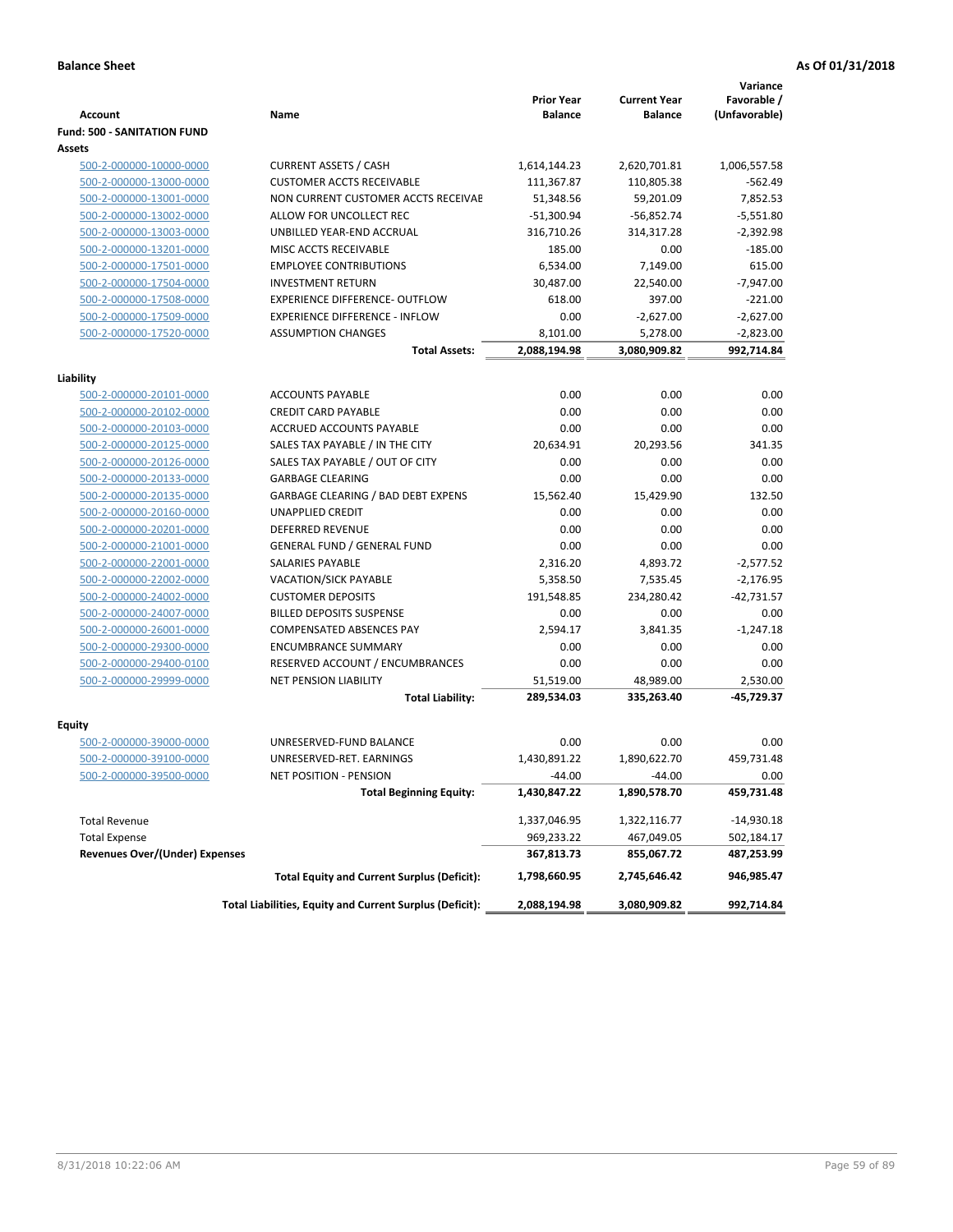**Balance Sheet** **As Of 01/31/2018**

| Account | Name | Prior Year Balance | Current Year Balance | Variance Favorable / (Unfavorable) |
|---|---|---|---|---|
| **Fund: 500 - SANITATION FUND** | | | | |
| **Assets** | | | | |
| 500-2-000000-10000-0000 | CURRENT ASSETS / CASH | 1,614,144.23 | 2,620,701.81 | 1,006,557.58 |
| 500-2-000000-13000-0000 | CUSTOMER ACCTS RECEIVABLE | 111,367.87 | 110,805.38 | -562.49 |
| 500-2-000000-13001-0000 | NON CURRENT CUSTOMER ACCTS RECEIVAE | 51,348.56 | 59,201.09 | 7,852.53 |
| 500-2-000000-13002-0000 | ALLOW FOR UNCOLLECT REC | -51,300.94 | -56,852.74 | -5,551.80 |
| 500-2-000000-13003-0000 | UNBILLED YEAR-END ACCRUAL | 316,710.26 | 314,317.28 | -2,392.98 |
| 500-2-000000-13201-0000 | MISC ACCTS RECEIVABLE | 185.00 | 0.00 | -185.00 |
| 500-2-000000-17501-0000 | EMPLOYEE CONTRIBUTIONS | 6,534.00 | 7,149.00 | 615.00 |
| 500-2-000000-17504-0000 | INVESTMENT RETURN | 30,487.00 | 22,540.00 | -7,947.00 |
| 500-2-000000-17508-0000 | EXPERIENCE DIFFERENCE- OUTFLOW | 618.00 | 397.00 | -221.00 |
| 500-2-000000-17509-0000 | EXPERIENCE DIFFERENCE - INFLOW | 0.00 | -2,627.00 | -2,627.00 |
| 500-2-000000-17520-0000 | ASSUMPTION CHANGES | 8,101.00 | 5,278.00 | -2,823.00 |
| | **Total Assets:** | **2,088,194.98** | **3,080,909.82** | **992,714.84** |
| **Liability** | | | | |
| 500-2-000000-20101-0000 | ACCOUNTS PAYABLE | 0.00 | 0.00 | 0.00 |
| 500-2-000000-20102-0000 | CREDIT CARD PAYABLE | 0.00 | 0.00 | 0.00 |
| 500-2-000000-20103-0000 | ACCRUED ACCOUNTS PAYABLE | 0.00 | 0.00 | 0.00 |
| 500-2-000000-20125-0000 | SALES TAX PAYABLE / IN THE CITY | 20,634.91 | 20,293.56 | 341.35 |
| 500-2-000000-20126-0000 | SALES TAX PAYABLE / OUT OF CITY | 0.00 | 0.00 | 0.00 |
| 500-2-000000-20133-0000 | GARBAGE CLEARING | 0.00 | 0.00 | 0.00 |
| 500-2-000000-20135-0000 | GARBAGE CLEARING / BAD DEBT EXPENS | 15,562.40 | 15,429.90 | 132.50 |
| 500-2-000000-20160-0000 | UNAPPLIED CREDIT | 0.00 | 0.00 | 0.00 |
| 500-2-000000-20201-0000 | DEFERRED REVENUE | 0.00 | 0.00 | 0.00 |
| 500-2-000000-21001-0000 | GENERAL FUND / GENERAL FUND | 0.00 | 0.00 | 0.00 |
| 500-2-000000-22001-0000 | SALARIES PAYABLE | 2,316.20 | 4,893.72 | -2,577.52 |
| 500-2-000000-22002-0000 | VACATION/SICK PAYABLE | 5,358.50 | 7,535.45 | -2,176.95 |
| 500-2-000000-24002-0000 | CUSTOMER DEPOSITS | 191,548.85 | 234,280.42 | -42,731.57 |
| 500-2-000000-24007-0000 | BILLED DEPOSITS SUSPENSE | 0.00 | 0.00 | 0.00 |
| 500-2-000000-26001-0000 | COMPENSATED ABSENCES PAY | 2,594.17 | 3,841.35 | -1,247.18 |
| 500-2-000000-29300-0000 | ENCUMBRANCE SUMMARY | 0.00 | 0.00 | 0.00 |
| 500-2-000000-29400-0100 | RESERVED ACCOUNT / ENCUMBRANCES | 0.00 | 0.00 | 0.00 |
| 500-2-000000-29999-0000 | NET PENSION LIABILITY | 51,519.00 | 48,989.00 | 2,530.00 |
| | **Total Liability:** | **289,534.03** | **335,263.40** | **-45,729.37** |
| **Equity** | | | | |
| 500-2-000000-39000-0000 | UNRESERVED-FUND BALANCE | 0.00 | 0.00 | 0.00 |
| 500-2-000000-39100-0000 | UNRESERVED-RET. EARNINGS | 1,430,891.22 | 1,890,622.70 | 459,731.48 |
| 500-2-000000-39500-0000 | NET POSITION - PENSION | -44.00 | -44.00 | 0.00 |
| | **Total Beginning Equity:** | **1,430,847.22** | **1,890,578.70** | **459,731.48** |
| Total Revenue | | 1,337,046.95 | 1,322,116.77 | -14,930.18 |
| Total Expense | | 969,233.22 | 467,049.05 | 502,184.17 |
| **Revenues Over/(Under) Expenses** | | **367,813.73** | **855,067.72** | **487,253.99** |
| | **Total Equity and Current Surplus (Deficit):** | **1,798,660.95** | **2,745,646.42** | **946,985.47** |
| | **Total Liabilities, Equity and Current Surplus (Deficit):** | **2,088,194.98** | **3,080,909.82** | **992,714.84** |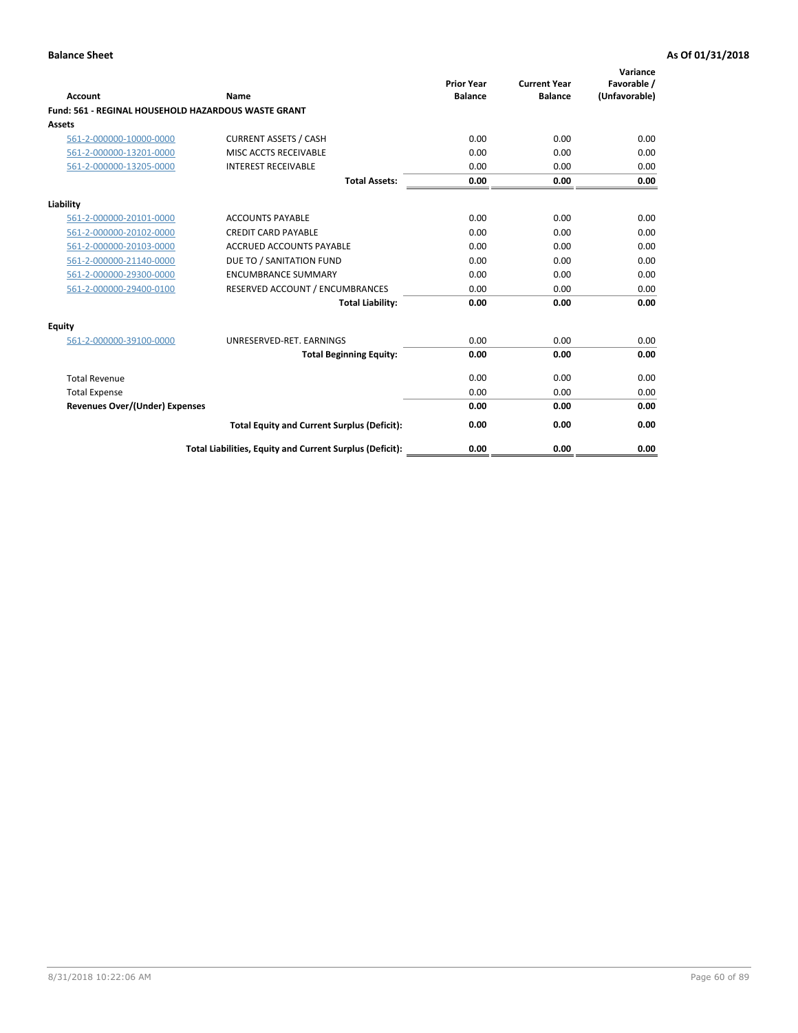**Balance Sheet** — **As Of 01/31/2018**

| Account | Name | Prior Year Balance | Current Year Balance | Variance Favorable / (Unfavorable) |
|---|---|---|---|---|
| **Fund: 561 - REGINAL HOUSEHOLD HAZARDOUS WASTE GRANT** | | | | |
| **Assets** | | | | |
| 561-2-000000-10000-0000 | CURRENT ASSETS / CASH | 0.00 | 0.00 | 0.00 |
| 561-2-000000-13201-0000 | MISC ACCTS RECEIVABLE | 0.00 | 0.00 | 0.00 |
| 561-2-000000-13205-0000 | INTEREST RECEIVABLE | 0.00 | 0.00 | 0.00 |
| | **Total Assets:** | **0.00** | **0.00** | **0.00** |
| **Liability** | | | | |
| 561-2-000000-20101-0000 | ACCOUNTS PAYABLE | 0.00 | 0.00 | 0.00 |
| 561-2-000000-20102-0000 | CREDIT CARD PAYABLE | 0.00 | 0.00 | 0.00 |
| 561-2-000000-20103-0000 | ACCRUED ACCOUNTS PAYABLE | 0.00 | 0.00 | 0.00 |
| 561-2-000000-21140-0000 | DUE TO / SANITATION FUND | 0.00 | 0.00 | 0.00 |
| 561-2-000000-29300-0000 | ENCUMBRANCE SUMMARY | 0.00 | 0.00 | 0.00 |
| 561-2-000000-29400-0100 | RESERVED ACCOUNT / ENCUMBRANCES | 0.00 | 0.00 | 0.00 |
| | **Total Liability:** | **0.00** | **0.00** | **0.00** |
| **Equity** | | | | |
| 561-2-000000-39100-0000 | UNRESERVED-RET. EARNINGS | 0.00 | 0.00 | 0.00 |
| | **Total Beginning Equity:** | **0.00** | **0.00** | **0.00** |
| Total Revenue | | 0.00 | 0.00 | 0.00 |
| Total Expense | | 0.00 | 0.00 | 0.00 |
| **Revenues Over/(Under) Expenses** | | **0.00** | **0.00** | **0.00** |
| | **Total Equity and Current Surplus (Deficit):** | **0.00** | **0.00** | **0.00** |
| | **Total Liabilities, Equity and Current Surplus (Deficit):** | **0.00** | **0.00** | **0.00** |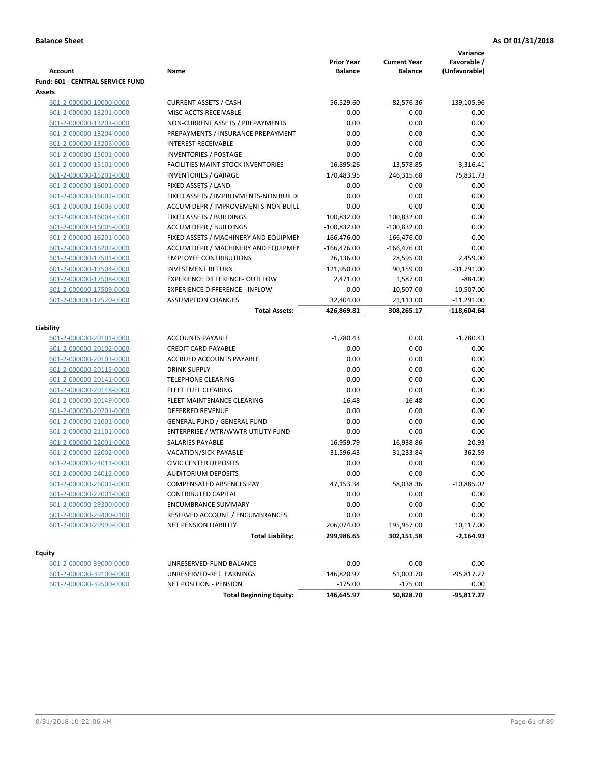**Balance Sheet** — As Of 01/31/2018

| Account | Name | Prior Year Balance | Current Year Balance | Variance Favorable / (Unfavorable) |
|---|---|---|---|---|
| **Fund: 601 - CENTRAL SERVICE FUND** | | | | |
| **Assets** | | | | |
| 601-2-000000-10000-0000 | CURRENT ASSETS / CASH | 56,529.60 | -82,576.36 | -139,105.96 |
| 601-2-000000-13201-0000 | MISC ACCTS RECEIVABLE | 0.00 | 0.00 | 0.00 |
| 601-2-000000-13203-0000 | NON-CURRENT ASSETS / PREPAYMENTS | 0.00 | 0.00 | 0.00 |
| 601-2-000000-13204-0000 | PREPAYMENTS / INSURANCE PREPAYMENT | 0.00 | 0.00 | 0.00 |
| 601-2-000000-13205-0000 | INTEREST RECEIVABLE | 0.00 | 0.00 | 0.00 |
| 601-2-000000-15001-0000 | INVENTORIES / POSTAGE | 0.00 | 0.00 | 0.00 |
| 601-2-000000-15101-0000 | FACILITIES MAINT STOCK INVENTORIES | 16,895.26 | 13,578.85 | -3,316.41 |
| 601-2-000000-15201-0000 | INVENTORIES / GARAGE | 170,483.95 | 246,315.68 | 75,831.73 |
| 601-2-000000-16001-0000 | FIXED ASSETS / LAND | 0.00 | 0.00 | 0.00 |
| 601-2-000000-16002-0000 | FIXED ASSETS / IMPROVMENTS-NON BUILDI | 0.00 | 0.00 | 0.00 |
| 601-2-000000-16003-0000 | ACCUM DEPR / IMPROVEMENTS-NON BUILI | 0.00 | 0.00 | 0.00 |
| 601-2-000000-16004-0000 | FIXED ASSETS / BUILDINGS | 100,832.00 | 100,832.00 | 0.00 |
| 601-2-000000-16005-0000 | ACCUM DEPR / BUILDINGS | -100,832.00 | -100,832.00 | 0.00 |
| 601-2-000000-16201-0000 | FIXED ASSETS / MACHINERY AND EQUIPMEI | 166,476.00 | 166,476.00 | 0.00 |
| 601-2-000000-16202-0000 | ACCUM DEPR / MACHINERY AND EQUIPMEI | -166,476.00 | -166,476.00 | 0.00 |
| 601-2-000000-17501-0000 | EMPLOYEE CONTRIBUTIONS | 26,136.00 | 28,595.00 | 2,459.00 |
| 601-2-000000-17504-0000 | INVESTMENT RETURN | 121,950.00 | 90,159.00 | -31,791.00 |
| 601-2-000000-17508-0000 | EXPERIENCE DIFFERENCE- OUTFLOW | 2,471.00 | 1,587.00 | -884.00 |
| 601-2-000000-17509-0000 | EXPERIENCE DIFFERENCE - INFLOW | 0.00 | -10,507.00 | -10,507.00 |
| 601-2-000000-17520-0000 | ASSUMPTION CHANGES | 32,404.00 | 21,113.00 | -11,291.00 |
| | **Total Assets:** | **426,869.81** | **308,265.17** | **-118,604.64** |
| **Liability** | | | | |
| 601-2-000000-20101-0000 | ACCOUNTS PAYABLE | -1,780.43 | 0.00 | -1,780.43 |
| 601-2-000000-20102-0000 | CREDIT CARD PAYABLE | 0.00 | 0.00 | 0.00 |
| 601-2-000000-20103-0000 | ACCRUED ACCOUNTS PAYABLE | 0.00 | 0.00 | 0.00 |
| 601-2-000000-20115-0000 | DRINK SUPPLY | 0.00 | 0.00 | 0.00 |
| 601-2-000000-20141-0000 | TELEPHONE CLEARING | 0.00 | 0.00 | 0.00 |
| 601-2-000000-20148-0000 | FLEET FUEL CLEARING | 0.00 | 0.00 | 0.00 |
| 601-2-000000-20149-0000 | FLEET MAINTENANCE CLEARING | -16.48 | -16.48 | 0.00 |
| 601-2-000000-20201-0000 | DEFERRED REVENUE | 0.00 | 0.00 | 0.00 |
| 601-2-000000-21001-0000 | GENERAL FUND / GENERAL FUND | 0.00 | 0.00 | 0.00 |
| 601-2-000000-21101-0000 | ENTERPRISE / WTR/WWTR UTILITY FUND | 0.00 | 0.00 | 0.00 |
| 601-2-000000-22001-0000 | SALARIES PAYABLE | 16,959.79 | 16,938.86 | 20.93 |
| 601-2-000000-22002-0000 | VACATION/SICK PAYABLE | 31,596.43 | 31,233.84 | 362.59 |
| 601-2-000000-24011-0000 | CIVIC CENTER DEPOSITS | 0.00 | 0.00 | 0.00 |
| 601-2-000000-24012-0000 | AUDITORIUM DEPOSITS | 0.00 | 0.00 | 0.00 |
| 601-2-000000-26001-0000 | COMPENSATED ABSENCES PAY | 47,153.34 | 58,038.36 | -10,885.02 |
| 601-2-000000-27001-0000 | CONTRIBUTED CAPITAL | 0.00 | 0.00 | 0.00 |
| 601-2-000000-29300-0000 | ENCUMBRANCE SUMMARY | 0.00 | 0.00 | 0.00 |
| 601-2-000000-29400-0100 | RESERVED ACCOUNT / ENCUMBRANCES | 0.00 | 0.00 | 0.00 |
| 601-2-000000-29999-0000 | NET PENSION LIABILITY | 206,074.00 | 195,957.00 | 10,117.00 |
| | **Total Liability:** | **299,986.65** | **302,151.58** | **-2,164.93** |
| **Equity** | | | | |
| 601-2-000000-39000-0000 | UNRESERVED-FUND BALANCE | 0.00 | 0.00 | 0.00 |
| 601-2-000000-39100-0000 | UNRESERVED-RET. EARNINGS | 146,820.97 | 51,003.70 | -95,817.27 |
| 601-2-000000-39500-0000 | NET POSITION - PENSION | -175.00 | -175.00 | 0.00 |
| | **Total Beginning Equity:** | **146,645.97** | **50,828.70** | **-95,817.27** |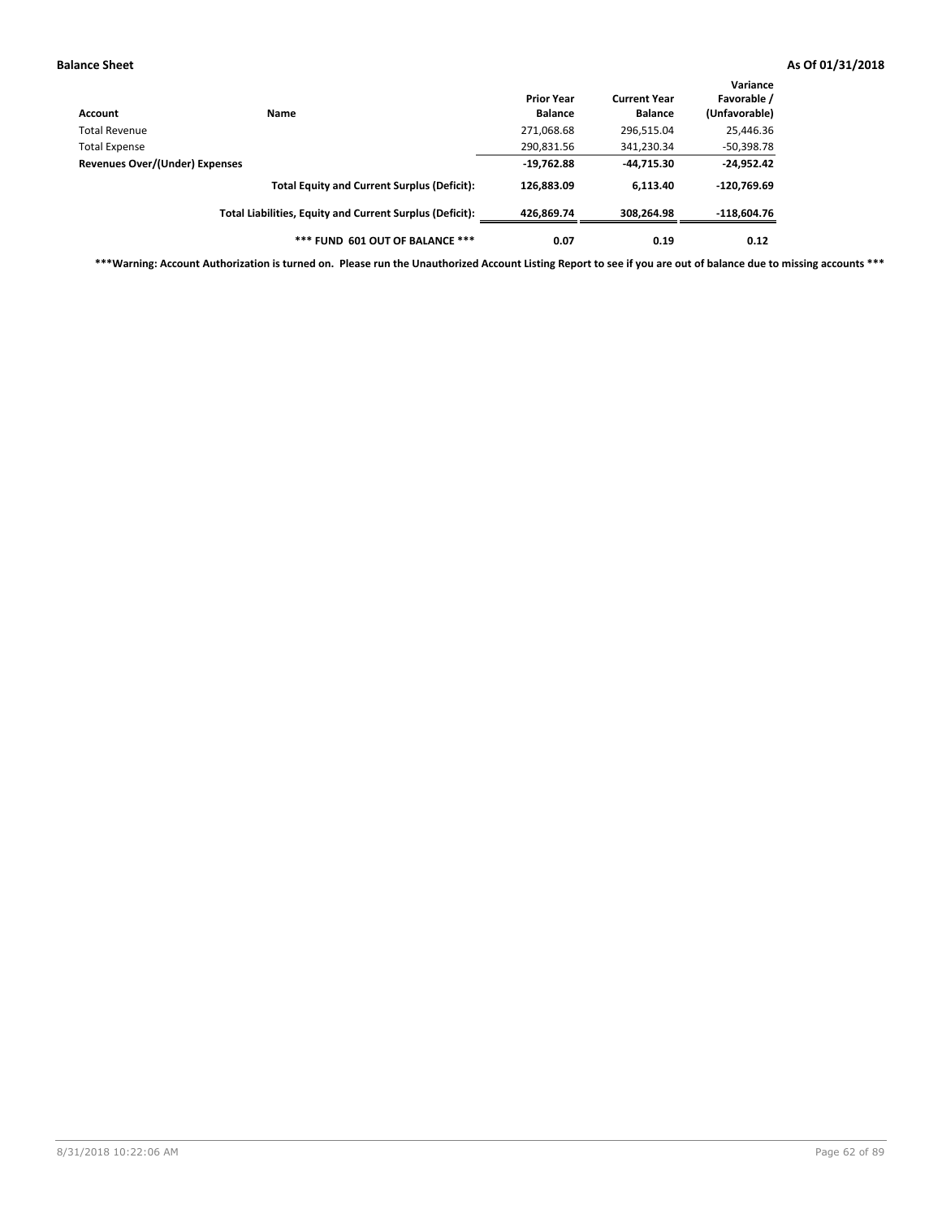**Balance Sheet** **As Of 01/31/2018**

| Account | Name | Prior Year Balance | Current Year Balance | Variance Favorable / (Unfavorable) |
|---|---|---|---|---|
| Total Revenue | | 271,068.68 | 296,515.04 | 25,446.36 |
| Total Expense | | 290,831.56 | 341,230.34 | -50,398.78 |
| **Revenues Over/(Under) Expenses** | | **-19,762.88** | **-44,715.30** | **-24,952.42** |
| | **Total Equity and Current Surplus (Deficit):** | **126,883.09** | **6,113.40** | **-120,769.69** |
| | **Total Liabilities, Equity and Current Surplus (Deficit):** | **426,869.74** | **308,264.98** | **-118,604.76** |
| | **\*\*\* FUND 601 OUT OF BALANCE \*\*\*** | **0.07** | **0.19** | **0.12** |

**\*\*\*Warning: Account Authorization is turned on. Please run the Unauthorized Account Listing Report to see if you are out of balance due to missing accounts \*\*\***

8/31/2018 10:22:06 AM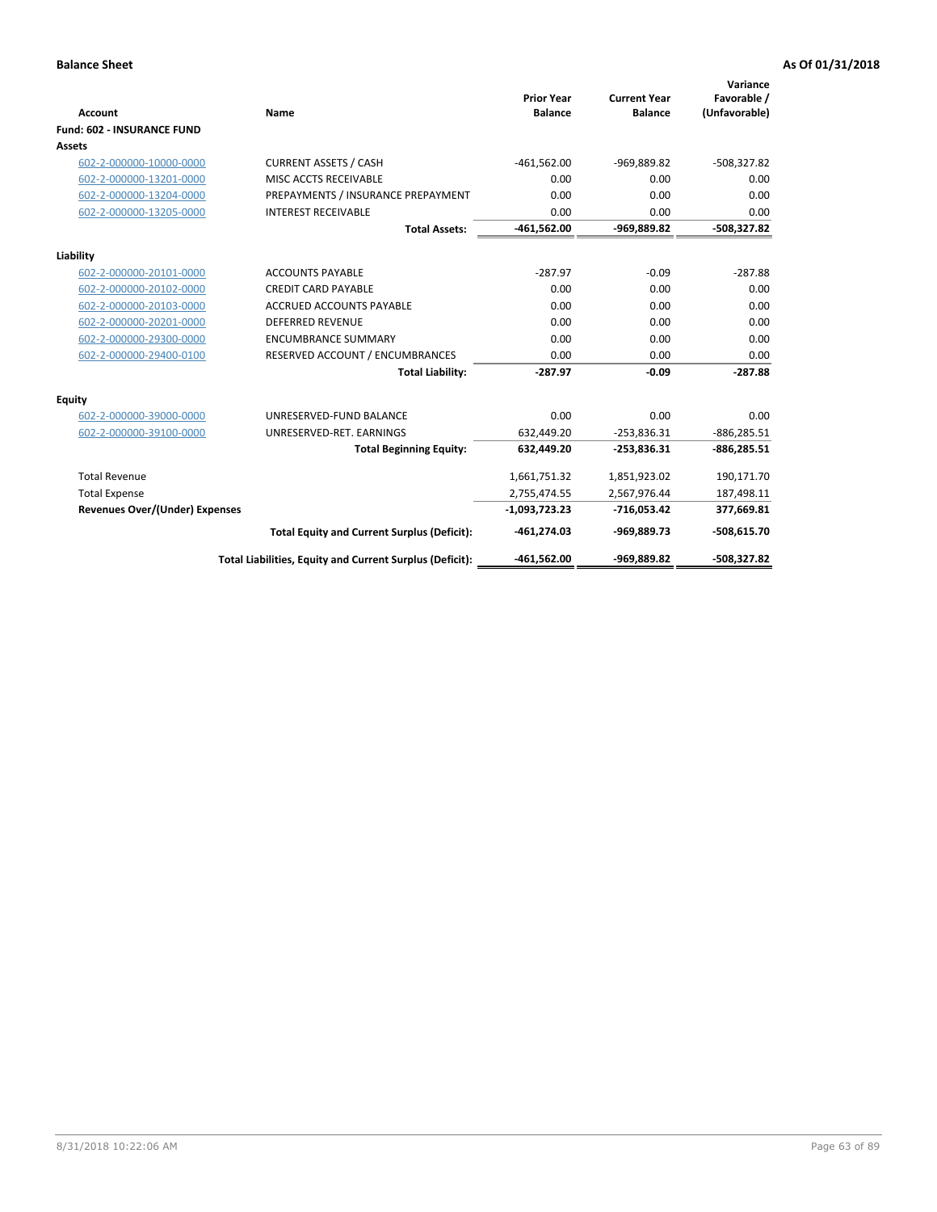**Balance Sheet** **As Of 01/31/2018**

| Account | Name | Prior Year Balance | Current Year Balance | Variance Favorable / (Unfavorable) |
|---|---|---|---|---|
| **Fund: 602 - INSURANCE FUND** | | | | |
| **Assets** | | | | |
| 602-2-000000-10000-0000 | CURRENT ASSETS / CASH | -461,562.00 | -969,889.82 | -508,327.82 |
| 602-2-000000-13201-0000 | MISC ACCTS RECEIVABLE | 0.00 | 0.00 | 0.00 |
| 602-2-000000-13204-0000 | PREPAYMENTS / INSURANCE PREPAYMENT | 0.00 | 0.00 | 0.00 |
| 602-2-000000-13205-0000 | INTEREST RECEIVABLE | 0.00 | 0.00 | 0.00 |
| | **Total Assets:** | **-461,562.00** | **-969,889.82** | **-508,327.82** |
| **Liability** | | | | |
| 602-2-000000-20101-0000 | ACCOUNTS PAYABLE | -287.97 | -0.09 | -287.88 |
| 602-2-000000-20102-0000 | CREDIT CARD PAYABLE | 0.00 | 0.00 | 0.00 |
| 602-2-000000-20103-0000 | ACCRUED ACCOUNTS PAYABLE | 0.00 | 0.00 | 0.00 |
| 602-2-000000-20201-0000 | DEFERRED REVENUE | 0.00 | 0.00 | 0.00 |
| 602-2-000000-29300-0000 | ENCUMBRANCE SUMMARY | 0.00 | 0.00 | 0.00 |
| 602-2-000000-29400-0100 | RESERVED ACCOUNT / ENCUMBRANCES | 0.00 | 0.00 | 0.00 |
| | **Total Liability:** | **-287.97** | **-0.09** | **-287.88** |
| **Equity** | | | | |
| 602-2-000000-39000-0000 | UNRESERVED-FUND BALANCE | 0.00 | 0.00 | 0.00 |
| 602-2-000000-39100-0000 | UNRESERVED-RET. EARNINGS | 632,449.20 | -253,836.31 | -886,285.51 |
| | **Total Beginning Equity:** | **632,449.20** | **-253,836.31** | **-886,285.51** |
| Total Revenue | | 1,661,751.32 | 1,851,923.02 | 190,171.70 |
| Total Expense | | 2,755,474.55 | 2,567,976.44 | 187,498.11 |
| **Revenues Over/(Under) Expenses** | | **-1,093,723.23** | **-716,053.42** | **377,669.81** |
| | **Total Equity and Current Surplus (Deficit):** | **-461,274.03** | **-969,889.73** | **-508,615.70** |
| | **Total Liabilities, Equity and Current Surplus (Deficit):** | **-461,562.00** | **-969,889.82** | **-508,327.82** |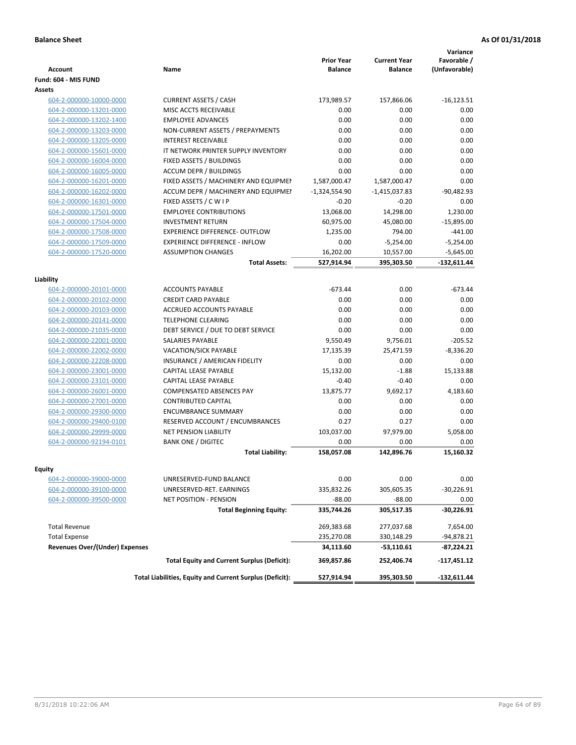**Balance Sheet** **As Of 01/31/2018**

| Account | Name | Prior Year Balance | Current Year Balance | Variance Favorable / (Unfavorable) |
|---|---|---|---|---|
| **Fund: 604 - MIS FUND** | | | | |
| **Assets** | | | | |
| 604-2-000000-10000-0000 | CURRENT ASSETS / CASH | 173,989.57 | 157,866.06 | -16,123.51 |
| 604-2-000000-13201-0000 | MISC ACCTS RECEIVABLE | 0.00 | 0.00 | 0.00 |
| 604-2-000000-13202-1400 | EMPLOYEE ADVANCES | 0.00 | 0.00 | 0.00 |
| 604-2-000000-13203-0000 | NON-CURRENT ASSETS / PREPAYMENTS | 0.00 | 0.00 | 0.00 |
| 604-2-000000-13205-0000 | INTEREST RECEIVABLE | 0.00 | 0.00 | 0.00 |
| 604-2-000000-15601-0000 | IT NETWORK PRINTER SUPPLY INVENTORY | 0.00 | 0.00 | 0.00 |
| 604-2-000000-16004-0000 | FIXED ASSETS / BUILDINGS | 0.00 | 0.00 | 0.00 |
| 604-2-000000-16005-0000 | ACCUM DEPR / BUILDINGS | 0.00 | 0.00 | 0.00 |
| 604-2-000000-16201-0000 | FIXED ASSETS / MACHINERY AND EQUIPMEI | 1,587,000.47 | 1,587,000.47 | 0.00 |
| 604-2-000000-16202-0000 | ACCUM DEPR / MACHINERY AND EQUIPMEI | -1,324,554.90 | -1,415,037.83 | -90,482.93 |
| 604-2-000000-16301-0000 | FIXED ASSETS / C W I P | -0.20 | -0.20 | 0.00 |
| 604-2-000000-17501-0000 | EMPLOYEE CONTRIBUTIONS | 13,068.00 | 14,298.00 | 1,230.00 |
| 604-2-000000-17504-0000 | INVESTMENT RETURN | 60,975.00 | 45,080.00 | -15,895.00 |
| 604-2-000000-17508-0000 | EXPERIENCE DIFFERENCE- OUTFLOW | 1,235.00 | 794.00 | -441.00 |
| 604-2-000000-17509-0000 | EXPERIENCE DIFFERENCE - INFLOW | 0.00 | -5,254.00 | -5,254.00 |
| 604-2-000000-17520-0000 | ASSUMPTION CHANGES | 16,202.00 | 10,557.00 | -5,645.00 |
| | **Total Assets:** | **527,914.94** | **395,303.50** | **-132,611.44** |
| **Liability** | | | | |
| 604-2-000000-20101-0000 | ACCOUNTS PAYABLE | -673.44 | 0.00 | -673.44 |
| 604-2-000000-20102-0000 | CREDIT CARD PAYABLE | 0.00 | 0.00 | 0.00 |
| 604-2-000000-20103-0000 | ACCRUED ACCOUNTS PAYABLE | 0.00 | 0.00 | 0.00 |
| 604-2-000000-20141-0000 | TELEPHONE CLEARING | 0.00 | 0.00 | 0.00 |
| 604-2-000000-21035-0000 | DEBT SERVICE / DUE TO DEBT SERVICE | 0.00 | 0.00 | 0.00 |
| 604-2-000000-22001-0000 | SALARIES PAYABLE | 9,550.49 | 9,756.01 | -205.52 |
| 604-2-000000-22002-0000 | VACATION/SICK PAYABLE | 17,135.39 | 25,471.59 | -8,336.20 |
| 604-2-000000-22208-0000 | INSURANCE / AMERICAN FIDELITY | 0.00 | 0.00 | 0.00 |
| 604-2-000000-23001-0000 | CAPITAL LEASE PAYABLE | 15,132.00 | -1.88 | 15,133.88 |
| 604-2-000000-23101-0000 | CAPITAL LEASE PAYABLE | -0.40 | -0.40 | 0.00 |
| 604-2-000000-26001-0000 | COMPENSATED ABSENCES PAY | 13,875.77 | 9,692.17 | 4,183.60 |
| 604-2-000000-27001-0000 | CONTRIBUTED CAPITAL | 0.00 | 0.00 | 0.00 |
| 604-2-000000-29300-0000 | ENCUMBRANCE SUMMARY | 0.00 | 0.00 | 0.00 |
| 604-2-000000-29400-0100 | RESERVED ACCOUNT / ENCUMBRANCES | 0.27 | 0.27 | 0.00 |
| 604-2-000000-29999-0000 | NET PENSION LIABILITY | 103,037.00 | 97,979.00 | 5,058.00 |
| 604-2-000000-92194-0101 | BANK ONE / DIGITEC | 0.00 | 0.00 | 0.00 |
| | **Total Liability:** | **158,057.08** | **142,896.76** | **15,160.32** |
| **Equity** | | | | |
| 604-2-000000-39000-0000 | UNRESERVED-FUND BALANCE | 0.00 | 0.00 | 0.00 |
| 604-2-000000-39100-0000 | UNRESERVED-RET. EARNINGS | 335,832.26 | 305,605.35 | -30,226.91 |
| 604-2-000000-39500-0000 | NET POSITION - PENSION | -88.00 | -88.00 | 0.00 |
| | **Total Beginning Equity:** | **335,744.26** | **305,517.35** | **-30,226.91** |
| Total Revenue | | 269,383.68 | 277,037.68 | 7,654.00 |
| Total Expense | | 235,270.08 | 330,148.29 | -94,878.21 |
| **Revenues Over/(Under) Expenses** | | **34,113.60** | **-53,110.61** | **-87,224.21** |
| | **Total Equity and Current Surplus (Deficit):** | **369,857.86** | **252,406.74** | **-117,451.12** |
| | **Total Liabilities, Equity and Current Surplus (Deficit):** | **527,914.94** | **395,303.50** | **-132,611.44** |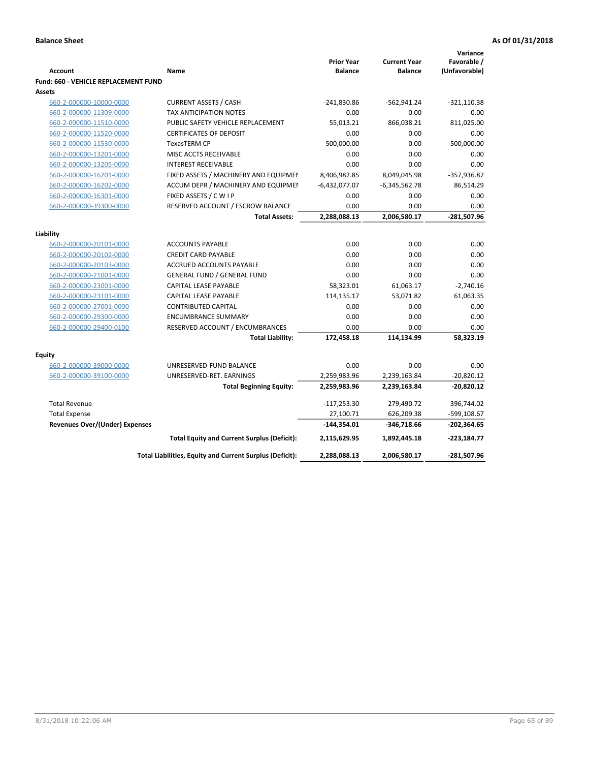**Balance Sheet** **As Of 01/31/2018**

| Account | Name | Prior Year Balance | Current Year Balance | Variance Favorable / (Unfavorable) |
|---|---|---|---|---|
| **Fund: 660 - VEHICLE REPLACEMENT FUND** | | | | |
| **Assets** | | | | |
| 660-2-000000-10000-0000 | CURRENT ASSETS / CASH | -241,830.86 | -562,941.24 | -321,110.38 |
| 660-2-000000-11309-0000 | TAX ANTICIPATION NOTES | 0.00 | 0.00 | 0.00 |
| 660-2-000000-11510-0000 | PUBLIC SAFETY VEHICLE REPLACEMENT | 55,013.21 | 866,038.21 | 811,025.00 |
| 660-2-000000-11520-0000 | CERTIFICATES OF DEPOSIT | 0.00 | 0.00 | 0.00 |
| 660-2-000000-11530-0000 | TexasTERM CP | 500,000.00 | 0.00 | -500,000.00 |
| 660-2-000000-13201-0000 | MISC ACCTS RECEIVABLE | 0.00 | 0.00 | 0.00 |
| 660-2-000000-13205-0000 | INTEREST RECEIVABLE | 0.00 | 0.00 | 0.00 |
| 660-2-000000-16201-0000 | FIXED ASSETS / MACHINERY AND EQUIPMEN | 8,406,982.85 | 8,049,045.98 | -357,936.87 |
| 660-2-000000-16202-0000 | ACCUM DEPR / MACHINERY AND EQUIPMEI | -6,432,077.07 | -6,345,562.78 | 86,514.29 |
| 660-2-000000-16301-0000 | FIXED ASSETS / C W I P | 0.00 | 0.00 | 0.00 |
| 660-2-000000-39300-0000 | RESERVED ACCOUNT / ESCROW BALANCE | 0.00 | 0.00 | 0.00 |
| | **Total Assets:** | **2,288,088.13** | **2,006,580.17** | **-281,507.96** |
| **Liability** | | | | |
| 660-2-000000-20101-0000 | ACCOUNTS PAYABLE | 0.00 | 0.00 | 0.00 |
| 660-2-000000-20102-0000 | CREDIT CARD PAYABLE | 0.00 | 0.00 | 0.00 |
| 660-2-000000-20103-0000 | ACCRUED ACCOUNTS PAYABLE | 0.00 | 0.00 | 0.00 |
| 660-2-000000-21001-0000 | GENERAL FUND / GENERAL FUND | 0.00 | 0.00 | 0.00 |
| 660-2-000000-23001-0000 | CAPITAL LEASE PAYABLE | 58,323.01 | 61,063.17 | -2,740.16 |
| 660-2-000000-23101-0000 | CAPITAL LEASE PAYABLE | 114,135.17 | 53,071.82 | 61,063.35 |
| 660-2-000000-27001-0000 | CONTRIBUTED CAPITAL | 0.00 | 0.00 | 0.00 |
| 660-2-000000-29300-0000 | ENCUMBRANCE SUMMARY | 0.00 | 0.00 | 0.00 |
| 660-2-000000-29400-0100 | RESERVED ACCOUNT / ENCUMBRANCES | 0.00 | 0.00 | 0.00 |
| | **Total Liability:** | **172,458.18** | **114,134.99** | **58,323.19** |
| **Equity** | | | | |
| 660-2-000000-39000-0000 | UNRESERVED-FUND BALANCE | 0.00 | 0.00 | 0.00 |
| 660-2-000000-39100-0000 | UNRESERVED-RET. EARNINGS | 2,259,983.96 | 2,239,163.84 | -20,820.12 |
| | **Total Beginning Equity:** | **2,259,983.96** | **2,239,163.84** | **-20,820.12** |
| Total Revenue | | -117,253.30 | 279,490.72 | 396,744.02 |
| Total Expense | | 27,100.71 | 626,209.38 | -599,108.67 |
| **Revenues Over/(Under) Expenses** | | **-144,354.01** | **-346,718.66** | **-202,364.65** |
| | **Total Equity and Current Surplus (Deficit):** | **2,115,629.95** | **1,892,445.18** | **-223,184.77** |
| | **Total Liabilities, Equity and Current Surplus (Deficit):** | **2,288,088.13** | **2,006,580.17** | **-281,507.96** |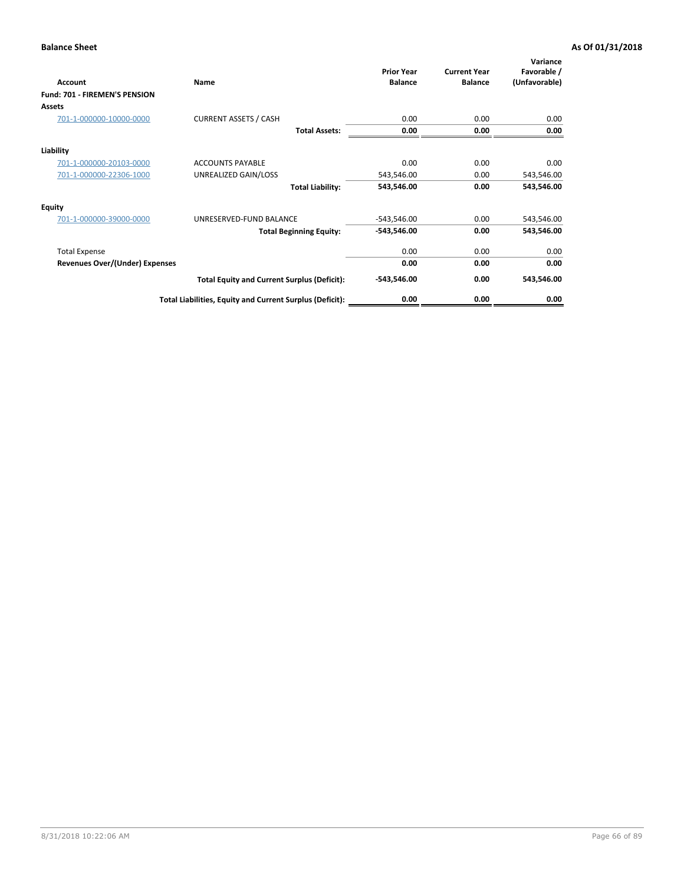**Balance Sheet** **As Of 01/31/2018**

| Account | Name | Prior Year Balance | Current Year Balance | Variance Favorable / (Unfavorable) |
|---|---|---|---|---|
| **Fund: 701 - FIREMEN'S PENSION** | | | | |
| **Assets** | | | | |
| 701-1-000000-10000-0000 | CURRENT ASSETS / CASH | 0.00 | 0.00 | 0.00 |
| | **Total Assets:** | **0.00** | **0.00** | **0.00** |
| **Liability** | | | | |
| 701-1-000000-20103-0000 | ACCOUNTS PAYABLE | 0.00 | 0.00 | 0.00 |
| 701-1-000000-22306-1000 | UNREALIZED GAIN/LOSS | 543,546.00 | 0.00 | 543,546.00 |
| | **Total Liability:** | **543,546.00** | **0.00** | **543,546.00** |
| **Equity** | | | | |
| 701-1-000000-39000-0000 | UNRESERVED-FUND BALANCE | -543,546.00 | 0.00 | 543,546.00 |
| | **Total Beginning Equity:** | **-543,546.00** | **0.00** | **543,546.00** |
| Total Expense | | 0.00 | 0.00 | 0.00 |
| **Revenues Over/(Under) Expenses** | | **0.00** | **0.00** | **0.00** |
| | **Total Equity and Current Surplus (Deficit):** | **-543,546.00** | **0.00** | **543,546.00** |
| | **Total Liabilities, Equity and Current Surplus (Deficit):** | **0.00** | **0.00** | **0.00** |

8/31/2018 10:22:06 AM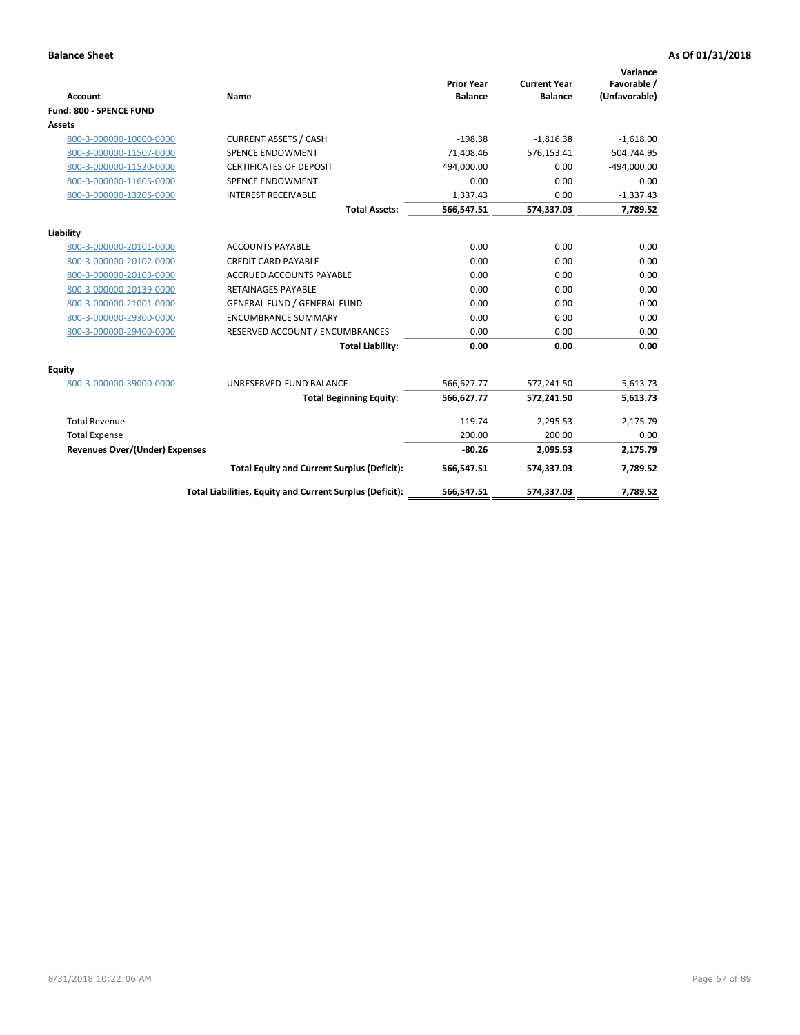**Balance Sheet** **As Of 01/31/2018**

| Account | Name | Prior Year Balance | Current Year Balance | Variance Favorable / (Unfavorable) |
|---|---|---|---|---|
| **Fund: 800 - SPENCE FUND** | | | | |
| **Assets** | | | | |
| 800-3-000000-10000-0000 | CURRENT ASSETS / CASH | -198.38 | -1,816.38 | -1,618.00 |
| 800-3-000000-11507-0000 | SPENCE ENDOWMENT | 71,408.46 | 576,153.41 | 504,744.95 |
| 800-3-000000-11520-0000 | CERTIFICATES OF DEPOSIT | 494,000.00 | 0.00 | -494,000.00 |
| 800-3-000000-11605-0000 | SPENCE ENDOWMENT | 0.00 | 0.00 | 0.00 |
| 800-3-000000-13205-0000 | INTEREST RECEIVABLE | 1,337.43 | 0.00 | -1,337.43 |
| | **Total Assets:** | **566,547.51** | **574,337.03** | **7,789.52** |
| **Liability** | | | | |
| 800-3-000000-20101-0000 | ACCOUNTS PAYABLE | 0.00 | 0.00 | 0.00 |
| 800-3-000000-20102-0000 | CREDIT CARD PAYABLE | 0.00 | 0.00 | 0.00 |
| 800-3-000000-20103-0000 | ACCRUED ACCOUNTS PAYABLE | 0.00 | 0.00 | 0.00 |
| 800-3-000000-20139-0000 | RETAINAGES PAYABLE | 0.00 | 0.00 | 0.00 |
| 800-3-000000-21001-0000 | GENERAL FUND / GENERAL FUND | 0.00 | 0.00 | 0.00 |
| 800-3-000000-29300-0000 | ENCUMBRANCE SUMMARY | 0.00 | 0.00 | 0.00 |
| 800-3-000000-29400-0000 | RESERVED ACCOUNT / ENCUMBRANCES | 0.00 | 0.00 | 0.00 |
| | **Total Liability:** | **0.00** | **0.00** | **0.00** |
| **Equity** | | | | |
| 800-3-000000-39000-0000 | UNRESERVED-FUND BALANCE | 566,627.77 | 572,241.50 | 5,613.73 |
| | **Total Beginning Equity:** | **566,627.77** | **572,241.50** | **5,613.73** |
| Total Revenue | | 119.74 | 2,295.53 | 2,175.79 |
| Total Expense | | 200.00 | 200.00 | 0.00 |
| **Revenues Over/(Under) Expenses** | | **-80.26** | **2,095.53** | **2,175.79** |
| | **Total Equity and Current Surplus (Deficit):** | **566,547.51** | **574,337.03** | **7,789.52** |
| | **Total Liabilities, Equity and Current Surplus (Deficit):** | **566,547.51** | **574,337.03** | **7,789.52** |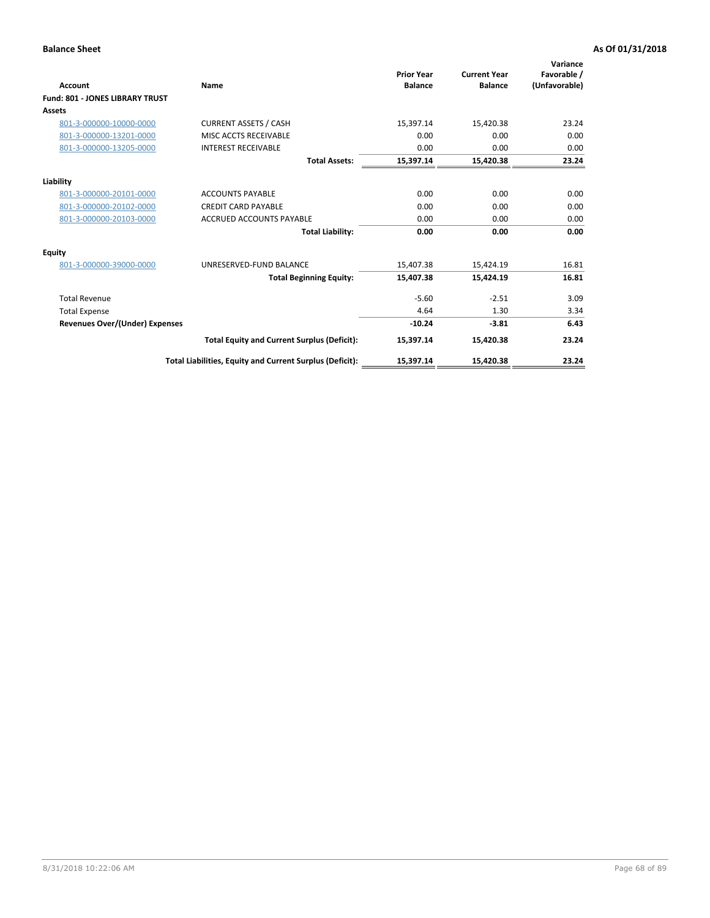**Balance Sheet** | **As Of 01/31/2018**

| Account | Name | Prior Year Balance | Current Year Balance | Variance Favorable / (Unfavorable) |
|---|---|---|---|---|
| **Fund: 801 - JONES LIBRARY TRUST** | | | | |
| **Assets** | | | | |
| 801-3-000000-10000-0000 | CURRENT ASSETS / CASH | 15,397.14 | 15,420.38 | 23.24 |
| 801-3-000000-13201-0000 | MISC ACCTS RECEIVABLE | 0.00 | 0.00 | 0.00 |
| 801-3-000000-13205-0000 | INTEREST RECEIVABLE | 0.00 | 0.00 | 0.00 |
| | **Total Assets:** | **15,397.14** | **15,420.38** | **23.24** |
| **Liability** | | | | |
| 801-3-000000-20101-0000 | ACCOUNTS PAYABLE | 0.00 | 0.00 | 0.00 |
| 801-3-000000-20102-0000 | CREDIT CARD PAYABLE | 0.00 | 0.00 | 0.00 |
| 801-3-000000-20103-0000 | ACCRUED ACCOUNTS PAYABLE | 0.00 | 0.00 | 0.00 |
| | **Total Liability:** | **0.00** | **0.00** | **0.00** |
| **Equity** | | | | |
| 801-3-000000-39000-0000 | UNRESERVED-FUND BALANCE | 15,407.38 | 15,424.19 | 16.81 |
| | **Total Beginning Equity:** | **15,407.38** | **15,424.19** | **16.81** |
| Total Revenue | | -5.60 | -2.51 | 3.09 |
| Total Expense | | 4.64 | 1.30 | 3.34 |
| **Revenues Over/(Under) Expenses** | | **-10.24** | **-3.81** | **6.43** |
| | **Total Equity and Current Surplus (Deficit):** | **15,397.14** | **15,420.38** | **23.24** |
| | **Total Liabilities, Equity and Current Surplus (Deficit):** | **15,397.14** | **15,420.38** | **23.24** |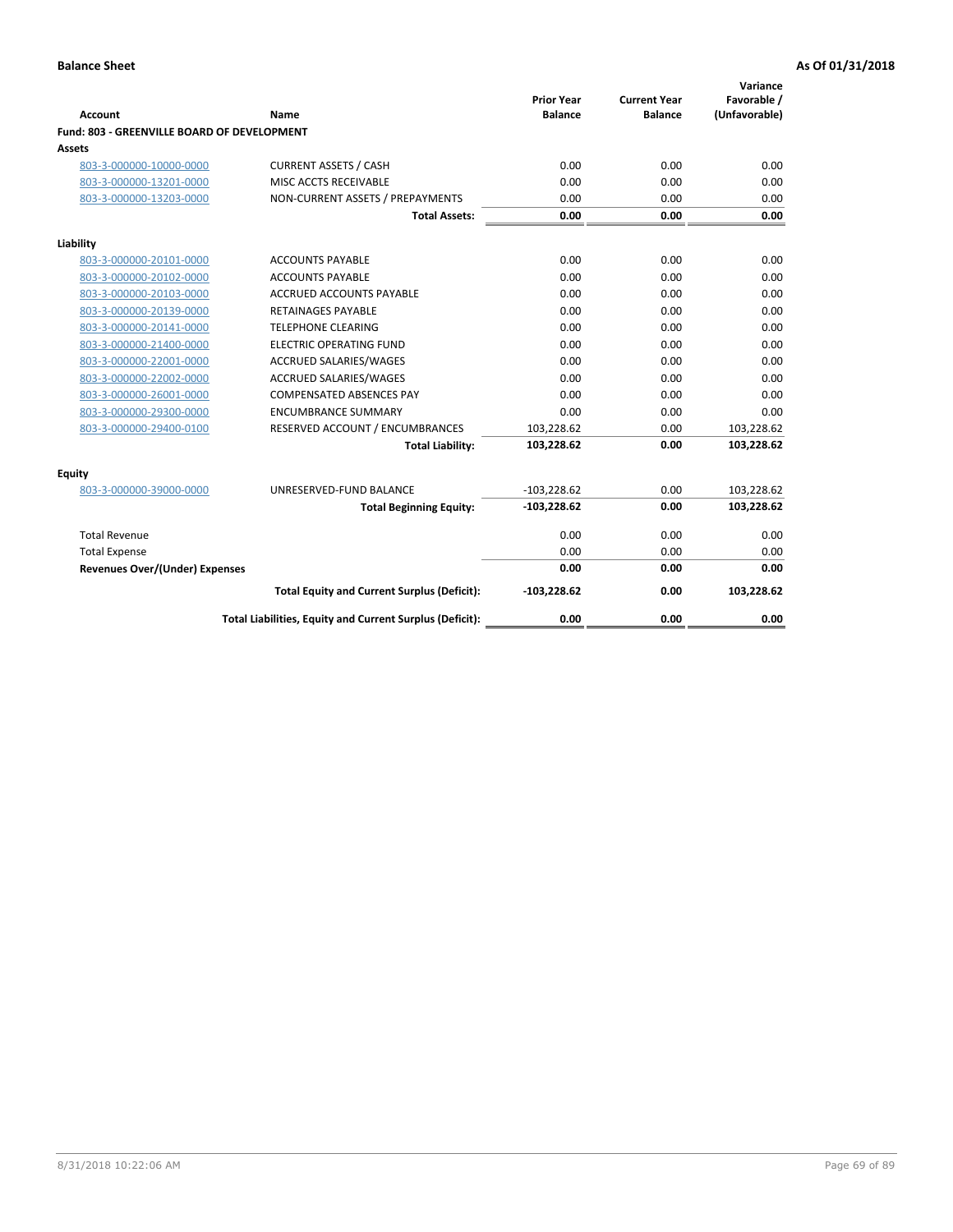**Balance Sheet** **As Of 01/31/2018**

| Account | Name | Prior Year Balance | Current Year Balance | Variance Favorable / (Unfavorable) |
|---|---|---|---|---|
| **Fund: 803 - GREENVILLE BOARD OF DEVELOPMENT** | | | | |
| **Assets** | | | | |
| 803-3-000000-10000-0000 | CURRENT ASSETS / CASH | 0.00 | 0.00 | 0.00 |
| 803-3-000000-13201-0000 | MISC ACCTS RECEIVABLE | 0.00 | 0.00 | 0.00 |
| 803-3-000000-13203-0000 | NON-CURRENT ASSETS / PREPAYMENTS | 0.00 | 0.00 | 0.00 |
| | **Total Assets:** | **0.00** | **0.00** | **0.00** |
| **Liability** | | | | |
| 803-3-000000-20101-0000 | ACCOUNTS PAYABLE | 0.00 | 0.00 | 0.00 |
| 803-3-000000-20102-0000 | ACCOUNTS PAYABLE | 0.00 | 0.00 | 0.00 |
| 803-3-000000-20103-0000 | ACCRUED ACCOUNTS PAYABLE | 0.00 | 0.00 | 0.00 |
| 803-3-000000-20139-0000 | RETAINAGES PAYABLE | 0.00 | 0.00 | 0.00 |
| 803-3-000000-20141-0000 | TELEPHONE CLEARING | 0.00 | 0.00 | 0.00 |
| 803-3-000000-21400-0000 | ELECTRIC OPERATING FUND | 0.00 | 0.00 | 0.00 |
| 803-3-000000-22001-0000 | ACCRUED SALARIES/WAGES | 0.00 | 0.00 | 0.00 |
| 803-3-000000-22002-0000 | ACCRUED SALARIES/WAGES | 0.00 | 0.00 | 0.00 |
| 803-3-000000-26001-0000 | COMPENSATED ABSENCES PAY | 0.00 | 0.00 | 0.00 |
| 803-3-000000-29300-0000 | ENCUMBRANCE SUMMARY | 0.00 | 0.00 | 0.00 |
| 803-3-000000-29400-0100 | RESERVED ACCOUNT / ENCUMBRANCES | 103,228.62 | 0.00 | 103,228.62 |
| | **Total Liability:** | **103,228.62** | **0.00** | **103,228.62** |
| **Equity** | | | | |
| 803-3-000000-39000-0000 | UNRESERVED-FUND BALANCE | -103,228.62 | 0.00 | 103,228.62 |
| | **Total Beginning Equity:** | **-103,228.62** | **0.00** | **103,228.62** |
| Total Revenue | | 0.00 | 0.00 | 0.00 |
| Total Expense | | 0.00 | 0.00 | 0.00 |
| **Revenues Over/(Under) Expenses** | | **0.00** | **0.00** | **0.00** |
| | **Total Equity and Current Surplus (Deficit):** | **-103,228.62** | **0.00** | **103,228.62** |
| | **Total Liabilities, Equity and Current Surplus (Deficit):** | **0.00** | **0.00** | **0.00** |

8/31/2018 10:22:06 AM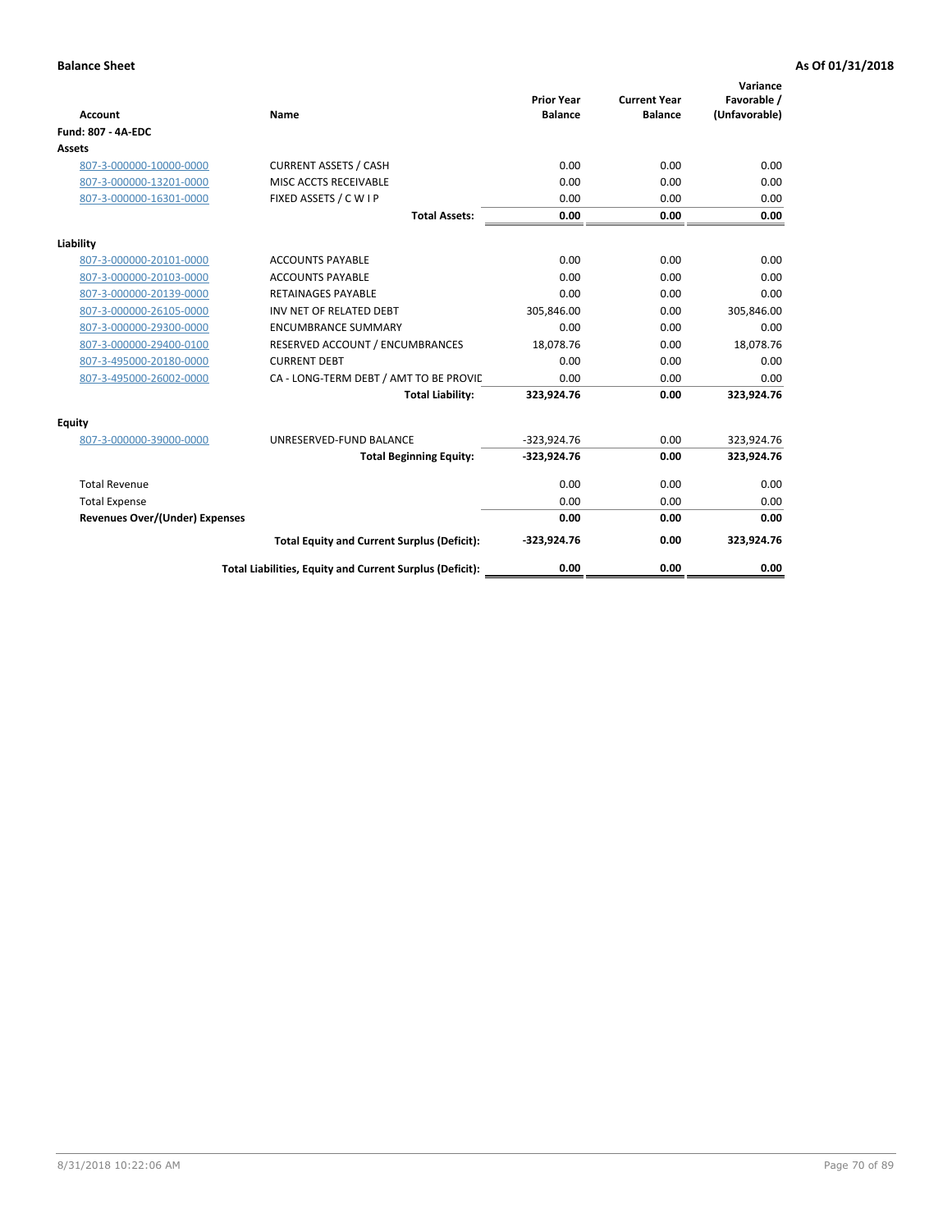**Balance Sheet** — As Of 01/31/2018

| Account | Name | Prior Year Balance | Current Year Balance | Variance Favorable / (Unfavorable) |
|---|---|---|---|---|
| **Fund: 807 - 4A-EDC** | | | | |
| **Assets** | | | | |
| 807-3-000000-10000-0000 | CURRENT ASSETS / CASH | 0.00 | 0.00 | 0.00 |
| 807-3-000000-13201-0000 | MISC ACCTS RECEIVABLE | 0.00 | 0.00 | 0.00 |
| 807-3-000000-16301-0000 | FIXED ASSETS / C W I P | 0.00 | 0.00 | 0.00 |
| | **Total Assets:** | **0.00** | **0.00** | **0.00** |
| **Liability** | | | | |
| 807-3-000000-20101-0000 | ACCOUNTS PAYABLE | 0.00 | 0.00 | 0.00 |
| 807-3-000000-20103-0000 | ACCOUNTS PAYABLE | 0.00 | 0.00 | 0.00 |
| 807-3-000000-20139-0000 | RETAINAGES PAYABLE | 0.00 | 0.00 | 0.00 |
| 807-3-000000-26105-0000 | INV NET OF RELATED DEBT | 305,846.00 | 0.00 | 305,846.00 |
| 807-3-000000-29300-0000 | ENCUMBRANCE SUMMARY | 0.00 | 0.00 | 0.00 |
| 807-3-000000-29400-0100 | RESERVED ACCOUNT / ENCUMBRANCES | 18,078.76 | 0.00 | 18,078.76 |
| 807-3-495000-20180-0000 | CURRENT DEBT | 0.00 | 0.00 | 0.00 |
| 807-3-495000-26002-0000 | CA - LONG-TERM DEBT / AMT TO BE PROVIC | 0.00 | 0.00 | 0.00 |
| | **Total Liability:** | **323,924.76** | **0.00** | **323,924.76** |
| **Equity** | | | | |
| 807-3-000000-39000-0000 | UNRESERVED-FUND BALANCE | -323,924.76 | 0.00 | 323,924.76 |
| | **Total Beginning Equity:** | **-323,924.76** | **0.00** | **323,924.76** |
| Total Revenue | | 0.00 | 0.00 | 0.00 |
| Total Expense | | 0.00 | 0.00 | 0.00 |
| **Revenues Over/(Under) Expenses** | | **0.00** | **0.00** | **0.00** |
| | **Total Equity and Current Surplus (Deficit):** | **-323,924.76** | **0.00** | **323,924.76** |
| | **Total Liabilities, Equity and Current Surplus (Deficit):** | **0.00** | **0.00** | **0.00** |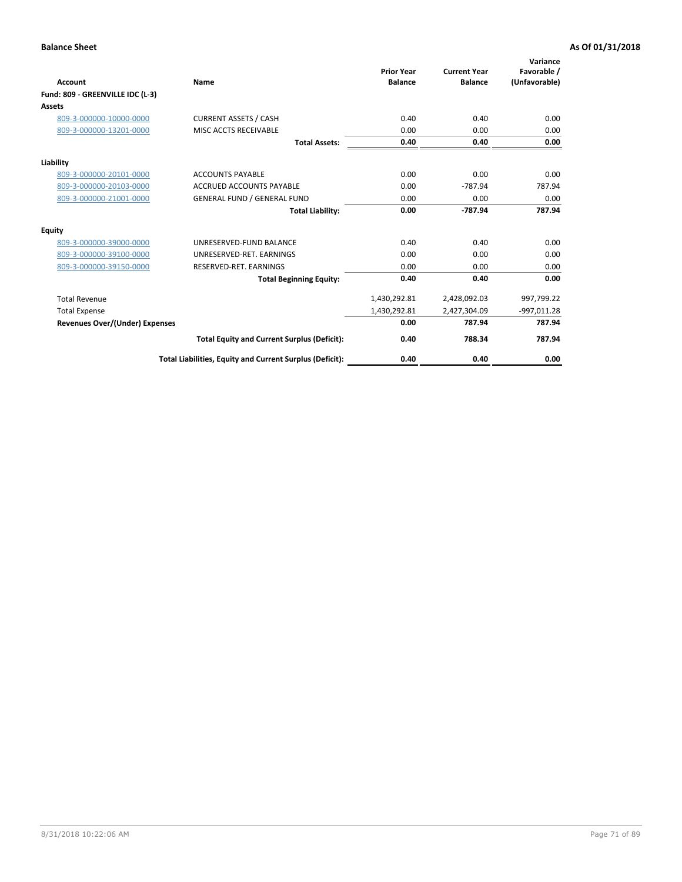**Balance Sheet** **As Of 01/31/2018**

| Account | Name | Prior Year Balance | Current Year Balance | Variance Favorable / (Unfavorable) |
|---|---|---|---|---|
| **Fund: 809 - GREENVILLE IDC (L-3)** | | | | |
| **Assets** | | | | |
| 809-3-000000-10000-0000 | CURRENT ASSETS / CASH | 0.40 | 0.40 | 0.00 |
| 809-3-000000-13201-0000 | MISC ACCTS RECEIVABLE | 0.00 | 0.00 | 0.00 |
| | **Total Assets:** | **0.40** | **0.40** | **0.00** |
| **Liability** | | | | |
| 809-3-000000-20101-0000 | ACCOUNTS PAYABLE | 0.00 | 0.00 | 0.00 |
| 809-3-000000-20103-0000 | ACCRUED ACCOUNTS PAYABLE | 0.00 | -787.94 | 787.94 |
| 809-3-000000-21001-0000 | GENERAL FUND / GENERAL FUND | 0.00 | 0.00 | 0.00 |
| | **Total Liability:** | **0.00** | **-787.94** | **787.94** |
| **Equity** | | | | |
| 809-3-000000-39000-0000 | UNRESERVED-FUND BALANCE | 0.40 | 0.40 | 0.00 |
| 809-3-000000-39100-0000 | UNRESERVED-RET. EARNINGS | 0.00 | 0.00 | 0.00 |
| 809-3-000000-39150-0000 | RESERVED-RET. EARNINGS | 0.00 | 0.00 | 0.00 |
| | **Total Beginning Equity:** | **0.40** | **0.40** | **0.00** |
| Total Revenue | | 1,430,292.81 | 2,428,092.03 | 997,799.22 |
| Total Expense | | 1,430,292.81 | 2,427,304.09 | -997,011.28 |
| **Revenues Over/(Under) Expenses** | | **0.00** | **787.94** | **787.94** |
| | **Total Equity and Current Surplus (Deficit):** | **0.40** | **788.34** | **787.94** |
| | **Total Liabilities, Equity and Current Surplus (Deficit):** | **0.40** | **0.40** | **0.00** |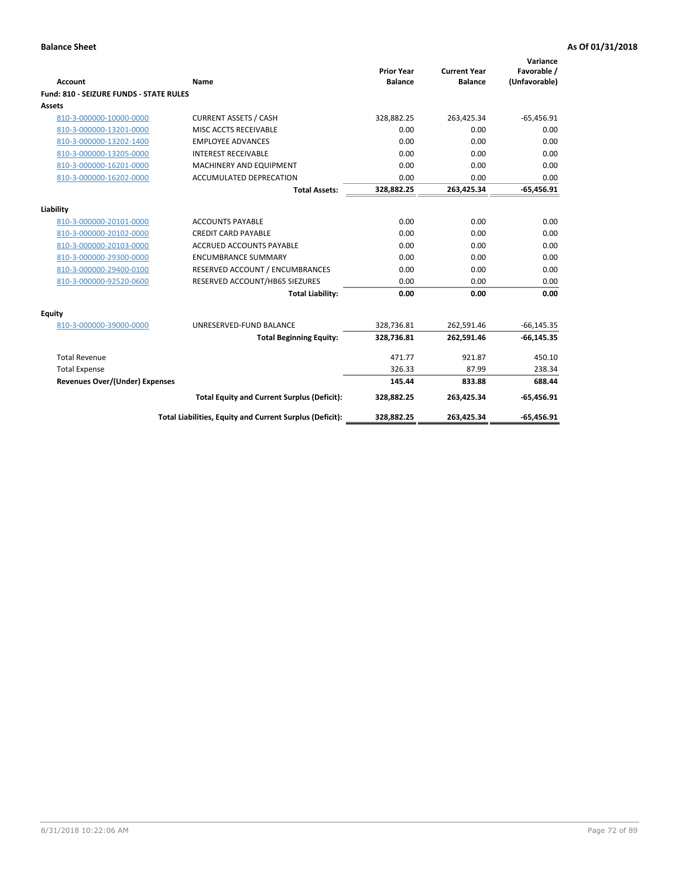**Balance Sheet** **As Of 01/31/2018**

| Account | Name | Prior Year Balance | Current Year Balance | Variance Favorable / (Unfavorable) |
|---|---|---|---|---|
| **Fund: 810 - SEIZURE FUNDS - STATE RULES** | | | | |
| **Assets** | | | | |
| 810-3-000000-10000-0000 | CURRENT ASSETS / CASH | 328,882.25 | 263,425.34 | -65,456.91 |
| 810-3-000000-13201-0000 | MISC ACCTS RECEIVABLE | 0.00 | 0.00 | 0.00 |
| 810-3-000000-13202-1400 | EMPLOYEE ADVANCES | 0.00 | 0.00 | 0.00 |
| 810-3-000000-13205-0000 | INTEREST RECEIVABLE | 0.00 | 0.00 | 0.00 |
| 810-3-000000-16201-0000 | MACHINERY AND EQUIPMENT | 0.00 | 0.00 | 0.00 |
| 810-3-000000-16202-0000 | ACCUMULATED DEPRECATION | 0.00 | 0.00 | 0.00 |
| | **Total Assets:** | **328,882.25** | **263,425.34** | **-65,456.91** |
| **Liability** | | | | |
| 810-3-000000-20101-0000 | ACCOUNTS PAYABLE | 0.00 | 0.00 | 0.00 |
| 810-3-000000-20102-0000 | CREDIT CARD PAYABLE | 0.00 | 0.00 | 0.00 |
| 810-3-000000-20103-0000 | ACCRUED ACCOUNTS PAYABLE | 0.00 | 0.00 | 0.00 |
| 810-3-000000-29300-0000 | ENCUMBRANCE SUMMARY | 0.00 | 0.00 | 0.00 |
| 810-3-000000-29400-0100 | RESERVED ACCOUNT / ENCUMBRANCES | 0.00 | 0.00 | 0.00 |
| 810-3-000000-92520-0600 | RESERVED ACCOUNT/HB65 SIEZURES | 0.00 | 0.00 | 0.00 |
| | **Total Liability:** | **0.00** | **0.00** | **0.00** |
| **Equity** | | | | |
| 810-3-000000-39000-0000 | UNRESERVED-FUND BALANCE | 328,736.81 | 262,591.46 | -66,145.35 |
| | **Total Beginning Equity:** | **328,736.81** | **262,591.46** | **-66,145.35** |
| Total Revenue | | 471.77 | 921.87 | 450.10 |
| Total Expense | | 326.33 | 87.99 | 238.34 |
| **Revenues Over/(Under) Expenses** | | **145.44** | **833.88** | **688.44** |
| | **Total Equity and Current Surplus (Deficit):** | **328,882.25** | **263,425.34** | **-65,456.91** |
| | **Total Liabilities, Equity and Current Surplus (Deficit):** | **328,882.25** | **263,425.34** | **-65,456.91** |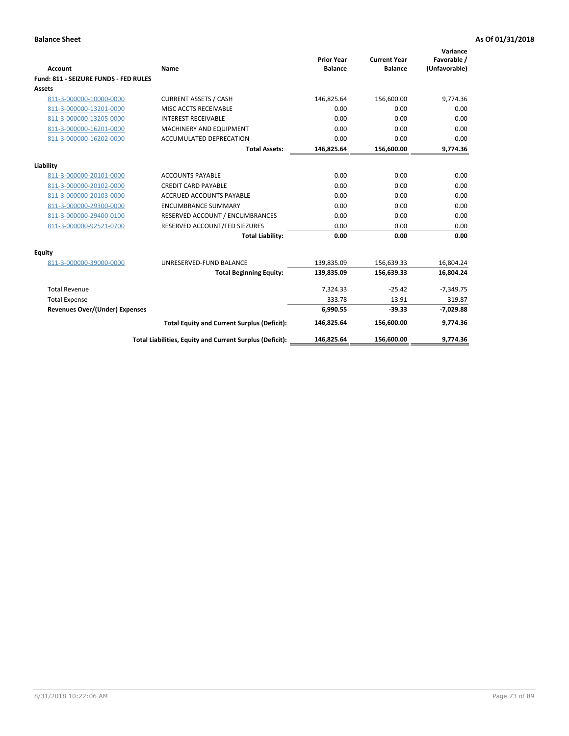**Balance Sheet** | **As Of 01/31/2018**

| Account | Name | Prior Year Balance | Current Year Balance | Variance Favorable / (Unfavorable) |
|---|---|---|---|---|
| **Fund: 811 - SEIZURE FUNDS - FED RULES** | | | | |
| **Assets** | | | | |
| 811-3-000000-10000-0000 | CURRENT ASSETS / CASH | 146,825.64 | 156,600.00 | 9,774.36 |
| 811-3-000000-13201-0000 | MISC ACCTS RECEIVABLE | 0.00 | 0.00 | 0.00 |
| 811-3-000000-13205-0000 | INTEREST RECEIVABLE | 0.00 | 0.00 | 0.00 |
| 811-3-000000-16201-0000 | MACHINERY AND EQUIPMENT | 0.00 | 0.00 | 0.00 |
| 811-3-000000-16202-0000 | ACCUMULATED DEPRECATION | 0.00 | 0.00 | 0.00 |
| | **Total Assets:** | **146,825.64** | **156,600.00** | **9,774.36** |
| **Liability** | | | | |
| 811-3-000000-20101-0000 | ACCOUNTS PAYABLE | 0.00 | 0.00 | 0.00 |
| 811-3-000000-20102-0000 | CREDIT CARD PAYABLE | 0.00 | 0.00 | 0.00 |
| 811-3-000000-20103-0000 | ACCRUED ACCOUNTS PAYABLE | 0.00 | 0.00 | 0.00 |
| 811-3-000000-29300-0000 | ENCUMBRANCE SUMMARY | 0.00 | 0.00 | 0.00 |
| 811-3-000000-29400-0100 | RESERVED ACCOUNT / ENCUMBRANCES | 0.00 | 0.00 | 0.00 |
| 811-3-000000-92521-0700 | RESERVED ACCOUNT/FED SIEZURES | 0.00 | 0.00 | 0.00 |
| | **Total Liability:** | **0.00** | **0.00** | **0.00** |
| **Equity** | | | | |
| 811-3-000000-39000-0000 | UNRESERVED-FUND BALANCE | 139,835.09 | 156,639.33 | 16,804.24 |
| | **Total Beginning Equity:** | **139,835.09** | **156,639.33** | **16,804.24** |
| Total Revenue | | 7,324.33 | -25.42 | -7,349.75 |
| Total Expense | | 333.78 | 13.91 | 319.87 |
| **Revenues Over/(Under) Expenses** | | **6,990.55** | **-39.33** | **-7,029.88** |
| | **Total Equity and Current Surplus (Deficit):** | **146,825.64** | **156,600.00** | **9,774.36** |
| | **Total Liabilities, Equity and Current Surplus (Deficit):** | **146,825.64** | **156,600.00** | **9,774.36** |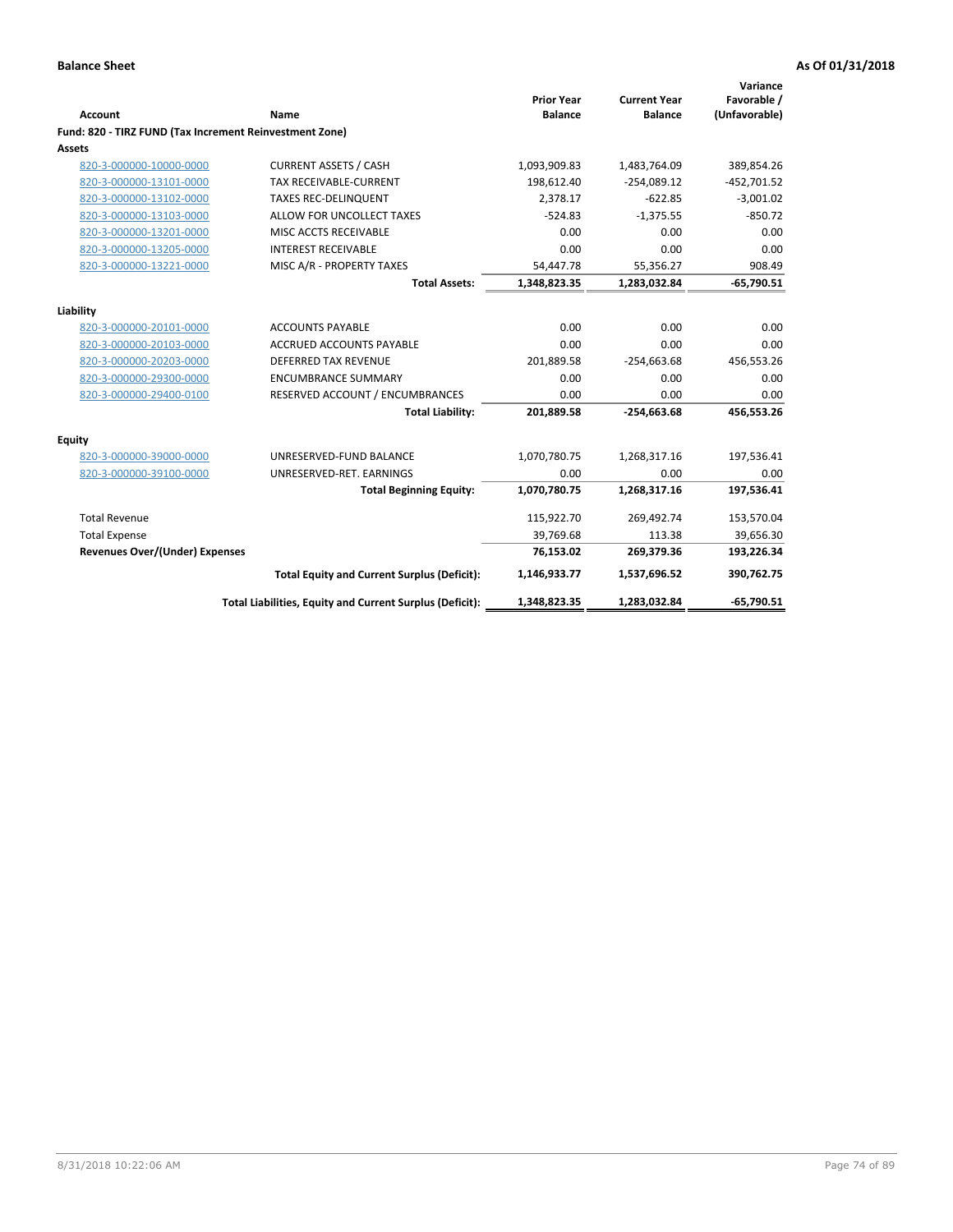**Balance Sheet** **As Of 01/31/2018**

| Account | Name | Prior Year Balance | Current Year Balance | Variance Favorable / (Unfavorable) |
|---|---|---|---|---|
| **Fund: 820 - TIRZ FUND (Tax Increment Reinvestment Zone)** | | | | |
| **Assets** | | | | |
| 820-3-000000-10000-0000 | CURRENT ASSETS / CASH | 1,093,909.83 | 1,483,764.09 | 389,854.26 |
| 820-3-000000-13101-0000 | TAX RECEIVABLE-CURRENT | 198,612.40 | -254,089.12 | -452,701.52 |
| 820-3-000000-13102-0000 | TAXES REC-DELINQUENT | 2,378.17 | -622.85 | -3,001.02 |
| 820-3-000000-13103-0000 | ALLOW FOR UNCOLLECT TAXES | -524.83 | -1,375.55 | -850.72 |
| 820-3-000000-13201-0000 | MISC ACCTS RECEIVABLE | 0.00 | 0.00 | 0.00 |
| 820-3-000000-13205-0000 | INTEREST RECEIVABLE | 0.00 | 0.00 | 0.00 |
| 820-3-000000-13221-0000 | MISC A/R - PROPERTY TAXES | 54,447.78 | 55,356.27 | 908.49 |
| | **Total Assets:** | **1,348,823.35** | **1,283,032.84** | **-65,790.51** |
| **Liability** | | | | |
| 820-3-000000-20101-0000 | ACCOUNTS PAYABLE | 0.00 | 0.00 | 0.00 |
| 820-3-000000-20103-0000 | ACCRUED ACCOUNTS PAYABLE | 0.00 | 0.00 | 0.00 |
| 820-3-000000-20203-0000 | DEFERRED TAX REVENUE | 201,889.58 | -254,663.68 | 456,553.26 |
| 820-3-000000-29300-0000 | ENCUMBRANCE SUMMARY | 0.00 | 0.00 | 0.00 |
| 820-3-000000-29400-0100 | RESERVED ACCOUNT / ENCUMBRANCES | 0.00 | 0.00 | 0.00 |
| | **Total Liability:** | **201,889.58** | **-254,663.68** | **456,553.26** |
| **Equity** | | | | |
| 820-3-000000-39000-0000 | UNRESERVED-FUND BALANCE | 1,070,780.75 | 1,268,317.16 | 197,536.41 |
| 820-3-000000-39100-0000 | UNRESERVED-RET. EARNINGS | 0.00 | 0.00 | 0.00 |
| | **Total Beginning Equity:** | **1,070,780.75** | **1,268,317.16** | **197,536.41** |
| Total Revenue | | 115,922.70 | 269,492.74 | 153,570.04 |
| Total Expense | | 39,769.68 | 113.38 | 39,656.30 |
| **Revenues Over/(Under) Expenses** | | **76,153.02** | **269,379.36** | **193,226.34** |
| | **Total Equity and Current Surplus (Deficit):** | **1,146,933.77** | **1,537,696.52** | **390,762.75** |
| | **Total Liabilities, Equity and Current Surplus (Deficit):** | **1,348,823.35** | **1,283,032.84** | **-65,790.51** |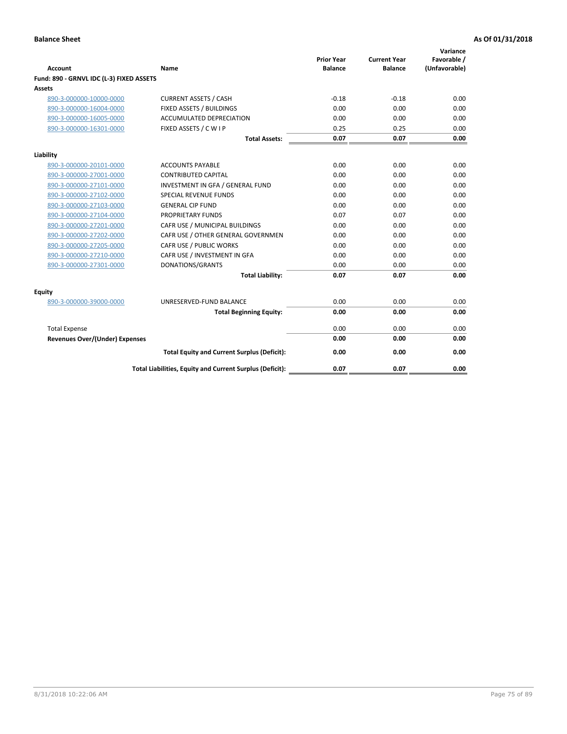**Balance Sheet** **As Of 01/31/2018**

| Account | Name | Prior Year Balance | Current Year Balance | Variance Favorable / (Unfavorable) |
|---|---|---|---|---|
| **Fund: 890 - GRNVL IDC (L-3) FIXED ASSETS** | | | | |
| **Assets** | | | | |
| 890-3-000000-10000-0000 | CURRENT ASSETS / CASH | -0.18 | -0.18 | 0.00 |
| 890-3-000000-16004-0000 | FIXED ASSETS / BUILDINGS | 0.00 | 0.00 | 0.00 |
| 890-3-000000-16005-0000 | ACCUMULATED DEPRECIATION | 0.00 | 0.00 | 0.00 |
| 890-3-000000-16301-0000 | FIXED ASSETS / C W I P | 0.25 | 0.25 | 0.00 |
| | **Total Assets:** | **0.07** | **0.07** | **0.00** |
| **Liability** | | | | |
| 890-3-000000-20101-0000 | ACCOUNTS PAYABLE | 0.00 | 0.00 | 0.00 |
| 890-3-000000-27001-0000 | CONTRIBUTED CAPITAL | 0.00 | 0.00 | 0.00 |
| 890-3-000000-27101-0000 | INVESTMENT IN GFA / GENERAL FUND | 0.00 | 0.00 | 0.00 |
| 890-3-000000-27102-0000 | SPECIAL REVENUE FUNDS | 0.00 | 0.00 | 0.00 |
| 890-3-000000-27103-0000 | GENERAL CIP FUND | 0.00 | 0.00 | 0.00 |
| 890-3-000000-27104-0000 | PROPRIETARY FUNDS | 0.07 | 0.07 | 0.00 |
| 890-3-000000-27201-0000 | CAFR USE / MUNICIPAL BUILDINGS | 0.00 | 0.00 | 0.00 |
| 890-3-000000-27202-0000 | CAFR USE / OTHER GENERAL GOVERNMEN | 0.00 | 0.00 | 0.00 |
| 890-3-000000-27205-0000 | CAFR USE / PUBLIC WORKS | 0.00 | 0.00 | 0.00 |
| 890-3-000000-27210-0000 | CAFR USE / INVESTMENT IN GFA | 0.00 | 0.00 | 0.00 |
| 890-3-000000-27301-0000 | DONATIONS/GRANTS | 0.00 | 0.00 | 0.00 |
| | **Total Liability:** | **0.07** | **0.07** | **0.00** |
| **Equity** | | | | |
| 890-3-000000-39000-0000 | UNRESERVED-FUND BALANCE | 0.00 | 0.00 | 0.00 |
| | **Total Beginning Equity:** | **0.00** | **0.00** | **0.00** |
| Total Expense | | 0.00 | 0.00 | 0.00 |
| **Revenues Over/(Under) Expenses** | | **0.00** | **0.00** | **0.00** |
| | **Total Equity and Current Surplus (Deficit):** | **0.00** | **0.00** | **0.00** |
| | **Total Liabilities, Equity and Current Surplus (Deficit):** | **0.07** | **0.07** | **0.00** |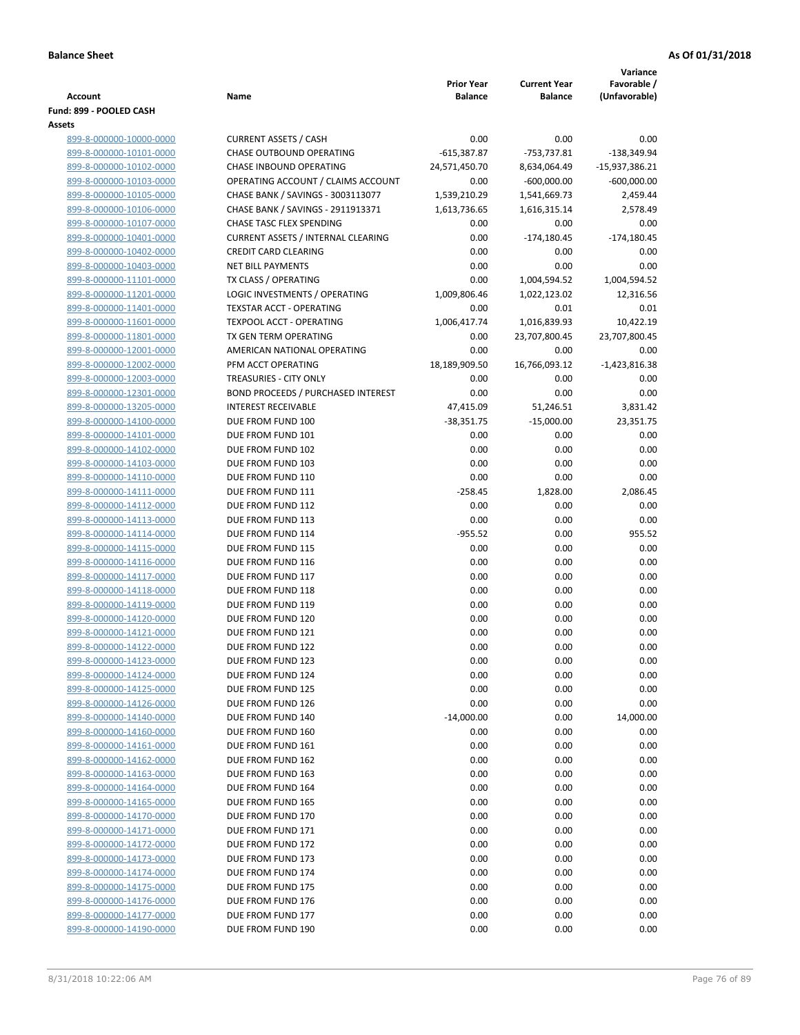**Balance Sheet** **As Of 01/31/2018**

| Account | Name | Prior Year Balance | Current Year Balance | Variance Favorable / (Unfavorable) |
|---|---|---|---|---|
| **Fund: 899 - POOLED CASH** | | | | |
| **Assets** | | | | |
| 899-8-000000-10000-0000 | CURRENT ASSETS / CASH | 0.00 | 0.00 | 0.00 |
| 899-8-000000-10101-0000 | CHASE OUTBOUND OPERATING | -615,387.87 | -753,737.81 | -138,349.94 |
| 899-8-000000-10102-0000 | CHASE INBOUND OPERATING | 24,571,450.70 | 8,634,064.49 | -15,937,386.21 |
| 899-8-000000-10103-0000 | OPERATING ACCOUNT / CLAIMS ACCOUNT | 0.00 | -600,000.00 | -600,000.00 |
| 899-8-000000-10105-0000 | CHASE BANK / SAVINGS - 3003113077 | 1,539,210.29 | 1,541,669.73 | 2,459.44 |
| 899-8-000000-10106-0000 | CHASE BANK / SAVINGS - 2911913371 | 1,613,736.65 | 1,616,315.14 | 2,578.49 |
| 899-8-000000-10107-0000 | CHASE TASC FLEX SPENDING | 0.00 | 0.00 | 0.00 |
| 899-8-000000-10401-0000 | CURRENT ASSETS / INTERNAL CLEARING | 0.00 | -174,180.45 | -174,180.45 |
| 899-8-000000-10402-0000 | CREDIT CARD CLEARING | 0.00 | 0.00 | 0.00 |
| 899-8-000000-10403-0000 | NET BILL PAYMENTS | 0.00 | 0.00 | 0.00 |
| 899-8-000000-11101-0000 | TX CLASS / OPERATING | 0.00 | 1,004,594.52 | 1,004,594.52 |
| 899-8-000000-11201-0000 | LOGIC INVESTMENTS / OPERATING | 1,009,806.46 | 1,022,123.02 | 12,316.56 |
| 899-8-000000-11401-0000 | TEXSTAR ACCT - OPERATING | 0.00 | 0.01 | 0.01 |
| 899-8-000000-11601-0000 | TEXPOOL ACCT - OPERATING | 1,006,417.74 | 1,016,839.93 | 10,422.19 |
| 899-8-000000-11801-0000 | TX GEN TERM OPERATING | 0.00 | 23,707,800.45 | 23,707,800.45 |
| 899-8-000000-12001-0000 | AMERICAN NATIONAL OPERATING | 0.00 | 0.00 | 0.00 |
| 899-8-000000-12002-0000 | PFM ACCT OPERATING | 18,189,909.50 | 16,766,093.12 | -1,423,816.38 |
| 899-8-000000-12003-0000 | TREASURIES - CITY ONLY | 0.00 | 0.00 | 0.00 |
| 899-8-000000-12301-0000 | BOND PROCEEDS / PURCHASED INTEREST | 0.00 | 0.00 | 0.00 |
| 899-8-000000-13205-0000 | INTEREST RECEIVABLE | 47,415.09 | 51,246.51 | 3,831.42 |
| 899-8-000000-14100-0000 | DUE FROM FUND 100 | -38,351.75 | -15,000.00 | 23,351.75 |
| 899-8-000000-14101-0000 | DUE FROM FUND 101 | 0.00 | 0.00 | 0.00 |
| 899-8-000000-14102-0000 | DUE FROM FUND 102 | 0.00 | 0.00 | 0.00 |
| 899-8-000000-14103-0000 | DUE FROM FUND 103 | 0.00 | 0.00 | 0.00 |
| 899-8-000000-14110-0000 | DUE FROM FUND 110 | 0.00 | 0.00 | 0.00 |
| 899-8-000000-14111-0000 | DUE FROM FUND 111 | -258.45 | 1,828.00 | 2,086.45 |
| 899-8-000000-14112-0000 | DUE FROM FUND 112 | 0.00 | 0.00 | 0.00 |
| 899-8-000000-14113-0000 | DUE FROM FUND 113 | 0.00 | 0.00 | 0.00 |
| 899-8-000000-14114-0000 | DUE FROM FUND 114 | -955.52 | 0.00 | 955.52 |
| 899-8-000000-14115-0000 | DUE FROM FUND 115 | 0.00 | 0.00 | 0.00 |
| 899-8-000000-14116-0000 | DUE FROM FUND 116 | 0.00 | 0.00 | 0.00 |
| 899-8-000000-14117-0000 | DUE FROM FUND 117 | 0.00 | 0.00 | 0.00 |
| 899-8-000000-14118-0000 | DUE FROM FUND 118 | 0.00 | 0.00 | 0.00 |
| 899-8-000000-14119-0000 | DUE FROM FUND 119 | 0.00 | 0.00 | 0.00 |
| 899-8-000000-14120-0000 | DUE FROM FUND 120 | 0.00 | 0.00 | 0.00 |
| 899-8-000000-14121-0000 | DUE FROM FUND 121 | 0.00 | 0.00 | 0.00 |
| 899-8-000000-14122-0000 | DUE FROM FUND 122 | 0.00 | 0.00 | 0.00 |
| 899-8-000000-14123-0000 | DUE FROM FUND 123 | 0.00 | 0.00 | 0.00 |
| 899-8-000000-14124-0000 | DUE FROM FUND 124 | 0.00 | 0.00 | 0.00 |
| 899-8-000000-14125-0000 | DUE FROM FUND 125 | 0.00 | 0.00 | 0.00 |
| 899-8-000000-14126-0000 | DUE FROM FUND 126 | 0.00 | 0.00 | 0.00 |
| 899-8-000000-14140-0000 | DUE FROM FUND 140 | -14,000.00 | 0.00 | 14,000.00 |
| 899-8-000000-14160-0000 | DUE FROM FUND 160 | 0.00 | 0.00 | 0.00 |
| 899-8-000000-14161-0000 | DUE FROM FUND 161 | 0.00 | 0.00 | 0.00 |
| 899-8-000000-14162-0000 | DUE FROM FUND 162 | 0.00 | 0.00 | 0.00 |
| 899-8-000000-14163-0000 | DUE FROM FUND 163 | 0.00 | 0.00 | 0.00 |
| 899-8-000000-14164-0000 | DUE FROM FUND 164 | 0.00 | 0.00 | 0.00 |
| 899-8-000000-14165-0000 | DUE FROM FUND 165 | 0.00 | 0.00 | 0.00 |
| 899-8-000000-14170-0000 | DUE FROM FUND 170 | 0.00 | 0.00 | 0.00 |
| 899-8-000000-14171-0000 | DUE FROM FUND 171 | 0.00 | 0.00 | 0.00 |
| 899-8-000000-14172-0000 | DUE FROM FUND 172 | 0.00 | 0.00 | 0.00 |
| 899-8-000000-14173-0000 | DUE FROM FUND 173 | 0.00 | 0.00 | 0.00 |
| 899-8-000000-14174-0000 | DUE FROM FUND 174 | 0.00 | 0.00 | 0.00 |
| 899-8-000000-14175-0000 | DUE FROM FUND 175 | 0.00 | 0.00 | 0.00 |
| 899-8-000000-14176-0000 | DUE FROM FUND 176 | 0.00 | 0.00 | 0.00 |
| 899-8-000000-14177-0000 | DUE FROM FUND 177 | 0.00 | 0.00 | 0.00 |
| 899-8-000000-14190-0000 | DUE FROM FUND 190 | 0.00 | 0.00 | 0.00 |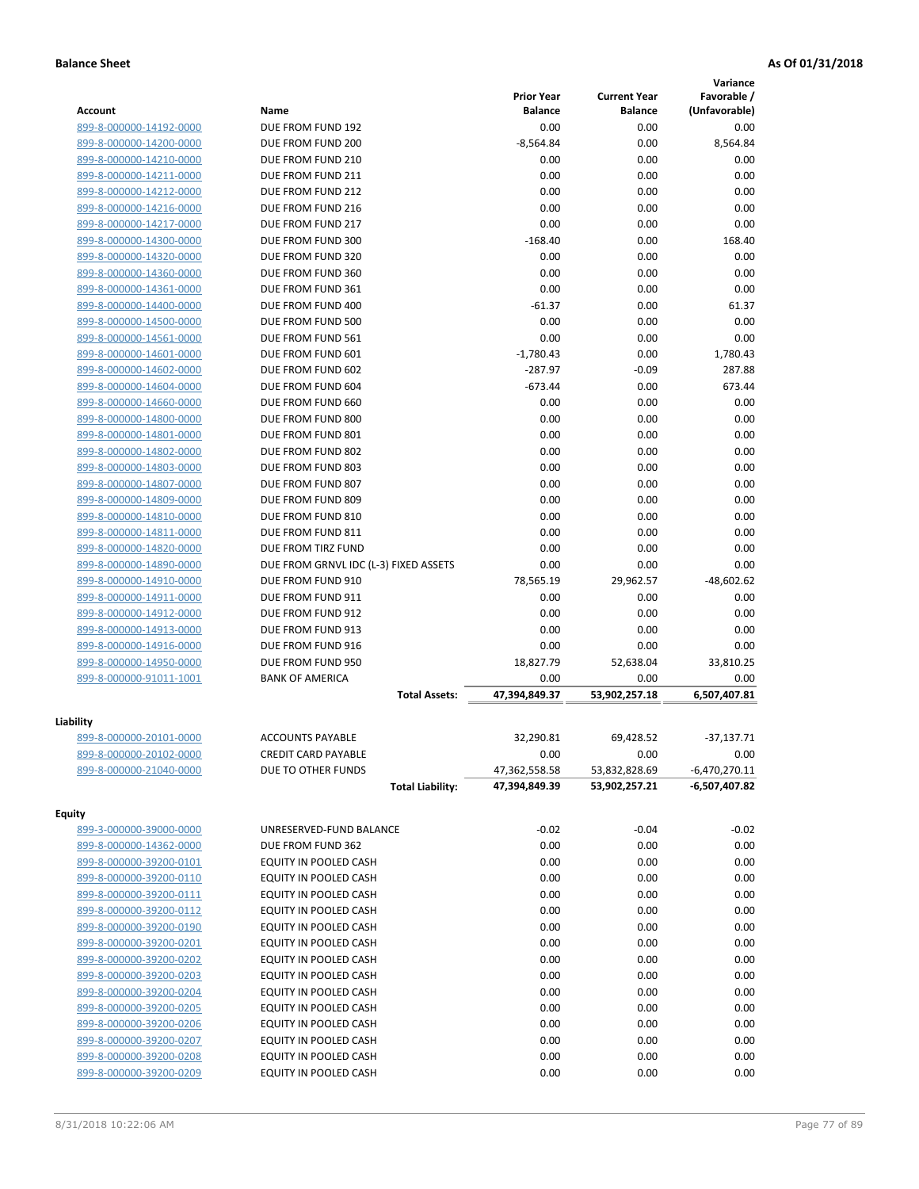**Balance Sheet** **As Of 01/31/2018**

| Account | Name | Prior Year Balance | Current Year Balance | Variance Favorable / (Unfavorable) |
|---|---|---|---|---|
| 899-8-000000-14192-0000 | DUE FROM FUND 192 | 0.00 | 0.00 | 0.00 |
| 899-8-000000-14200-0000 | DUE FROM FUND 200 | -8,564.84 | 0.00 | 8,564.84 |
| 899-8-000000-14210-0000 | DUE FROM FUND 210 | 0.00 | 0.00 | 0.00 |
| 899-8-000000-14211-0000 | DUE FROM FUND 211 | 0.00 | 0.00 | 0.00 |
| 899-8-000000-14212-0000 | DUE FROM FUND 212 | 0.00 | 0.00 | 0.00 |
| 899-8-000000-14216-0000 | DUE FROM FUND 216 | 0.00 | 0.00 | 0.00 |
| 899-8-000000-14217-0000 | DUE FROM FUND 217 | 0.00 | 0.00 | 0.00 |
| 899-8-000000-14300-0000 | DUE FROM FUND 300 | -168.40 | 0.00 | 168.40 |
| 899-8-000000-14320-0000 | DUE FROM FUND 320 | 0.00 | 0.00 | 0.00 |
| 899-8-000000-14360-0000 | DUE FROM FUND 360 | 0.00 | 0.00 | 0.00 |
| 899-8-000000-14361-0000 | DUE FROM FUND 361 | 0.00 | 0.00 | 0.00 |
| 899-8-000000-14400-0000 | DUE FROM FUND 400 | -61.37 | 0.00 | 61.37 |
| 899-8-000000-14500-0000 | DUE FROM FUND 500 | 0.00 | 0.00 | 0.00 |
| 899-8-000000-14561-0000 | DUE FROM FUND 561 | 0.00 | 0.00 | 0.00 |
| 899-8-000000-14601-0000 | DUE FROM FUND 601 | -1,780.43 | 0.00 | 1,780.43 |
| 899-8-000000-14602-0000 | DUE FROM FUND 602 | -287.97 | -0.09 | 287.88 |
| 899-8-000000-14604-0000 | DUE FROM FUND 604 | -673.44 | 0.00 | 673.44 |
| 899-8-000000-14660-0000 | DUE FROM FUND 660 | 0.00 | 0.00 | 0.00 |
| 899-8-000000-14800-0000 | DUE FROM FUND 800 | 0.00 | 0.00 | 0.00 |
| 899-8-000000-14801-0000 | DUE FROM FUND 801 | 0.00 | 0.00 | 0.00 |
| 899-8-000000-14802-0000 | DUE FROM FUND 802 | 0.00 | 0.00 | 0.00 |
| 899-8-000000-14803-0000 | DUE FROM FUND 803 | 0.00 | 0.00 | 0.00 |
| 899-8-000000-14807-0000 | DUE FROM FUND 807 | 0.00 | 0.00 | 0.00 |
| 899-8-000000-14809-0000 | DUE FROM FUND 809 | 0.00 | 0.00 | 0.00 |
| 899-8-000000-14810-0000 | DUE FROM FUND 810 | 0.00 | 0.00 | 0.00 |
| 899-8-000000-14811-0000 | DUE FROM FUND 811 | 0.00 | 0.00 | 0.00 |
| 899-8-000000-14820-0000 | DUE FROM TIRZ FUND | 0.00 | 0.00 | 0.00 |
| 899-8-000000-14890-0000 | DUE FROM GRNVL IDC (L-3) FIXED ASSETS | 0.00 | 0.00 | 0.00 |
| 899-8-000000-14910-0000 | DUE FROM FUND 910 | 78,565.19 | 29,962.57 | -48,602.62 |
| 899-8-000000-14911-0000 | DUE FROM FUND 911 | 0.00 | 0.00 | 0.00 |
| 899-8-000000-14912-0000 | DUE FROM FUND 912 | 0.00 | 0.00 | 0.00 |
| 899-8-000000-14913-0000 | DUE FROM FUND 913 | 0.00 | 0.00 | 0.00 |
| 899-8-000000-14916-0000 | DUE FROM FUND 916 | 0.00 | 0.00 | 0.00 |
| 899-8-000000-14950-0000 | DUE FROM FUND 950 | 18,827.79 | 52,638.04 | 33,810.25 |
| 899-8-000000-91011-1001 | BANK OF AMERICA | 0.00 | 0.00 | 0.00 |
| | **Total Assets:** | **47,394,849.37** | **53,902,257.18** | **6,507,407.81** |

**Liability**

| Account | Name | Prior Year Balance | Current Year Balance | Variance Favorable / (Unfavorable) |
|---|---|---|---|---|
| 899-8-000000-20101-0000 | ACCOUNTS PAYABLE | 32,290.81 | 69,428.52 | -37,137.71 |
| 899-8-000000-20102-0000 | CREDIT CARD PAYABLE | 0.00 | 0.00 | 0.00 |
| 899-8-000000-21040-0000 | DUE TO OTHER FUNDS | 47,362,558.58 | 53,832,828.69 | -6,470,270.11 |
| | **Total Liability:** | **47,394,849.39** | **53,902,257.21** | **-6,507,407.82** |

**Equity**

| Account | Name | Prior Year Balance | Current Year Balance | Variance Favorable / (Unfavorable) |
|---|---|---|---|---|
| 899-3-000000-39000-0000 | UNRESERVED-FUND BALANCE | -0.02 | -0.04 | -0.02 |
| 899-8-000000-14362-0000 | DUE FROM FUND 362 | 0.00 | 0.00 | 0.00 |
| 899-8-000000-39200-0101 | EQUITY IN POOLED CASH | 0.00 | 0.00 | 0.00 |
| 899-8-000000-39200-0110 | EQUITY IN POOLED CASH | 0.00 | 0.00 | 0.00 |
| 899-8-000000-39200-0111 | EQUITY IN POOLED CASH | 0.00 | 0.00 | 0.00 |
| 899-8-000000-39200-0112 | EQUITY IN POOLED CASH | 0.00 | 0.00 | 0.00 |
| 899-8-000000-39200-0190 | EQUITY IN POOLED CASH | 0.00 | 0.00 | 0.00 |
| 899-8-000000-39200-0201 | EQUITY IN POOLED CASH | 0.00 | 0.00 | 0.00 |
| 899-8-000000-39200-0202 | EQUITY IN POOLED CASH | 0.00 | 0.00 | 0.00 |
| 899-8-000000-39200-0203 | EQUITY IN POOLED CASH | 0.00 | 0.00 | 0.00 |
| 899-8-000000-39200-0204 | EQUITY IN POOLED CASH | 0.00 | 0.00 | 0.00 |
| 899-8-000000-39200-0205 | EQUITY IN POOLED CASH | 0.00 | 0.00 | 0.00 |
| 899-8-000000-39200-0206 | EQUITY IN POOLED CASH | 0.00 | 0.00 | 0.00 |
| 899-8-000000-39200-0207 | EQUITY IN POOLED CASH | 0.00 | 0.00 | 0.00 |
| 899-8-000000-39200-0208 | EQUITY IN POOLED CASH | 0.00 | 0.00 | 0.00 |
| 899-8-000000-39200-0209 | EQUITY IN POOLED CASH | 0.00 | 0.00 | 0.00 |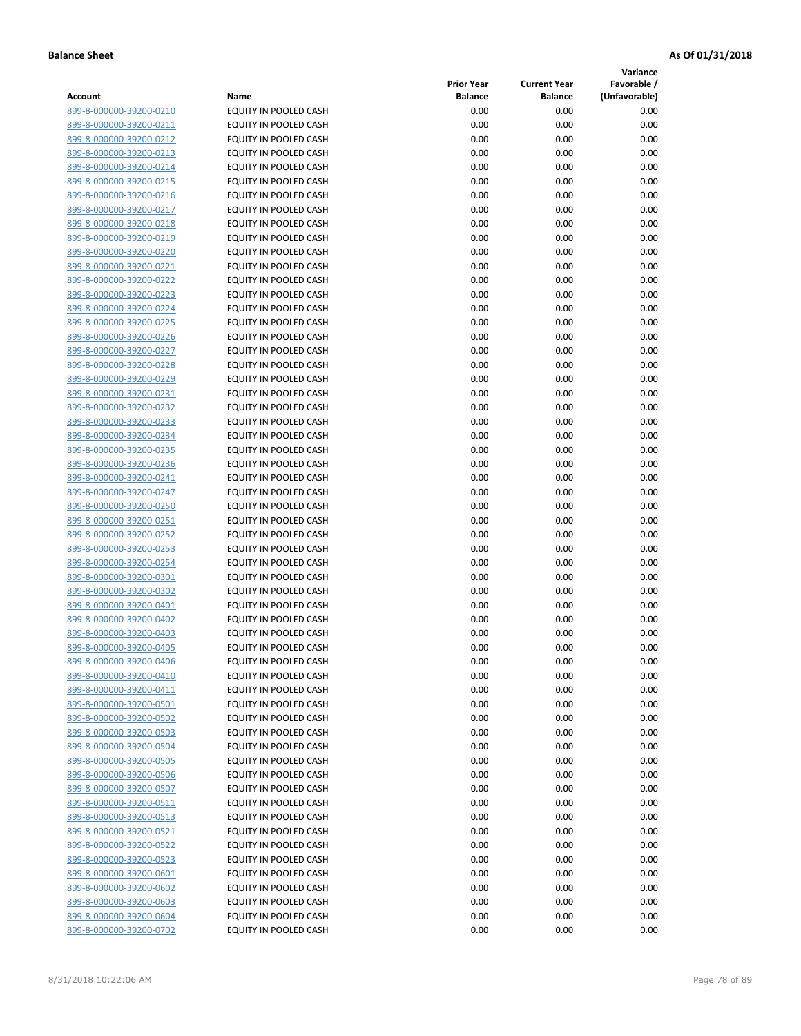**Balance Sheet** **As Of 01/31/2018**

| Account | Name | Prior Year Balance | Current Year Balance | Variance Favorable / (Unfavorable) |
|---|---|---|---|---|
| 899-8-000000-39200-0210 | EQUITY IN POOLED CASH | 0.00 | 0.00 | 0.00 |
| 899-8-000000-39200-0211 | EQUITY IN POOLED CASH | 0.00 | 0.00 | 0.00 |
| 899-8-000000-39200-0212 | EQUITY IN POOLED CASH | 0.00 | 0.00 | 0.00 |
| 899-8-000000-39200-0213 | EQUITY IN POOLED CASH | 0.00 | 0.00 | 0.00 |
| 899-8-000000-39200-0214 | EQUITY IN POOLED CASH | 0.00 | 0.00 | 0.00 |
| 899-8-000000-39200-0215 | EQUITY IN POOLED CASH | 0.00 | 0.00 | 0.00 |
| 899-8-000000-39200-0216 | EQUITY IN POOLED CASH | 0.00 | 0.00 | 0.00 |
| 899-8-000000-39200-0217 | EQUITY IN POOLED CASH | 0.00 | 0.00 | 0.00 |
| 899-8-000000-39200-0218 | EQUITY IN POOLED CASH | 0.00 | 0.00 | 0.00 |
| 899-8-000000-39200-0219 | EQUITY IN POOLED CASH | 0.00 | 0.00 | 0.00 |
| 899-8-000000-39200-0220 | EQUITY IN POOLED CASH | 0.00 | 0.00 | 0.00 |
| 899-8-000000-39200-0221 | EQUITY IN POOLED CASH | 0.00 | 0.00 | 0.00 |
| 899-8-000000-39200-0222 | EQUITY IN POOLED CASH | 0.00 | 0.00 | 0.00 |
| 899-8-000000-39200-0223 | EQUITY IN POOLED CASH | 0.00 | 0.00 | 0.00 |
| 899-8-000000-39200-0224 | EQUITY IN POOLED CASH | 0.00 | 0.00 | 0.00 |
| 899-8-000000-39200-0225 | EQUITY IN POOLED CASH | 0.00 | 0.00 | 0.00 |
| 899-8-000000-39200-0226 | EQUITY IN POOLED CASH | 0.00 | 0.00 | 0.00 |
| 899-8-000000-39200-0227 | EQUITY IN POOLED CASH | 0.00 | 0.00 | 0.00 |
| 899-8-000000-39200-0228 | EQUITY IN POOLED CASH | 0.00 | 0.00 | 0.00 |
| 899-8-000000-39200-0229 | EQUITY IN POOLED CASH | 0.00 | 0.00 | 0.00 |
| 899-8-000000-39200-0231 | EQUITY IN POOLED CASH | 0.00 | 0.00 | 0.00 |
| 899-8-000000-39200-0232 | EQUITY IN POOLED CASH | 0.00 | 0.00 | 0.00 |
| 899-8-000000-39200-0233 | EQUITY IN POOLED CASH | 0.00 | 0.00 | 0.00 |
| 899-8-000000-39200-0234 | EQUITY IN POOLED CASH | 0.00 | 0.00 | 0.00 |
| 899-8-000000-39200-0235 | EQUITY IN POOLED CASH | 0.00 | 0.00 | 0.00 |
| 899-8-000000-39200-0236 | EQUITY IN POOLED CASH | 0.00 | 0.00 | 0.00 |
| 899-8-000000-39200-0241 | EQUITY IN POOLED CASH | 0.00 | 0.00 | 0.00 |
| 899-8-000000-39200-0247 | EQUITY IN POOLED CASH | 0.00 | 0.00 | 0.00 |
| 899-8-000000-39200-0250 | EQUITY IN POOLED CASH | 0.00 | 0.00 | 0.00 |
| 899-8-000000-39200-0251 | EQUITY IN POOLED CASH | 0.00 | 0.00 | 0.00 |
| 899-8-000000-39200-0252 | EQUITY IN POOLED CASH | 0.00 | 0.00 | 0.00 |
| 899-8-000000-39200-0253 | EQUITY IN POOLED CASH | 0.00 | 0.00 | 0.00 |
| 899-8-000000-39200-0254 | EQUITY IN POOLED CASH | 0.00 | 0.00 | 0.00 |
| 899-8-000000-39200-0301 | EQUITY IN POOLED CASH | 0.00 | 0.00 | 0.00 |
| 899-8-000000-39200-0302 | EQUITY IN POOLED CASH | 0.00 | 0.00 | 0.00 |
| 899-8-000000-39200-0401 | EQUITY IN POOLED CASH | 0.00 | 0.00 | 0.00 |
| 899-8-000000-39200-0402 | EQUITY IN POOLED CASH | 0.00 | 0.00 | 0.00 |
| 899-8-000000-39200-0403 | EQUITY IN POOLED CASH | 0.00 | 0.00 | 0.00 |
| 899-8-000000-39200-0405 | EQUITY IN POOLED CASH | 0.00 | 0.00 | 0.00 |
| 899-8-000000-39200-0406 | EQUITY IN POOLED CASH | 0.00 | 0.00 | 0.00 |
| 899-8-000000-39200-0410 | EQUITY IN POOLED CASH | 0.00 | 0.00 | 0.00 |
| 899-8-000000-39200-0411 | EQUITY IN POOLED CASH | 0.00 | 0.00 | 0.00 |
| 899-8-000000-39200-0501 | EQUITY IN POOLED CASH | 0.00 | 0.00 | 0.00 |
| 899-8-000000-39200-0502 | EQUITY IN POOLED CASH | 0.00 | 0.00 | 0.00 |
| 899-8-000000-39200-0503 | EQUITY IN POOLED CASH | 0.00 | 0.00 | 0.00 |
| 899-8-000000-39200-0504 | EQUITY IN POOLED CASH | 0.00 | 0.00 | 0.00 |
| 899-8-000000-39200-0505 | EQUITY IN POOLED CASH | 0.00 | 0.00 | 0.00 |
| 899-8-000000-39200-0506 | EQUITY IN POOLED CASH | 0.00 | 0.00 | 0.00 |
| 899-8-000000-39200-0507 | EQUITY IN POOLED CASH | 0.00 | 0.00 | 0.00 |
| 899-8-000000-39200-0511 | EQUITY IN POOLED CASH | 0.00 | 0.00 | 0.00 |
| 899-8-000000-39200-0513 | EQUITY IN POOLED CASH | 0.00 | 0.00 | 0.00 |
| 899-8-000000-39200-0521 | EQUITY IN POOLED CASH | 0.00 | 0.00 | 0.00 |
| 899-8-000000-39200-0522 | EQUITY IN POOLED CASH | 0.00 | 0.00 | 0.00 |
| 899-8-000000-39200-0523 | EQUITY IN POOLED CASH | 0.00 | 0.00 | 0.00 |
| 899-8-000000-39200-0601 | EQUITY IN POOLED CASH | 0.00 | 0.00 | 0.00 |
| 899-8-000000-39200-0602 | EQUITY IN POOLED CASH | 0.00 | 0.00 | 0.00 |
| 899-8-000000-39200-0603 | EQUITY IN POOLED CASH | 0.00 | 0.00 | 0.00 |
| 899-8-000000-39200-0604 | EQUITY IN POOLED CASH | 0.00 | 0.00 | 0.00 |
| 899-8-000000-39200-0702 | EQUITY IN POOLED CASH | 0.00 | 0.00 | 0.00 |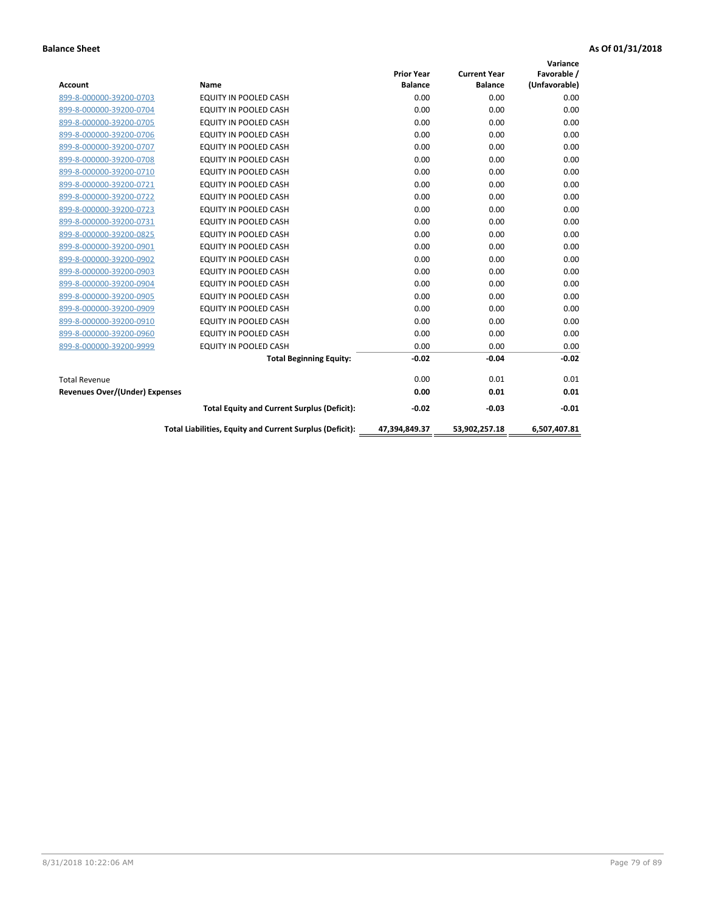**Balance Sheet** **As Of 01/31/2018**

| Account | Name | Prior Year Balance | Current Year Balance | Variance Favorable / (Unfavorable) |
|---|---|---|---|---|
| 899-8-000000-39200-0703 | EQUITY IN POOLED CASH | 0.00 | 0.00 | 0.00 |
| 899-8-000000-39200-0704 | EQUITY IN POOLED CASH | 0.00 | 0.00 | 0.00 |
| 899-8-000000-39200-0705 | EQUITY IN POOLED CASH | 0.00 | 0.00 | 0.00 |
| 899-8-000000-39200-0706 | EQUITY IN POOLED CASH | 0.00 | 0.00 | 0.00 |
| 899-8-000000-39200-0707 | EQUITY IN POOLED CASH | 0.00 | 0.00 | 0.00 |
| 899-8-000000-39200-0708 | EQUITY IN POOLED CASH | 0.00 | 0.00 | 0.00 |
| 899-8-000000-39200-0710 | EQUITY IN POOLED CASH | 0.00 | 0.00 | 0.00 |
| 899-8-000000-39200-0721 | EQUITY IN POOLED CASH | 0.00 | 0.00 | 0.00 |
| 899-8-000000-39200-0722 | EQUITY IN POOLED CASH | 0.00 | 0.00 | 0.00 |
| 899-8-000000-39200-0723 | EQUITY IN POOLED CASH | 0.00 | 0.00 | 0.00 |
| 899-8-000000-39200-0731 | EQUITY IN POOLED CASH | 0.00 | 0.00 | 0.00 |
| 899-8-000000-39200-0825 | EQUITY IN POOLED CASH | 0.00 | 0.00 | 0.00 |
| 899-8-000000-39200-0901 | EQUITY IN POOLED CASH | 0.00 | 0.00 | 0.00 |
| 899-8-000000-39200-0902 | EQUITY IN POOLED CASH | 0.00 | 0.00 | 0.00 |
| 899-8-000000-39200-0903 | EQUITY IN POOLED CASH | 0.00 | 0.00 | 0.00 |
| 899-8-000000-39200-0904 | EQUITY IN POOLED CASH | 0.00 | 0.00 | 0.00 |
| 899-8-000000-39200-0905 | EQUITY IN POOLED CASH | 0.00 | 0.00 | 0.00 |
| 899-8-000000-39200-0909 | EQUITY IN POOLED CASH | 0.00 | 0.00 | 0.00 |
| 899-8-000000-39200-0910 | EQUITY IN POOLED CASH | 0.00 | 0.00 | 0.00 |
| 899-8-000000-39200-0960 | EQUITY IN POOLED CASH | 0.00 | 0.00 | 0.00 |
| 899-8-000000-39200-9999 | EQUITY IN POOLED CASH | 0.00 | 0.00 | 0.00 |
| | **Total Beginning Equity:** | **-0.02** | **-0.04** | **-0.02** |
| Total Revenue | | 0.00 | 0.01 | 0.01 |
| **Revenues Over/(Under) Expenses** | | **0.00** | **0.01** | **0.01** |
| | **Total Equity and Current Surplus (Deficit):** | **-0.02** | **-0.03** | **-0.01** |
| | **Total Liabilities, Equity and Current Surplus (Deficit):** | **47,394,849.37** | **53,902,257.18** | **6,507,407.81** |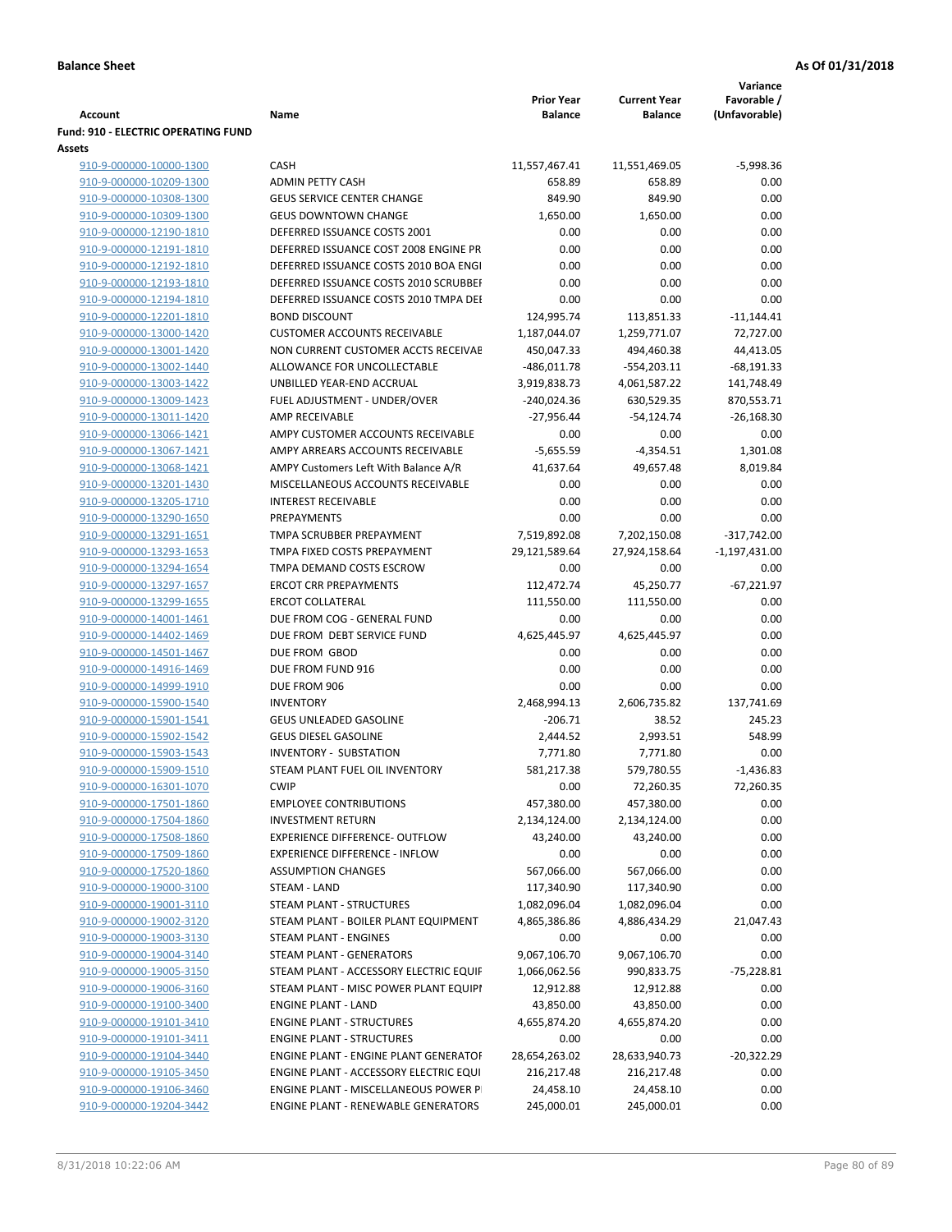**Balance Sheet** | **As Of 01/31/2018**

| Account | Name | Prior Year Balance | Current Year Balance | Variance Favorable / (Unfavorable) |
|---|---|---|---|---|
| **Fund: 910 - ELECTRIC OPERATING FUND** | | | | |
| **Assets** | | | | |
| 910-9-000000-10000-1300 | CASH | 11,557,467.41 | 11,551,469.05 | -5,998.36 |
| 910-9-000000-10209-1300 | ADMIN PETTY CASH | 658.89 | 658.89 | 0.00 |
| 910-9-000000-10308-1300 | GEUS SERVICE CENTER CHANGE | 849.90 | 849.90 | 0.00 |
| 910-9-000000-10309-1300 | GEUS DOWNTOWN CHANGE | 1,650.00 | 1,650.00 | 0.00 |
| 910-9-000000-12190-1810 | DEFERRED ISSUANCE COSTS 2001 | 0.00 | 0.00 | 0.00 |
| 910-9-000000-12191-1810 | DEFERRED ISSUANCE COST 2008 ENGINE PR | 0.00 | 0.00 | 0.00 |
| 910-9-000000-12192-1810 | DEFERRED ISSUANCE COSTS 2010 BOA ENGI | 0.00 | 0.00 | 0.00 |
| 910-9-000000-12193-1810 | DEFERRED ISSUANCE COSTS 2010 SCRUBBEI | 0.00 | 0.00 | 0.00 |
| 910-9-000000-12194-1810 | DEFERRED ISSUANCE COSTS 2010 TMPA DEI | 0.00 | 0.00 | 0.00 |
| 910-9-000000-12201-1810 | BOND DISCOUNT | 124,995.74 | 113,851.33 | -11,144.41 |
| 910-9-000000-13000-1420 | CUSTOMER ACCOUNTS RECEIVABLE | 1,187,044.07 | 1,259,771.07 | 72,727.00 |
| 910-9-000000-13001-1420 | NON CURRENT CUSTOMER ACCTS RECEIVAE | 450,047.33 | 494,460.38 | 44,413.05 |
| 910-9-000000-13002-1440 | ALLOWANCE FOR UNCOLLECTABLE | -486,011.78 | -554,203.11 | -68,191.33 |
| 910-9-000000-13003-1422 | UNBILLED YEAR-END ACCRUAL | 3,919,838.73 | 4,061,587.22 | 141,748.49 |
| 910-9-000000-13009-1423 | FUEL ADJUSTMENT - UNDER/OVER | -240,024.36 | 630,529.35 | 870,553.71 |
| 910-9-000000-13011-1420 | AMP RECEIVABLE | -27,956.44 | -54,124.74 | -26,168.30 |
| 910-9-000000-13066-1421 | AMPY CUSTOMER ACCOUNTS RECEIVABLE | 0.00 | 0.00 | 0.00 |
| 910-9-000000-13067-1421 | AMPY ARREARS ACCOUNTS RECEIVABLE | -5,655.59 | -4,354.51 | 1,301.08 |
| 910-9-000000-13068-1421 | AMPY Customers Left With Balance A/R | 41,637.64 | 49,657.48 | 8,019.84 |
| 910-9-000000-13201-1430 | MISCELLANEOUS ACCOUNTS RECEIVABLE | 0.00 | 0.00 | 0.00 |
| 910-9-000000-13205-1710 | INTEREST RECEIVABLE | 0.00 | 0.00 | 0.00 |
| 910-9-000000-13290-1650 | PREPAYMENTS | 0.00 | 0.00 | 0.00 |
| 910-9-000000-13291-1651 | TMPA SCRUBBER PREPAYMENT | 7,519,892.08 | 7,202,150.08 | -317,742.00 |
| 910-9-000000-13293-1653 | TMPA FIXED COSTS PREPAYMENT | 29,121,589.64 | 27,924,158.64 | -1,197,431.00 |
| 910-9-000000-13294-1654 | TMPA DEMAND COSTS ESCROW | 0.00 | 0.00 | 0.00 |
| 910-9-000000-13297-1657 | ERCOT CRR PREPAYMENTS | 112,472.74 | 45,250.77 | -67,221.97 |
| 910-9-000000-13299-1655 | ERCOT COLLATERAL | 111,550.00 | 111,550.00 | 0.00 |
| 910-9-000000-14001-1461 | DUE FROM COG - GENERAL FUND | 0.00 | 0.00 | 0.00 |
| 910-9-000000-14402-1469 | DUE FROM DEBT SERVICE FUND | 4,625,445.97 | 4,625,445.97 | 0.00 |
| 910-9-000000-14501-1467 | DUE FROM GBOD | 0.00 | 0.00 | 0.00 |
| 910-9-000000-14916-1469 | DUE FROM FUND 916 | 0.00 | 0.00 | 0.00 |
| 910-9-000000-14999-1910 | DUE FROM 906 | 0.00 | 0.00 | 0.00 |
| 910-9-000000-15900-1540 | INVENTORY | 2,468,994.13 | 2,606,735.82 | 137,741.69 |
| 910-9-000000-15901-1541 | GEUS UNLEADED GASOLINE | -206.71 | 38.52 | 245.23 |
| 910-9-000000-15902-1542 | GEUS DIESEL GASOLINE | 2,444.52 | 2,993.51 | 548.99 |
| 910-9-000000-15903-1543 | INVENTORY - SUBSTATION | 7,771.80 | 7,771.80 | 0.00 |
| 910-9-000000-15909-1510 | STEAM PLANT FUEL OIL INVENTORY | 581,217.38 | 579,780.55 | -1,436.83 |
| 910-9-000000-16301-1070 | CWIP | 0.00 | 72,260.35 | 72,260.35 |
| 910-9-000000-17501-1860 | EMPLOYEE CONTRIBUTIONS | 457,380.00 | 457,380.00 | 0.00 |
| 910-9-000000-17504-1860 | INVESTMENT RETURN | 2,134,124.00 | 2,134,124.00 | 0.00 |
| 910-9-000000-17508-1860 | EXPERIENCE DIFFERENCE- OUTFLOW | 43,240.00 | 43,240.00 | 0.00 |
| 910-9-000000-17509-1860 | EXPERIENCE DIFFERENCE - INFLOW | 0.00 | 0.00 | 0.00 |
| 910-9-000000-17520-1860 | ASSUMPTION CHANGES | 567,066.00 | 567,066.00 | 0.00 |
| 910-9-000000-19000-3100 | STEAM - LAND | 117,340.90 | 117,340.90 | 0.00 |
| 910-9-000000-19001-3110 | STEAM PLANT - STRUCTURES | 1,082,096.04 | 1,082,096.04 | 0.00 |
| 910-9-000000-19002-3120 | STEAM PLANT - BOILER PLANT EQUIPMENT | 4,865,386.86 | 4,886,434.29 | 21,047.43 |
| 910-9-000000-19003-3130 | STEAM PLANT - ENGINES | 0.00 | 0.00 | 0.00 |
| 910-9-000000-19004-3140 | STEAM PLANT - GENERATORS | 9,067,106.70 | 9,067,106.70 | 0.00 |
| 910-9-000000-19005-3150 | STEAM PLANT - ACCESSORY ELECTRIC EQUIF | 1,066,062.56 | 990,833.75 | -75,228.81 |
| 910-9-000000-19006-3160 | STEAM PLANT - MISC POWER PLANT EQUIPI | 12,912.88 | 12,912.88 | 0.00 |
| 910-9-000000-19100-3400 | ENGINE PLANT - LAND | 43,850.00 | 43,850.00 | 0.00 |
| 910-9-000000-19101-3410 | ENGINE PLANT - STRUCTURES | 4,655,874.20 | 4,655,874.20 | 0.00 |
| 910-9-000000-19101-3411 | ENGINE PLANT - STRUCTURES | 0.00 | 0.00 | 0.00 |
| 910-9-000000-19104-3440 | ENGINE PLANT - ENGINE PLANT GENERATOF | 28,654,263.02 | 28,633,940.73 | -20,322.29 |
| 910-9-000000-19105-3450 | ENGINE PLANT - ACCESSORY ELECTRIC EQUI | 216,217.48 | 216,217.48 | 0.00 |
| 910-9-000000-19106-3460 | ENGINE PLANT - MISCELLANEOUS POWER P | 24,458.10 | 24,458.10 | 0.00 |
| 910-9-000000-19204-3442 | ENGINE PLANT - RENEWABLE GENERATORS | 245,000.01 | 245,000.01 | 0.00 |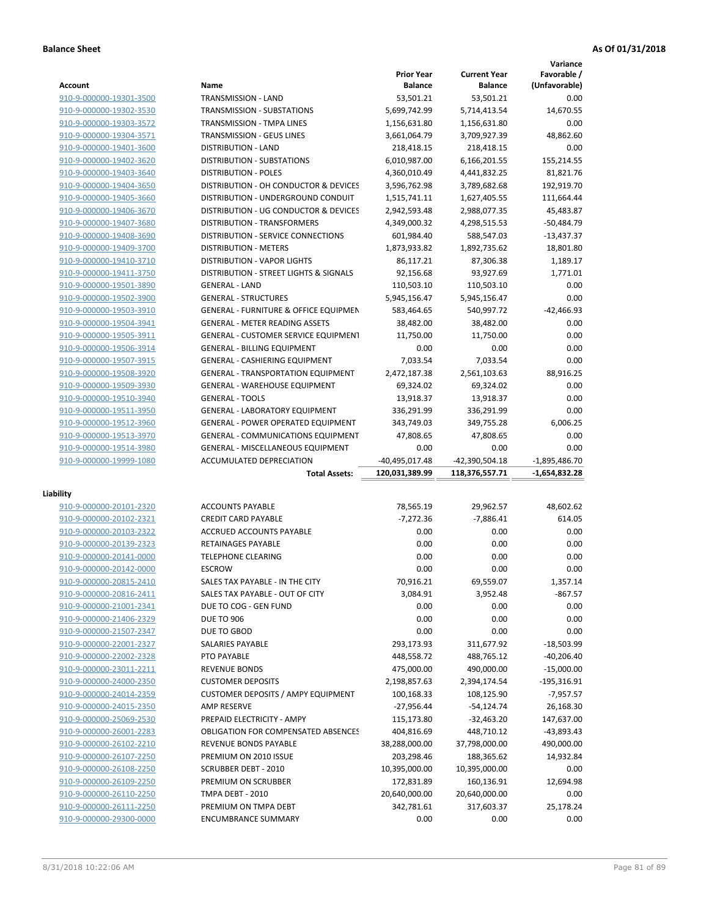**Balance Sheet** **As Of 01/31/2018**

| Account | Name | Prior Year Balance | Current Year Balance | Variance Favorable / (Unfavorable) |
|---|---|---|---|---|
| 910-9-000000-19301-3500 | TRANSMISSION - LAND | 53,501.21 | 53,501.21 | 0.00 |
| 910-9-000000-19302-3530 | TRANSMISSION - SUBSTATIONS | 5,699,742.99 | 5,714,413.54 | 14,670.55 |
| 910-9-000000-19303-3572 | TRANSMISSION - TMPA LINES | 1,156,631.80 | 1,156,631.80 | 0.00 |
| 910-9-000000-19304-3571 | TRANSMISSION - GEUS LINES | 3,661,064.79 | 3,709,927.39 | 48,862.60 |
| 910-9-000000-19401-3600 | DISTRIBUTION - LAND | 218,418.15 | 218,418.15 | 0.00 |
| 910-9-000000-19402-3620 | DISTRIBUTION - SUBSTATIONS | 6,010,987.00 | 6,166,201.55 | 155,214.55 |
| 910-9-000000-19403-3640 | DISTRIBUTION - POLES | 4,360,010.49 | 4,441,832.25 | 81,821.76 |
| 910-9-000000-19404-3650 | DISTRIBUTION - OH CONDUCTOR & DEVICES | 3,596,762.98 | 3,789,682.68 | 192,919.70 |
| 910-9-000000-19405-3660 | DISTRIBUTION - UNDERGROUND CONDUIT | 1,515,741.11 | 1,627,405.55 | 111,664.44 |
| 910-9-000000-19406-3670 | DISTRIBUTION - UG CONDUCTOR & DEVICES | 2,942,593.48 | 2,988,077.35 | 45,483.87 |
| 910-9-000000-19407-3680 | DISTRIBUTION - TRANSFORMERS | 4,349,000.32 | 4,298,515.53 | -50,484.79 |
| 910-9-000000-19408-3690 | DISTRIBUTION - SERVICE CONNECTIONS | 601,984.40 | 588,547.03 | -13,437.37 |
| 910-9-000000-19409-3700 | DISTRIBUTION - METERS | 1,873,933.82 | 1,892,735.62 | 18,801.80 |
| 910-9-000000-19410-3710 | DISTRIBUTION - VAPOR LIGHTS | 86,117.21 | 87,306.38 | 1,189.17 |
| 910-9-000000-19411-3750 | DISTRIBUTION - STREET LIGHTS & SIGNALS | 92,156.68 | 93,927.69 | 1,771.01 |
| 910-9-000000-19501-3890 | GENERAL - LAND | 110,503.10 | 110,503.10 | 0.00 |
| 910-9-000000-19502-3900 | GENERAL - STRUCTURES | 5,945,156.47 | 5,945,156.47 | 0.00 |
| 910-9-000000-19503-3910 | GENERAL - FURNITURE & OFFICE EQUIPMEN | 583,464.65 | 540,997.72 | -42,466.93 |
| 910-9-000000-19504-3941 | GENERAL - METER READING ASSETS | 38,482.00 | 38,482.00 | 0.00 |
| 910-9-000000-19505-3911 | GENERAL - CUSTOMER SERVICE EQUIPMENT | 11,750.00 | 11,750.00 | 0.00 |
| 910-9-000000-19506-3914 | GENERAL - BILLING EQUIPMENT | 0.00 | 0.00 | 0.00 |
| 910-9-000000-19507-3915 | GENERAL - CASHIERING EQUIPMENT | 7,033.54 | 7,033.54 | 0.00 |
| 910-9-000000-19508-3920 | GENERAL - TRANSPORTATION EQUIPMENT | 2,472,187.38 | 2,561,103.63 | 88,916.25 |
| 910-9-000000-19509-3930 | GENERAL - WAREHOUSE EQUIPMENT | 69,324.02 | 69,324.02 | 0.00 |
| 910-9-000000-19510-3940 | GENERAL - TOOLS | 13,918.37 | 13,918.37 | 0.00 |
| 910-9-000000-19511-3950 | GENERAL - LABORATORY EQUIPMENT | 336,291.99 | 336,291.99 | 0.00 |
| 910-9-000000-19512-3960 | GENERAL - POWER OPERATED EQUIPMENT | 343,749.03 | 349,755.28 | 6,006.25 |
| 910-9-000000-19513-3970 | GENERAL - COMMUNICATIONS EQUIPMENT | 47,808.65 | 47,808.65 | 0.00 |
| 910-9-000000-19514-3980 | GENERAL - MISCELLANEOUS EQUIPMENT | 0.00 | 0.00 | 0.00 |
| 910-9-000000-19999-1080 | ACCUMULATED DEPRECIATION | -40,495,017.48 | -42,390,504.18 | -1,895,486.70 |
| | **Total Assets:** | **120,031,389.99** | **118,376,557.71** | **-1,654,832.28** |

**Liability**

| Account | Name | Prior Year Balance | Current Year Balance | Variance Favorable / (Unfavorable) |
|---|---|---|---|---|
| 910-9-000000-20101-2320 | ACCOUNTS PAYABLE | 78,565.19 | 29,962.57 | 48,602.62 |
| 910-9-000000-20102-2321 | CREDIT CARD PAYABLE | -7,272.36 | -7,886.41 | 614.05 |
| 910-9-000000-20103-2322 | ACCRUED ACCOUNTS PAYABLE | 0.00 | 0.00 | 0.00 |
| 910-9-000000-20139-2323 | RETAINAGES PAYABLE | 0.00 | 0.00 | 0.00 |
| 910-9-000000-20141-0000 | TELEPHONE CLEARING | 0.00 | 0.00 | 0.00 |
| 910-9-000000-20142-0000 | ESCROW | 0.00 | 0.00 | 0.00 |
| 910-9-000000-20815-2410 | SALES TAX PAYABLE - IN THE CITY | 70,916.21 | 69,559.07 | 1,357.14 |
| 910-9-000000-20816-2411 | SALES TAX PAYABLE - OUT OF CITY | 3,084.91 | 3,952.48 | -867.57 |
| 910-9-000000-21001-2341 | DUE TO COG - GEN FUND | 0.00 | 0.00 | 0.00 |
| 910-9-000000-21406-2329 | DUE TO 906 | 0.00 | 0.00 | 0.00 |
| 910-9-000000-21507-2347 | DUE TO GBOD | 0.00 | 0.00 | 0.00 |
| 910-9-000000-22001-2327 | SALARIES PAYABLE | 293,173.93 | 311,677.92 | -18,503.99 |
| 910-9-000000-22002-2328 | PTO PAYABLE | 448,558.72 | 488,765.12 | -40,206.40 |
| 910-9-000000-23011-2211 | REVENUE BONDS | 475,000.00 | 490,000.00 | -15,000.00 |
| 910-9-000000-24000-2350 | CUSTOMER DEPOSITS | 2,198,857.63 | 2,394,174.54 | -195,316.91 |
| 910-9-000000-24014-2359 | CUSTOMER DEPOSITS / AMPY EQUIPMENT | 100,168.33 | 108,125.90 | -7,957.57 |
| 910-9-000000-24015-2350 | AMP RESERVE | -27,956.44 | -54,124.74 | 26,168.30 |
| 910-9-000000-25069-2530 | PREPAID ELECTRICITY - AMPY | 115,173.80 | -32,463.20 | 147,637.00 |
| 910-9-000000-26001-2283 | OBLIGATION FOR COMPENSATED ABSENCES | 404,816.69 | 448,710.12 | -43,893.43 |
| 910-9-000000-26102-2210 | REVENUE BONDS PAYABLE | 38,288,000.00 | 37,798,000.00 | 490,000.00 |
| 910-9-000000-26107-2250 | PREMIUM ON 2010 ISSUE | 203,298.46 | 188,365.62 | 14,932.84 |
| 910-9-000000-26108-2250 | SCRUBBER DEBT - 2010 | 10,395,000.00 | 10,395,000.00 | 0.00 |
| 910-9-000000-26109-2250 | PREMIUM ON SCRUBBER | 172,831.89 | 160,136.91 | 12,694.98 |
| 910-9-000000-26110-2250 | TMPA DEBT - 2010 | 20,640,000.00 | 20,640,000.00 | 0.00 |
| 910-9-000000-26111-2250 | PREMIUM ON TMPA DEBT | 342,781.61 | 317,603.37 | 25,178.24 |
| 910-9-000000-29300-0000 | ENCUMBRANCE SUMMARY | 0.00 | 0.00 | 0.00 |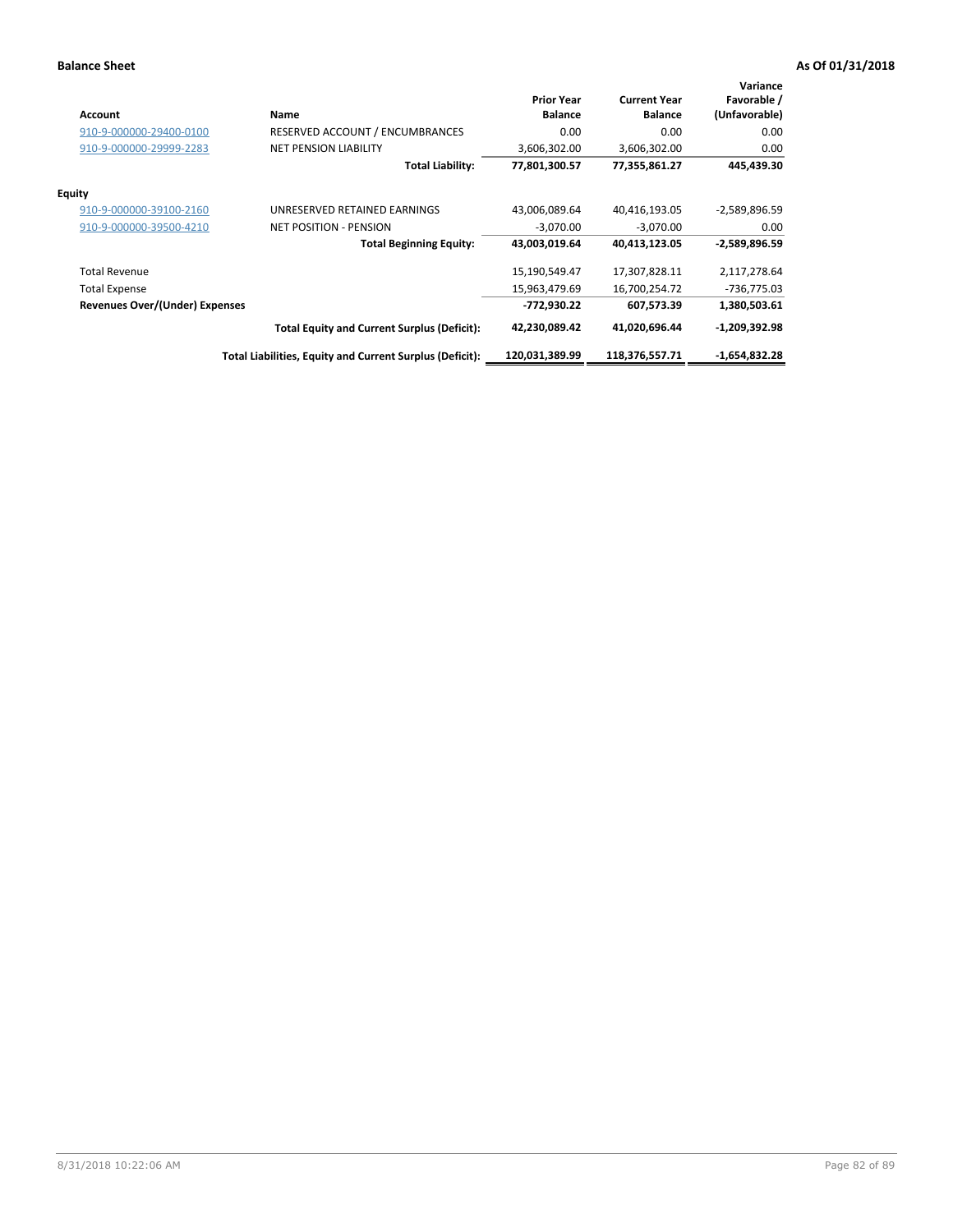**Balance Sheet** **As Of 01/31/2018**

| Account | Name | Prior Year Balance | Current Year Balance | Variance Favorable / (Unfavorable) |
|---|---|---|---|---|
| 910-9-000000-29400-0100 | RESERVED ACCOUNT / ENCUMBRANCES | 0.00 | 0.00 | 0.00 |
| 910-9-000000-29999-2283 | NET PENSION LIABILITY | 3,606,302.00 | 3,606,302.00 | 0.00 |
| | **Total Liability:** | **77,801,300.57** | **77,355,861.27** | **445,439.30** |
| **Equity** | | | | |
| 910-9-000000-39100-2160 | UNRESERVED RETAINED EARNINGS | 43,006,089.64 | 40,416,193.05 | -2,589,896.59 |
| 910-9-000000-39500-4210 | NET POSITION - PENSION | -3,070.00 | -3,070.00 | 0.00 |
| | **Total Beginning Equity:** | **43,003,019.64** | **40,413,123.05** | **-2,589,896.59** |
| Total Revenue | | 15,190,549.47 | 17,307,828.11 | 2,117,278.64 |
| Total Expense | | 15,963,479.69 | 16,700,254.72 | -736,775.03 |
| **Revenues Over/(Under) Expenses** | | **-772,930.22** | **607,573.39** | **1,380,503.61** |
| | **Total Equity and Current Surplus (Deficit):** | **42,230,089.42** | **41,020,696.44** | **-1,209,392.98** |
| | **Total Liabilities, Equity and Current Surplus (Deficit):** | **120,031,389.99** | **118,376,557.71** | **-1,654,832.28** |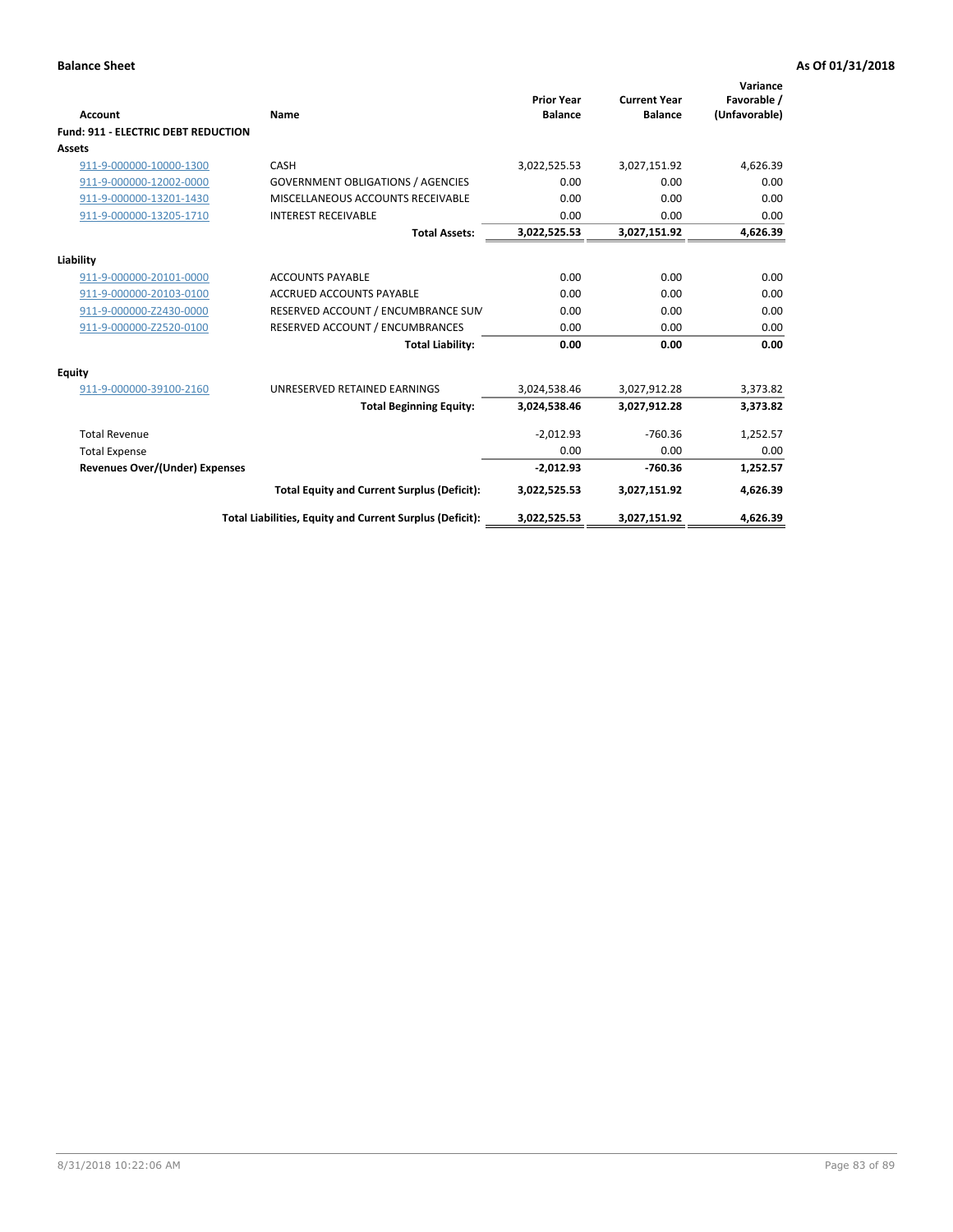**Balance Sheet** **As Of 01/31/2018**

| Account | Name | Prior Year Balance | Current Year Balance | Variance Favorable / (Unfavorable) |
|---|---|---|---|---|
| **Fund: 911 - ELECTRIC DEBT REDUCTION** | | | | |
| **Assets** | | | | |
| 911-9-000000-10000-1300 | CASH | 3,022,525.53 | 3,027,151.92 | 4,626.39 |
| 911-9-000000-12002-0000 | GOVERNMENT OBLIGATIONS / AGENCIES | 0.00 | 0.00 | 0.00 |
| 911-9-000000-13201-1430 | MISCELLANEOUS ACCOUNTS RECEIVABLE | 0.00 | 0.00 | 0.00 |
| 911-9-000000-13205-1710 | INTEREST RECEIVABLE | 0.00 | 0.00 | 0.00 |
| | **Total Assets:** | **3,022,525.53** | **3,027,151.92** | **4,626.39** |
| **Liability** | | | | |
| 911-9-000000-20101-0000 | ACCOUNTS PAYABLE | 0.00 | 0.00 | 0.00 |
| 911-9-000000-20103-0100 | ACCRUED ACCOUNTS PAYABLE | 0.00 | 0.00 | 0.00 |
| 911-9-000000-Z2430-0000 | RESERVED ACCOUNT / ENCUMBRANCE SUM | 0.00 | 0.00 | 0.00 |
| 911-9-000000-Z2520-0100 | RESERVED ACCOUNT / ENCUMBRANCES | 0.00 | 0.00 | 0.00 |
| | **Total Liability:** | **0.00** | **0.00** | **0.00** |
| **Equity** | | | | |
| 911-9-000000-39100-2160 | UNRESERVED RETAINED EARNINGS | 3,024,538.46 | 3,027,912.28 | 3,373.82 |
| | **Total Beginning Equity:** | **3,024,538.46** | **3,027,912.28** | **3,373.82** |
| Total Revenue | | -2,012.93 | -760.36 | 1,252.57 |
| Total Expense | | 0.00 | 0.00 | 0.00 |
| **Revenues Over/(Under) Expenses** | | **-2,012.93** | **-760.36** | **1,252.57** |
| | **Total Equity and Current Surplus (Deficit):** | **3,022,525.53** | **3,027,151.92** | **4,626.39** |
| | **Total Liabilities, Equity and Current Surplus (Deficit):** | **3,022,525.53** | **3,027,151.92** | **4,626.39** |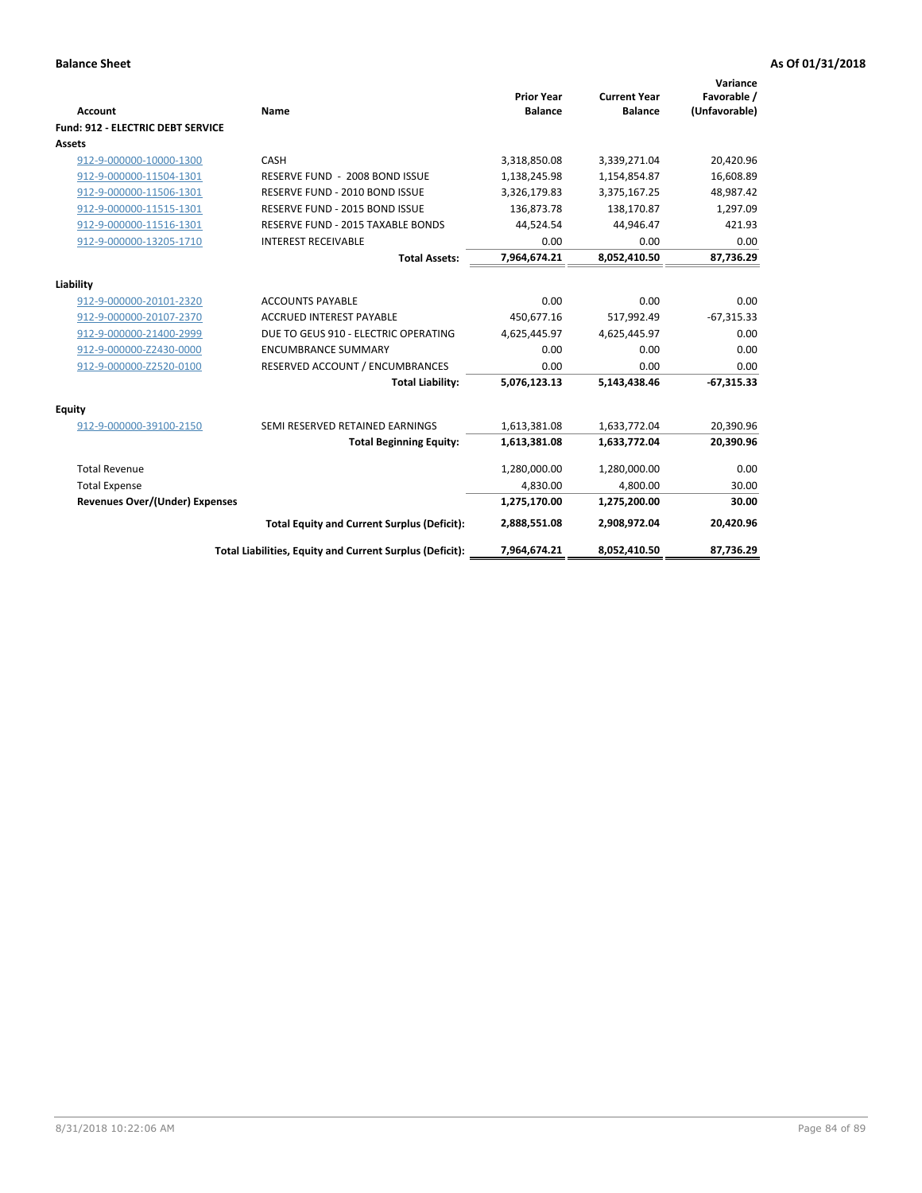**Balance Sheet** **As Of 01/31/2018**

| Account | Name | Prior Year Balance | Current Year Balance | Variance Favorable / (Unfavorable) |
|---|---|---|---|---|
| **Fund: 912 - ELECTRIC DEBT SERVICE** | | | | |
| **Assets** | | | | |
| 912-9-000000-10000-1300 | CASH | 3,318,850.08 | 3,339,271.04 | 20,420.96 |
| 912-9-000000-11504-1301 | RESERVE FUND - 2008 BOND ISSUE | 1,138,245.98 | 1,154,854.87 | 16,608.89 |
| 912-9-000000-11506-1301 | RESERVE FUND - 2010 BOND ISSUE | 3,326,179.83 | 3,375,167.25 | 48,987.42 |
| 912-9-000000-11515-1301 | RESERVE FUND - 2015 BOND ISSUE | 136,873.78 | 138,170.87 | 1,297.09 |
| 912-9-000000-11516-1301 | RESERVE FUND - 2015 TAXABLE BONDS | 44,524.54 | 44,946.47 | 421.93 |
| 912-9-000000-13205-1710 | INTEREST RECEIVABLE | 0.00 | 0.00 | 0.00 |
| | **Total Assets:** | **7,964,674.21** | **8,052,410.50** | **87,736.29** |
| **Liability** | | | | |
| 912-9-000000-20101-2320 | ACCOUNTS PAYABLE | 0.00 | 0.00 | 0.00 |
| 912-9-000000-20107-2370 | ACCRUED INTEREST PAYABLE | 450,677.16 | 517,992.49 | -67,315.33 |
| 912-9-000000-21400-2999 | DUE TO GEUS 910 - ELECTRIC OPERATING | 4,625,445.97 | 4,625,445.97 | 0.00 |
| 912-9-000000-Z2430-0000 | ENCUMBRANCE SUMMARY | 0.00 | 0.00 | 0.00 |
| 912-9-000000-Z2520-0100 | RESERVED ACCOUNT / ENCUMBRANCES | 0.00 | 0.00 | 0.00 |
| | **Total Liability:** | **5,076,123.13** | **5,143,438.46** | **-67,315.33** |
| **Equity** | | | | |
| 912-9-000000-39100-2150 | SEMI RESERVED RETAINED EARNINGS | 1,613,381.08 | 1,633,772.04 | 20,390.96 |
| | **Total Beginning Equity:** | **1,613,381.08** | **1,633,772.04** | **20,390.96** |
| Total Revenue | | 1,280,000.00 | 1,280,000.00 | 0.00 |
| Total Expense | | 4,830.00 | 4,800.00 | 30.00 |
| **Revenues Over/(Under) Expenses** | | **1,275,170.00** | **1,275,200.00** | **30.00** |
| | **Total Equity and Current Surplus (Deficit):** | **2,888,551.08** | **2,908,972.04** | **20,420.96** |
| | **Total Liabilities, Equity and Current Surplus (Deficit):** | **7,964,674.21** | **8,052,410.50** | **87,736.29** |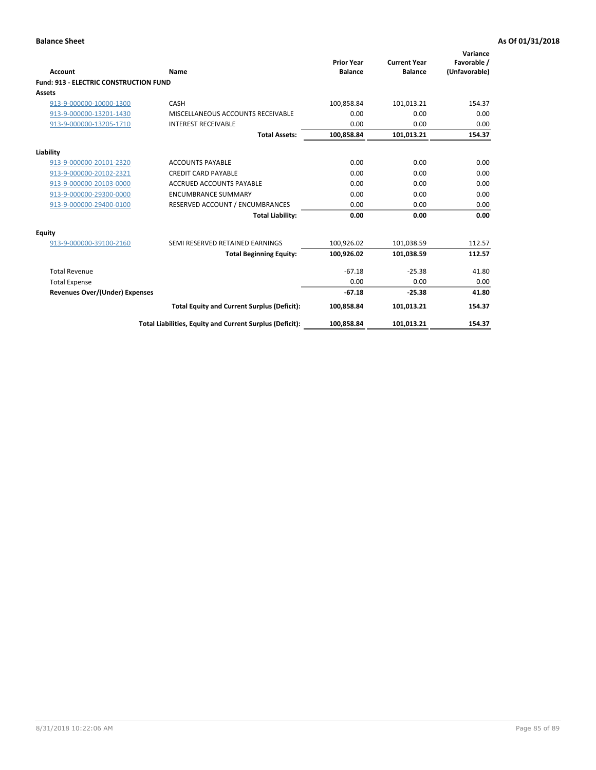**Balance Sheet** **As Of 01/31/2018**

| Account | Name | Prior Year Balance | Current Year Balance | Variance Favorable / (Unfavorable) |
|---|---|---|---|---|
| **Fund: 913 - ELECTRIC CONSTRUCTION FUND** | | | | |
| **Assets** | | | | |
| 913-9-000000-10000-1300 | CASH | 100,858.84 | 101,013.21 | 154.37 |
| 913-9-000000-13201-1430 | MISCELLANEOUS ACCOUNTS RECEIVABLE | 0.00 | 0.00 | 0.00 |
| 913-9-000000-13205-1710 | INTEREST RECEIVABLE | 0.00 | 0.00 | 0.00 |
| | **Total Assets:** | **100,858.84** | **101,013.21** | **154.37** |
| **Liability** | | | | |
| 913-9-000000-20101-2320 | ACCOUNTS PAYABLE | 0.00 | 0.00 | 0.00 |
| 913-9-000000-20102-2321 | CREDIT CARD PAYABLE | 0.00 | 0.00 | 0.00 |
| 913-9-000000-20103-0000 | ACCRUED ACCOUNTS PAYABLE | 0.00 | 0.00 | 0.00 |
| 913-9-000000-29300-0000 | ENCUMBRANCE SUMMARY | 0.00 | 0.00 | 0.00 |
| 913-9-000000-29400-0100 | RESERVED ACCOUNT / ENCUMBRANCES | 0.00 | 0.00 | 0.00 |
| | **Total Liability:** | **0.00** | **0.00** | **0.00** |
| **Equity** | | | | |
| 913-9-000000-39100-2160 | SEMI RESERVED RETAINED EARNINGS | 100,926.02 | 101,038.59 | 112.57 |
| | **Total Beginning Equity:** | **100,926.02** | **101,038.59** | **112.57** |
| Total Revenue | | -67.18 | -25.38 | 41.80 |
| Total Expense | | 0.00 | 0.00 | 0.00 |
| **Revenues Over/(Under) Expenses** | | **-67.18** | **-25.38** | **41.80** |
| | **Total Equity and Current Surplus (Deficit):** | **100,858.84** | **101,013.21** | **154.37** |
| | **Total Liabilities, Equity and Current Surplus (Deficit):** | **100,858.84** | **101,013.21** | **154.37** |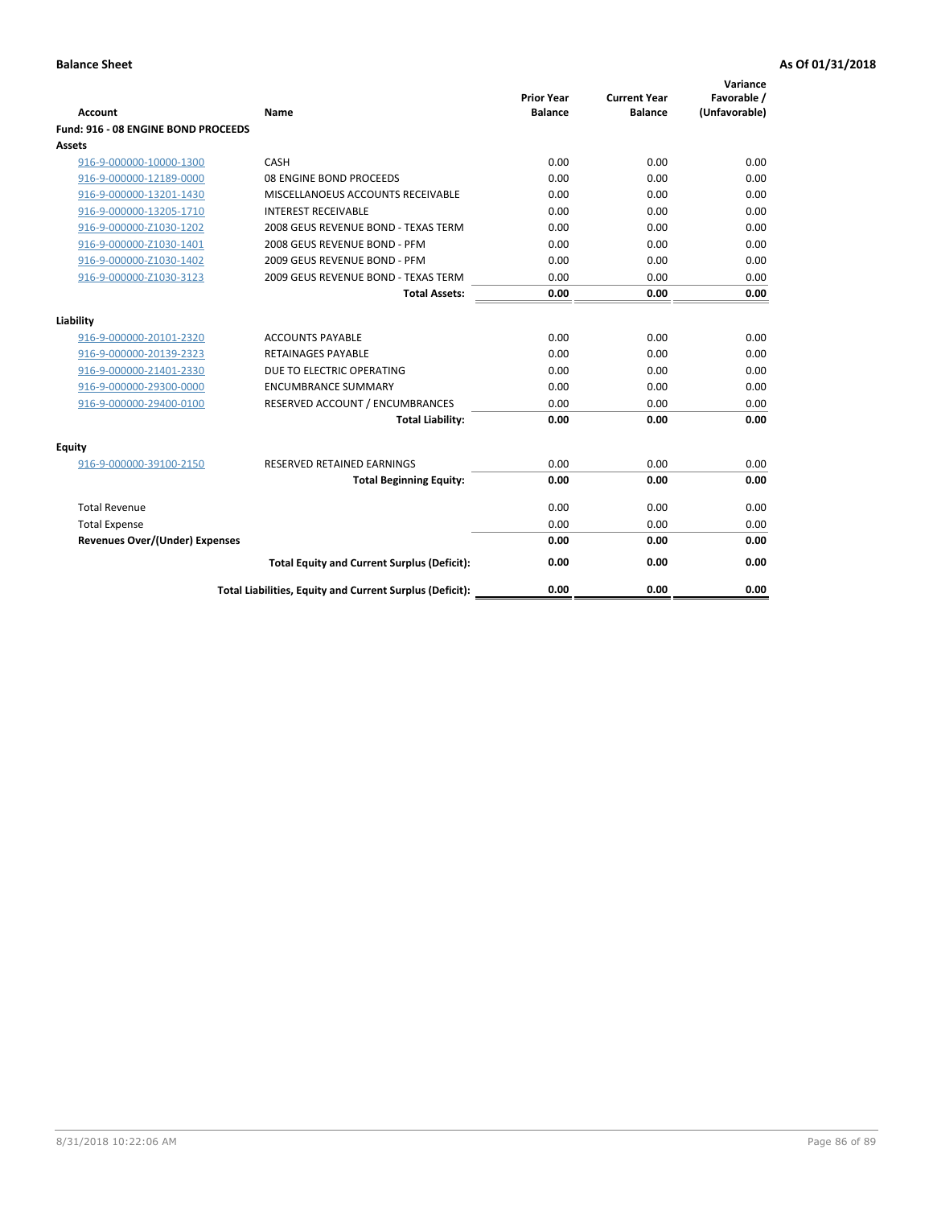**Balance Sheet** | **As Of 01/31/2018**

| Account | Name | Prior Year Balance | Current Year Balance | Variance Favorable / (Unfavorable) |
|---|---|---|---|---|
| **Fund: 916 - 08 ENGINE BOND PROCEEDS** | | | | |
| **Assets** | | | | |
| 916-9-000000-10000-1300 | CASH | 0.00 | 0.00 | 0.00 |
| 916-9-000000-12189-0000 | 08 ENGINE BOND PROCEEDS | 0.00 | 0.00 | 0.00 |
| 916-9-000000-13201-1430 | MISCELLANOEUS ACCOUNTS RECEIVABLE | 0.00 | 0.00 | 0.00 |
| 916-9-000000-13205-1710 | INTEREST RECEIVABLE | 0.00 | 0.00 | 0.00 |
| 916-9-000000-Z1030-1202 | 2008 GEUS REVENUE BOND - TEXAS TERM | 0.00 | 0.00 | 0.00 |
| 916-9-000000-Z1030-1401 | 2008 GEUS REVENUE BOND - PFM | 0.00 | 0.00 | 0.00 |
| 916-9-000000-Z1030-1402 | 2009 GEUS REVENUE BOND - PFM | 0.00 | 0.00 | 0.00 |
| 916-9-000000-Z1030-3123 | 2009 GEUS REVENUE BOND - TEXAS TERM | 0.00 | 0.00 | 0.00 |
| | **Total Assets:** | **0.00** | **0.00** | **0.00** |
| **Liability** | | | | |
| 916-9-000000-20101-2320 | ACCOUNTS PAYABLE | 0.00 | 0.00 | 0.00 |
| 916-9-000000-20139-2323 | RETAINAGES PAYABLE | 0.00 | 0.00 | 0.00 |
| 916-9-000000-21401-2330 | DUE TO ELECTRIC OPERATING | 0.00 | 0.00 | 0.00 |
| 916-9-000000-29300-0000 | ENCUMBRANCE SUMMARY | 0.00 | 0.00 | 0.00 |
| 916-9-000000-29400-0100 | RESERVED ACCOUNT / ENCUMBRANCES | 0.00 | 0.00 | 0.00 |
| | **Total Liability:** | **0.00** | **0.00** | **0.00** |
| **Equity** | | | | |
| 916-9-000000-39100-2150 | RESERVED RETAINED EARNINGS | 0.00 | 0.00 | 0.00 |
| | **Total Beginning Equity:** | **0.00** | **0.00** | **0.00** |
| Total Revenue | | 0.00 | 0.00 | 0.00 |
| Total Expense | | 0.00 | 0.00 | 0.00 |
| **Revenues Over/(Under) Expenses** | | **0.00** | **0.00** | **0.00** |
| | **Total Equity and Current Surplus (Deficit):** | **0.00** | **0.00** | **0.00** |
| | **Total Liabilities, Equity and Current Surplus (Deficit):** | **0.00** | **0.00** | **0.00** |

8/31/2018 10:22:06 AM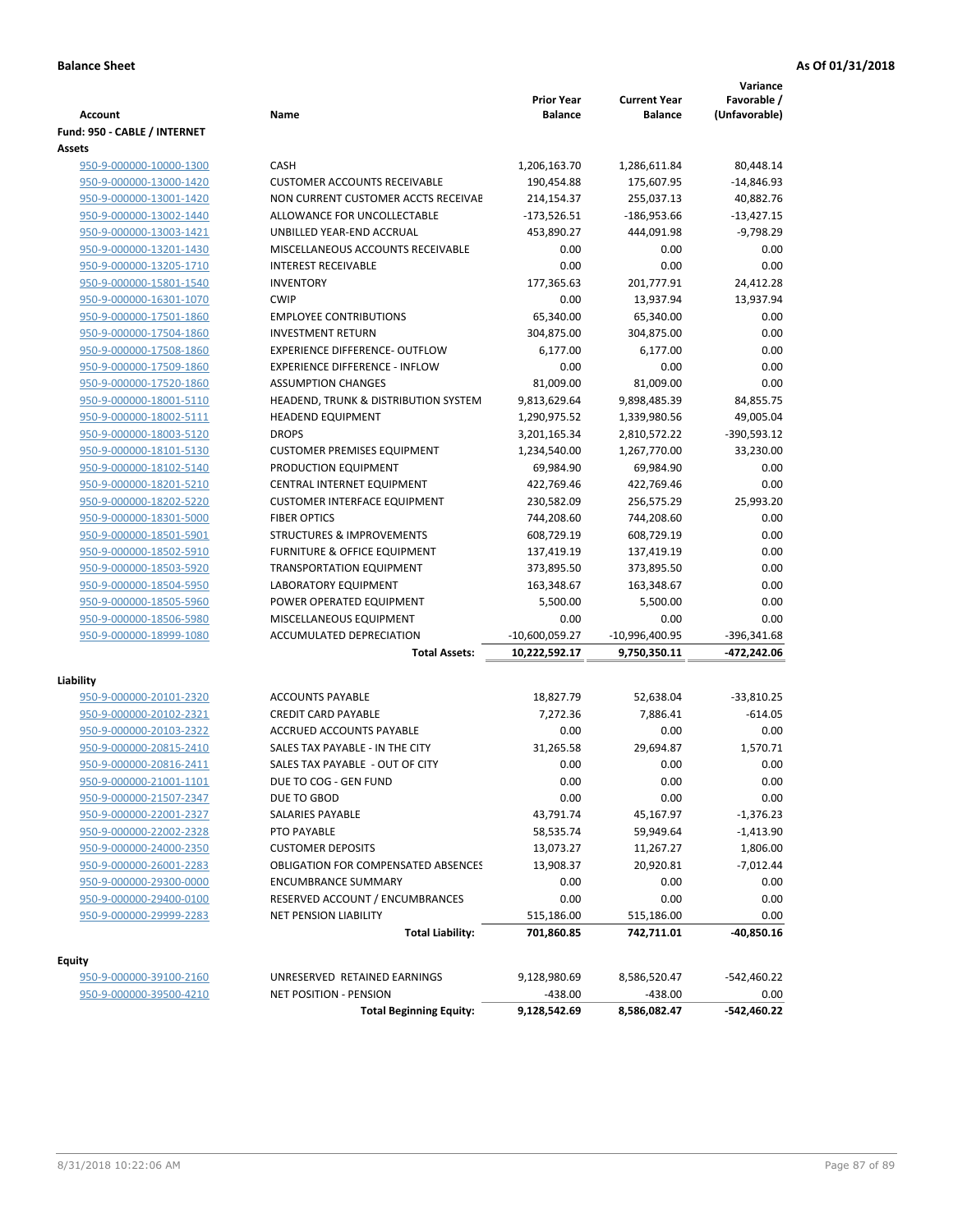**Balance Sheet** **As Of 01/31/2018**

| Account | Name | Prior Year Balance | Current Year Balance | Variance Favorable / (Unfavorable) |
|---|---|---|---|---|
| **Fund: 950 - CABLE / INTERNET** | | | | |
| **Assets** | | | | |
| 950-9-000000-10000-1300 | CASH | 1,206,163.70 | 1,286,611.84 | 80,448.14 |
| 950-9-000000-13000-1420 | CUSTOMER ACCOUNTS RECEIVABLE | 190,454.88 | 175,607.95 | -14,846.93 |
| 950-9-000000-13001-1420 | NON CURRENT CUSTOMER ACCTS RECEIVAE | 214,154.37 | 255,037.13 | 40,882.76 |
| 950-9-000000-13002-1440 | ALLOWANCE FOR UNCOLLECTABLE | -173,526.51 | -186,953.66 | -13,427.15 |
| 950-9-000000-13003-1421 | UNBILLED YEAR-END ACCRUAL | 453,890.27 | 444,091.98 | -9,798.29 |
| 950-9-000000-13201-1430 | MISCELLANEOUS ACCOUNTS RECEIVABLE | 0.00 | 0.00 | 0.00 |
| 950-9-000000-13205-1710 | INTEREST RECEIVABLE | 0.00 | 0.00 | 0.00 |
| 950-9-000000-15801-1540 | INVENTORY | 177,365.63 | 201,777.91 | 24,412.28 |
| 950-9-000000-16301-1070 | CWIP | 0.00 | 13,937.94 | 13,937.94 |
| 950-9-000000-17501-1860 | EMPLOYEE CONTRIBUTIONS | 65,340.00 | 65,340.00 | 0.00 |
| 950-9-000000-17504-1860 | INVESTMENT RETURN | 304,875.00 | 304,875.00 | 0.00 |
| 950-9-000000-17508-1860 | EXPERIENCE DIFFERENCE- OUTFLOW | 6,177.00 | 6,177.00 | 0.00 |
| 950-9-000000-17509-1860 | EXPERIENCE DIFFERENCE - INFLOW | 0.00 | 0.00 | 0.00 |
| 950-9-000000-17520-1860 | ASSUMPTION CHANGES | 81,009.00 | 81,009.00 | 0.00 |
| 950-9-000000-18001-5110 | HEADEND, TRUNK & DISTRIBUTION SYSTEM | 9,813,629.64 | 9,898,485.39 | 84,855.75 |
| 950-9-000000-18002-5111 | HEADEND EQUIPMENT | 1,290,975.52 | 1,339,980.56 | 49,005.04 |
| 950-9-000000-18003-5120 | DROPS | 3,201,165.34 | 2,810,572.22 | -390,593.12 |
| 950-9-000000-18101-5130 | CUSTOMER PREMISES EQUIPMENT | 1,234,540.00 | 1,267,770.00 | 33,230.00 |
| 950-9-000000-18102-5140 | PRODUCTION EQUIPMENT | 69,984.90 | 69,984.90 | 0.00 |
| 950-9-000000-18201-5210 | CENTRAL INTERNET EQUIPMENT | 422,769.46 | 422,769.46 | 0.00 |
| 950-9-000000-18202-5220 | CUSTOMER INTERFACE EQUIPMENT | 230,582.09 | 256,575.29 | 25,993.20 |
| 950-9-000000-18301-5000 | FIBER OPTICS | 744,208.60 | 744,208.60 | 0.00 |
| 950-9-000000-18501-5901 | STRUCTURES & IMPROVEMENTS | 608,729.19 | 608,729.19 | 0.00 |
| 950-9-000000-18502-5910 | FURNITURE & OFFICE EQUIPMENT | 137,419.19 | 137,419.19 | 0.00 |
| 950-9-000000-18503-5920 | TRANSPORTATION EQUIPMENT | 373,895.50 | 373,895.50 | 0.00 |
| 950-9-000000-18504-5950 | LABORATORY EQUIPMENT | 163,348.67 | 163,348.67 | 0.00 |
| 950-9-000000-18505-5960 | POWER OPERATED EQUIPMENT | 5,500.00 | 5,500.00 | 0.00 |
| 950-9-000000-18506-5980 | MISCELLANEOUS EQUIPMENT | 0.00 | 0.00 | 0.00 |
| 950-9-000000-18999-1080 | ACCUMULATED DEPRECIATION | -10,600,059.27 | -10,996,400.95 | -396,341.68 |
| | **Total Assets:** | **10,222,592.17** | **9,750,350.11** | **-472,242.06** |
| **Liability** | | | | |
| 950-9-000000-20101-2320 | ACCOUNTS PAYABLE | 18,827.79 | 52,638.04 | -33,810.25 |
| 950-9-000000-20102-2321 | CREDIT CARD PAYABLE | 7,272.36 | 7,886.41 | -614.05 |
| 950-9-000000-20103-2322 | ACCRUED ACCOUNTS PAYABLE | 0.00 | 0.00 | 0.00 |
| 950-9-000000-20815-2410 | SALES TAX PAYABLE - IN THE CITY | 31,265.58 | 29,694.87 | 1,570.71 |
| 950-9-000000-20816-2411 | SALES TAX PAYABLE - OUT OF CITY | 0.00 | 0.00 | 0.00 |
| 950-9-000000-21001-1101 | DUE TO COG - GEN FUND | 0.00 | 0.00 | 0.00 |
| 950-9-000000-21507-2347 | DUE TO GBOD | 0.00 | 0.00 | 0.00 |
| 950-9-000000-22001-2327 | SALARIES PAYABLE | 43,791.74 | 45,167.97 | -1,376.23 |
| 950-9-000000-22002-2328 | PTO PAYABLE | 58,535.74 | 59,949.64 | -1,413.90 |
| 950-9-000000-24000-2350 | CUSTOMER DEPOSITS | 13,073.27 | 11,267.27 | 1,806.00 |
| 950-9-000000-26001-2283 | OBLIGATION FOR COMPENSATED ABSENCES | 13,908.37 | 20,920.81 | -7,012.44 |
| 950-9-000000-29300-0000 | ENCUMBRANCE SUMMARY | 0.00 | 0.00 | 0.00 |
| 950-9-000000-29400-0100 | RESERVED ACCOUNT / ENCUMBRANCES | 0.00 | 0.00 | 0.00 |
| 950-9-000000-29999-2283 | NET PENSION LIABILITY | 515,186.00 | 515,186.00 | 0.00 |
| | **Total Liability:** | **701,860.85** | **742,711.01** | **-40,850.16** |
| **Equity** | | | | |
| 950-9-000000-39100-2160 | UNRESERVED RETAINED EARNINGS | 9,128,980.69 | 8,586,520.47 | -542,460.22 |
| 950-9-000000-39500-4210 | NET POSITION - PENSION | -438.00 | -438.00 | 0.00 |
| | **Total Beginning Equity:** | **9,128,542.69** | **8,586,082.47** | **-542,460.22** |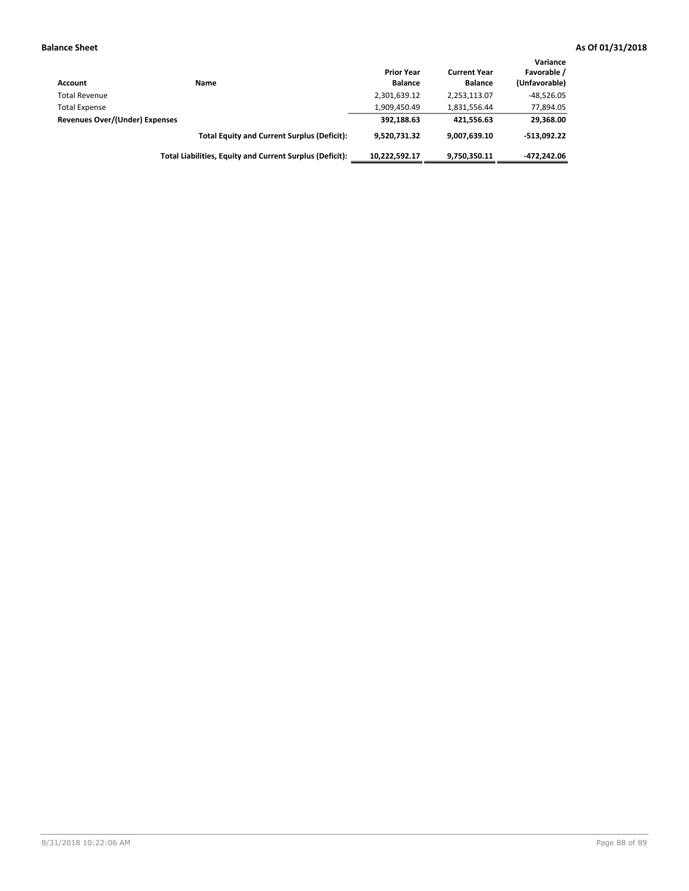**Balance Sheet** **As Of 01/31/2018**

| Account | Name | Prior Year Balance | Current Year Balance | Variance Favorable / (Unfavorable) |
|---|---|---|---|---|
| Total Revenue | | 2,301,639.12 | 2,253,113.07 | -48,526.05 |
| Total Expense | | 1,909,450.49 | 1,831,556.44 | 77,894.05 |
| **Revenues Over/(Under) Expenses** | | **392,188.63** | **421,556.63** | **29,368.00** |
| | **Total Equity and Current Surplus (Deficit):** | **9,520,731.32** | **9,007,639.10** | **-513,092.22** |
| | **Total Liabilities, Equity and Current Surplus (Deficit):** | **10,222,592.17** | **9,750,350.11** | **-472,242.06** |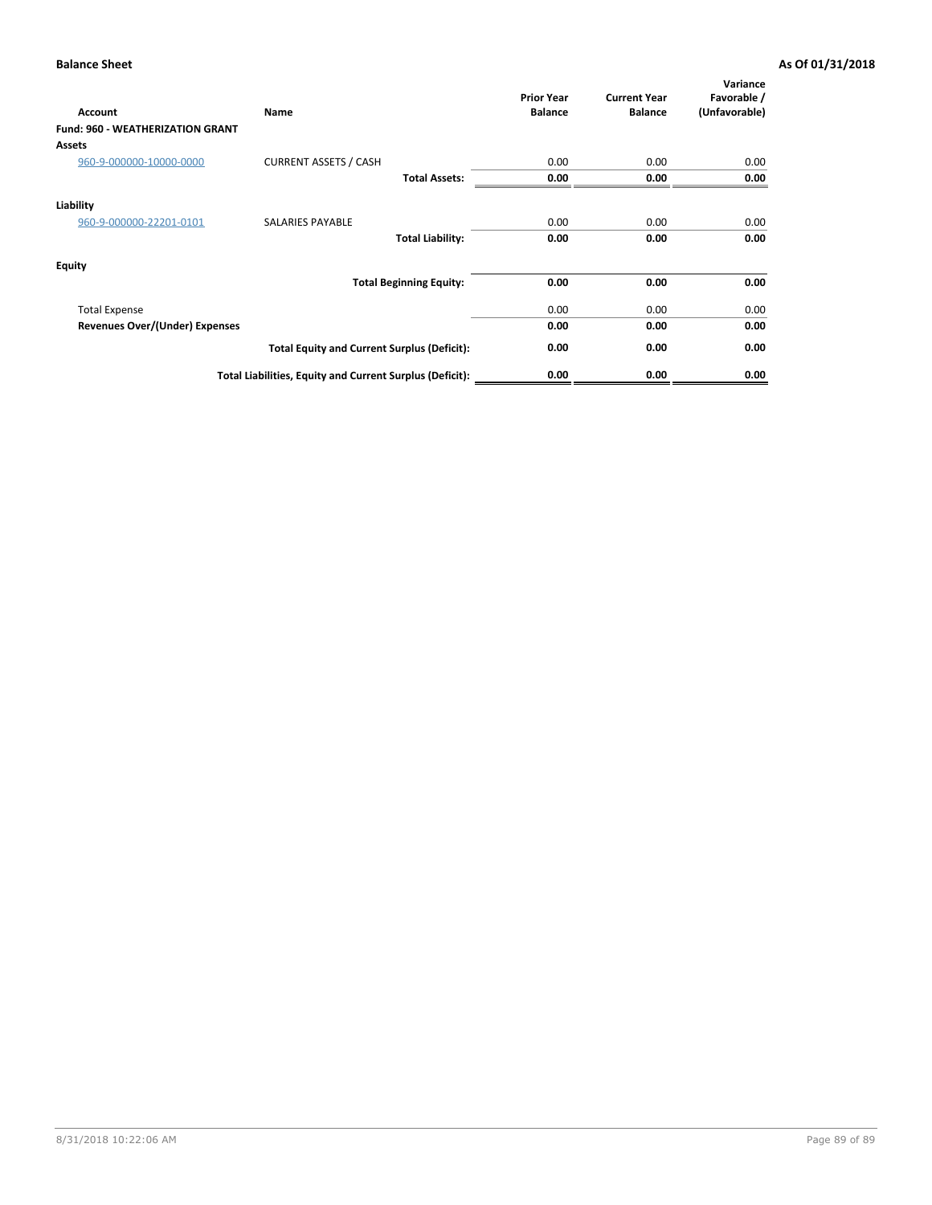**Balance Sheet** **As Of 01/31/2018**

| Account | Name | Prior Year Balance | Current Year Balance | Variance Favorable / (Unfavorable) |
|---|---|---|---|---|
| **Fund: 960 - WEATHERIZATION GRANT** | | | | |
| **Assets** | | | | |
| 960-9-000000-10000-0000 | CURRENT ASSETS / CASH | 0.00 | 0.00 | 0.00 |
| | **Total Assets:** | **0.00** | **0.00** | **0.00** |
| **Liability** | | | | |
| 960-9-000000-22201-0101 | SALARIES PAYABLE | 0.00 | 0.00 | 0.00 |
| | **Total Liability:** | **0.00** | **0.00** | **0.00** |
| **Equity** | | | | |
| | **Total Beginning Equity:** | **0.00** | **0.00** | **0.00** |
| Total Expense | | 0.00 | 0.00 | 0.00 |
| **Revenues Over/(Under) Expenses** | | **0.00** | **0.00** | **0.00** |
| | **Total Equity and Current Surplus (Deficit):** | **0.00** | **0.00** | **0.00** |
| | **Total Liabilities, Equity and Current Surplus (Deficit):** | **0.00** | **0.00** | **0.00** |

8/31/2018 10:22:06 AM